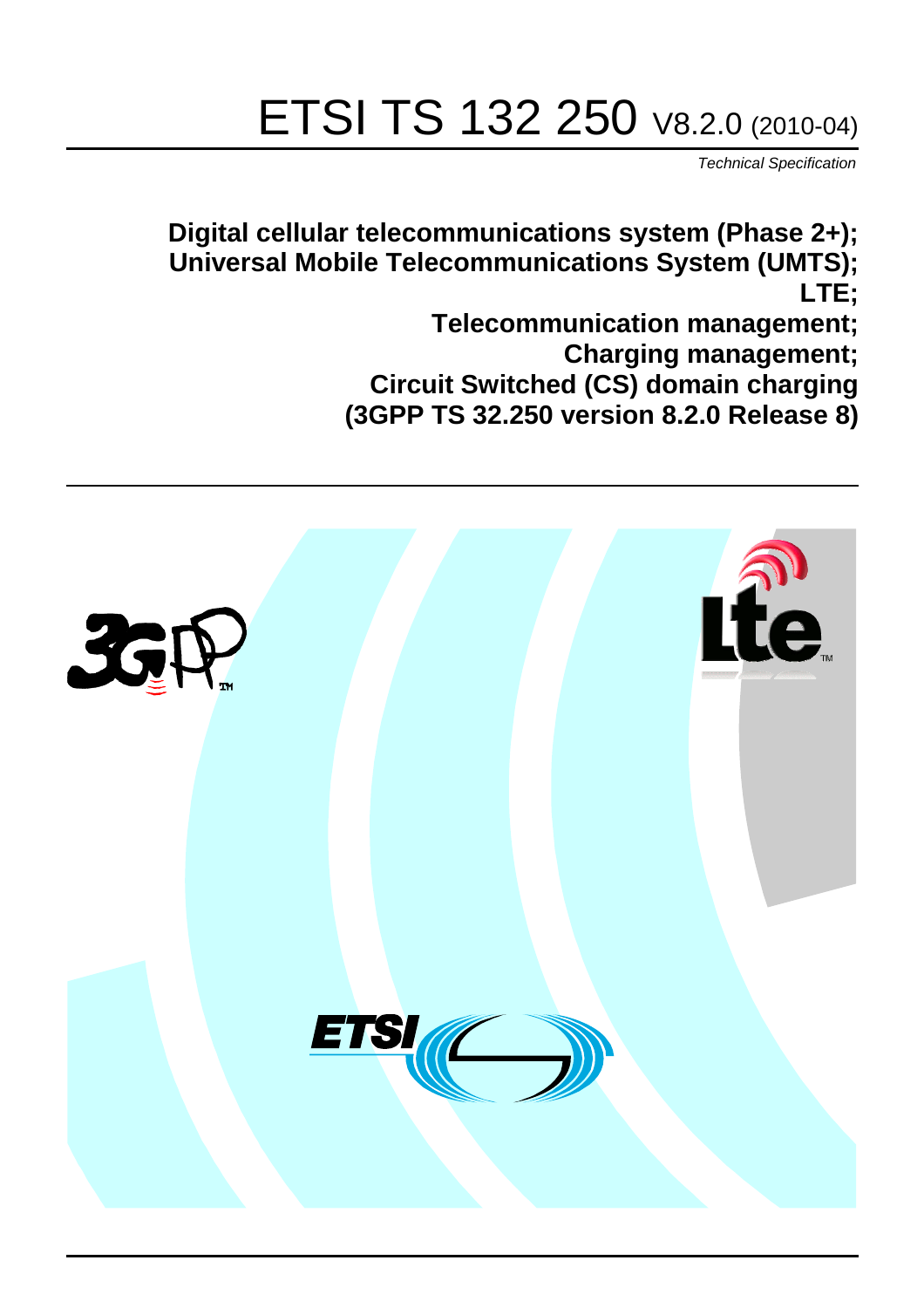# ETSI TS 132 250 V8.2.0 (2010-04)

*Technical Specification*

**Digital cellular telecommunications system (Phase 2+);
Universal Mobile Telecommunications System (UMTS);
LTE;
Telecommunication management;
Charging management;
Circuit Switched (CS) domain charging
(3GPP TS 32.250 version 8.2.0 Release 8)**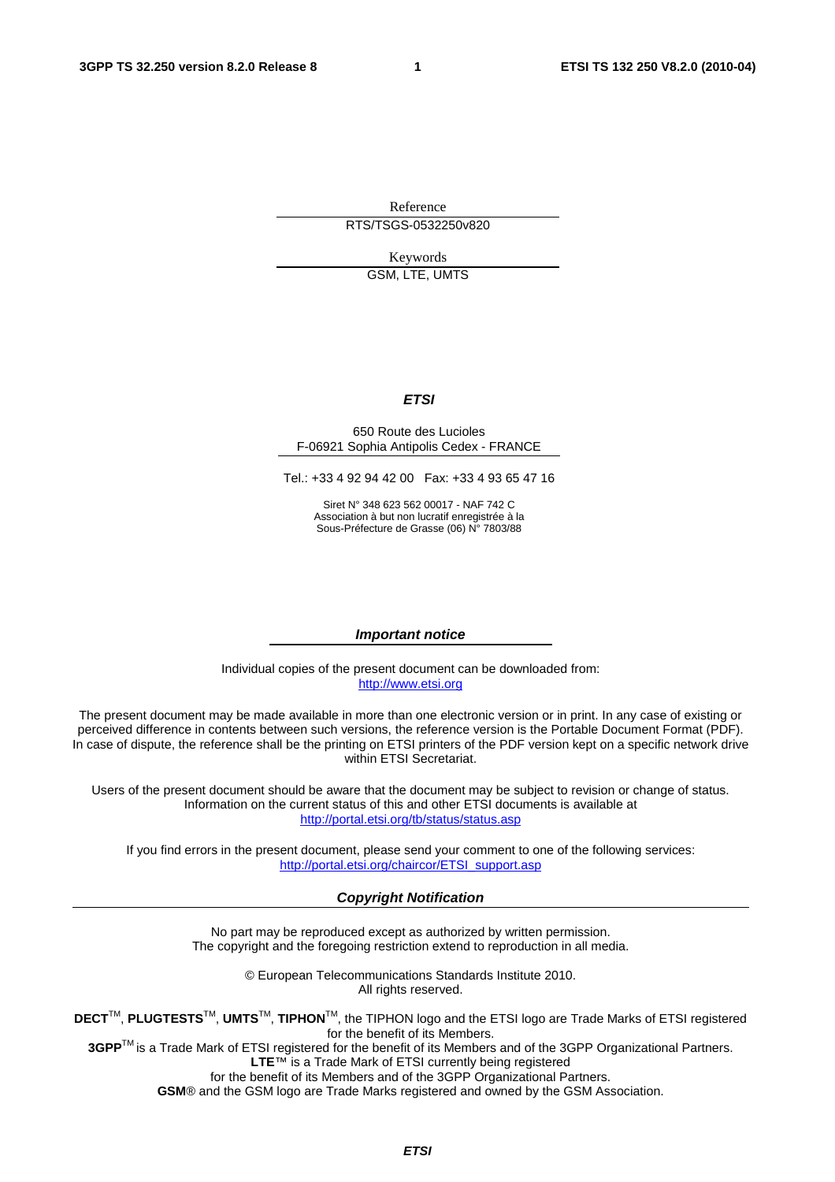Reference

RTS/TSGS-0532250v820

Keywords

GSM, LTE, UMTS

***ETSI***

650 Route des Lucioles
F-06921 Sophia Antipolis Cedex - FRANCE

Tel.: +33 4 92 94 42 00 Fax: +33 4 93 65 47 16

Siret N° 348 623 562 00017 - NAF 742 C
Association à but non lucratif enregistrée à la
Sous-Préfecture de Grasse (06) N° 7803/88

***Important notice***

Individual copies of the present document can be downloaded from:
http://www.etsi.org

The present document may be made available in more than one electronic version or in print. In any case of existing or perceived difference in contents between such versions, the reference version is the Portable Document Format (PDF). In case of dispute, the reference shall be the printing on ETSI printers of the PDF version kept on a specific network drive within ETSI Secretariat.

Users of the present document should be aware that the document may be subject to revision or change of status. Information on the current status of this and other ETSI documents is available at
http://portal.etsi.org/tb/status/status.asp

If you find errors in the present document, please send your comment to one of the following services:
http://portal.etsi.org/chaircor/ETSI_support.asp

***Copyright Notification***

No part may be reproduced except as authorized by written permission.
The copyright and the foregoing restriction extend to reproduction in all media.

© European Telecommunications Standards Institute 2010.
All rights reserved.

**DECT**™, **PLUGTESTS**™, **UMTS**™, **TIPHON**™, the TIPHON logo and the ETSI logo are Trade Marks of ETSI registered for the benefit of its Members.
**3GPP**™ is a Trade Mark of ETSI registered for the benefit of its Members and of the 3GPP Organizational Partners.
**LTE**™ is a Trade Mark of ETSI currently being registered
for the benefit of its Members and of the 3GPP Organizational Partners.
**GSM**® and the GSM logo are Trade Marks registered and owned by the GSM Association.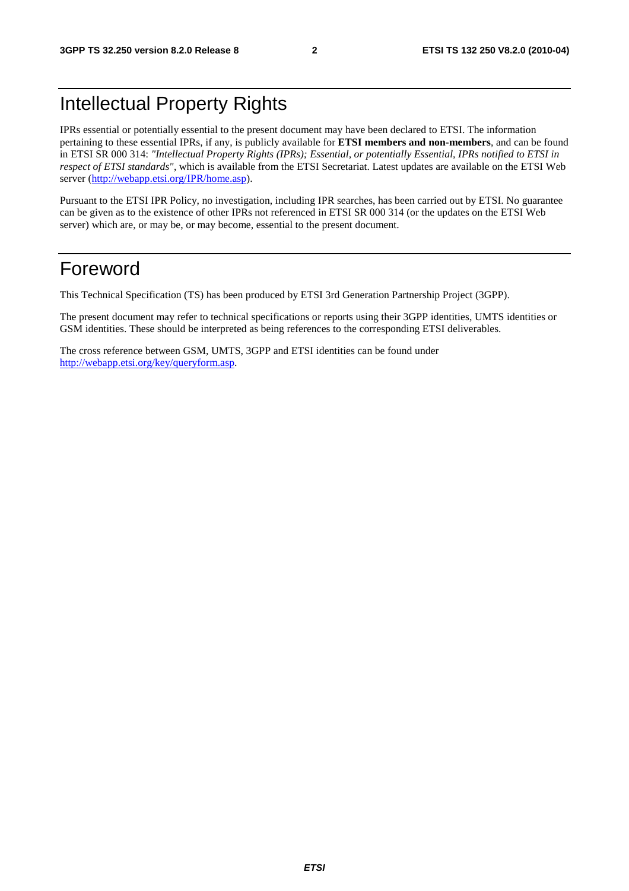# Intellectual Property Rights

IPRs essential or potentially essential to the present document may have been declared to ETSI. The information pertaining to these essential IPRs, if any, is publicly available for **ETSI members and non-members**, and can be found in ETSI SR 000 314: *"Intellectual Property Rights (IPRs); Essential, or potentially Essential, IPRs notified to ETSI in respect of ETSI standards"*, which is available from the ETSI Secretariat. Latest updates are available on the ETSI Web server (http://webapp.etsi.org/IPR/home.asp).

Pursuant to the ETSI IPR Policy, no investigation, including IPR searches, has been carried out by ETSI. No guarantee can be given as to the existence of other IPRs not referenced in ETSI SR 000 314 (or the updates on the ETSI Web server) which are, or may be, or may become, essential to the present document.

# Foreword

This Technical Specification (TS) has been produced by ETSI 3rd Generation Partnership Project (3GPP).

The present document may refer to technical specifications or reports using their 3GPP identities, UMTS identities or GSM identities. These should be interpreted as being references to the corresponding ETSI deliverables.

The cross reference between GSM, UMTS, 3GPP and ETSI identities can be found under http://webapp.etsi.org/key/queryform.asp.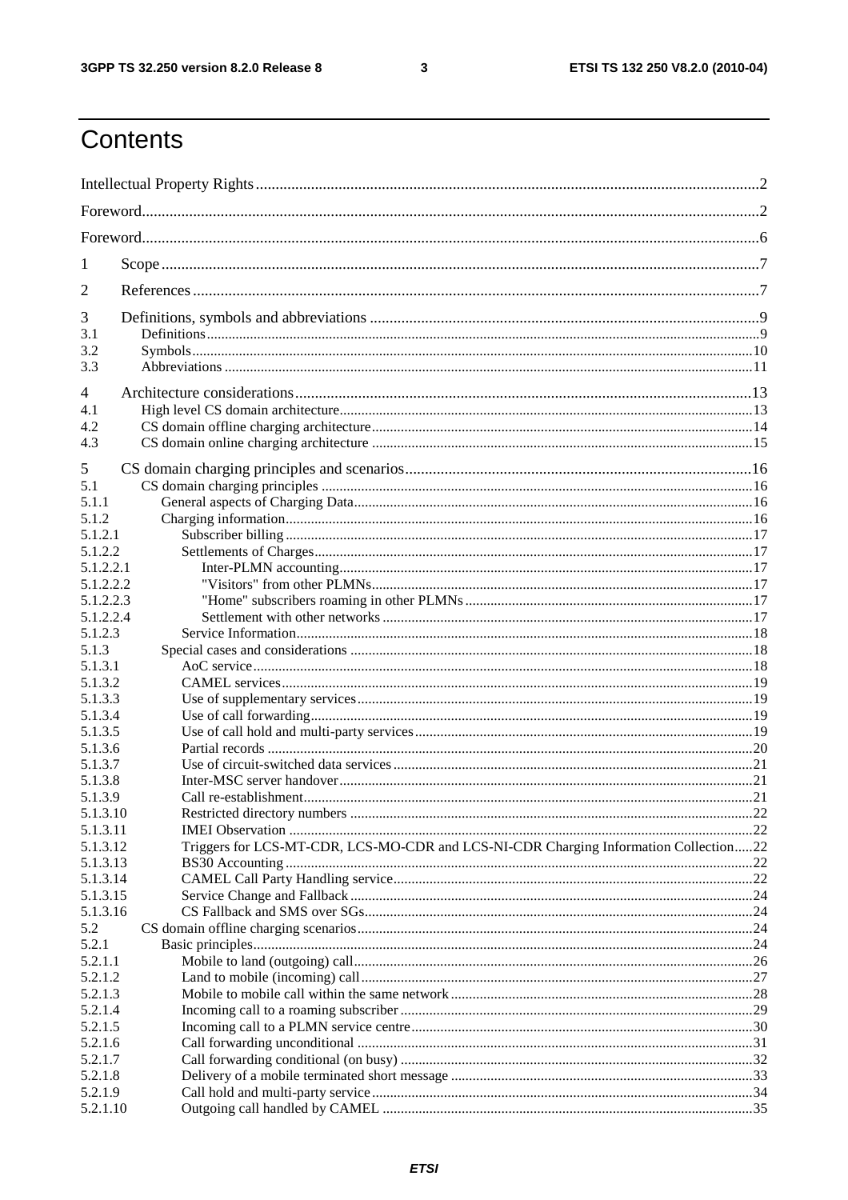# Contents

Intellectual Property Rights ............................................................ 2

Foreword ............................................................ 2

Foreword ............................................................ 6

1 Scope ............................................................ 7

2 References ............................................................ 7

3 Definitions, symbols and abbreviations ............................................................ 9
3.1 Definitions ............................................................ 9
3.2 Symbols ............................................................ 10
3.3 Abbreviations ............................................................ 11

4 Architecture considerations ............................................................ 13
4.1 High level CS domain architecture ............................................................ 13
4.2 CS domain offline charging architecture ............................................................ 14
4.3 CS domain online charging architecture ............................................................ 15

5 CS domain charging principles and scenarios ............................................................ 16
5.1 CS domain charging principles ............................................................ 16
5.1.1 General aspects of Charging Data ............................................................ 16
5.1.2 Charging information ............................................................ 16
5.1.2.1 Subscriber billing ............................................................ 17
5.1.2.2 Settlements of Charges ............................................................ 17
5.1.2.2.1 Inter-PLMN accounting ............................................................ 17
5.1.2.2.2 "Visitors" from other PLMNs ............................................................ 17
5.1.2.2.3 "Home" subscribers roaming in other PLMNs ............................................................ 17
5.1.2.2.4 Settlement with other networks ............................................................ 17
5.1.2.3 Service Information ............................................................ 18
5.1.3 Special cases and considerations ............................................................ 18
5.1.3.1 AoC service ............................................................ 18
5.1.3.2 CAMEL services ............................................................ 19
5.1.3.3 Use of supplementary services ............................................................ 19
5.1.3.4 Use of call forwarding ............................................................ 19
5.1.3.5 Use of call hold and multi-party services ............................................................ 19
5.1.3.6 Partial records ............................................................ 20
5.1.3.7 Use of circuit-switched data services ............................................................ 21
5.1.3.8 Inter-MSC server handover ............................................................ 21
5.1.3.9 Call re-establishment ............................................................ 21
5.1.3.10 Restricted directory numbers ............................................................ 22
5.1.3.11 IMEI Observation ............................................................ 22
5.1.3.12 Triggers for LCS-MT-CDR, LCS-MO-CDR and LCS-NI-CDR Charging Information Collection ..... 22
5.1.3.13 BS30 Accounting ............................................................ 22
5.1.3.14 CAMEL Call Party Handling service ............................................................ 22
5.1.3.15 Service Change and Fallback ............................................................ 24
5.1.3.16 CS Fallback and SMS over SGs ............................................................ 24
5.2 CS domain offline charging scenarios ............................................................ 24
5.2.1 Basic principles ............................................................ 24
5.2.1.1 Mobile to land (outgoing) call ............................................................ 26
5.2.1.2 Land to mobile (incoming) call ............................................................ 27
5.2.1.3 Mobile to mobile call within the same network ............................................................ 28
5.2.1.4 Incoming call to a roaming subscriber ............................................................ 29
5.2.1.5 Incoming call to a PLMN service centre ............................................................ 30
5.2.1.6 Call forwarding unconditional ............................................................ 31
5.2.1.7 Call forwarding conditional (on busy) ............................................................ 32
5.2.1.8 Delivery of a mobile terminated short message ............................................................ 33
5.2.1.9 Call hold and multi-party service ............................................................ 34
5.2.1.10 Outgoing call handled by CAMEL ............................................................ 35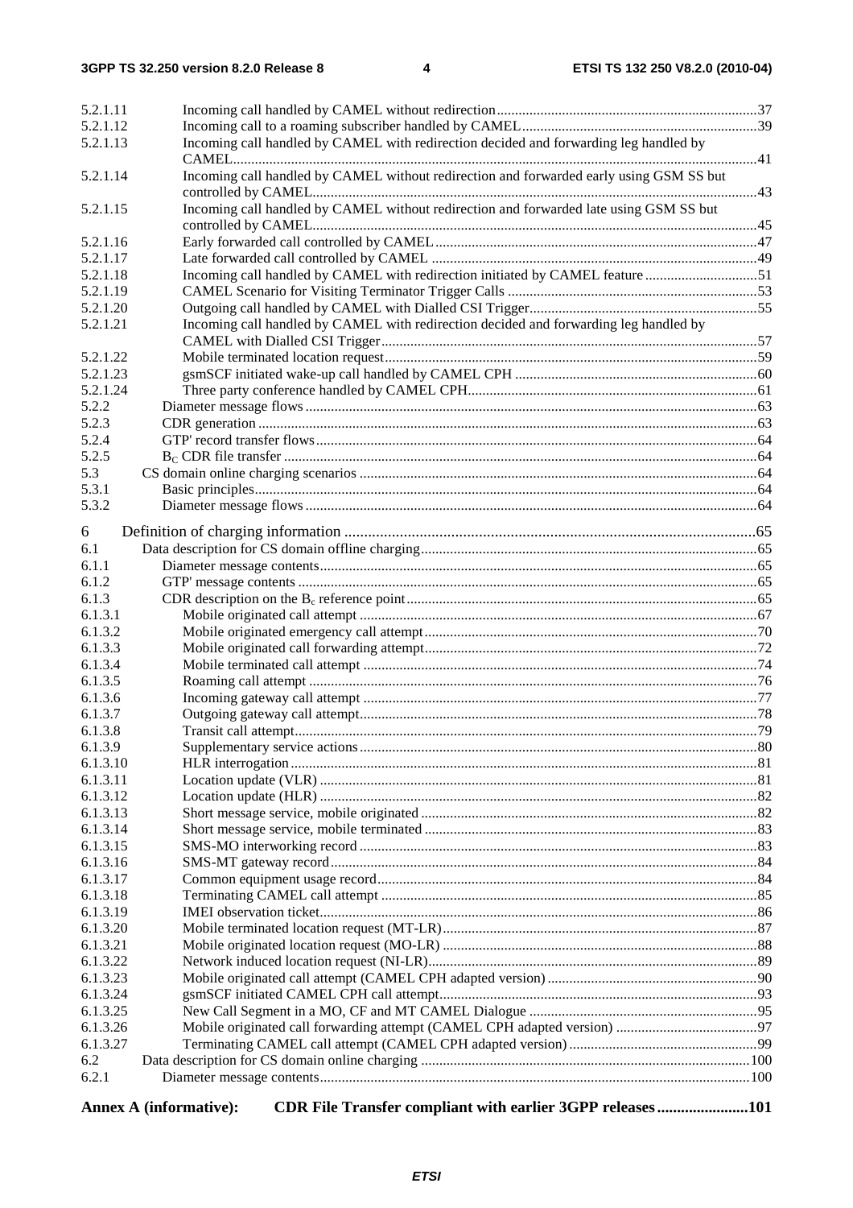5.2.1.11 Incoming call handled by CAMEL without redirection ......................................................................37
5.2.1.12 Incoming call to a roaming subscriber handled by CAMEL................................................................39
5.2.1.13 Incoming call handled by CAMEL with redirection decided and forwarding leg handled by CAMEL..............................................................................................................................................41
5.2.1.14 Incoming call handled by CAMEL without redirection and forwarded early using GSM SS but controlled by CAMEL.........................................................................................................................43
5.2.1.15 Incoming call handled by CAMEL without redirection and forwarded late using GSM SS but controlled by CAMEL.........................................................................................................................45
5.2.1.16 Early forwarded call controlled by CAMEL........................................................................................47
5.2.1.17 Late forwarded call controlled by CAMEL .........................................................................................49
5.2.1.18 Incoming call handled by CAMEL with redirection initiated by CAMEL feature ...............................51
5.2.1.19 CAMEL Scenario for Visiting Terminator Trigger Calls .....................................................................53
5.2.1.20 Outgoing call handled by CAMEL with Dialled CSI Trigger..............................................................55
5.2.1.21 Incoming call handled by CAMEL with redirection decided and forwarding leg handled by CAMEL with Dialled CSI Trigger......................................................................................................57
5.2.1.22 Mobile terminated location request......................................................................................................59
5.2.1.23 gsmSCF initiated wake-up call handled by CAMEL CPH ..................................................................60
5.2.1.24 Three party conference handled by CAMEL CPH...............................................................................61
5.2.2 Diameter message flows ...........................................................................................................................63
5.2.3 CDR generation ........................................................................................................................................63
5.2.4 GTP' record transfer flows........................................................................................................................64
5.2.5 $B_C$ CDR file transfer .................................................................................................................................64
5.3 CS domain online charging scenarios ............................................................................................................64
5.3.1 Basic principles.........................................................................................................................................64
5.3.2 Diameter message flows ...........................................................................................................................64

6 Definition of charging information .......................................................................................................65
6.1 Data description for CS domain offline charging............................................................................................65
6.1.1 Diameter message contents.......................................................................................................................65
6.1.2 GTP' message contents .............................................................................................................................65
6.1.3 CDR description on the $B_c$ reference point...............................................................................................65
6.1.3.1 Mobile originated call attempt .............................................................................................................67
6.1.3.2 Mobile originated emergency call attempt...........................................................................................70
6.1.3.3 Mobile originated call forwarding attempt...........................................................................................72
6.1.3.4 Mobile terminated call attempt ............................................................................................................74
6.1.3.5 Roaming call attempt ...........................................................................................................................76
6.1.3.6 Incoming gateway call attempt ............................................................................................................77
6.1.3.7 Outgoing gateway call attempt.............................................................................................................78
6.1.3.8 Transit call attempt...............................................................................................................................79
6.1.3.9 Supplementary service actions.............................................................................................................80
6.1.3.10 HLR interrogation................................................................................................................................81
6.1.3.11 Location update (VLR) ........................................................................................................................81
6.1.3.12 Location update (HLR) ........................................................................................................................82
6.1.3.13 Short message service, mobile originated ............................................................................................82
6.1.3.14 Short message service, mobile terminated ...........................................................................................83
6.1.3.15 SMS-MO interworking record .............................................................................................................83
6.1.3.16 SMS-MT gateway record.....................................................................................................................84
6.1.3.17 Common equipment usage record........................................................................................................84
6.1.3.18 Terminating CAMEL call attempt .......................................................................................................85
6.1.3.19 IMEI observation ticket........................................................................................................................86
6.1.3.20 Mobile terminated location request (MT-LR)......................................................................................87
6.1.3.21 Mobile originated location request (MO-LR) ......................................................................................88
6.1.3.22 Network induced location request (NI-LR)..........................................................................................89
6.1.3.23 Mobile originated call attempt (CAMEL CPH adapted version) .........................................................90
6.1.3.24 gsmSCF initiated CAMEL CPH call attempt.......................................................................................93
6.1.3.25 New Call Segment in a MO, CF and MT CAMEL Dialogue ...............................................................95
6.1.3.26 Mobile originated call forwarding attempt (CAMEL CPH adapted version) .......................................97
6.1.3.27 Terminating CAMEL call attempt (CAMEL CPH adapted version) ....................................................99
6.2 Data description for CS domain online charging .........................................................................................100
6.2.1 Diameter message contents......................................................................................................................100

**Annex A (informative): CDR File Transfer compliant with earlier 3GPP releases.......................101**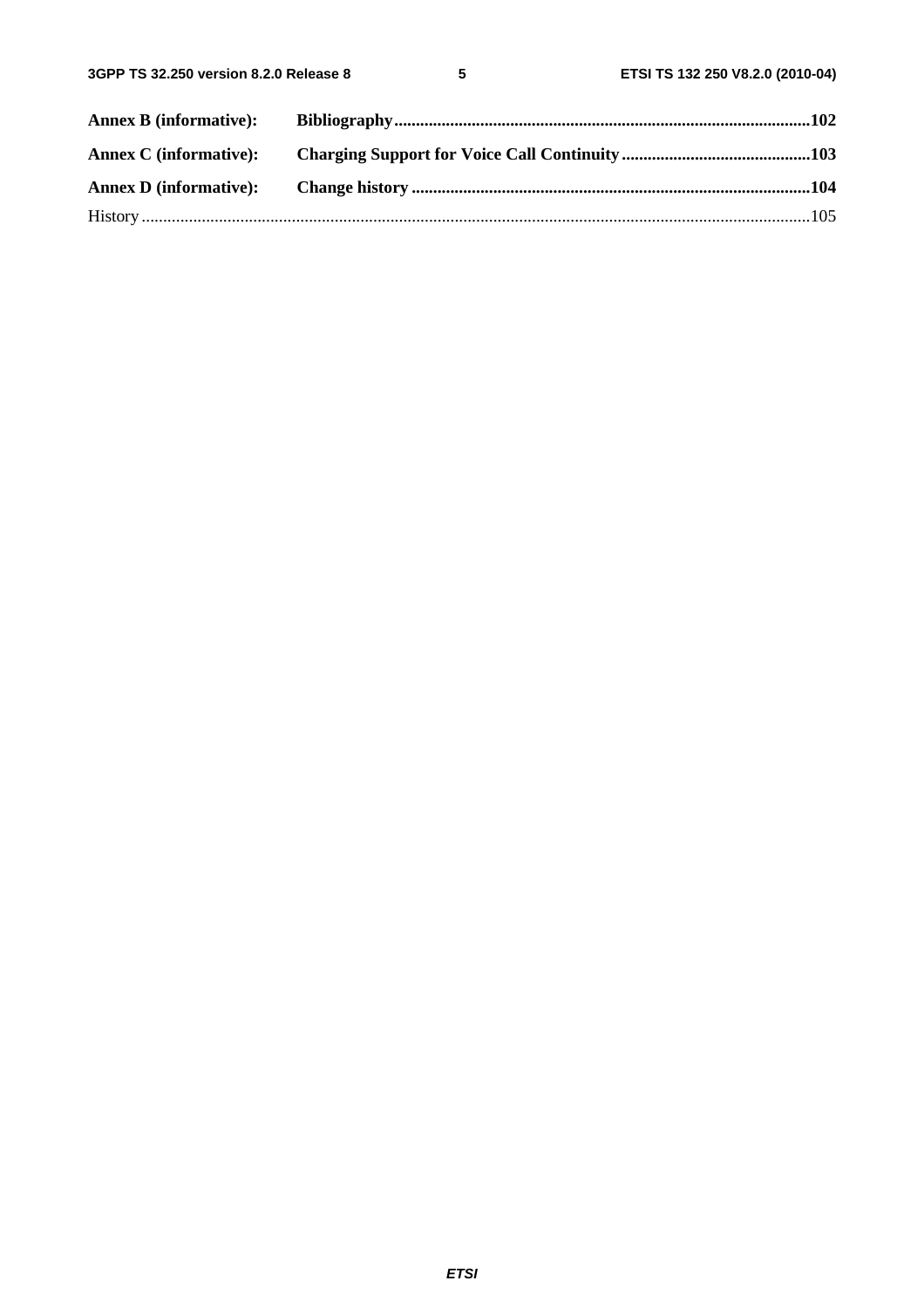**Annex B (informative): Bibliography** .....102

**Annex C (informative): Charging Support for Voice Call Continuity** .....103

**Annex D (informative): Change history** .....104

History .....105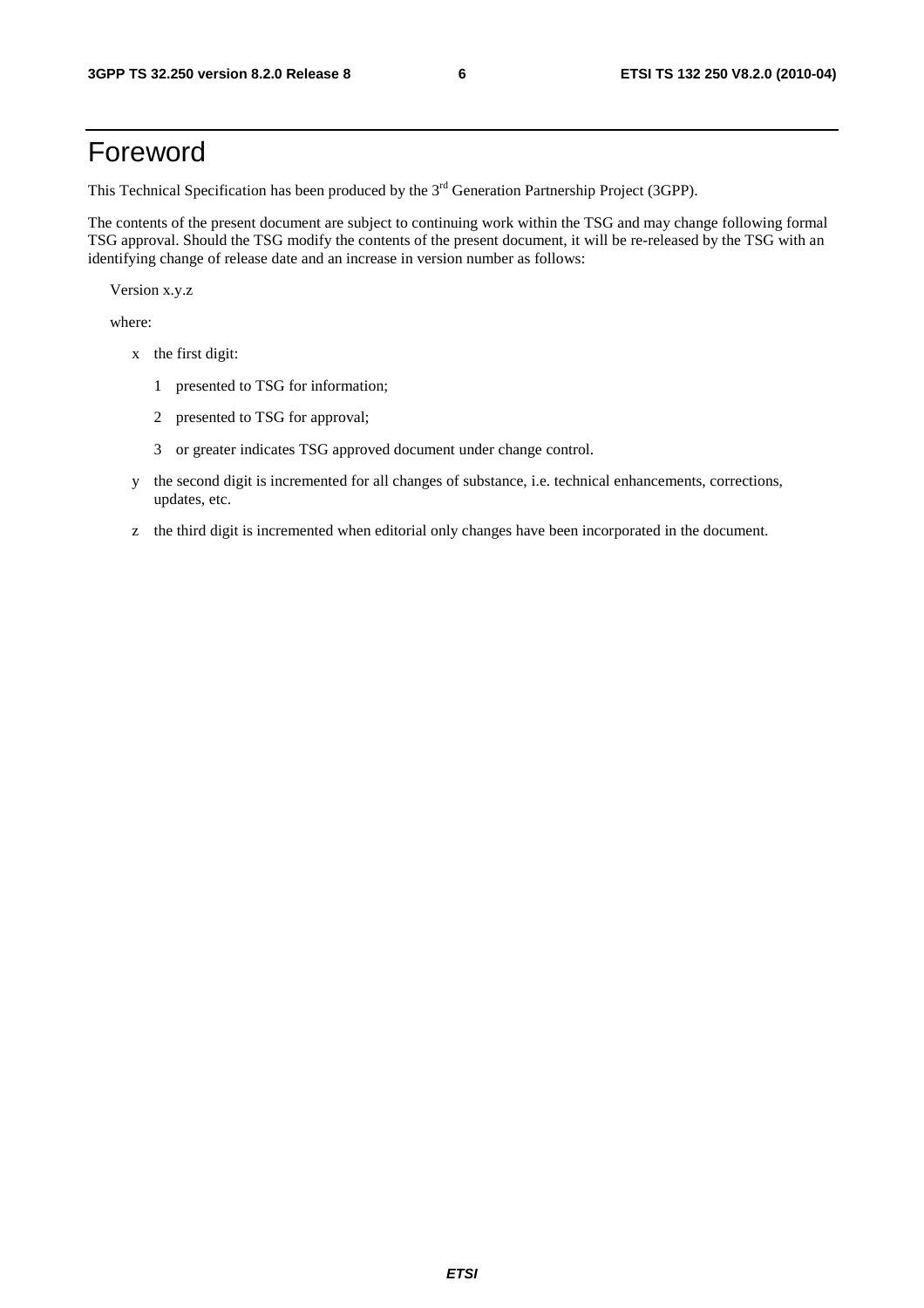# Foreword

This Technical Specification has been produced by the 3rd Generation Partnership Project (3GPP).

The contents of the present document are subject to continuing work within the TSG and may change following formal TSG approval. Should the TSG modify the contents of the present document, it will be re-released by the TSG with an identifying change of release date and an increase in version number as follows:

Version x.y.z

where:

- x the first digit:
  - 1 presented to TSG for information;
  - 2 presented to TSG for approval;
  - 3 or greater indicates TSG approved document under change control.
- y the second digit is incremented for all changes of substance, i.e. technical enhancements, corrections, updates, etc.
- z the third digit is incremented when editorial only changes have been incorporated in the document.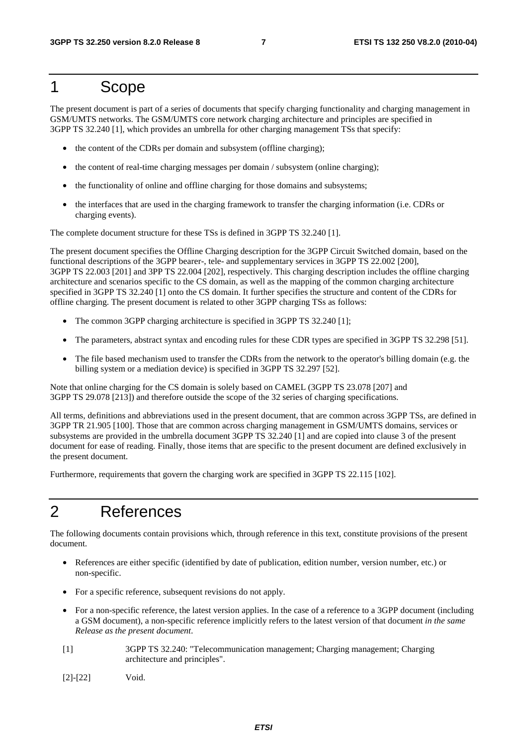# 1 Scope

The present document is part of a series of documents that specify charging functionality and charging management in GSM/UMTS networks. The GSM/UMTS core network charging architecture and principles are specified in 3GPP TS 32.240 [1], which provides an umbrella for other charging management TSs that specify:

- the content of the CDRs per domain and subsystem (offline charging);
- the content of real-time charging messages per domain / subsystem (online charging);
- the functionality of online and offline charging for those domains and subsystems;
- the interfaces that are used in the charging framework to transfer the charging information (i.e. CDRs or charging events).

The complete document structure for these TSs is defined in 3GPP TS 32.240 [1].

The present document specifies the Offline Charging description for the 3GPP Circuit Switched domain, based on the functional descriptions of the 3GPP bearer-, tele- and supplementary services in 3GPP TS 22.002 [200], 3GPP TS 22.003 [201] and 3PP TS 22.004 [202], respectively. This charging description includes the offline charging architecture and scenarios specific to the CS domain, as well as the mapping of the common charging architecture specified in 3GPP TS 32.240 [1] onto the CS domain. It further specifies the structure and content of the CDRs for offline charging. The present document is related to other 3GPP charging TSs as follows:

- The common 3GPP charging architecture is specified in 3GPP TS 32.240 [1];
- The parameters, abstract syntax and encoding rules for these CDR types are specified in 3GPP TS 32.298 [51].
- The file based mechanism used to transfer the CDRs from the network to the operator's billing domain (e.g. the billing system or a mediation device) is specified in 3GPP TS 32.297 [52].

Note that online charging for the CS domain is solely based on CAMEL (3GPP TS 23.078 [207] and 3GPP TS 29.078 [213]) and therefore outside the scope of the 32 series of charging specifications.

All terms, definitions and abbreviations used in the present document, that are common across 3GPP TSs, are defined in 3GPP TR 21.905 [100]. Those that are common across charging management in GSM/UMTS domains, services or subsystems are provided in the umbrella document 3GPP TS 32.240 [1] and are copied into clause 3 of the present document for ease of reading. Finally, those items that are specific to the present document are defined exclusively in the present document.

Furthermore, requirements that govern the charging work are specified in 3GPP TS 22.115 [102].

# 2 References

The following documents contain provisions which, through reference in this text, constitute provisions of the present document.

- References are either specific (identified by date of publication, edition number, version number, etc.) or non-specific.
- For a specific reference, subsequent revisions do not apply.
- For a non-specific reference, the latest version applies. In the case of a reference to a 3GPP document (including a GSM document), a non-specific reference implicitly refers to the latest version of that document *in the same Release as the present document*.

[1] 3GPP TS 32.240: "Telecommunication management; Charging management; Charging architecture and principles".

[2]-[22] Void.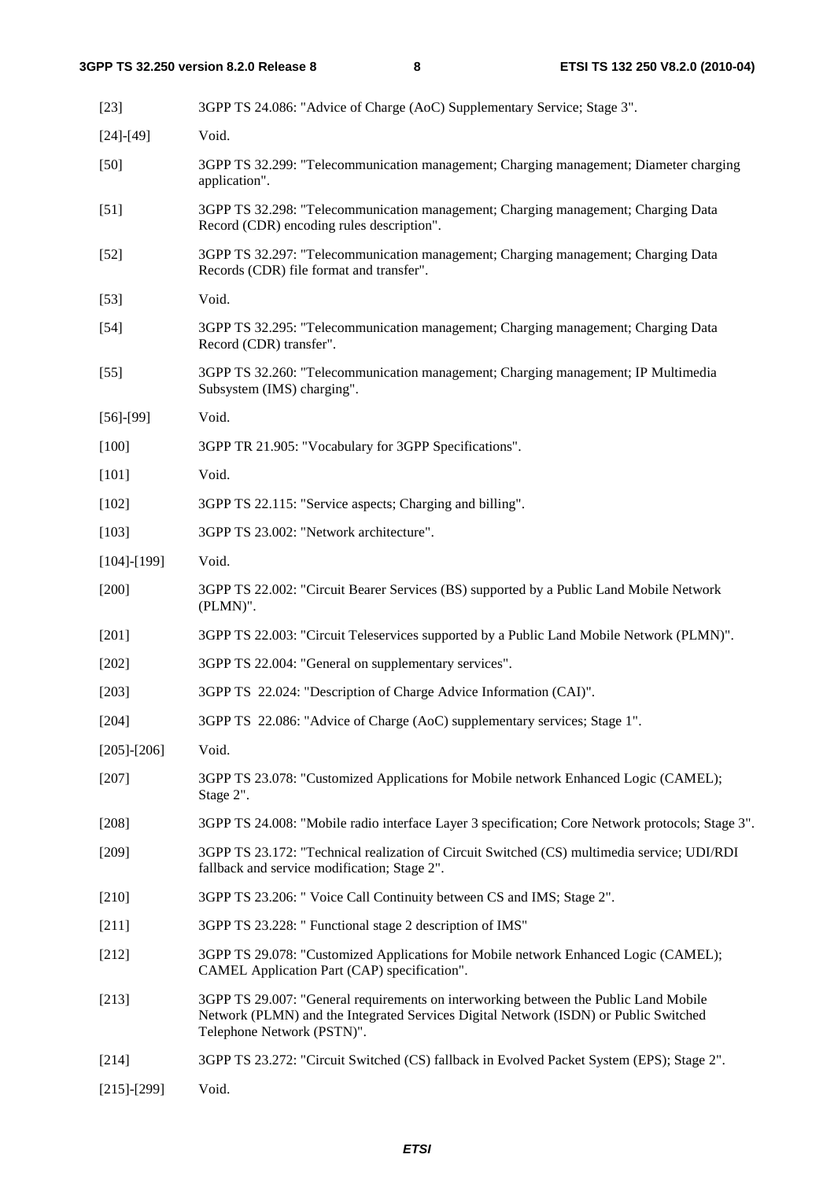[23] 3GPP TS 24.086: "Advice of Charge (AoC) Supplementary Service; Stage 3".

[24]-[49] Void.

[50] 3GPP TS 32.299: "Telecommunication management; Charging management; Diameter charging application".

[51] 3GPP TS 32.298: "Telecommunication management; Charging management; Charging Data Record (CDR) encoding rules description".

[52] 3GPP TS 32.297: "Telecommunication management; Charging management; Charging Data Records (CDR) file format and transfer".

[53] Void.

[54] 3GPP TS 32.295: "Telecommunication management; Charging management; Charging Data Record (CDR) transfer".

[55] 3GPP TS 32.260: "Telecommunication management; Charging management; IP Multimedia Subsystem (IMS) charging".

[56]-[99] Void.

[100] 3GPP TR 21.905: "Vocabulary for 3GPP Specifications".

[101] Void.

[102] 3GPP TS 22.115: "Service aspects; Charging and billing".

[103] 3GPP TS 23.002: "Network architecture".

[104]-[199] Void.

[200] 3GPP TS 22.002: "Circuit Bearer Services (BS) supported by a Public Land Mobile Network (PLMN)".

[201] 3GPP TS 22.003: "Circuit Teleservices supported by a Public Land Mobile Network (PLMN)".

[202] 3GPP TS 22.004: "General on supplementary services".

[203] 3GPP TS 22.024: "Description of Charge Advice Information (CAI)".

[204] 3GPP TS 22.086: "Advice of Charge (AoC) supplementary services; Stage 1".

[205]-[206] Void.

[207] 3GPP TS 23.078: "Customized Applications for Mobile network Enhanced Logic (CAMEL); Stage 2".

[208] 3GPP TS 24.008: "Mobile radio interface Layer 3 specification; Core Network protocols; Stage 3".

[209] 3GPP TS 23.172: "Technical realization of Circuit Switched (CS) multimedia service; UDI/RDI fallback and service modification; Stage 2".

[210] 3GPP TS 23.206: " Voice Call Continuity between CS and IMS; Stage 2".

[211] 3GPP TS 23.228: " Functional stage 2 description of IMS"

[212] 3GPP TS 29.078: "Customized Applications for Mobile network Enhanced Logic (CAMEL); CAMEL Application Part (CAP) specification".

[213] 3GPP TS 29.007: "General requirements on interworking between the Public Land Mobile Network (PLMN) and the Integrated Services Digital Network (ISDN) or Public Switched Telephone Network (PSTN)".

[214] 3GPP TS 23.272: "Circuit Switched (CS) fallback in Evolved Packet System (EPS); Stage 2".

[215]-[299] Void.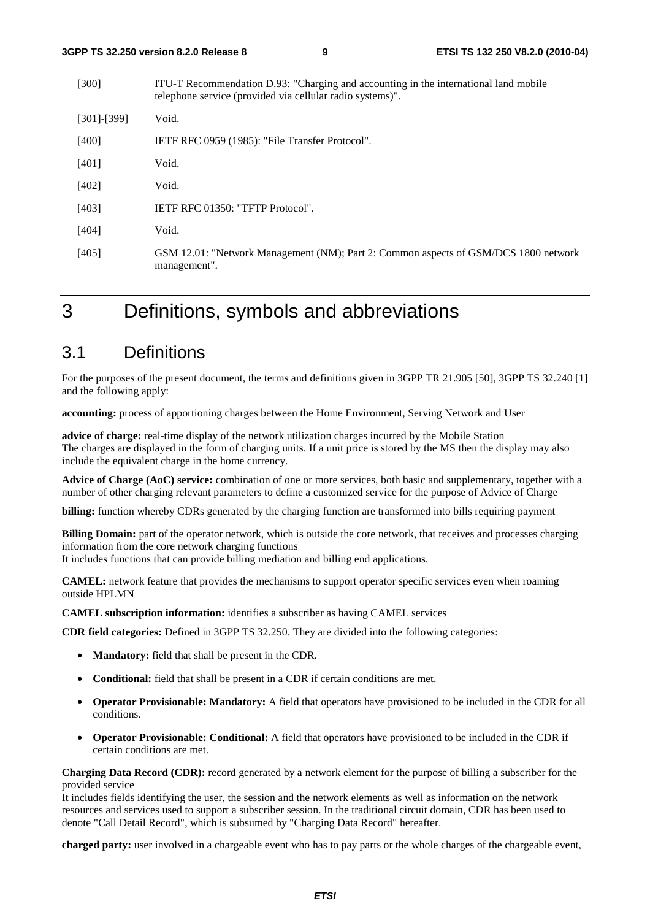[300] ITU-T Recommendation D.93: "Charging and accounting in the international land mobile telephone service (provided via cellular radio systems)".

[301]-[399] Void.

[400] IETF RFC 0959 (1985): "File Transfer Protocol".

[401] Void.

[402] Void.

[403] IETF RFC 01350: "TFTP Protocol".

[404] Void.

[405] GSM 12.01: "Network Management (NM); Part 2: Common aspects of GSM/DCS 1800 network management".

# 3 Definitions, symbols and abbreviations

## 3.1 Definitions

For the purposes of the present document, the terms and definitions given in 3GPP TR 21.905 [50], 3GPP TS 32.240 [1] and the following apply:

**accounting:** process of apportioning charges between the Home Environment, Serving Network and User

**advice of charge:** real-time display of the network utilization charges incurred by the Mobile Station
The charges are displayed in the form of charging units. If a unit price is stored by the MS then the display may also include the equivalent charge in the home currency.

**Advice of Charge (AoC) service:** combination of one or more services, both basic and supplementary, together with a number of other charging relevant parameters to define a customized service for the purpose of Advice of Charge

**billing:** function whereby CDRs generated by the charging function are transformed into bills requiring payment

**Billing Domain:** part of the operator network, which is outside the core network, that receives and processes charging information from the core network charging functions
It includes functions that can provide billing mediation and billing end applications.

**CAMEL:** network feature that provides the mechanisms to support operator specific services even when roaming outside HPLMN

**CAMEL subscription information:** identifies a subscriber as having CAMEL services

**CDR field categories:** Defined in 3GPP TS 32.250. They are divided into the following categories:

- **Mandatory:** field that shall be present in the CDR.
- **Conditional:** field that shall be present in a CDR if certain conditions are met.
- **Operator Provisionable: Mandatory:** A field that operators have provisioned to be included in the CDR for all conditions.
- **Operator Provisionable: Conditional:** A field that operators have provisioned to be included in the CDR if certain conditions are met.

**Charging Data Record (CDR):** record generated by a network element for the purpose of billing a subscriber for the provided service
It includes fields identifying the user, the session and the network elements as well as information on the network resources and services used to support a subscriber session. In the traditional circuit domain, CDR has been used to denote "Call Detail Record", which is subsumed by "Charging Data Record" hereafter.

**charged party:** user involved in a chargeable event who has to pay parts or the whole charges of the chargeable event,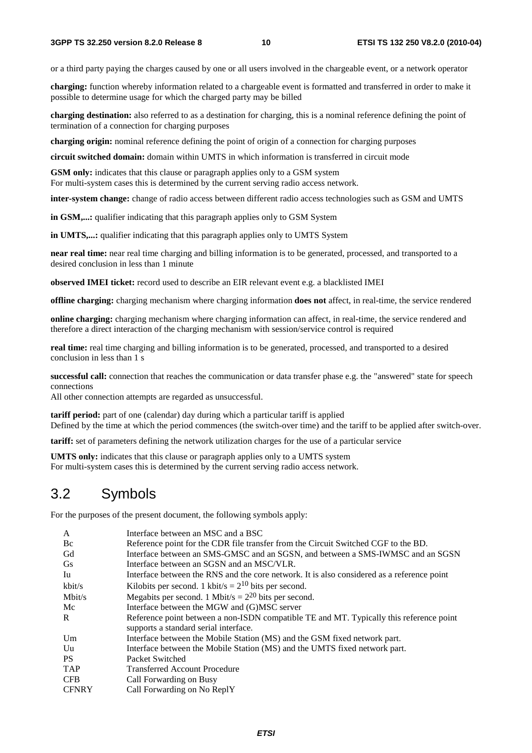or a third party paying the charges caused by one or all users involved in the chargeable event, or a network operator

**charging:** function whereby information related to a chargeable event is formatted and transferred in order to make it possible to determine usage for which the charged party may be billed

**charging destination:** also referred to as a destination for charging, this is a nominal reference defining the point of termination of a connection for charging purposes

**charging origin:** nominal reference defining the point of origin of a connection for charging purposes

**circuit switched domain:** domain within UMTS in which information is transferred in circuit mode

**GSM only:** indicates that this clause or paragraph applies only to a GSM system
For multi-system cases this is determined by the current serving radio access network.

**inter-system change:** change of radio access between different radio access technologies such as GSM and UMTS

**in GSM,...:** qualifier indicating that this paragraph applies only to GSM System

**in UMTS,...:** qualifier indicating that this paragraph applies only to UMTS System

**near real time:** near real time charging and billing information is to be generated, processed, and transported to a desired conclusion in less than 1 minute

**observed IMEI ticket:** record used to describe an EIR relevant event e.g. a blacklisted IMEI

**offline charging:** charging mechanism where charging information **does not** affect, in real-time, the service rendered

**online charging:** charging mechanism where charging information can affect, in real-time, the service rendered and therefore a direct interaction of the charging mechanism with session/service control is required

**real time:** real time charging and billing information is to be generated, processed, and transported to a desired conclusion in less than 1 s

**successful call:** connection that reaches the communication or data transfer phase e.g. the "answered" state for speech connections
All other connection attempts are regarded as unsuccessful.

**tariff period:** part of one (calendar) day during which a particular tariff is applied
Defined by the time at which the period commences (the switch-over time) and the tariff to be applied after switch-over.

**tariff:** set of parameters defining the network utilization charges for the use of a particular service

**UMTS only:** indicates that this clause or paragraph applies only to a UMTS system
For multi-system cases this is determined by the current serving radio access network.

## 3.2 Symbols

For the purposes of the present document, the following symbols apply:

| | |
|---|---|
| A | Interface between an MSC and a BSC |
| Bc | Reference point for the CDR file transfer from the Circuit Switched CGF to the BD. |
| Gd | Interface between an SMS-GMSC and an SGSN, and between a SMS-IWMSC and an SGSN |
| Gs | Interface between an SGSN and an MSC/VLR. |
| Iu | Interface between the RNS and the core network. It is also considered as a reference point |
| kbit/s | Kilobits per second. 1 kbit/s = $2^{10}$ bits per second. |
| Mbit/s | Megabits per second. 1 Mbit/s = $2^{20}$ bits per second. |
| Mc | Interface between the MGW and (G)MSC server |
| R | Reference point between a non-ISDN compatible TE and MT. Typically this reference point supports a standard serial interface. |
| Um | Interface between the Mobile Station (MS) and the GSM fixed network part. |
| Uu | Interface between the Mobile Station (MS) and the UMTS fixed network part. |
| PS | Packet Switched |
| TAP | Transferred Account Procedure |
| CFB | Call Forwarding on Busy |
| CFNRY | Call Forwarding on No ReplY |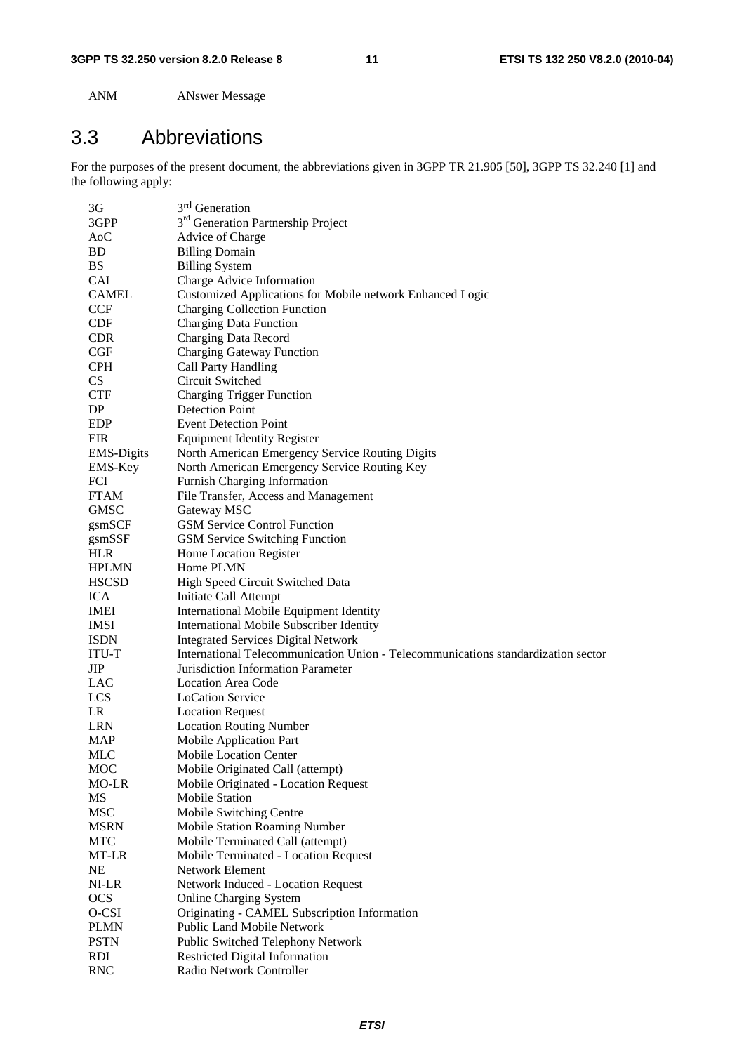ANM	ANswer Message

## 3.3 Abbreviations

For the purposes of the present document, the abbreviations given in 3GPP TR 21.905 [50], 3GPP TS 32.240 [1] and the following apply:

| | |
|---|---|
| 3G | 3rd Generation |
| 3GPP | 3rd Generation Partnership Project |
| AoC | Advice of Charge |
| BD | Billing Domain |
| BS | Billing System |
| CAI | Charge Advice Information |
| CAMEL | Customized Applications for Mobile network Enhanced Logic |
| CCF | Charging Collection Function |
| CDF | Charging Data Function |
| CDR | Charging Data Record |
| CGF | Charging Gateway Function |
| CPH | Call Party Handling |
| CS | Circuit Switched |
| CTF | Charging Trigger Function |
| DP | Detection Point |
| EDP | Event Detection Point |
| EIR | Equipment Identity Register |
| EMS-Digits | North American Emergency Service Routing Digits |
| EMS-Key | North American Emergency Service Routing Key |
| FCI | Furnish Charging Information |
| FTAM | File Transfer, Access and Management |
| GMSC | Gateway MSC |
| gsmSCF | GSM Service Control Function |
| gsmSSF | GSM Service Switching Function |
| HLR | Home Location Register |
| HPLMN | Home PLMN |
| HSCSD | High Speed Circuit Switched Data |
| ICA | Initiate Call Attempt |
| IMEI | International Mobile Equipment Identity |
| IMSI | International Mobile Subscriber Identity |
| ISDN | Integrated Services Digital Network |
| ITU-T | International Telecommunication Union - Telecommunications standardization sector |
| JIP | Jurisdiction Information Parameter |
| LAC | Location Area Code |
| LCS | LoCation Service |
| LR | Location Request |
| LRN | Location Routing Number |
| MAP | Mobile Application Part |
| MLC | Mobile Location Center |
| MOC | Mobile Originated Call (attempt) |
| MO-LR | Mobile Originated - Location Request |
| MS | Mobile Station |
| MSC | Mobile Switching Centre |
| MSRN | Mobile Station Roaming Number |
| MTC | Mobile Terminated Call (attempt) |
| MT-LR | Mobile Terminated - Location Request |
| NE | Network Element |
| NI-LR | Network Induced - Location Request |
| OCS | Online Charging System |
| O-CSI | Originating - CAMEL Subscription Information |
| PLMN | Public Land Mobile Network |
| PSTN | Public Switched Telephony Network |
| RDI | Restricted Digital Information |
| RNC | Radio Network Controller |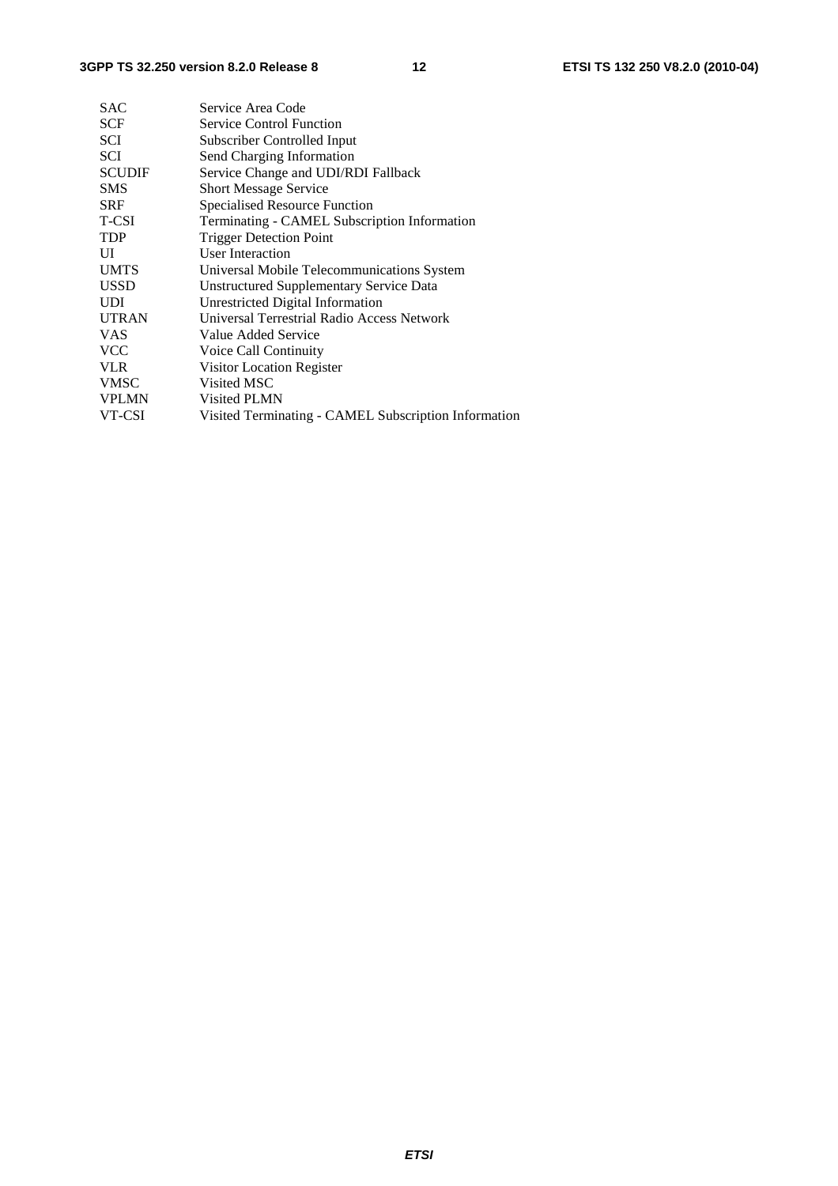SAC Service Area Code
SCF Service Control Function
SCI Subscriber Controlled Input
SCI Send Charging Information
SCUDIF Service Change and UDI/RDI Fallback
SMS Short Message Service
SRF Specialised Resource Function
T-CSI Terminating - CAMEL Subscription Information
TDP Trigger Detection Point
UI User Interaction
UMTS Universal Mobile Telecommunications System
USSD Unstructured Supplementary Service Data
UDI Unrestricted Digital Information
UTRAN Universal Terrestrial Radio Access Network
VAS Value Added Service
VCC Voice Call Continuity
VLR Visitor Location Register
VMSC Visited MSC
VPLMN Visited PLMN
VT-CSI Visited Terminating - CAMEL Subscription Information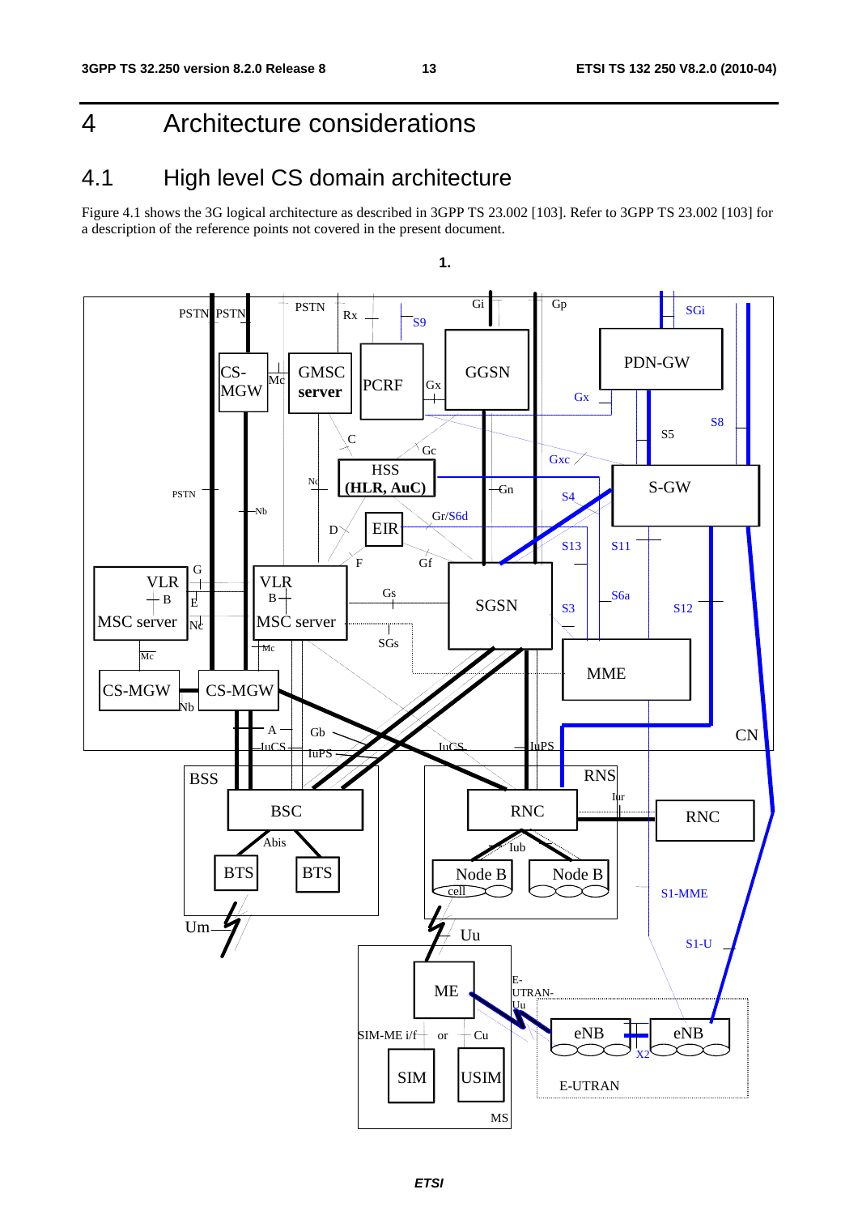# 4 Architecture considerations

## 4.1 High level CS domain architecture

Figure 4.1 shows the 3G logical architecture as described in 3GPP TS 23.002 [103]. Refer to 3GPP TS 23.002 [103] for a description of the reference points not covered in the present document.

1.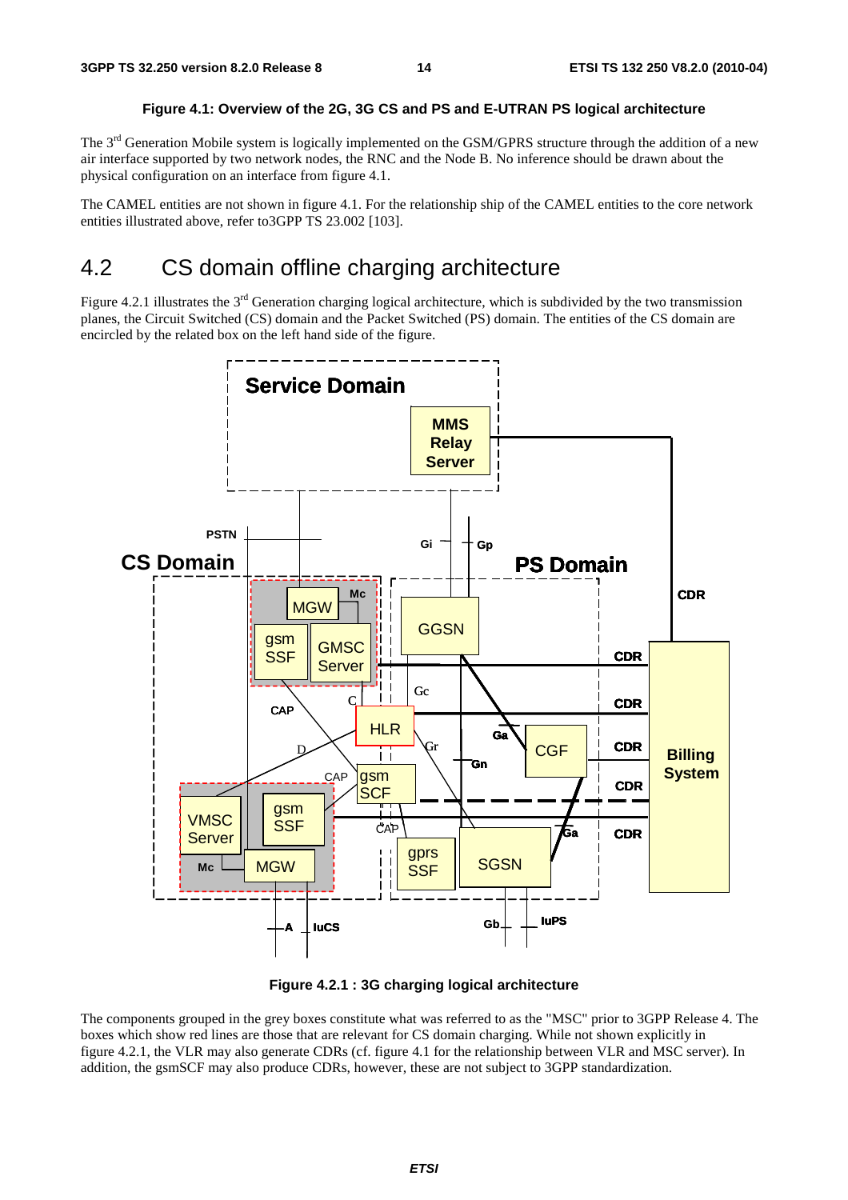**Figure 4.1: Overview of the 2G, 3G CS and PS and E-UTRAN PS logical architecture**

The 3rd Generation Mobile system is logically implemented on the GSM/GPRS structure through the addition of a new air interface supported by two network nodes, the RNC and the Node B. No inference should be drawn about the physical configuration on an interface from figure 4.1.

The CAMEL entities are not shown in figure 4.1. For the relationship ship of the CAMEL entities to the core network entities illustrated above, refer to3GPP TS 23.002 [103].

# 4.2 CS domain offline charging architecture

Figure 4.2.1 illustrates the 3rd Generation charging logical architecture, which is subdivided by the two transmission planes, the Circuit Switched (CS) domain and the Packet Switched (PS) domain. The entities of the CS domain are encircled by the related box on the left hand side of the figure.

**Figure 4.2.1 : 3G charging logical architecture**

The components grouped in the grey boxes constitute what was referred to as the "MSC" prior to 3GPP Release 4. The boxes which show red lines are those that are relevant for CS domain charging. While not shown explicitly in figure 4.2.1, the VLR may also generate CDRs (cf. figure 4.1 for the relationship between VLR and MSC server). In addition, the gsmSCF may also produce CDRs, however, these are not subject to 3GPP standardization.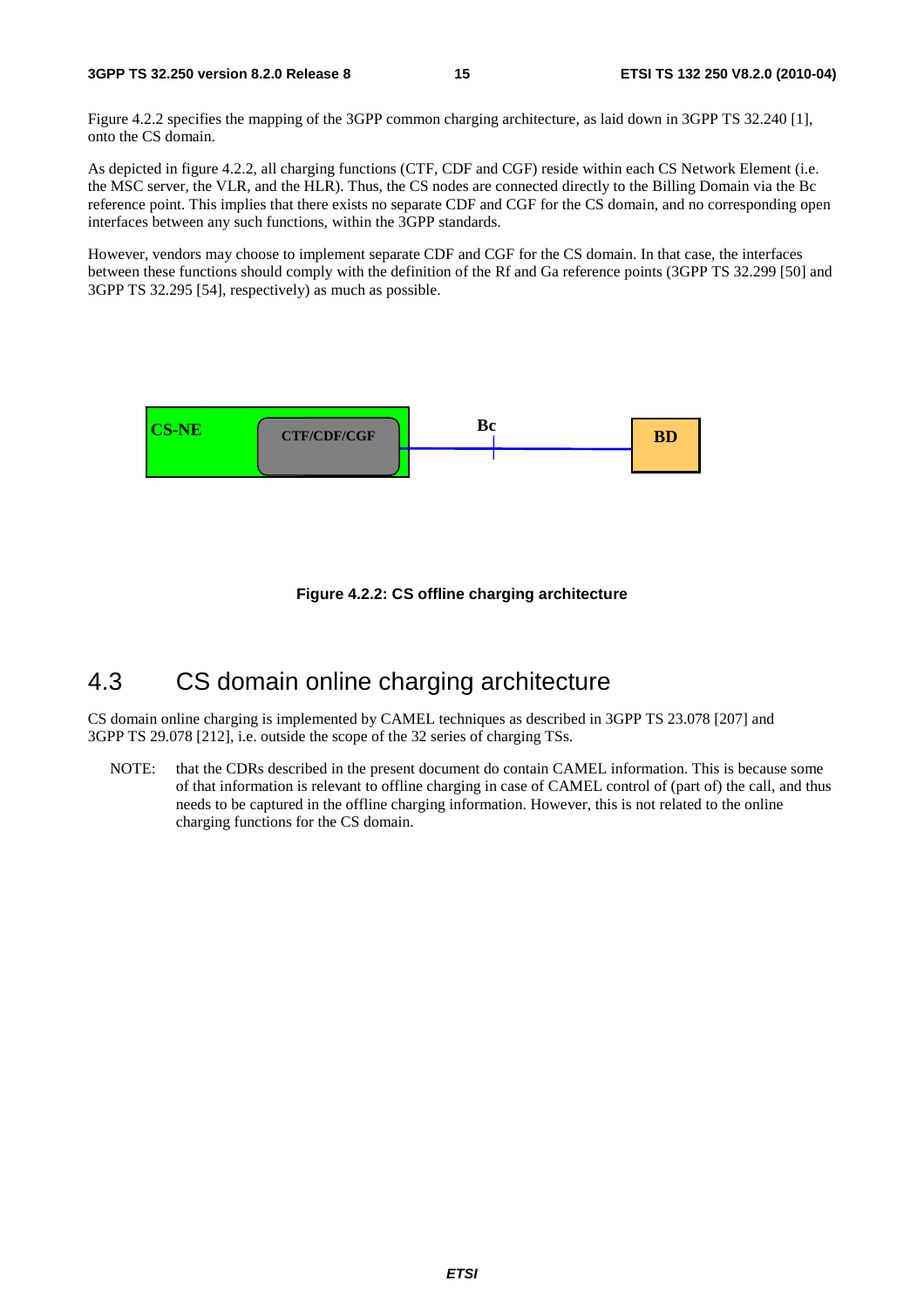Figure 4.2.2 specifies the mapping of the 3GPP common charging architecture, as laid down in 3GPP TS 32.240 [1], onto the CS domain.

As depicted in figure 4.2.2, all charging functions (CTF, CDF and CGF) reside within each CS Network Element (i.e. the MSC server, the VLR, and the HLR). Thus, the CS nodes are connected directly to the Billing Domain via the Bc reference point. This implies that there exists no separate CDF and CGF for the CS domain, and no corresponding open interfaces between any such functions, within the 3GPP standards.

However, vendors may choose to implement separate CDF and CGF for the CS domain. In that case, the interfaces between these functions should comply with the definition of the Rf and Ga reference points (3GPP TS 32.299 [50] and 3GPP TS 32.295 [54], respectively) as much as possible.

CS-NE CTF/CDF/CGF Bc BD

**Figure 4.2.2: CS offline charging architecture**

# 4.3 CS domain online charging architecture

CS domain online charging is implemented by CAMEL techniques as described in 3GPP TS 23.078 [207] and 3GPP TS 29.078 [212], i.e. outside the scope of the 32 series of charging TSs.

NOTE: that the CDRs described in the present document do contain CAMEL information. This is because some of that information is relevant to offline charging in case of CAMEL control of (part of) the call, and thus needs to be captured in the offline charging information. However, this is not related to the online charging functions for the CS domain.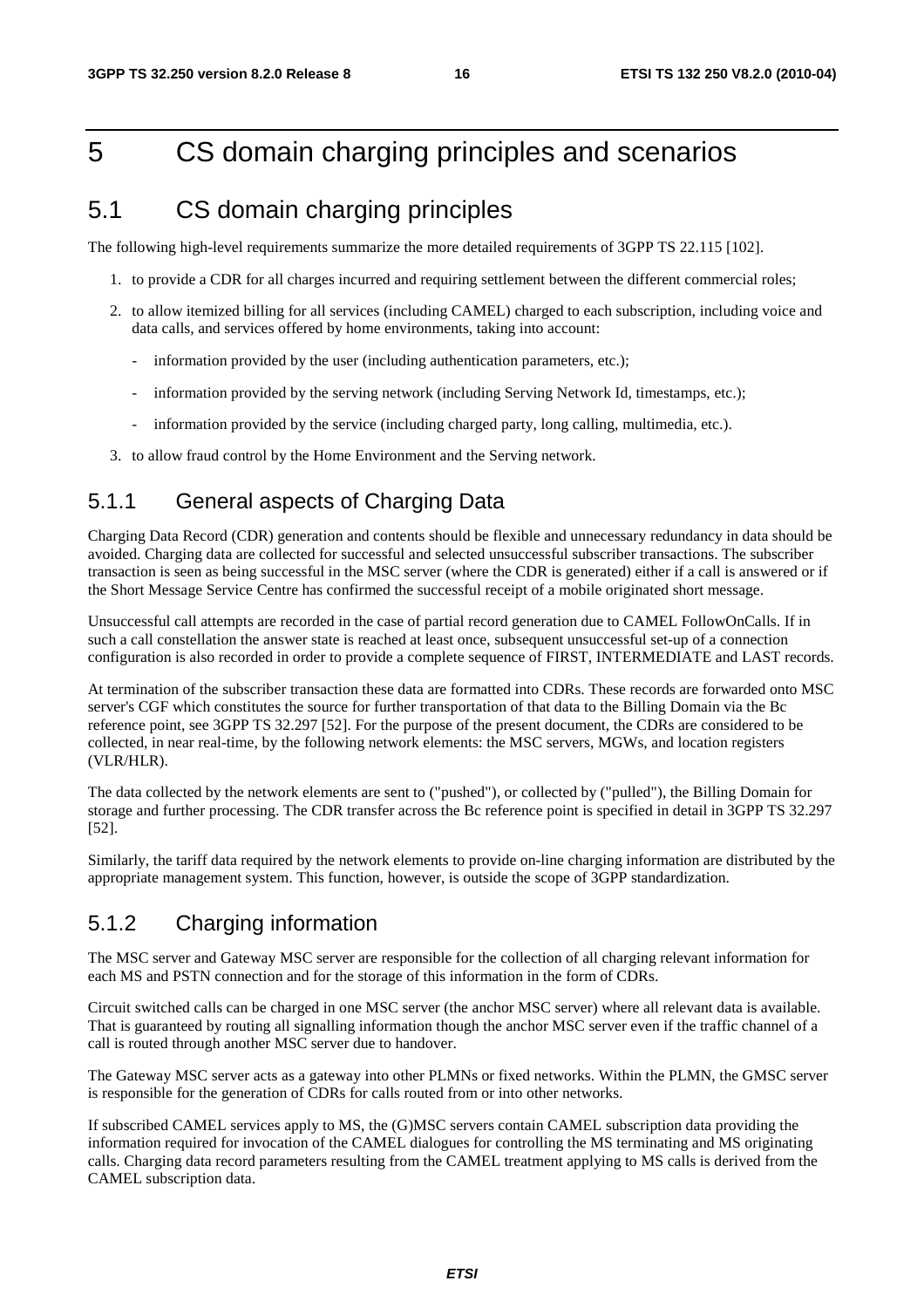# 5 CS domain charging principles and scenarios

## 5.1 CS domain charging principles

The following high-level requirements summarize the more detailed requirements of 3GPP TS 22.115 [102].

1. to provide a CDR for all charges incurred and requiring settlement between the different commercial roles;
2. to allow itemized billing for all services (including CAMEL) charged to each subscription, including voice and data calls, and services offered by home environments, taking into account:
   - information provided by the user (including authentication parameters, etc.);
   - information provided by the serving network (including Serving Network Id, timestamps, etc.);
   - information provided by the service (including charged party, long calling, multimedia, etc.).
3. to allow fraud control by the Home Environment and the Serving network.

### 5.1.1 General aspects of Charging Data

Charging Data Record (CDR) generation and contents should be flexible and unnecessary redundancy in data should be avoided. Charging data are collected for successful and selected unsuccessful subscriber transactions. The subscriber transaction is seen as being successful in the MSC server (where the CDR is generated) either if a call is answered or if the Short Message Service Centre has confirmed the successful receipt of a mobile originated short message.

Unsuccessful call attempts are recorded in the case of partial record generation due to CAMEL FollowOnCalls. If in such a call constellation the answer state is reached at least once, subsequent unsuccessful set-up of a connection configuration is also recorded in order to provide a complete sequence of FIRST, INTERMEDIATE and LAST records.

At termination of the subscriber transaction these data are formatted into CDRs. These records are forwarded onto MSC server's CGF which constitutes the source for further transportation of that data to the Billing Domain via the Bc reference point, see 3GPP TS 32.297 [52]. For the purpose of the present document, the CDRs are considered to be collected, in near real-time, by the following network elements: the MSC servers, MGWs, and location registers (VLR/HLR).

The data collected by the network elements are sent to ("pushed"), or collected by ("pulled"), the Billing Domain for storage and further processing. The CDR transfer across the Bc reference point is specified in detail in 3GPP TS 32.297 [52].

Similarly, the tariff data required by the network elements to provide on-line charging information are distributed by the appropriate management system. This function, however, is outside the scope of 3GPP standardization.

### 5.1.2 Charging information

The MSC server and Gateway MSC server are responsible for the collection of all charging relevant information for each MS and PSTN connection and for the storage of this information in the form of CDRs.

Circuit switched calls can be charged in one MSC server (the anchor MSC server) where all relevant data is available. That is guaranteed by routing all signalling information though the anchor MSC server even if the traffic channel of a call is routed through another MSC server due to handover.

The Gateway MSC server acts as a gateway into other PLMNs or fixed networks. Within the PLMN, the GMSC server is responsible for the generation of CDRs for calls routed from or into other networks.

If subscribed CAMEL services apply to MS, the (G)MSC servers contain CAMEL subscription data providing the information required for invocation of the CAMEL dialogues for controlling the MS terminating and MS originating calls. Charging data record parameters resulting from the CAMEL treatment applying to MS calls is derived from the CAMEL subscription data.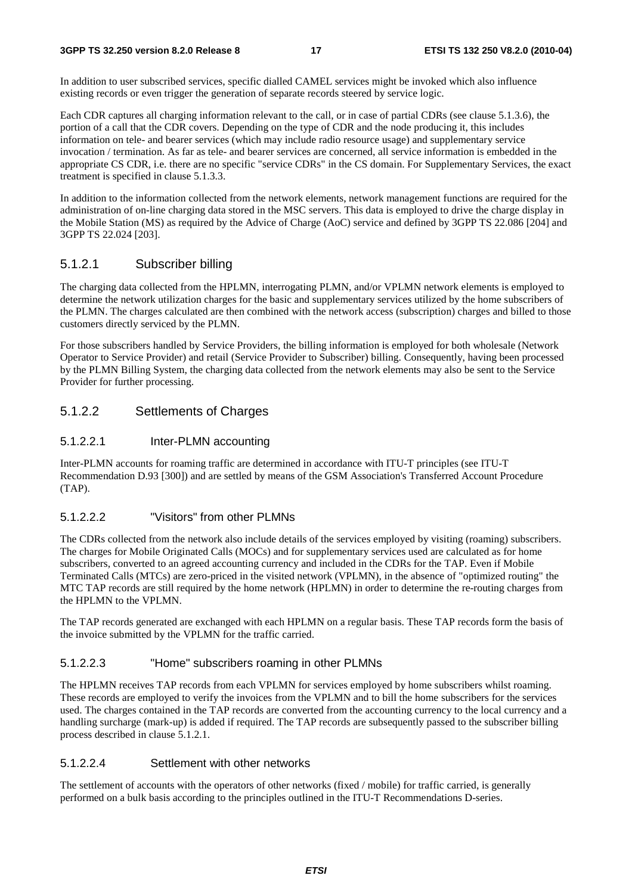In addition to user subscribed services, specific dialled CAMEL services might be invoked which also influence existing records or even trigger the generation of separate records steered by service logic.

Each CDR captures all charging information relevant to the call, or in case of partial CDRs (see clause 5.1.3.6), the portion of a call that the CDR covers. Depending on the type of CDR and the node producing it, this includes information on tele- and bearer services (which may include radio resource usage) and supplementary service invocation / termination. As far as tele- and bearer services are concerned, all service information is embedded in the appropriate CS CDR, i.e. there are no specific "service CDRs" in the CS domain. For Supplementary Services, the exact treatment is specified in clause 5.1.3.3.

In addition to the information collected from the network elements, network management functions are required for the administration of on-line charging data stored in the MSC servers. This data is employed to drive the charge display in the Mobile Station (MS) as required by the Advice of Charge (AoC) service and defined by 3GPP TS 22.086 [204] and 3GPP TS 22.024 [203].

### 5.1.2.1 Subscriber billing

The charging data collected from the HPLMN, interrogating PLMN, and/or VPLMN network elements is employed to determine the network utilization charges for the basic and supplementary services utilized by the home subscribers of the PLMN. The charges calculated are then combined with the network access (subscription) charges and billed to those customers directly serviced by the PLMN.

For those subscribers handled by Service Providers, the billing information is employed for both wholesale (Network Operator to Service Provider) and retail (Service Provider to Subscriber) billing. Consequently, having been processed by the PLMN Billing System, the charging data collected from the network elements may also be sent to the Service Provider for further processing.

### 5.1.2.2 Settlements of Charges

#### 5.1.2.2.1 Inter-PLMN accounting

Inter-PLMN accounts for roaming traffic are determined in accordance with ITU-T principles (see ITU-T Recommendation D.93 [300]) and are settled by means of the GSM Association's Transferred Account Procedure (TAP).

#### 5.1.2.2.2 "Visitors" from other PLMNs

The CDRs collected from the network also include details of the services employed by visiting (roaming) subscribers. The charges for Mobile Originated Calls (MOCs) and for supplementary services used are calculated as for home subscribers, converted to an agreed accounting currency and included in the CDRs for the TAP. Even if Mobile Terminated Calls (MTCs) are zero-priced in the visited network (VPLMN), in the absence of "optimized routing" the MTC TAP records are still required by the home network (HPLMN) in order to determine the re-routing charges from the HPLMN to the VPLMN.

The TAP records generated are exchanged with each HPLMN on a regular basis. These TAP records form the basis of the invoice submitted by the VPLMN for the traffic carried.

#### 5.1.2.2.3 "Home" subscribers roaming in other PLMNs

The HPLMN receives TAP records from each VPLMN for services employed by home subscribers whilst roaming. These records are employed to verify the invoices from the VPLMN and to bill the home subscribers for the services used. The charges contained in the TAP records are converted from the accounting currency to the local currency and a handling surcharge (mark-up) is added if required. The TAP records are subsequently passed to the subscriber billing process described in clause 5.1.2.1.

#### 5.1.2.2.4 Settlement with other networks

The settlement of accounts with the operators of other networks (fixed / mobile) for traffic carried, is generally performed on a bulk basis according to the principles outlined in the ITU-T Recommendations D-series.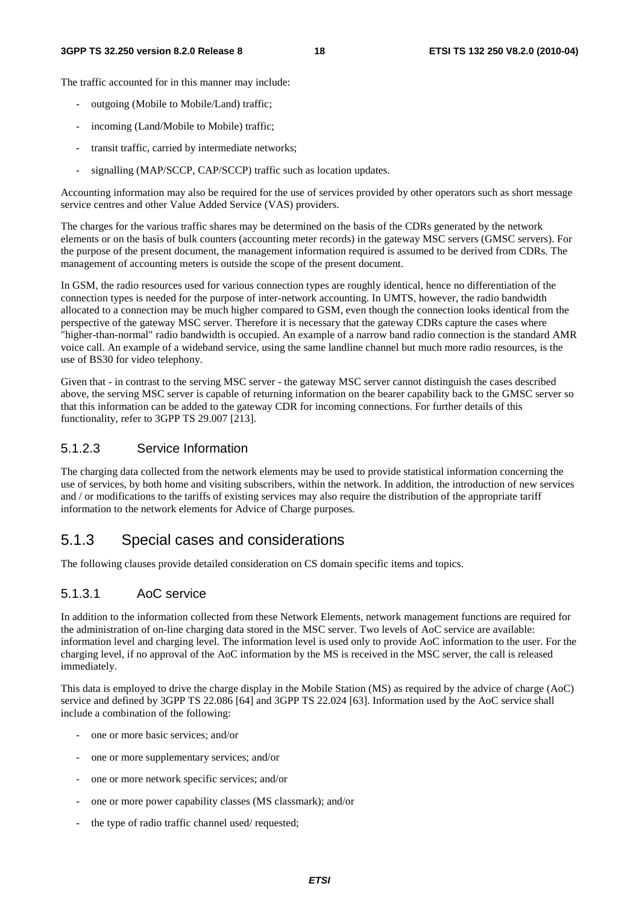The traffic accounted for in this manner may include:

- outgoing (Mobile to Mobile/Land) traffic;
- incoming (Land/Mobile to Mobile) traffic;
- transit traffic, carried by intermediate networks;
- signalling (MAP/SCCP, CAP/SCCP) traffic such as location updates.

Accounting information may also be required for the use of services provided by other operators such as short message service centres and other Value Added Service (VAS) providers.

The charges for the various traffic shares may be determined on the basis of the CDRs generated by the network elements or on the basis of bulk counters (accounting meter records) in the gateway MSC servers (GMSC servers). For the purpose of the present document, the management information required is assumed to be derived from CDRs. The management of accounting meters is outside the scope of the present document.

In GSM, the radio resources used for various connection types are roughly identical, hence no differentiation of the connection types is needed for the purpose of inter-network accounting. In UMTS, however, the radio bandwidth allocated to a connection may be much higher compared to GSM, even though the connection looks identical from the perspective of the gateway MSC server. Therefore it is necessary that the gateway CDRs capture the cases where "higher-than-normal" radio bandwidth is occupied. An example of a narrow band radio connection is the standard AMR voice call. An example of a wideband service, using the same landline channel but much more radio resources, is the use of BS30 for video telephony.

Given that - in contrast to the serving MSC server - the gateway MSC server cannot distinguish the cases described above, the serving MSC server is capable of returning information on the bearer capability back to the GMSC server so that this information can be added to the gateway CDR for incoming connections. For further details of this functionality, refer to 3GPP TS 29.007 [213].

#### 5.1.2.3 Service Information

The charging data collected from the network elements may be used to provide statistical information concerning the use of services, by both home and visiting subscribers, within the network. In addition, the introduction of new services and / or modifications to the tariffs of existing services may also require the distribution of the appropriate tariff information to the network elements for Advice of Charge purposes.

### 5.1.3 Special cases and considerations

The following clauses provide detailed consideration on CS domain specific items and topics.

#### 5.1.3.1 AoC service

In addition to the information collected from these Network Elements, network management functions are required for the administration of on-line charging data stored in the MSC server. Two levels of AoC service are available: information level and charging level. The information level is used only to provide AoC information to the user. For the charging level, if no approval of the AoC information by the MS is received in the MSC server, the call is released immediately.

This data is employed to drive the charge display in the Mobile Station (MS) as required by the advice of charge (AoC) service and defined by 3GPP TS 22.086 [64] and 3GPP TS 22.024 [63]. Information used by the AoC service shall include a combination of the following:

- one or more basic services; and/or
- one or more supplementary services; and/or
- one or more network specific services; and/or
- one or more power capability classes (MS classmark); and/or
- the type of radio traffic channel used/ requested;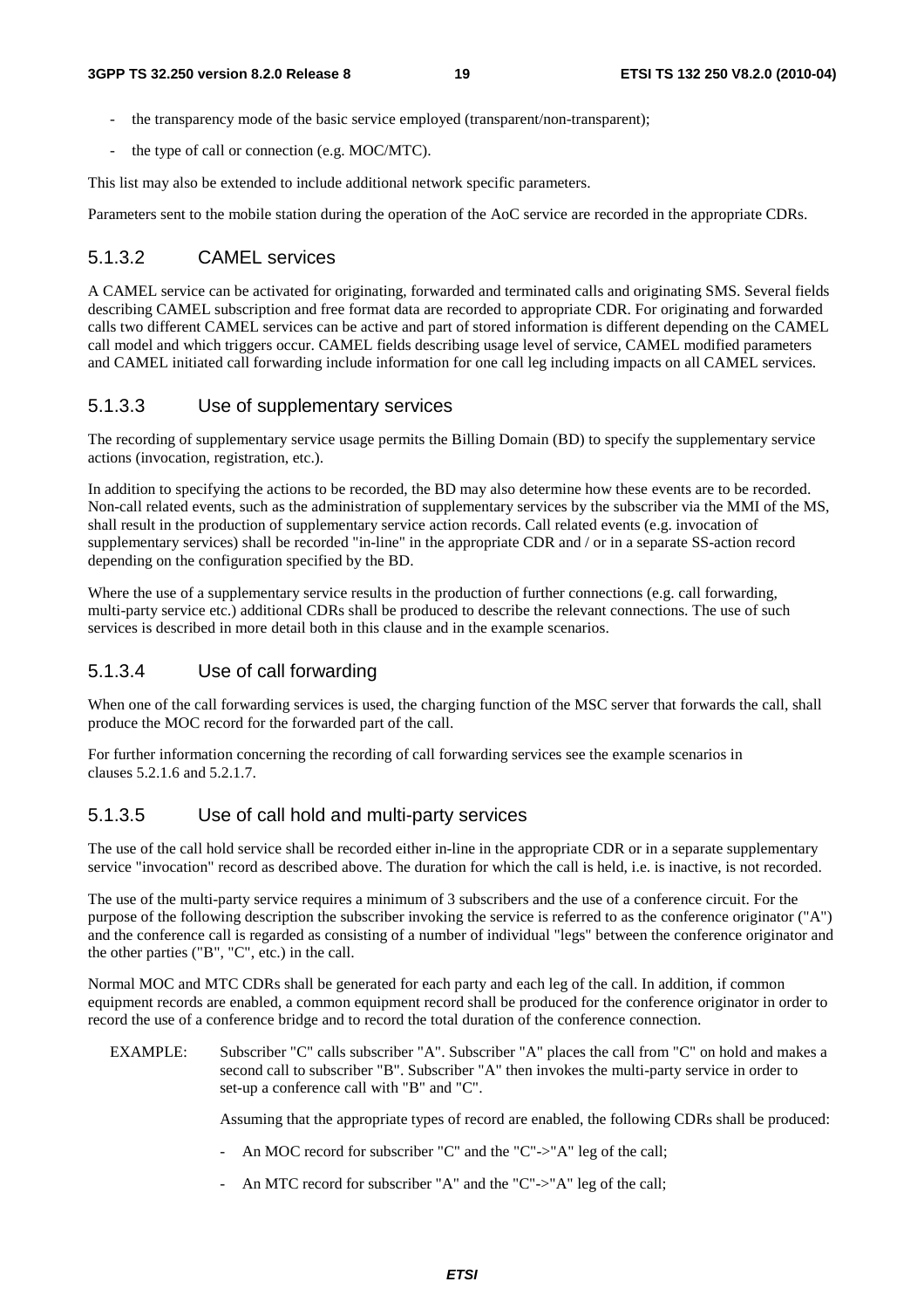- the transparency mode of the basic service employed (transparent/non-transparent);
- the type of call or connection (e.g. MOC/MTC).

This list may also be extended to include additional network specific parameters.

Parameters sent to the mobile station during the operation of the AoC service are recorded in the appropriate CDRs.

### 5.1.3.2 CAMEL services

A CAMEL service can be activated for originating, forwarded and terminated calls and originating SMS. Several fields describing CAMEL subscription and free format data are recorded to appropriate CDR. For originating and forwarded calls two different CAMEL services can be active and part of stored information is different depending on the CAMEL call model and which triggers occur. CAMEL fields describing usage level of service, CAMEL modified parameters and CAMEL initiated call forwarding include information for one call leg including impacts on all CAMEL services.

### 5.1.3.3 Use of supplementary services

The recording of supplementary service usage permits the Billing Domain (BD) to specify the supplementary service actions (invocation, registration, etc.).

In addition to specifying the actions to be recorded, the BD may also determine how these events are to be recorded. Non-call related events, such as the administration of supplementary services by the subscriber via the MMI of the MS, shall result in the production of supplementary service action records. Call related events (e.g. invocation of supplementary services) shall be recorded "in-line" in the appropriate CDR and / or in a separate SS-action record depending on the configuration specified by the BD.

Where the use of a supplementary service results in the production of further connections (e.g. call forwarding, multi-party service etc.) additional CDRs shall be produced to describe the relevant connections. The use of such services is described in more detail both in this clause and in the example scenarios.

### 5.1.3.4 Use of call forwarding

When one of the call forwarding services is used, the charging function of the MSC server that forwards the call, shall produce the MOC record for the forwarded part of the call.

For further information concerning the recording of call forwarding services see the example scenarios in clauses 5.2.1.6 and 5.2.1.7.

### 5.1.3.5 Use of call hold and multi-party services

The use of the call hold service shall be recorded either in-line in the appropriate CDR or in a separate supplementary service "invocation" record as described above. The duration for which the call is held, i.e. is inactive, is not recorded.

The use of the multi-party service requires a minimum of 3 subscribers and the use of a conference circuit. For the purpose of the following description the subscriber invoking the service is referred to as the conference originator ("A") and the conference call is regarded as consisting of a number of individual "legs" between the conference originator and the other parties ("B", "C", etc.) in the call.

Normal MOC and MTC CDRs shall be generated for each party and each leg of the call. In addition, if common equipment records are enabled, a common equipment record shall be produced for the conference originator in order to record the use of a conference bridge and to record the total duration of the conference connection.

EXAMPLE: Subscriber "C" calls subscriber "A". Subscriber "A" places the call from "C" on hold and makes a second call to subscriber "B". Subscriber "A" then invokes the multi-party service in order to set-up a conference call with "B" and "C".

Assuming that the appropriate types of record are enabled, the following CDRs shall be produced:

- An MOC record for subscriber "C" and the "C"->"A" leg of the call;
- An MTC record for subscriber "A" and the "C"->"A" leg of the call;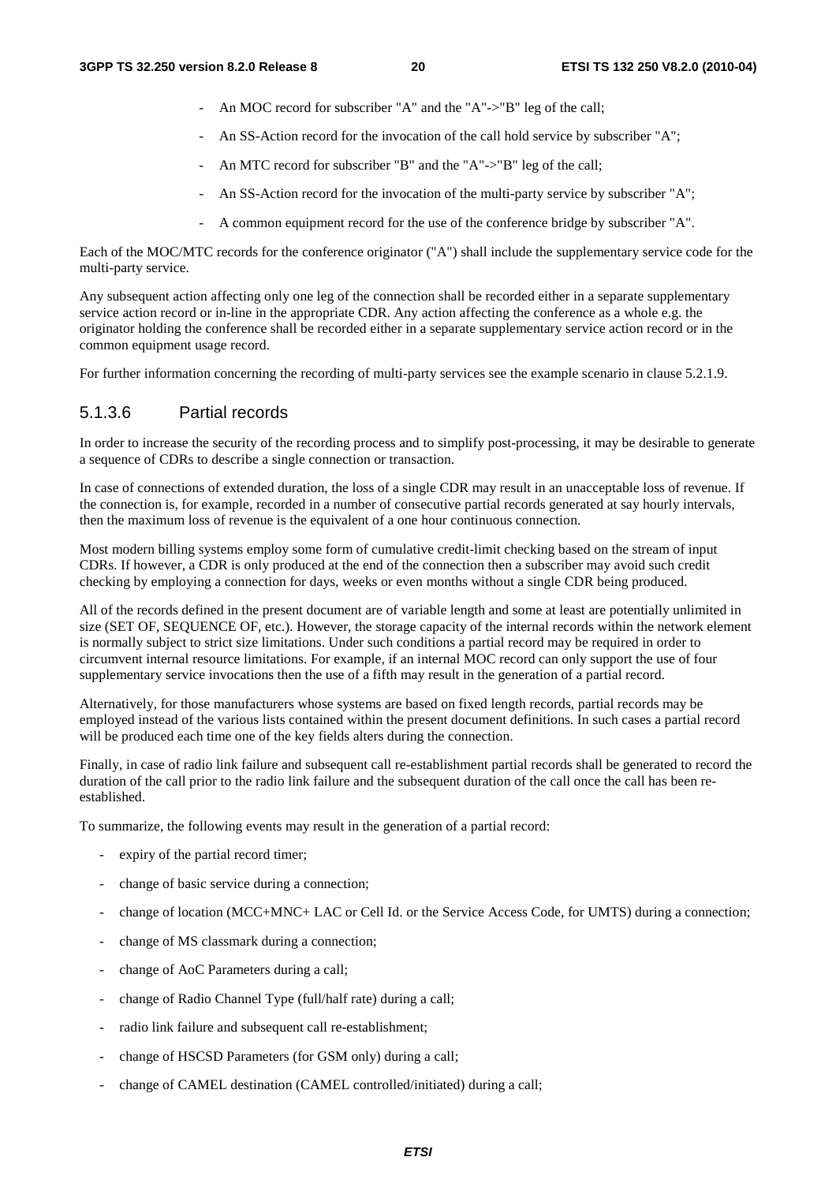- An MOC record for subscriber "A" and the "A"->"B" leg of the call;
- An SS-Action record for the invocation of the call hold service by subscriber "A";
- An MTC record for subscriber "B" and the "A"->"B" leg of the call;
- An SS-Action record for the invocation of the multi-party service by subscriber "A";
- A common equipment record for the use of the conference bridge by subscriber "A".

Each of the MOC/MTC records for the conference originator ("A") shall include the supplementary service code for the multi-party service.

Any subsequent action affecting only one leg of the connection shall be recorded either in a separate supplementary service action record or in-line in the appropriate CDR. Any action affecting the conference as a whole e.g. the originator holding the conference shall be recorded either in a separate supplementary service action record or in the common equipment usage record.

For further information concerning the recording of multi-party services see the example scenario in clause 5.2.1.9.

#### 5.1.3.6 Partial records

In order to increase the security of the recording process and to simplify post-processing, it may be desirable to generate a sequence of CDRs to describe a single connection or transaction.

In case of connections of extended duration, the loss of a single CDR may result in an unacceptable loss of revenue. If the connection is, for example, recorded in a number of consecutive partial records generated at say hourly intervals, then the maximum loss of revenue is the equivalent of a one hour continuous connection.

Most modern billing systems employ some form of cumulative credit-limit checking based on the stream of input CDRs. If however, a CDR is only produced at the end of the connection then a subscriber may avoid such credit checking by employing a connection for days, weeks or even months without a single CDR being produced.

All of the records defined in the present document are of variable length and some at least are potentially unlimited in size (SET OF, SEQUENCE OF, etc.). However, the storage capacity of the internal records within the network element is normally subject to strict size limitations. Under such conditions a partial record may be required in order to circumvent internal resource limitations. For example, if an internal MOC record can only support the use of four supplementary service invocations then the use of a fifth may result in the generation of a partial record.

Alternatively, for those manufacturers whose systems are based on fixed length records, partial records may be employed instead of the various lists contained within the present document definitions. In such cases a partial record will be produced each time one of the key fields alters during the connection.

Finally, in case of radio link failure and subsequent call re-establishment partial records shall be generated to record the duration of the call prior to the radio link failure and the subsequent duration of the call once the call has been re-established.

To summarize, the following events may result in the generation of a partial record:

- expiry of the partial record timer;
- change of basic service during a connection;
- change of location (MCC+MNC+ LAC or Cell Id. or the Service Access Code, for UMTS) during a connection;
- change of MS classmark during a connection;
- change of AoC Parameters during a call;
- change of Radio Channel Type (full/half rate) during a call;
- radio link failure and subsequent call re-establishment;
- change of HSCSD Parameters (for GSM only) during a call;
- change of CAMEL destination (CAMEL controlled/initiated) during a call;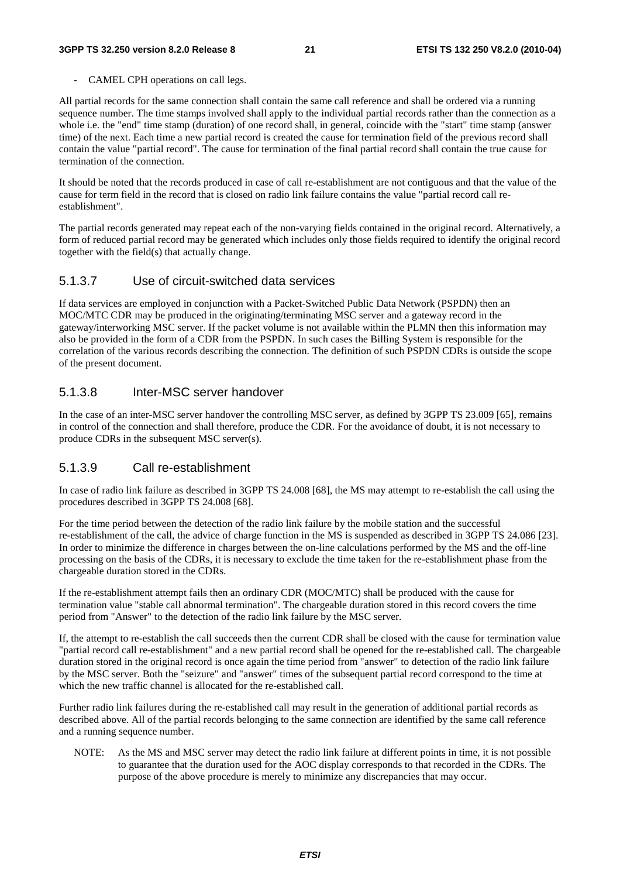- CAMEL CPH operations on call legs.

All partial records for the same connection shall contain the same call reference and shall be ordered via a running sequence number. The time stamps involved shall apply to the individual partial records rather than the connection as a whole i.e. the "end" time stamp (duration) of one record shall, in general, coincide with the "start" time stamp (answer time) of the next. Each time a new partial record is created the cause for termination field of the previous record shall contain the value "partial record". The cause for termination of the final partial record shall contain the true cause for termination of the connection.

It should be noted that the records produced in case of call re-establishment are not contiguous and that the value of the cause for term field in the record that is closed on radio link failure contains the value "partial record call re-establishment".

The partial records generated may repeat each of the non-varying fields contained in the original record. Alternatively, a form of reduced partial record may be generated which includes only those fields required to identify the original record together with the field(s) that actually change.

#### 5.1.3.7 Use of circuit-switched data services

If data services are employed in conjunction with a Packet-Switched Public Data Network (PSPDN) then an MOC/MTC CDR may be produced in the originating/terminating MSC server and a gateway record in the gateway/interworking MSC server. If the packet volume is not available within the PLMN then this information may also be provided in the form of a CDR from the PSPDN. In such cases the Billing System is responsible for the correlation of the various records describing the connection. The definition of such PSPDN CDRs is outside the scope of the present document.

#### 5.1.3.8 Inter-MSC server handover

In the case of an inter-MSC server handover the controlling MSC server, as defined by 3GPP TS 23.009 [65], remains in control of the connection and shall therefore, produce the CDR. For the avoidance of doubt, it is not necessary to produce CDRs in the subsequent MSC server(s).

#### 5.1.3.9 Call re-establishment

In case of radio link failure as described in 3GPP TS 24.008 [68], the MS may attempt to re-establish the call using the procedures described in 3GPP TS 24.008 [68].

For the time period between the detection of the radio link failure by the mobile station and the successful re-establishment of the call, the advice of charge function in the MS is suspended as described in 3GPP TS 24.086 [23]. In order to minimize the difference in charges between the on-line calculations performed by the MS and the off-line processing on the basis of the CDRs, it is necessary to exclude the time taken for the re-establishment phase from the chargeable duration stored in the CDRs.

If the re-establishment attempt fails then an ordinary CDR (MOC/MTC) shall be produced with the cause for termination value "stable call abnormal termination". The chargeable duration stored in this record covers the time period from "Answer" to the detection of the radio link failure by the MSC server.

If, the attempt to re-establish the call succeeds then the current CDR shall be closed with the cause for termination value "partial record call re-establishment" and a new partial record shall be opened for the re-established call. The chargeable duration stored in the original record is once again the time period from "answer" to detection of the radio link failure by the MSC server. Both the "seizure" and "answer" times of the subsequent partial record correspond to the time at which the new traffic channel is allocated for the re-established call.

Further radio link failures during the re-established call may result in the generation of additional partial records as described above. All of the partial records belonging to the same connection are identified by the same call reference and a running sequence number.

NOTE: As the MS and MSC server may detect the radio link failure at different points in time, it is not possible to guarantee that the duration used for the AOC display corresponds to that recorded in the CDRs. The purpose of the above procedure is merely to minimize any discrepancies that may occur.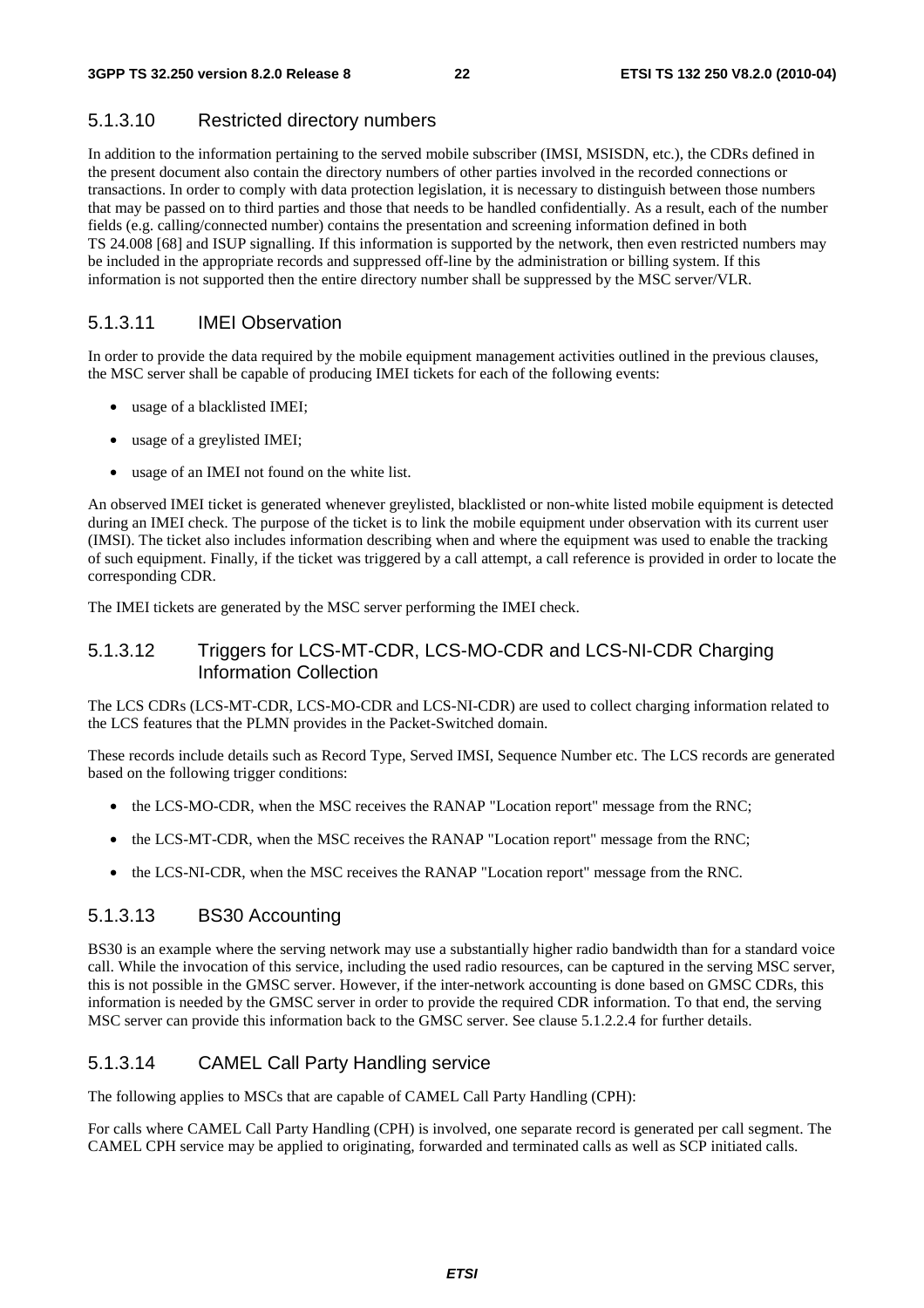#### 5.1.3.10 Restricted directory numbers

In addition to the information pertaining to the served mobile subscriber (IMSI, MSISDN, etc.), the CDRs defined in the present document also contain the directory numbers of other parties involved in the recorded connections or transactions. In order to comply with data protection legislation, it is necessary to distinguish between those numbers that may be passed on to third parties and those that needs to be handled confidentially. As a result, each of the number fields (e.g. calling/connected number) contains the presentation and screening information defined in both TS 24.008 [68] and ISUP signalling. If this information is supported by the network, then even restricted numbers may be included in the appropriate records and suppressed off-line by the administration or billing system. If this information is not supported then the entire directory number shall be suppressed by the MSC server/VLR.

#### 5.1.3.11 IMEI Observation

In order to provide the data required by the mobile equipment management activities outlined in the previous clauses, the MSC server shall be capable of producing IMEI tickets for each of the following events:

- usage of a blacklisted IMEI;
- usage of a greylisted IMEI;
- usage of an IMEI not found on the white list.

An observed IMEI ticket is generated whenever greylisted, blacklisted or non-white listed mobile equipment is detected during an IMEI check. The purpose of the ticket is to link the mobile equipment under observation with its current user (IMSI). The ticket also includes information describing when and where the equipment was used to enable the tracking of such equipment. Finally, if the ticket was triggered by a call attempt, a call reference is provided in order to locate the corresponding CDR.

The IMEI tickets are generated by the MSC server performing the IMEI check.

#### 5.1.3.12 Triggers for LCS-MT-CDR, LCS-MO-CDR and LCS-NI-CDR Charging Information Collection

The LCS CDRs (LCS-MT-CDR, LCS-MO-CDR and LCS-NI-CDR) are used to collect charging information related to the LCS features that the PLMN provides in the Packet-Switched domain.

These records include details such as Record Type, Served IMSI, Sequence Number etc. The LCS records are generated based on the following trigger conditions:

- the LCS-MO-CDR, when the MSC receives the RANAP "Location report" message from the RNC;
- the LCS-MT-CDR, when the MSC receives the RANAP "Location report" message from the RNC;
- the LCS-NI-CDR, when the MSC receives the RANAP "Location report" message from the RNC.

#### 5.1.3.13 BS30 Accounting

BS30 is an example where the serving network may use a substantially higher radio bandwidth than for a standard voice call. While the invocation of this service, including the used radio resources, can be captured in the serving MSC server, this is not possible in the GMSC server. However, if the inter-network accounting is done based on GMSC CDRs, this information is needed by the GMSC server in order to provide the required CDR information. To that end, the serving MSC server can provide this information back to the GMSC server. See clause 5.1.2.2.4 for further details.

#### 5.1.3.14 CAMEL Call Party Handling service

The following applies to MSCs that are capable of CAMEL Call Party Handling (CPH):

For calls where CAMEL Call Party Handling (CPH) is involved, one separate record is generated per call segment. The CAMEL CPH service may be applied to originating, forwarded and terminated calls as well as SCP initiated calls.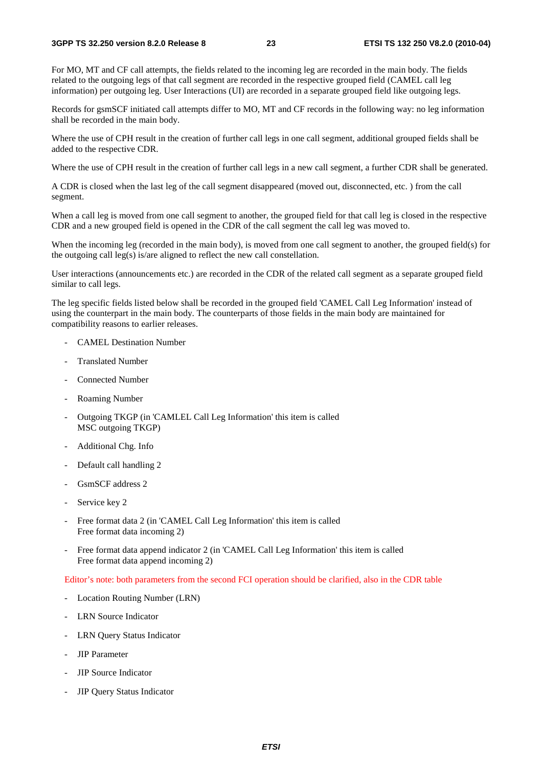For MO, MT and CF call attempts, the fields related to the incoming leg are recorded in the main body. The fields related to the outgoing legs of that call segment are recorded in the respective grouped field (CAMEL call leg information) per outgoing leg. User Interactions (UI) are recorded in a separate grouped field like outgoing legs.

Records for gsmSCF initiated call attempts differ to MO, MT and CF records in the following way: no leg information shall be recorded in the main body.

Where the use of CPH result in the creation of further call legs in one call segment, additional grouped fields shall be added to the respective CDR.

Where the use of CPH result in the creation of further call legs in a new call segment, a further CDR shall be generated.

A CDR is closed when the last leg of the call segment disappeared (moved out, disconnected, etc. ) from the call segment.

When a call leg is moved from one call segment to another, the grouped field for that call leg is closed in the respective CDR and a new grouped field is opened in the CDR of the call segment the call leg was moved to.

When the incoming leg (recorded in the main body), is moved from one call segment to another, the grouped field(s) for the outgoing call leg(s) is/are aligned to reflect the new call constellation.

User interactions (announcements etc.) are recorded in the CDR of the related call segment as a separate grouped field similar to call legs.

The leg specific fields listed below shall be recorded in the grouped field 'CAMEL Call Leg Information' instead of using the counterpart in the main body. The counterparts of those fields in the main body are maintained for compatibility reasons to earlier releases.

- CAMEL Destination Number
- Translated Number
- Connected Number
- Roaming Number
- Outgoing TKGP (in 'CAMLEL Call Leg Information' this item is called MSC outgoing TKGP)
- Additional Chg. Info
- Default call handling 2
- GsmSCF address 2
- Service key 2
- Free format data 2 (in 'CAMEL Call Leg Information' this item is called Free format data incoming 2)
- Free format data append indicator 2 (in 'CAMEL Call Leg Information' this item is called Free format data append incoming 2)

Editor's note: both parameters from the second FCI operation should be clarified, also in the CDR table

- Location Routing Number (LRN)
- LRN Source Indicator
- LRN Query Status Indicator
- JIP Parameter
- JIP Source Indicator
- JIP Query Status Indicator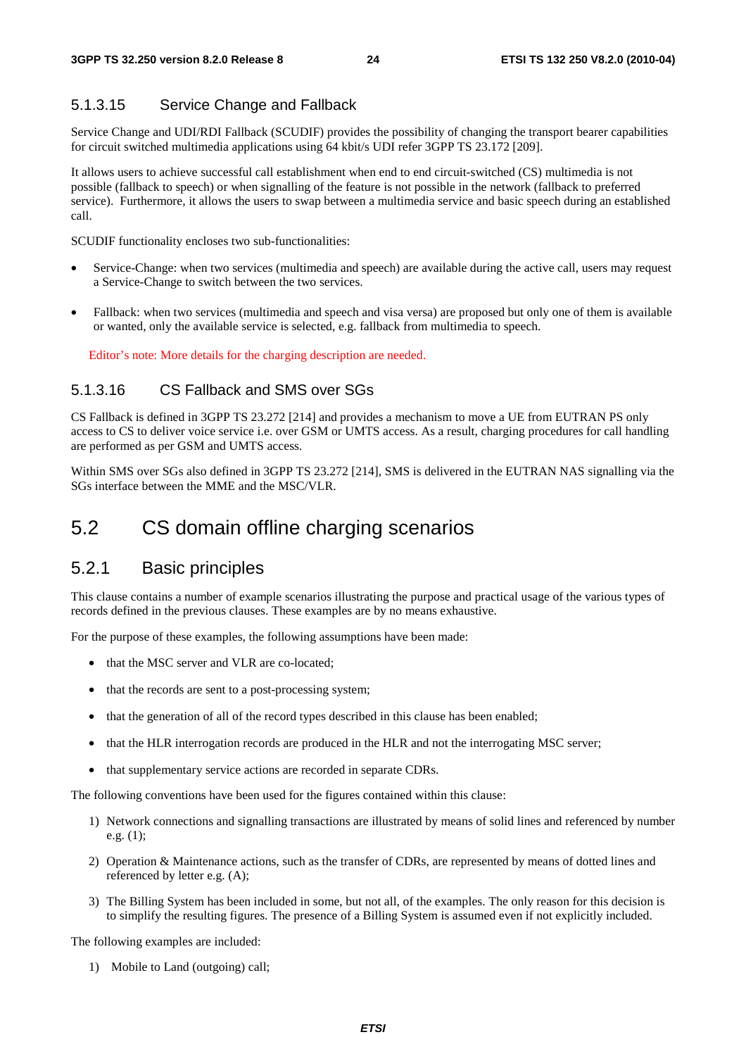#### 5.1.3.15 Service Change and Fallback

Service Change and UDI/RDI Fallback (SCUDIF) provides the possibility of changing the transport bearer capabilities for circuit switched multimedia applications using 64 kbit/s UDI refer 3GPP TS 23.172 [209].

It allows users to achieve successful call establishment when end to end circuit-switched (CS) multimedia is not possible (fallback to speech) or when signalling of the feature is not possible in the network (fallback to preferred service). Furthermore, it allows the users to swap between a multimedia service and basic speech during an established call.

SCUDIF functionality encloses two sub-functionalities:

- Service-Change: when two services (multimedia and speech) are available during the active call, users may request a Service-Change to switch between the two services.
- Fallback: when two services (multimedia and speech and visa versa) are proposed but only one of them is available or wanted, only the available service is selected, e.g. fallback from multimedia to speech.

Editor's note: More details for the charging description are needed.

#### 5.1.3.16 CS Fallback and SMS over SGs

CS Fallback is defined in 3GPP TS 23.272 [214] and provides a mechanism to move a UE from EUTRAN PS only access to CS to deliver voice service i.e. over GSM or UMTS access. As a result, charging procedures for call handling are performed as per GSM and UMTS access.

Within SMS over SGs also defined in 3GPP TS 23.272 [214], SMS is delivered in the EUTRAN NAS signalling via the SGs interface between the MME and the MSC/VLR.

## 5.2 CS domain offline charging scenarios

### 5.2.1 Basic principles

This clause contains a number of example scenarios illustrating the purpose and practical usage of the various types of records defined in the previous clauses. These examples are by no means exhaustive.

For the purpose of these examples, the following assumptions have been made:

- that the MSC server and VLR are co-located;
- that the records are sent to a post-processing system;
- that the generation of all of the record types described in this clause has been enabled;
- that the HLR interrogation records are produced in the HLR and not the interrogating MSC server;
- that supplementary service actions are recorded in separate CDRs.

The following conventions have been used for the figures contained within this clause:

1) Network connections and signalling transactions are illustrated by means of solid lines and referenced by number e.g. (1);
2) Operation & Maintenance actions, such as the transfer of CDRs, are represented by means of dotted lines and referenced by letter e.g. (A);
3) The Billing System has been included in some, but not all, of the examples. The only reason for this decision is to simplify the resulting figures. The presence of a Billing System is assumed even if not explicitly included.

The following examples are included:

1) Mobile to Land (outgoing) call;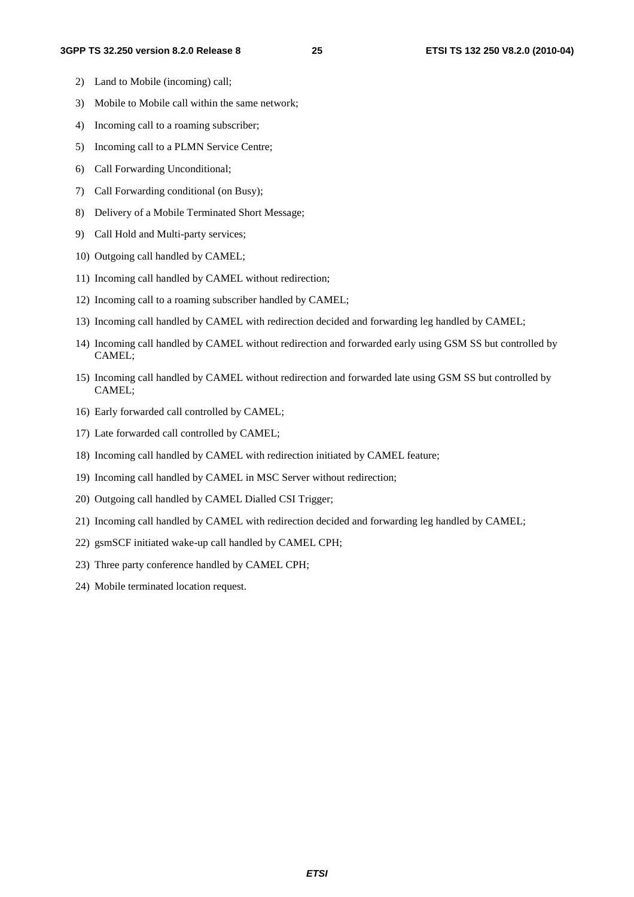2) Land to Mobile (incoming) call;

3) Mobile to Mobile call within the same network;

4) Incoming call to a roaming subscriber;

5) Incoming call to a PLMN Service Centre;

6) Call Forwarding Unconditional;

7) Call Forwarding conditional (on Busy);

8) Delivery of a Mobile Terminated Short Message;

9) Call Hold and Multi-party services;

10) Outgoing call handled by CAMEL;

11) Incoming call handled by CAMEL without redirection;

12) Incoming call to a roaming subscriber handled by CAMEL;

13) Incoming call handled by CAMEL with redirection decided and forwarding leg handled by CAMEL;

14) Incoming call handled by CAMEL without redirection and forwarded early using GSM SS but controlled by CAMEL;

15) Incoming call handled by CAMEL without redirection and forwarded late using GSM SS but controlled by CAMEL;

16) Early forwarded call controlled by CAMEL;

17) Late forwarded call controlled by CAMEL;

18) Incoming call handled by CAMEL with redirection initiated by CAMEL feature;

19) Incoming call handled by CAMEL in MSC Server without redirection;

20) Outgoing call handled by CAMEL Dialled CSI Trigger;

21) Incoming call handled by CAMEL with redirection decided and forwarding leg handled by CAMEL;

22) gsmSCF initiated wake-up call handled by CAMEL CPH;

23) Three party conference handled by CAMEL CPH;

24) Mobile terminated location request.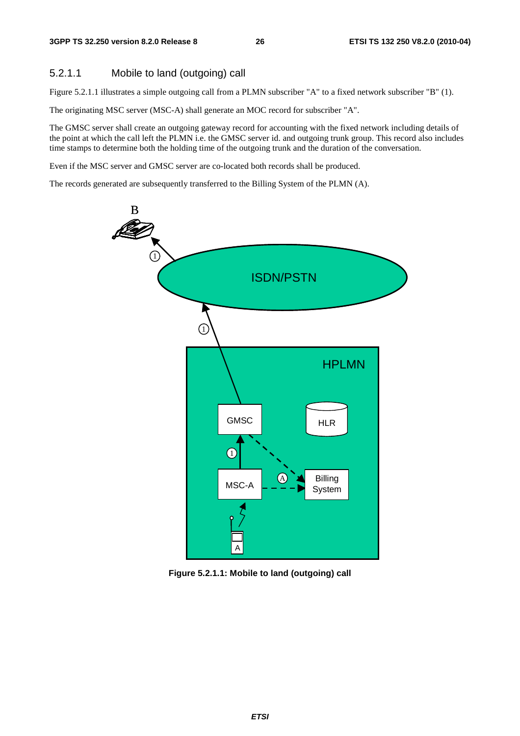### 5.2.1.1 Mobile to land (outgoing) call

Figure 5.2.1.1 illustrates a simple outgoing call from a PLMN subscriber "A" to a fixed network subscriber "B" (1).

The originating MSC server (MSC-A) shall generate an MOC record for subscriber "A".

The GMSC server shall create an outgoing gateway record for accounting with the fixed network including details of the point at which the call left the PLMN i.e. the GMSC server id. and outgoing trunk group. This record also includes time stamps to determine both the holding time of the outgoing trunk and the duration of the conversation.

Even if the MSC server and GMSC server are co-located both records shall be produced.

The records generated are subsequently transferred to the Billing System of the PLMN (A).

**Figure 5.2.1.1: Mobile to land (outgoing) call**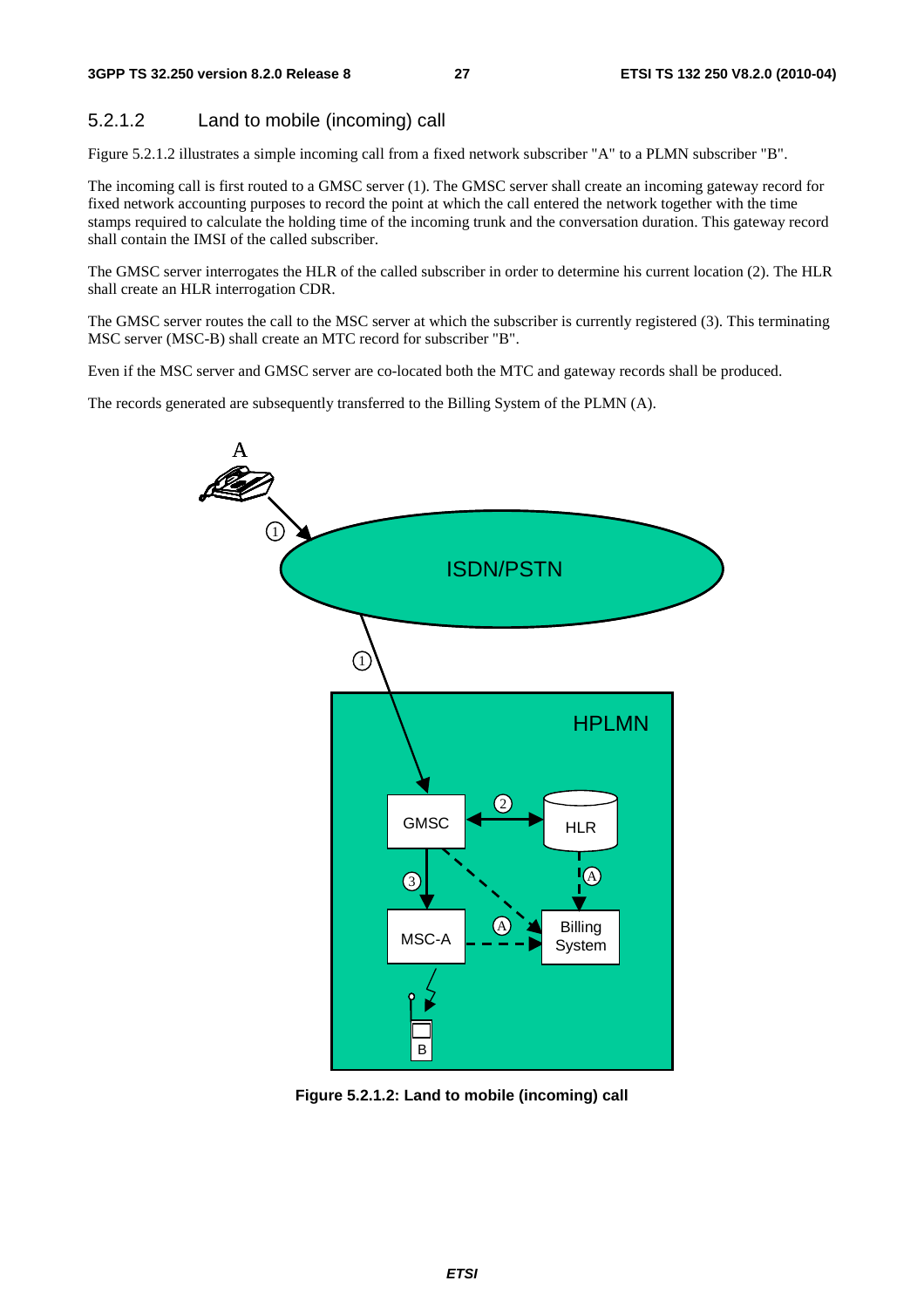### 5.2.1.2 Land to mobile (incoming) call

Figure 5.2.1.2 illustrates a simple incoming call from a fixed network subscriber "A" to a PLMN subscriber "B".

The incoming call is first routed to a GMSC server (1). The GMSC server shall create an incoming gateway record for fixed network accounting purposes to record the point at which the call entered the network together with the time stamps required to calculate the holding time of the incoming trunk and the conversation duration. This gateway record shall contain the IMSI of the called subscriber.

The GMSC server interrogates the HLR of the called subscriber in order to determine his current location (2). The HLR shall create an HLR interrogation CDR.

The GMSC server routes the call to the MSC server at which the subscriber is currently registered (3). This terminating MSC server (MSC-B) shall create an MTC record for subscriber "B".

Even if the MSC server and GMSC server are co-located both the MTC and gateway records shall be produced.

The records generated are subsequently transferred to the Billing System of the PLMN (A).

**Figure 5.2.1.2: Land to mobile (incoming) call**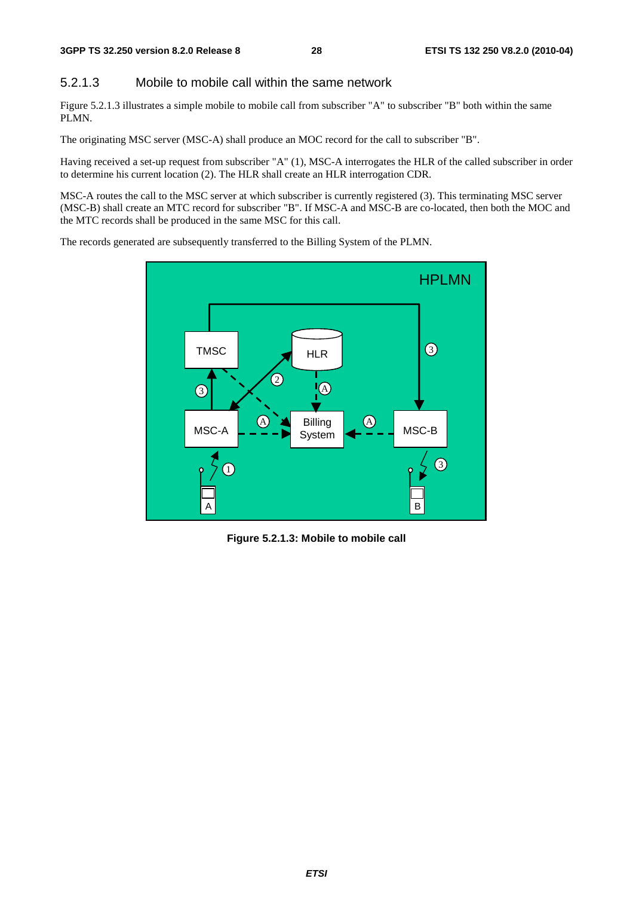### 5.2.1.3 Mobile to mobile call within the same network

Figure 5.2.1.3 illustrates a simple mobile to mobile call from subscriber "A" to subscriber "B" both within the same PLMN.

The originating MSC server (MSC-A) shall produce an MOC record for the call to subscriber "B".

Having received a set-up request from subscriber "A" (1), MSC-A interrogates the HLR of the called subscriber in order to determine his current location (2). The HLR shall create an HLR interrogation CDR.

MSC-A routes the call to the MSC server at which subscriber is currently registered (3). This terminating MSC server (MSC-B) shall create an MTC record for subscriber "B". If MSC-A and MSC-B are co-located, then both the MOC and the MTC records shall be produced in the same MSC for this call.

The records generated are subsequently transferred to the Billing System of the PLMN.

**Figure 5.2.1.3: Mobile to mobile call**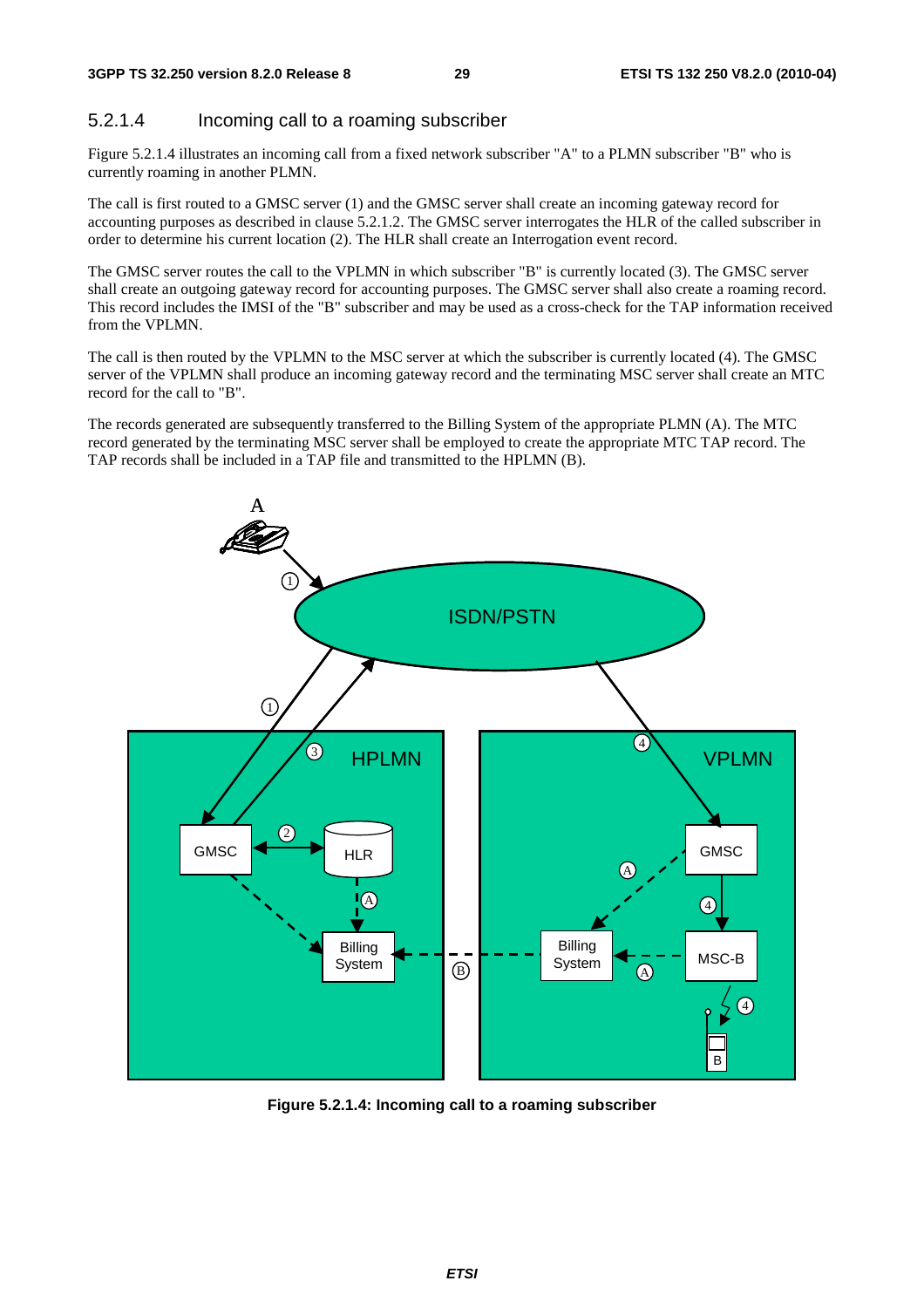### 5.2.1.4 Incoming call to a roaming subscriber

Figure 5.2.1.4 illustrates an incoming call from a fixed network subscriber "A" to a PLMN subscriber "B" who is currently roaming in another PLMN.

The call is first routed to a GMSC server (1) and the GMSC server shall create an incoming gateway record for accounting purposes as described in clause 5.2.1.2. The GMSC server interrogates the HLR of the called subscriber in order to determine his current location (2). The HLR shall create an Interrogation event record.

The GMSC server routes the call to the VPLMN in which subscriber "B" is currently located (3). The GMSC server shall create an outgoing gateway record for accounting purposes. The GMSC server shall also create a roaming record. This record includes the IMSI of the "B" subscriber and may be used as a cross-check for the TAP information received from the VPLMN.

The call is then routed by the VPLMN to the MSC server at which the subscriber is currently located (4). The GMSC server of the VPLMN shall produce an incoming gateway record and the terminating MSC server shall create an MTC record for the call to "B".

The records generated are subsequently transferred to the Billing System of the appropriate PLMN (A). The MTC record generated by the terminating MSC server shall be employed to create the appropriate MTC TAP record. The TAP records shall be included in a TAP file and transmitted to the HPLMN (B).

**Figure 5.2.1.4: Incoming call to a roaming subscriber**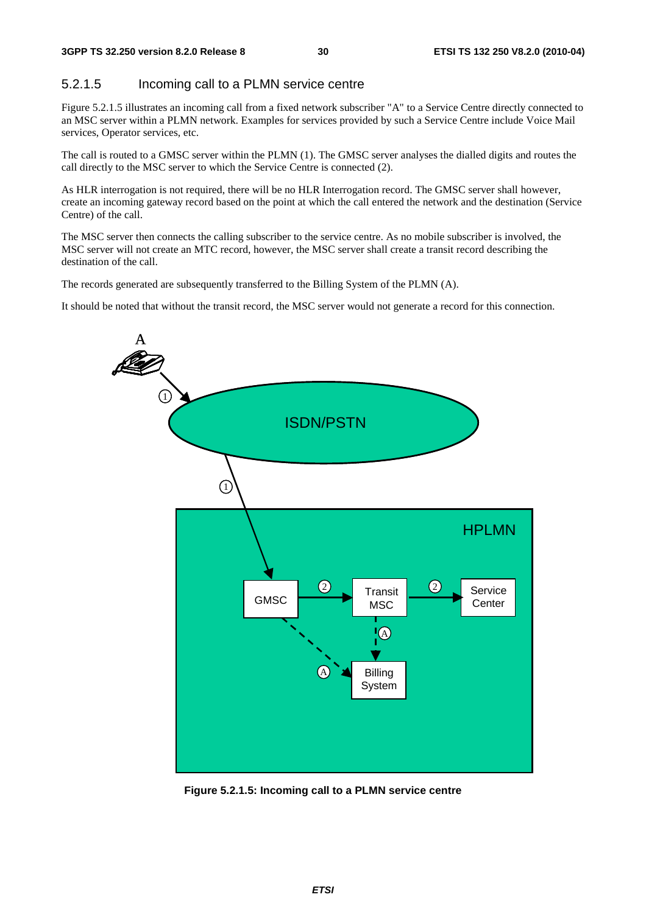### 5.2.1.5 Incoming call to a PLMN service centre

Figure 5.2.1.5 illustrates an incoming call from a fixed network subscriber "A" to a Service Centre directly connected to an MSC server within a PLMN network. Examples for services provided by such a Service Centre include Voice Mail services, Operator services, etc.

The call is routed to a GMSC server within the PLMN (1). The GMSC server analyses the dialled digits and routes the call directly to the MSC server to which the Service Centre is connected (2).

As HLR interrogation is not required, there will be no HLR Interrogation record. The GMSC server shall however, create an incoming gateway record based on the point at which the call entered the network and the destination (Service Centre) of the call.

The MSC server then connects the calling subscriber to the service centre. As no mobile subscriber is involved, the MSC server will not create an MTC record, however, the MSC server shall create a transit record describing the destination of the call.

The records generated are subsequently transferred to the Billing System of the PLMN (A).

It should be noted that without the transit record, the MSC server would not generate a record for this connection.

**Figure 5.2.1.5: Incoming call to a PLMN service centre**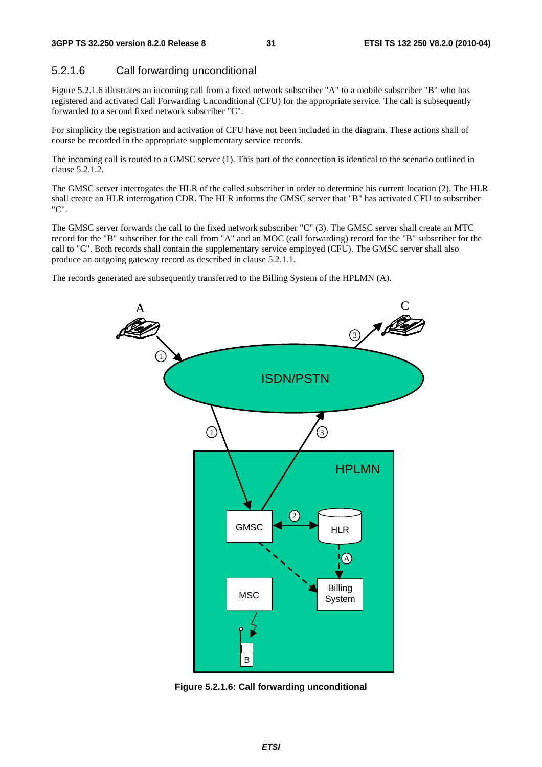### 5.2.1.6 Call forwarding unconditional

Figure 5.2.1.6 illustrates an incoming call from a fixed network subscriber "A" to a mobile subscriber "B" who has registered and activated Call Forwarding Unconditional (CFU) for the appropriate service. The call is subsequently forwarded to a second fixed network subscriber "C".

For simplicity the registration and activation of CFU have not been included in the diagram. These actions shall of course be recorded in the appropriate supplementary service records.

The incoming call is routed to a GMSC server (1). This part of the connection is identical to the scenario outlined in clause 5.2.1.2.

The GMSC server interrogates the HLR of the called subscriber in order to determine his current location (2). The HLR shall create an HLR interrogation CDR. The HLR informs the GMSC server that "B" has activated CFU to subscriber "C".

The GMSC server forwards the call to the fixed network subscriber "C" (3). The GMSC server shall create an MTC record for the "B" subscriber for the call from "A" and an MOC (call forwarding) record for the "B" subscriber for the call to "C". Both records shall contain the supplementary service employed (CFU). The GMSC server shall also produce an outgoing gateway record as described in clause 5.2.1.1.

The records generated are subsequently transferred to the Billing System of the HPLMN (A).

**Figure 5.2.1.6: Call forwarding unconditional**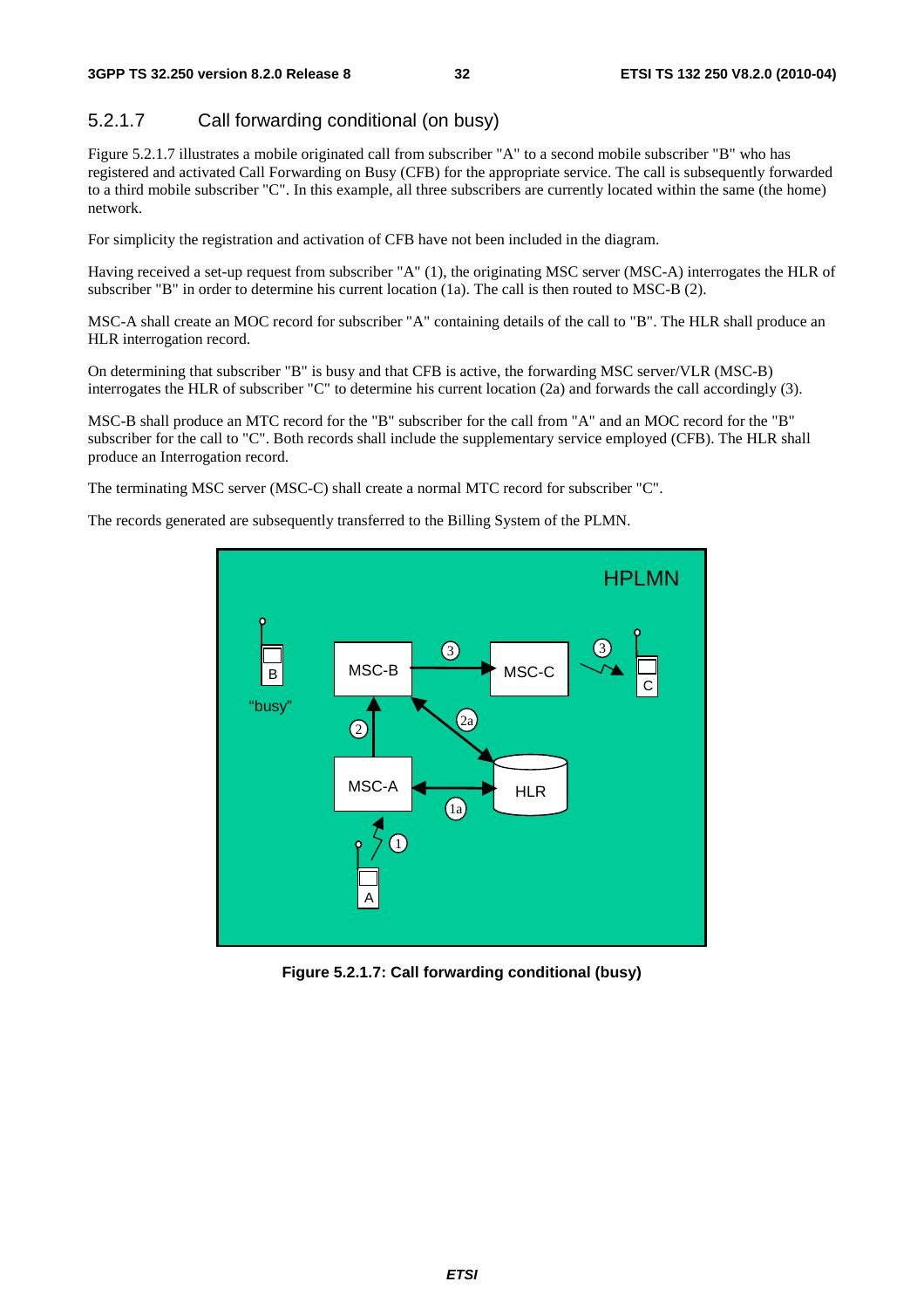#### 5.2.1.7 Call forwarding conditional (on busy)

Figure 5.2.1.7 illustrates a mobile originated call from subscriber "A" to a second mobile subscriber "B" who has registered and activated Call Forwarding on Busy (CFB) for the appropriate service. The call is subsequently forwarded to a third mobile subscriber "C". In this example, all three subscribers are currently located within the same (the home) network.

For simplicity the registration and activation of CFB have not been included in the diagram.

Having received a set-up request from subscriber "A" (1), the originating MSC server (MSC-A) interrogates the HLR of subscriber "B" in order to determine his current location (1a). The call is then routed to MSC-B (2).

MSC-A shall create an MOC record for subscriber "A" containing details of the call to "B". The HLR shall produce an HLR interrogation record.

On determining that subscriber "B" is busy and that CFB is active, the forwarding MSC server/VLR (MSC-B) interrogates the HLR of subscriber "C" to determine his current location (2a) and forwards the call accordingly (3).

MSC-B shall produce an MTC record for the "B" subscriber for the call from "A" and an MOC record for the "B" subscriber for the call to "C". Both records shall include the supplementary service employed (CFB). The HLR shall produce an Interrogation record.

The terminating MSC server (MSC-C) shall create a normal MTC record for subscriber "C".

The records generated are subsequently transferred to the Billing System of the PLMN.

**Figure 5.2.1.7: Call forwarding conditional (busy)**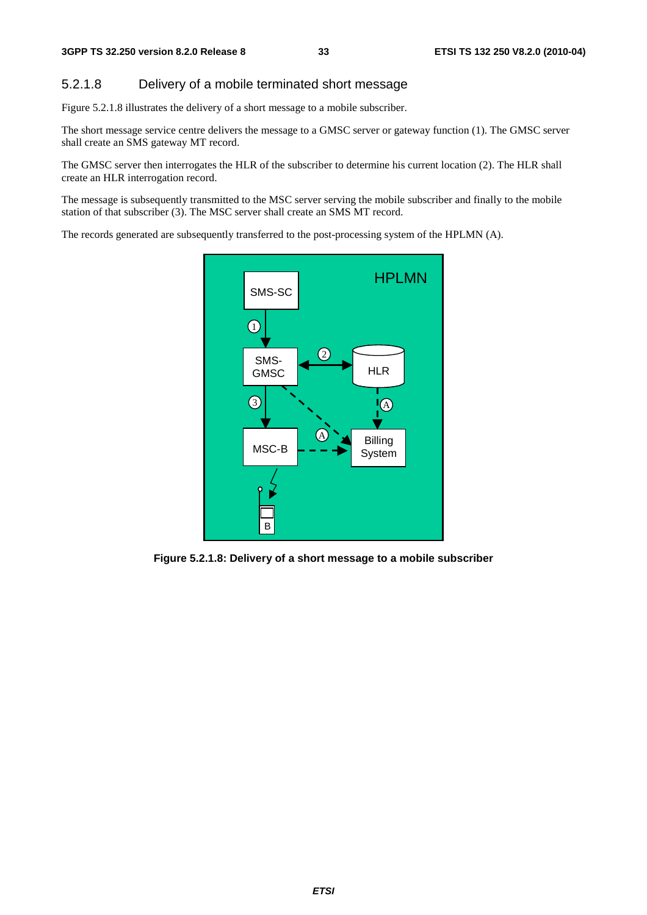### 5.2.1.8 Delivery of a mobile terminated short message

Figure 5.2.1.8 illustrates the delivery of a short message to a mobile subscriber.

The short message service centre delivers the message to a GMSC server or gateway function (1). The GMSC server shall create an SMS gateway MT record.

The GMSC server then interrogates the HLR of the subscriber to determine his current location (2). The HLR shall create an HLR interrogation record.

The message is subsequently transmitted to the MSC server serving the mobile subscriber and finally to the mobile station of that subscriber (3). The MSC server shall create an SMS MT record.

The records generated are subsequently transferred to the post-processing system of the HPLMN (A).

**Figure 5.2.1.8: Delivery of a short message to a mobile subscriber**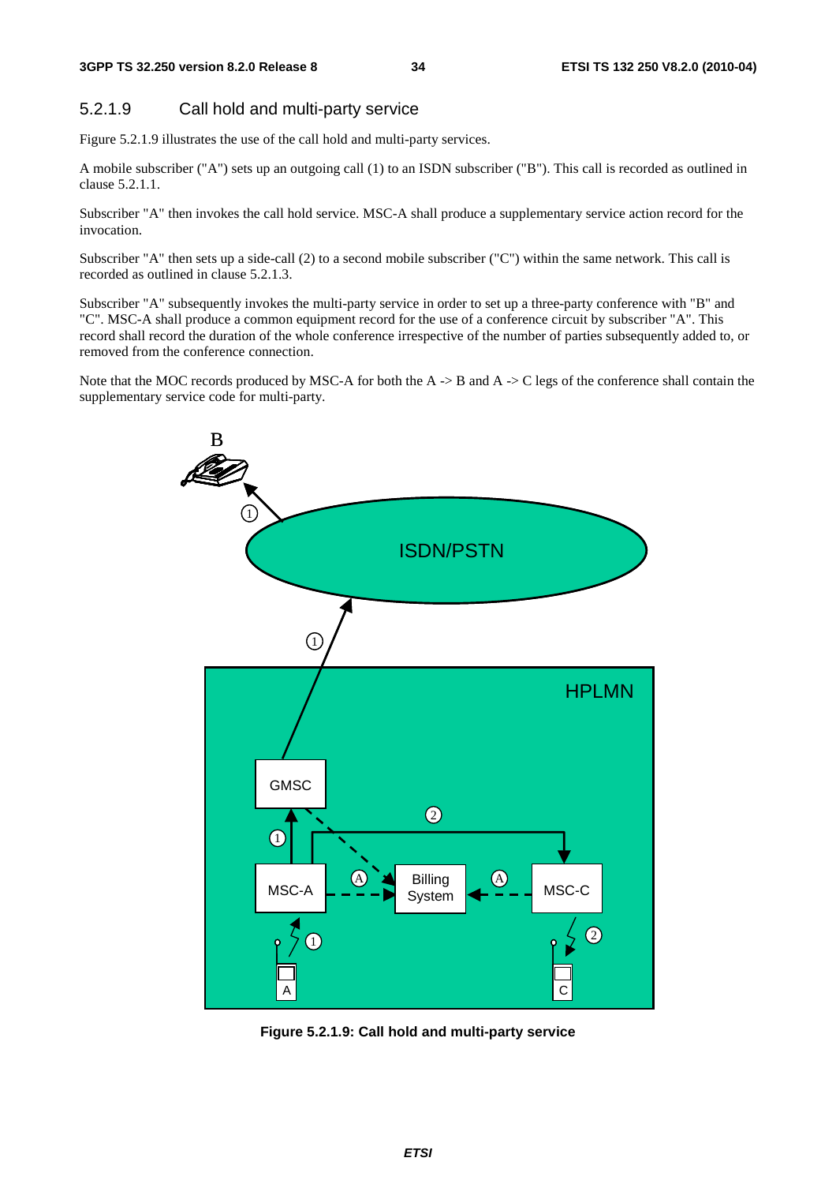### 5.2.1.9 Call hold and multi-party service

Figure 5.2.1.9 illustrates the use of the call hold and multi-party services.

A mobile subscriber ("A") sets up an outgoing call (1) to an ISDN subscriber ("B"). This call is recorded as outlined in clause 5.2.1.1.

Subscriber "A" then invokes the call hold service. MSC-A shall produce a supplementary service action record for the invocation.

Subscriber "A" then sets up a side-call (2) to a second mobile subscriber ("C") within the same network. This call is recorded as outlined in clause 5.2.1.3.

Subscriber "A" subsequently invokes the multi-party service in order to set up a three-party conference with "B" and "C". MSC-A shall produce a common equipment record for the use of a conference circuit by subscriber "A". This record shall record the duration of the whole conference irrespective of the number of parties subsequently added to, or removed from the conference connection.

Note that the MOC records produced by MSC-A for both the A -> B and A -> C legs of the conference shall contain the supplementary service code for multi-party.

**Figure 5.2.1.9: Call hold and multi-party service**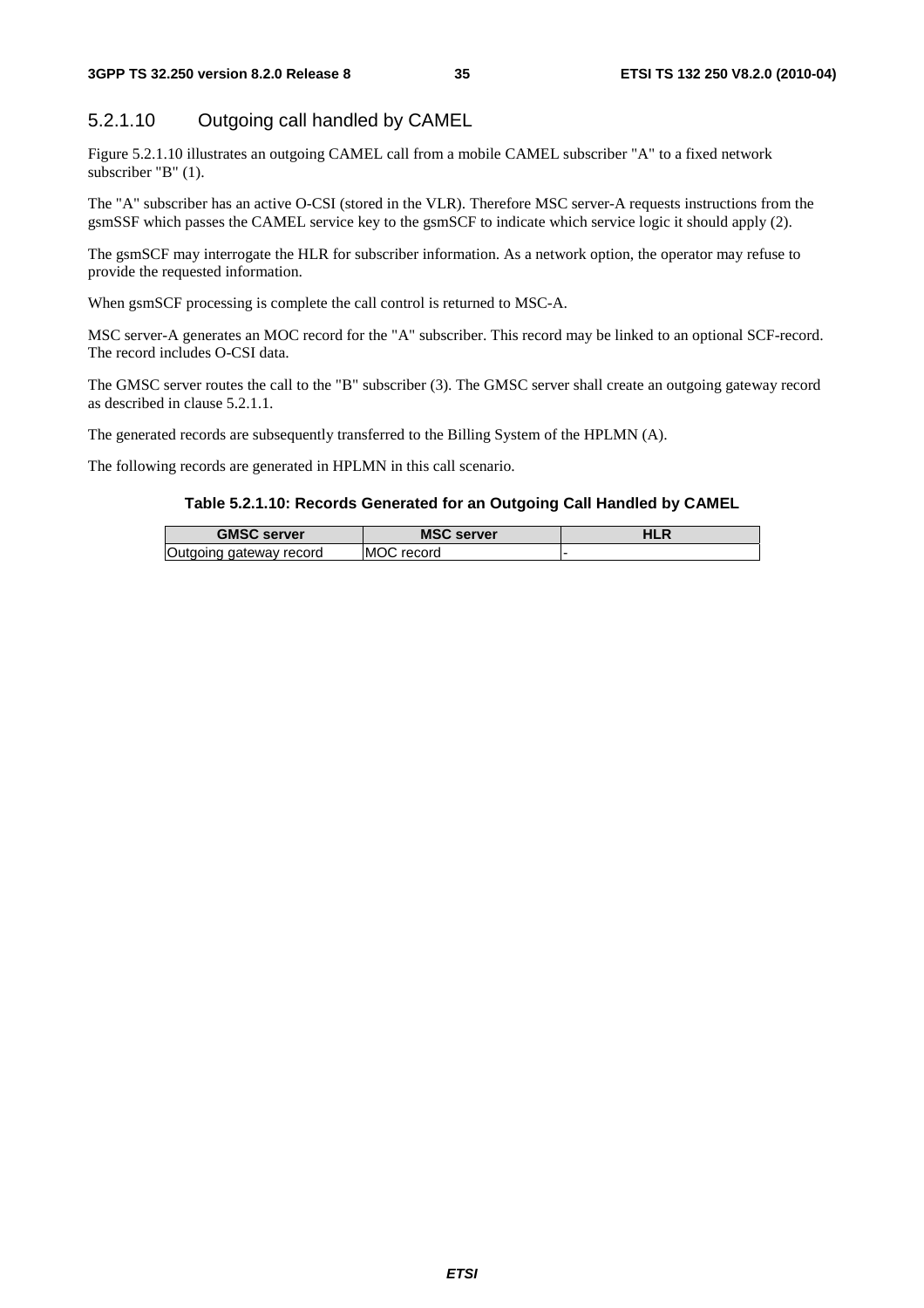#### 5.2.1.10 Outgoing call handled by CAMEL

Figure 5.2.1.10 illustrates an outgoing CAMEL call from a mobile CAMEL subscriber "A" to a fixed network subscriber "B" (1).

The "A" subscriber has an active O-CSI (stored in the VLR). Therefore MSC server-A requests instructions from the gsmSSF which passes the CAMEL service key to the gsmSCF to indicate which service logic it should apply (2).

The gsmSCF may interrogate the HLR for subscriber information. As a network option, the operator may refuse to provide the requested information.

When gsmSCF processing is complete the call control is returned to MSC-A.

MSC server-A generates an MOC record for the "A" subscriber. This record may be linked to an optional SCF-record. The record includes O-CSI data.

The GMSC server routes the call to the "B" subscriber (3). The GMSC server shall create an outgoing gateway record as described in clause 5.2.1.1.

The generated records are subsequently transferred to the Billing System of the HPLMN (A).

The following records are generated in HPLMN in this call scenario.

**Table 5.2.1.10: Records Generated for an Outgoing Call Handled by CAMEL**

| GMSC server | MSC server | HLR |
|---|---|---|
| Outgoing gateway record | MOC record | - |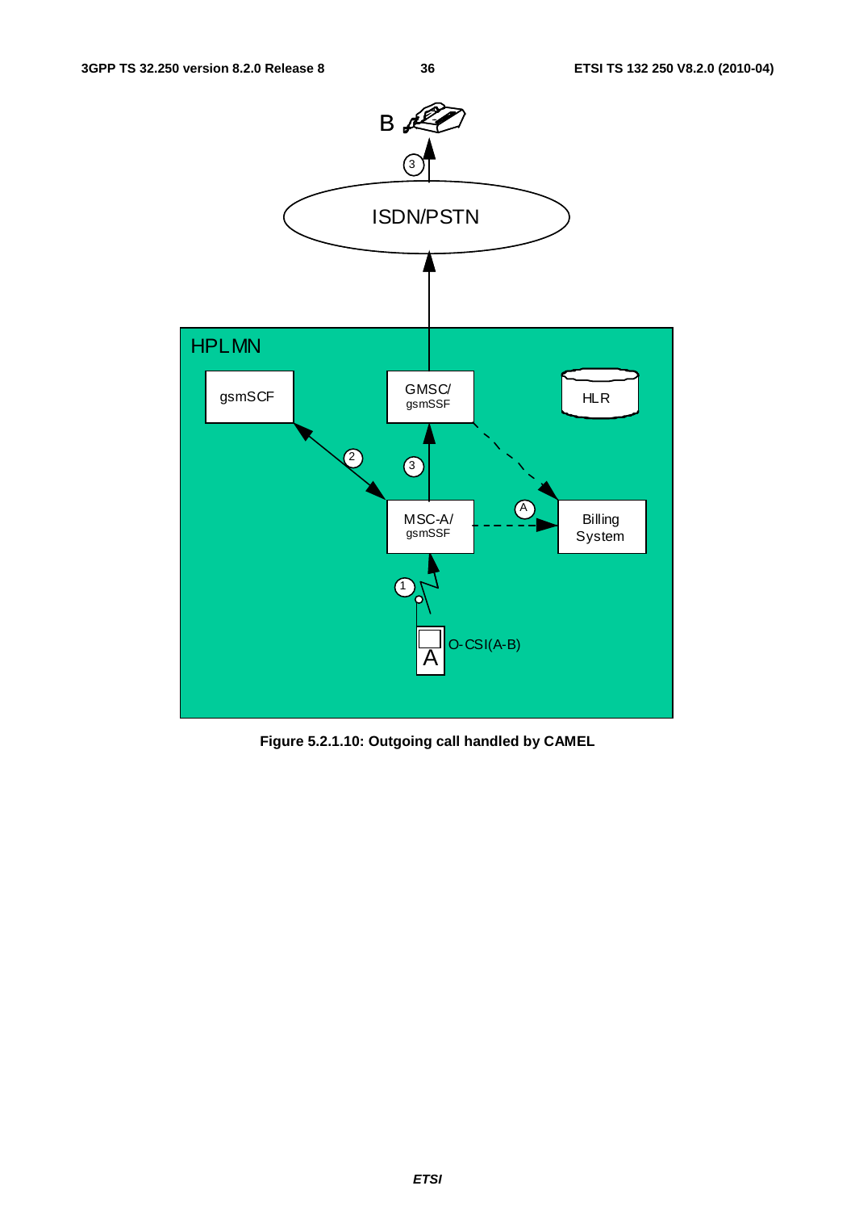**Figure 5.2.1.10: Outgoing call handled by CAMEL**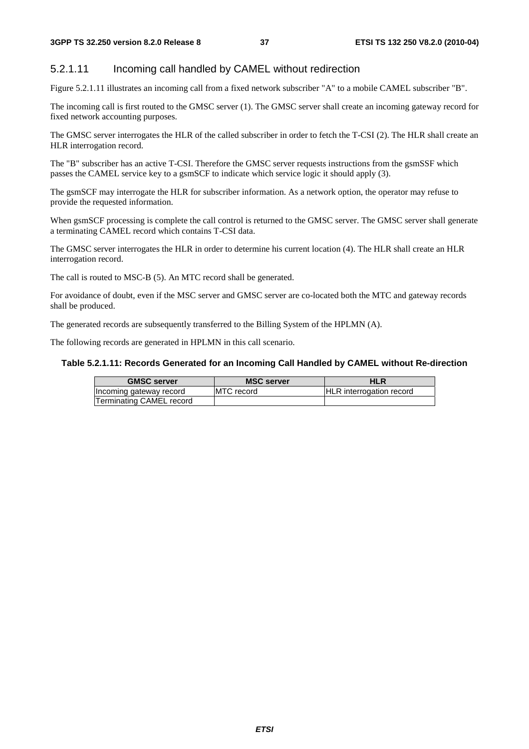#### 5.2.1.11 Incoming call handled by CAMEL without redirection

Figure 5.2.1.11 illustrates an incoming call from a fixed network subscriber "A" to a mobile CAMEL subscriber "B".

The incoming call is first routed to the GMSC server (1). The GMSC server shall create an incoming gateway record for fixed network accounting purposes.

The GMSC server interrogates the HLR of the called subscriber in order to fetch the T-CSI (2). The HLR shall create an HLR interrogation record.

The "B" subscriber has an active T-CSI. Therefore the GMSC server requests instructions from the gsmSSF which passes the CAMEL service key to a gsmSCF to indicate which service logic it should apply (3).

The gsmSCF may interrogate the HLR for subscriber information. As a network option, the operator may refuse to provide the requested information.

When gsmSCF processing is complete the call control is returned to the GMSC server. The GMSC server shall generate a terminating CAMEL record which contains T-CSI data.

The GMSC server interrogates the HLR in order to determine his current location (4). The HLR shall create an HLR interrogation record.

The call is routed to MSC-B (5). An MTC record shall be generated.

For avoidance of doubt, even if the MSC server and GMSC server are co-located both the MTC and gateway records shall be produced.

The generated records are subsequently transferred to the Billing System of the HPLMN (A).

The following records are generated in HPLMN in this call scenario.

**Table 5.2.1.11: Records Generated for an Incoming Call Handled by CAMEL without Re-direction**

| GMSC server | MSC server | HLR |
|---|---|---|
| Incoming gateway record | MTC record | HLR interrogation record |
| Terminating CAMEL record | | |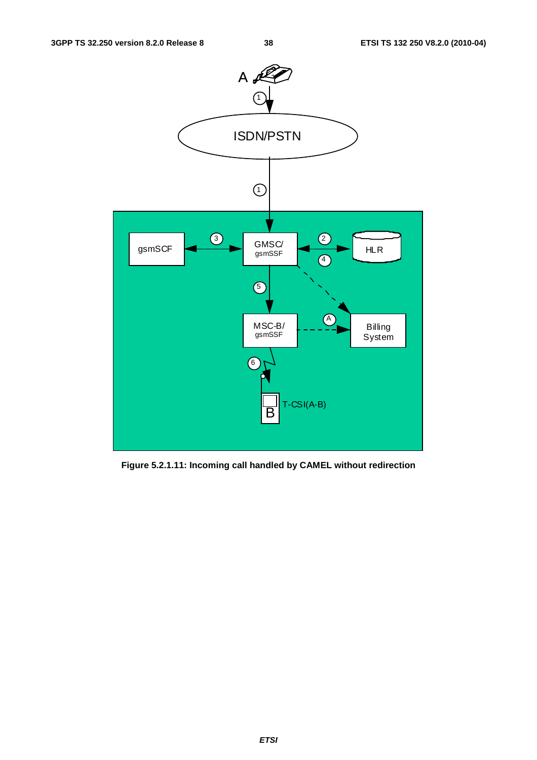**Figure 5.2.1.11: Incoming call handled by CAMEL without redirection**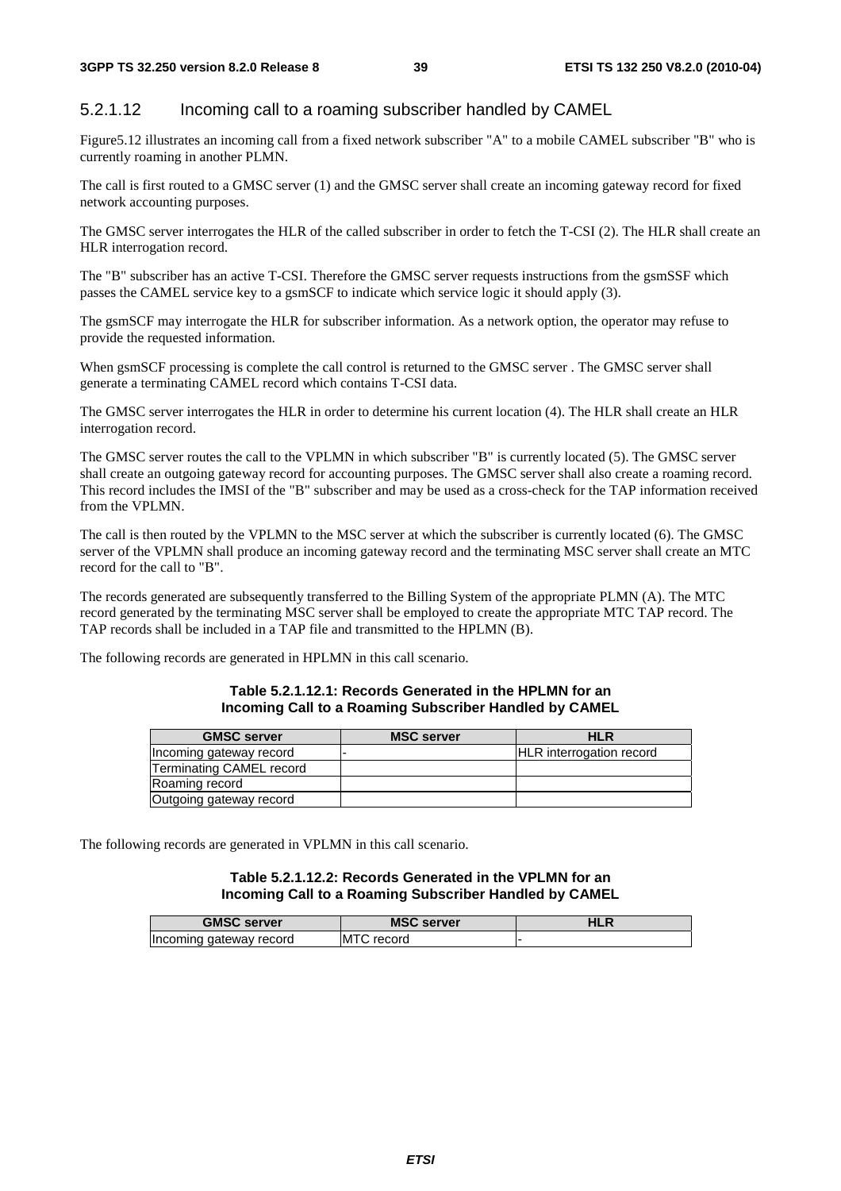#### 5.2.1.12 Incoming call to a roaming subscriber handled by CAMEL

Figure5.12 illustrates an incoming call from a fixed network subscriber "A" to a mobile CAMEL subscriber "B" who is currently roaming in another PLMN.

The call is first routed to a GMSC server (1) and the GMSC server shall create an incoming gateway record for fixed network accounting purposes.

The GMSC server interrogates the HLR of the called subscriber in order to fetch the T-CSI (2). The HLR shall create an HLR interrogation record.

The "B" subscriber has an active T-CSI. Therefore the GMSC server requests instructions from the gsmSSF which passes the CAMEL service key to a gsmSCF to indicate which service logic it should apply (3).

The gsmSCF may interrogate the HLR for subscriber information. As a network option, the operator may refuse to provide the requested information.

When gsmSCF processing is complete the call control is returned to the GMSC server . The GMSC server shall generate a terminating CAMEL record which contains T-CSI data.

The GMSC server interrogates the HLR in order to determine his current location (4). The HLR shall create an HLR interrogation record.

The GMSC server routes the call to the VPLMN in which subscriber "B" is currently located (5). The GMSC server shall create an outgoing gateway record for accounting purposes. The GMSC server shall also create a roaming record. This record includes the IMSI of the "B" subscriber and may be used as a cross-check for the TAP information received from the VPLMN.

The call is then routed by the VPLMN to the MSC server at which the subscriber is currently located (6). The GMSC server of the VPLMN shall produce an incoming gateway record and the terminating MSC server shall create an MTC record for the call to "B".

The records generated are subsequently transferred to the Billing System of the appropriate PLMN (A). The MTC record generated by the terminating MSC server shall be employed to create the appropriate MTC TAP record. The TAP records shall be included in a TAP file and transmitted to the HPLMN (B).

The following records are generated in HPLMN in this call scenario.

**Table 5.2.1.12.1: Records Generated in the HPLMN for an Incoming Call to a Roaming Subscriber Handled by CAMEL**

| GMSC server | MSC server | HLR |
|---|---|---|
| Incoming gateway record | - | HLR interrogation record |
| Terminating CAMEL record | | |
| Roaming record | | |
| Outgoing gateway record | | |

The following records are generated in VPLMN in this call scenario.

**Table 5.2.1.12.2: Records Generated in the VPLMN for an Incoming Call to a Roaming Subscriber Handled by CAMEL**

| GMSC server | MSC server | HLR |
|---|---|---|
| Incoming gateway record | MTC record | - |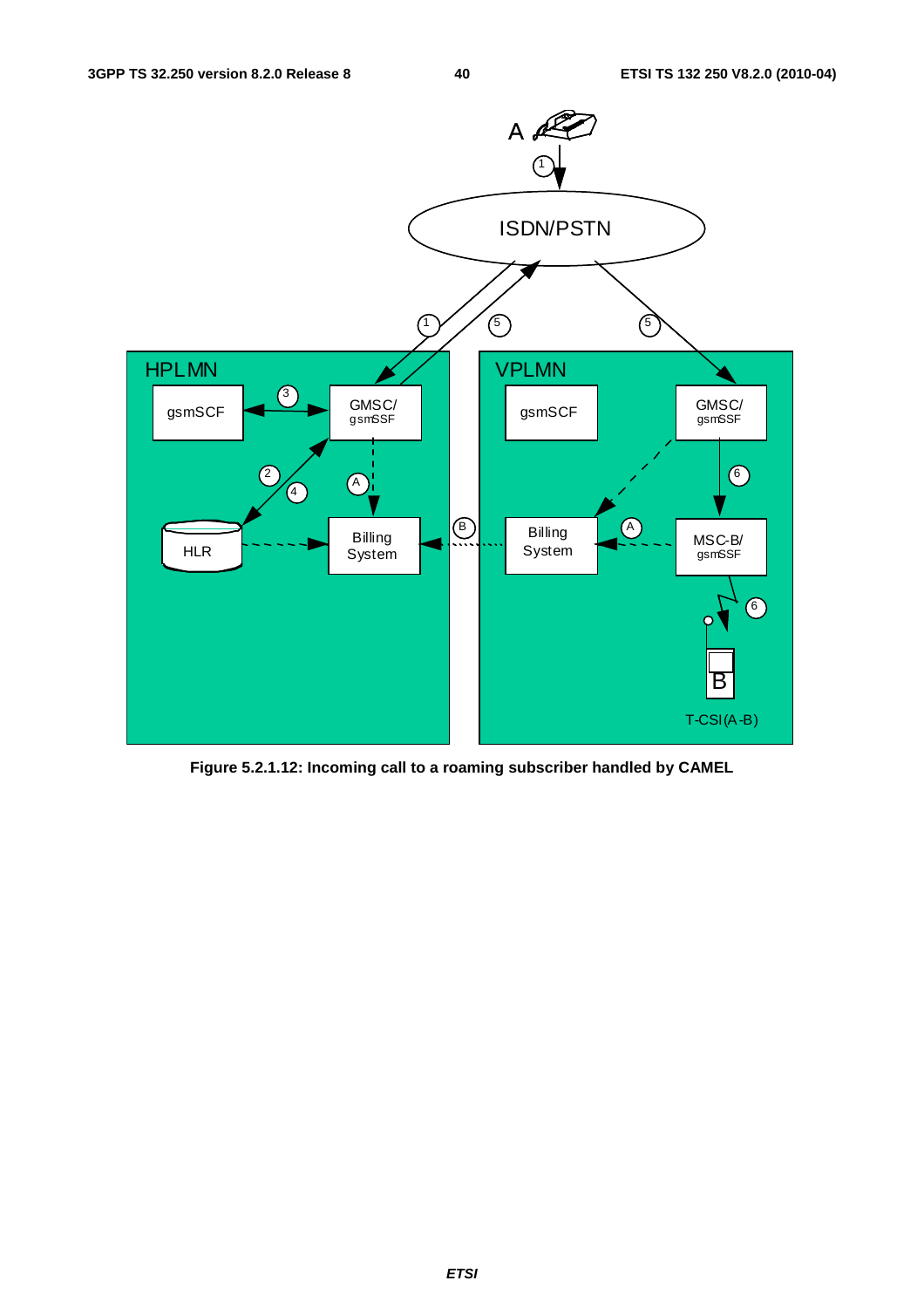Figure 5.2.1.12: Incoming call to a roaming subscriber handled by CAMEL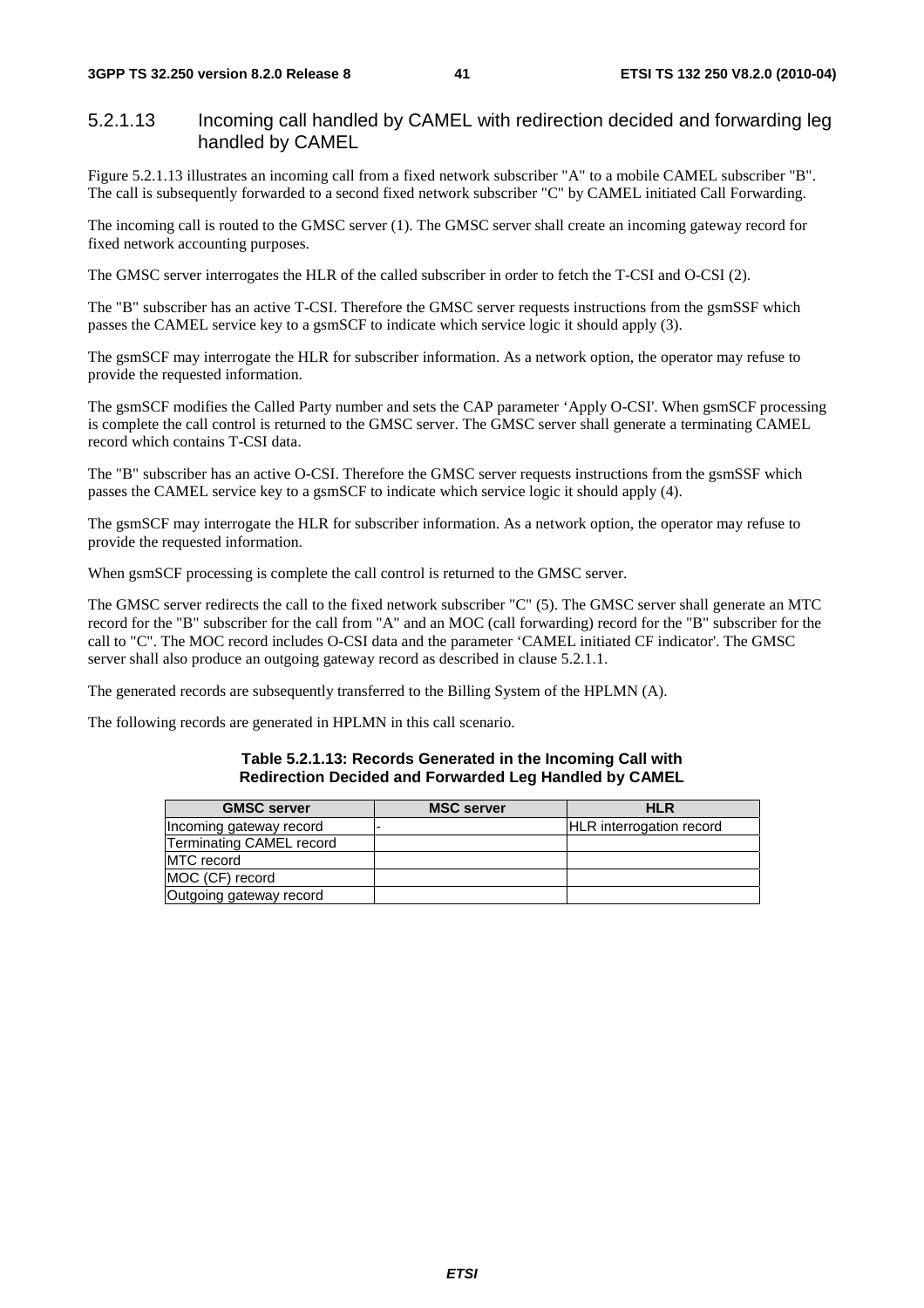### 5.2.1.13 Incoming call handled by CAMEL with redirection decided and forwarding leg handled by CAMEL

Figure 5.2.1.13 illustrates an incoming call from a fixed network subscriber "A" to a mobile CAMEL subscriber "B". The call is subsequently forwarded to a second fixed network subscriber "C" by CAMEL initiated Call Forwarding.

The incoming call is routed to the GMSC server (1). The GMSC server shall create an incoming gateway record for fixed network accounting purposes.

The GMSC server interrogates the HLR of the called subscriber in order to fetch the T-CSI and O-CSI (2).

The "B" subscriber has an active T-CSI. Therefore the GMSC server requests instructions from the gsmSSF which passes the CAMEL service key to a gsmSCF to indicate which service logic it should apply (3).

The gsmSCF may interrogate the HLR for subscriber information. As a network option, the operator may refuse to provide the requested information.

The gsmSCF modifies the Called Party number and sets the CAP parameter 'Apply O-CSI'. When gsmSCF processing is complete the call control is returned to the GMSC server. The GMSC server shall generate a terminating CAMEL record which contains T-CSI data.

The "B" subscriber has an active O-CSI. Therefore the GMSC server requests instructions from the gsmSSF which passes the CAMEL service key to a gsmSCF to indicate which service logic it should apply (4).

The gsmSCF may interrogate the HLR for subscriber information. As a network option, the operator may refuse to provide the requested information.

When gsmSCF processing is complete the call control is returned to the GMSC server.

The GMSC server redirects the call to the fixed network subscriber "C" (5). The GMSC server shall generate an MTC record for the "B" subscriber for the call from "A" and an MOC (call forwarding) record for the "B" subscriber for the call to "C". The MOC record includes O-CSI data and the parameter 'CAMEL initiated CF indicator'. The GMSC server shall also produce an outgoing gateway record as described in clause 5.2.1.1.

The generated records are subsequently transferred to the Billing System of the HPLMN (A).

The following records are generated in HPLMN in this call scenario.

**Table 5.2.1.13: Records Generated in the Incoming Call with Redirection Decided and Forwarded Leg Handled by CAMEL**

| GMSC server | MSC server | HLR |
|---|---|---|
| Incoming gateway record | - | HLR interrogation record |
| Terminating CAMEL record | | |
| MTC record | | |
| MOC (CF) record | | |
| Outgoing gateway record | | |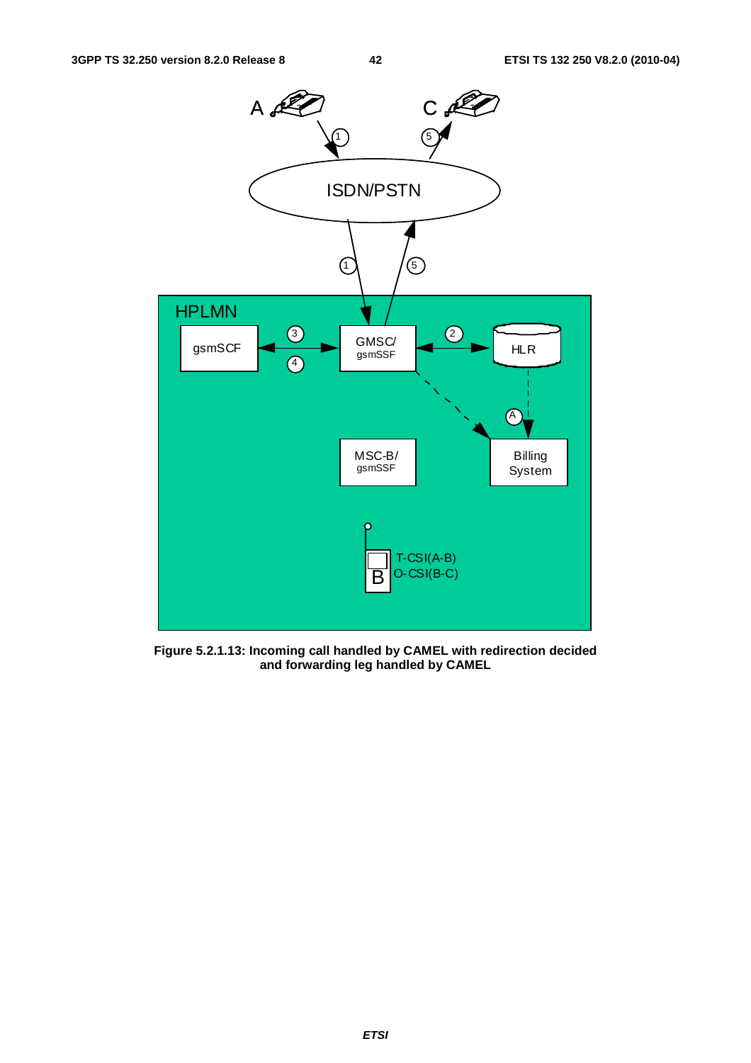**Figure 5.2.1.13: Incoming call handled by CAMEL with redirection decided and forwarding leg handled by CAMEL**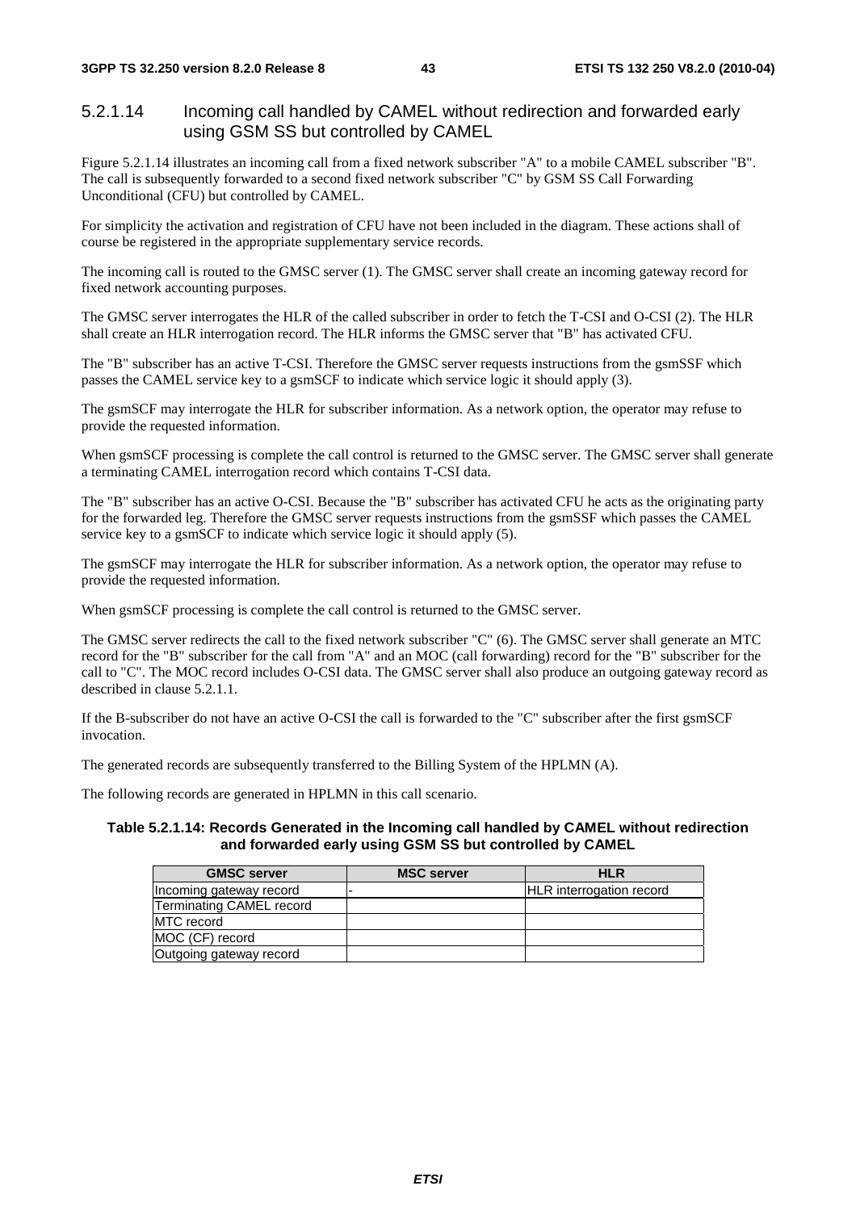#### 5.2.1.14 Incoming call handled by CAMEL without redirection and forwarded early using GSM SS but controlled by CAMEL

Figure 5.2.1.14 illustrates an incoming call from a fixed network subscriber "A" to a mobile CAMEL subscriber "B". The call is subsequently forwarded to a second fixed network subscriber "C" by GSM SS Call Forwarding Unconditional (CFU) but controlled by CAMEL.

For simplicity the activation and registration of CFU have not been included in the diagram. These actions shall of course be registered in the appropriate supplementary service records.

The incoming call is routed to the GMSC server (1). The GMSC server shall create an incoming gateway record for fixed network accounting purposes.

The GMSC server interrogates the HLR of the called subscriber in order to fetch the T-CSI and O-CSI (2). The HLR shall create an HLR interrogation record. The HLR informs the GMSC server that "B" has activated CFU.

The "B" subscriber has an active T-CSI. Therefore the GMSC server requests instructions from the gsmSSF which passes the CAMEL service key to a gsmSCF to indicate which service logic it should apply (3).

The gsmSCF may interrogate the HLR for subscriber information. As a network option, the operator may refuse to provide the requested information.

When gsmSCF processing is complete the call control is returned to the GMSC server. The GMSC server shall generate a terminating CAMEL interrogation record which contains T-CSI data.

The "B" subscriber has an active O-CSI. Because the "B" subscriber has activated CFU he acts as the originating party for the forwarded leg. Therefore the GMSC server requests instructions from the gsmSSF which passes the CAMEL service key to a gsmSCF to indicate which service logic it should apply (5).

The gsmSCF may interrogate the HLR for subscriber information. As a network option, the operator may refuse to provide the requested information.

When gsmSCF processing is complete the call control is returned to the GMSC server.

The GMSC server redirects the call to the fixed network subscriber "C" (6). The GMSC server shall generate an MTC record for the "B" subscriber for the call from "A" and an MOC (call forwarding) record for the "B" subscriber for the call to "C". The MOC record includes O-CSI data. The GMSC server shall also produce an outgoing gateway record as described in clause 5.2.1.1.

If the B-subscriber do not have an active O-CSI the call is forwarded to the "C" subscriber after the first gsmSCF invocation.

The generated records are subsequently transferred to the Billing System of the HPLMN (A).

The following records are generated in HPLMN in this call scenario.

**Table 5.2.1.14: Records Generated in the Incoming call handled by CAMEL without redirection and forwarded early using GSM SS but controlled by CAMEL**

| GMSC server | MSC server | HLR |
|---|---|---|
| Incoming gateway record | - | HLR interrogation record |
| Terminating CAMEL record | | |
| MTC record | | |
| MOC (CF) record | | |
| Outgoing gateway record | | |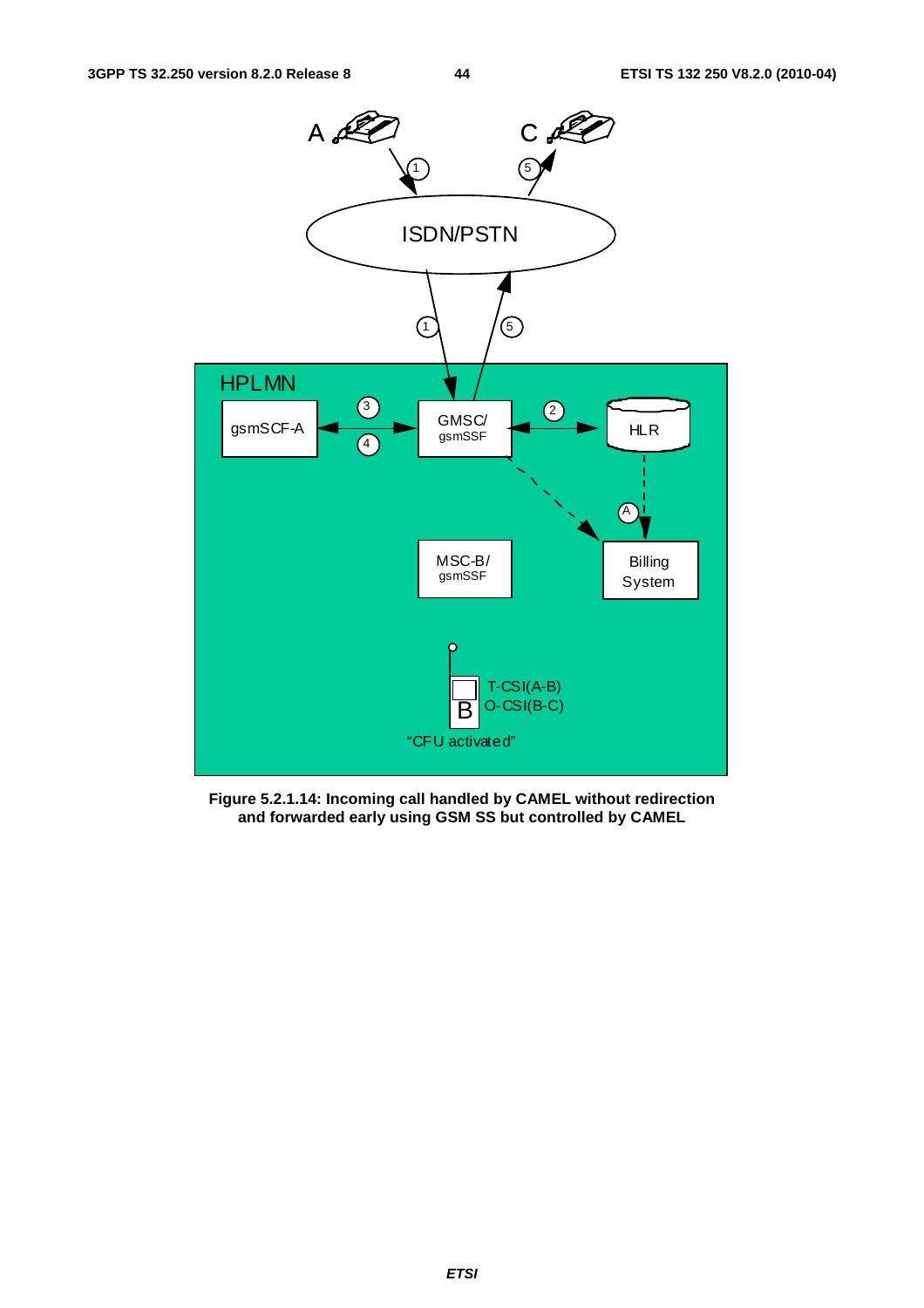**Figure 5.2.1.14: Incoming call handled by CAMEL without redirection and forwarded early using GSM SS but controlled by CAMEL**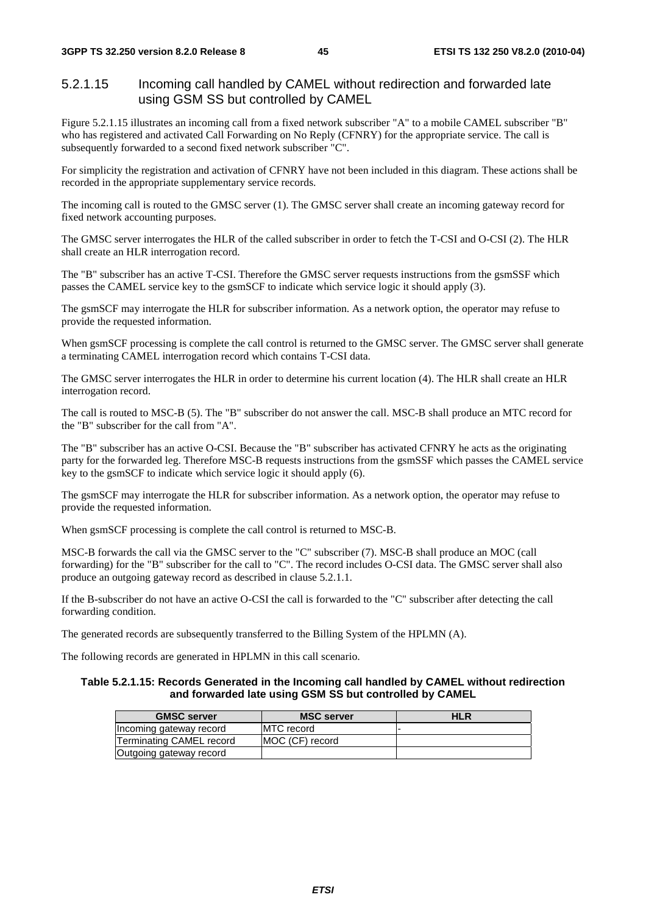#### 5.2.1.15 Incoming call handled by CAMEL without redirection and forwarded late using GSM SS but controlled by CAMEL

Figure 5.2.1.15 illustrates an incoming call from a fixed network subscriber "A" to a mobile CAMEL subscriber "B" who has registered and activated Call Forwarding on No Reply (CFNRY) for the appropriate service. The call is subsequently forwarded to a second fixed network subscriber "C".

For simplicity the registration and activation of CFNRY have not been included in this diagram. These actions shall be recorded in the appropriate supplementary service records.

The incoming call is routed to the GMSC server (1). The GMSC server shall create an incoming gateway record for fixed network accounting purposes.

The GMSC server interrogates the HLR of the called subscriber in order to fetch the T-CSI and O-CSI (2). The HLR shall create an HLR interrogation record.

The "B" subscriber has an active T-CSI. Therefore the GMSC server requests instructions from the gsmSSF which passes the CAMEL service key to the gsmSCF to indicate which service logic it should apply (3).

The gsmSCF may interrogate the HLR for subscriber information. As a network option, the operator may refuse to provide the requested information.

When gsmSCF processing is complete the call control is returned to the GMSC server. The GMSC server shall generate a terminating CAMEL interrogation record which contains T-CSI data.

The GMSC server interrogates the HLR in order to determine his current location (4). The HLR shall create an HLR interrogation record.

The call is routed to MSC-B (5). The "B" subscriber do not answer the call. MSC-B shall produce an MTC record for the "B" subscriber for the call from "A".

The "B" subscriber has an active O-CSI. Because the "B" subscriber has activated CFNRY he acts as the originating party for the forwarded leg. Therefore MSC-B requests instructions from the gsmSSF which passes the CAMEL service key to the gsmSCF to indicate which service logic it should apply (6).

The gsmSCF may interrogate the HLR for subscriber information. As a network option, the operator may refuse to provide the requested information.

When gsmSCF processing is complete the call control is returned to MSC-B.

MSC-B forwards the call via the GMSC server to the "C" subscriber (7). MSC-B shall produce an MOC (call forwarding) for the "B" subscriber for the call to "C". The record includes O-CSI data. The GMSC server shall also produce an outgoing gateway record as described in clause 5.2.1.1.

If the B-subscriber do not have an active O-CSI the call is forwarded to the "C" subscriber after detecting the call forwarding condition.

The generated records are subsequently transferred to the Billing System of the HPLMN (A).

The following records are generated in HPLMN in this call scenario.

**Table 5.2.1.15: Records Generated in the Incoming call handled by CAMEL without redirection and forwarded late using GSM SS but controlled by CAMEL**

| GMSC server | MSC server | HLR |
|---|---|---|
| Incoming gateway record | MTC record | - |
| Terminating CAMEL record | MOC (CF) record | |
| Outgoing gateway record | | |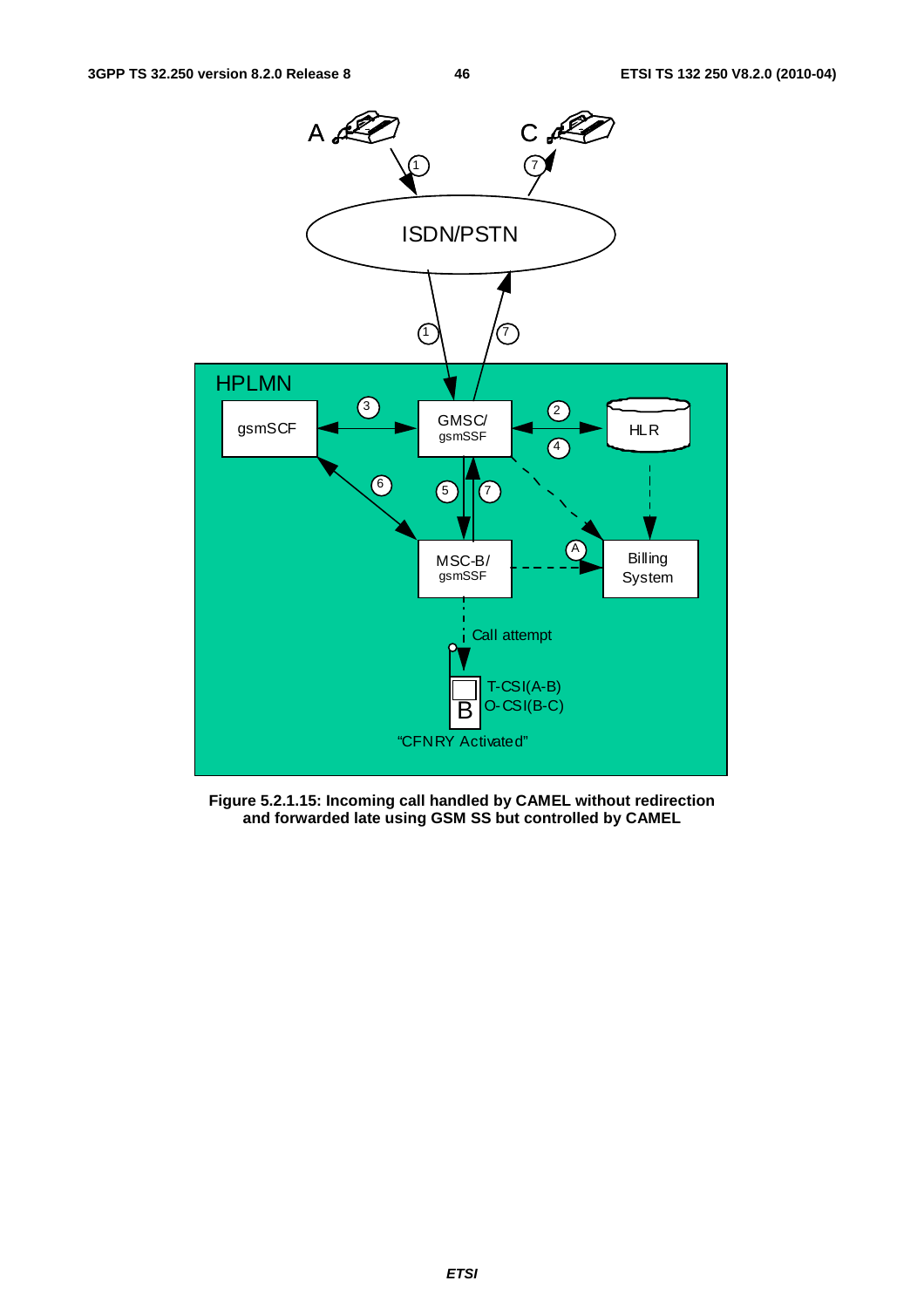**Figure 5.2.1.15: Incoming call handled by CAMEL without redirection and forwarded late using GSM SS but controlled by CAMEL**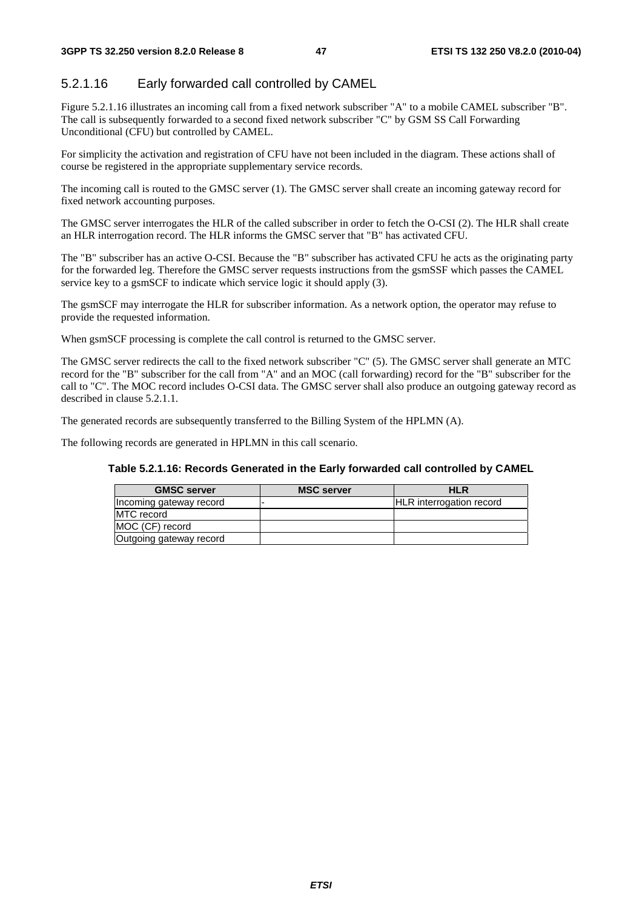### 5.2.1.16 Early forwarded call controlled by CAMEL

Figure 5.2.1.16 illustrates an incoming call from a fixed network subscriber "A" to a mobile CAMEL subscriber "B". The call is subsequently forwarded to a second fixed network subscriber "C" by GSM SS Call Forwarding Unconditional (CFU) but controlled by CAMEL.

For simplicity the activation and registration of CFU have not been included in the diagram. These actions shall of course be registered in the appropriate supplementary service records.

The incoming call is routed to the GMSC server (1). The GMSC server shall create an incoming gateway record for fixed network accounting purposes.

The GMSC server interrogates the HLR of the called subscriber in order to fetch the O-CSI (2). The HLR shall create an HLR interrogation record. The HLR informs the GMSC server that "B" has activated CFU.

The "B" subscriber has an active O-CSI. Because the "B" subscriber has activated CFU he acts as the originating party for the forwarded leg. Therefore the GMSC server requests instructions from the gsmSSF which passes the CAMEL service key to a gsmSCF to indicate which service logic it should apply (3).

The gsmSCF may interrogate the HLR for subscriber information. As a network option, the operator may refuse to provide the requested information.

When gsmSCF processing is complete the call control is returned to the GMSC server.

The GMSC server redirects the call to the fixed network subscriber "C" (5). The GMSC server shall generate an MTC record for the "B" subscriber for the call from "A" and an MOC (call forwarding) record for the "B" subscriber for the call to "C". The MOC record includes O-CSI data. The GMSC server shall also produce an outgoing gateway record as described in clause 5.2.1.1.

The generated records are subsequently transferred to the Billing System of the HPLMN (A).

The following records are generated in HPLMN in this call scenario.

**Table 5.2.1.16: Records Generated in the Early forwarded call controlled by CAMEL**

| GMSC server | MSC server | HLR |
|---|---|---|
| Incoming gateway record | - | HLR interrogation record |
| MTC record | | |
| MOC (CF) record | | |
| Outgoing gateway record | | |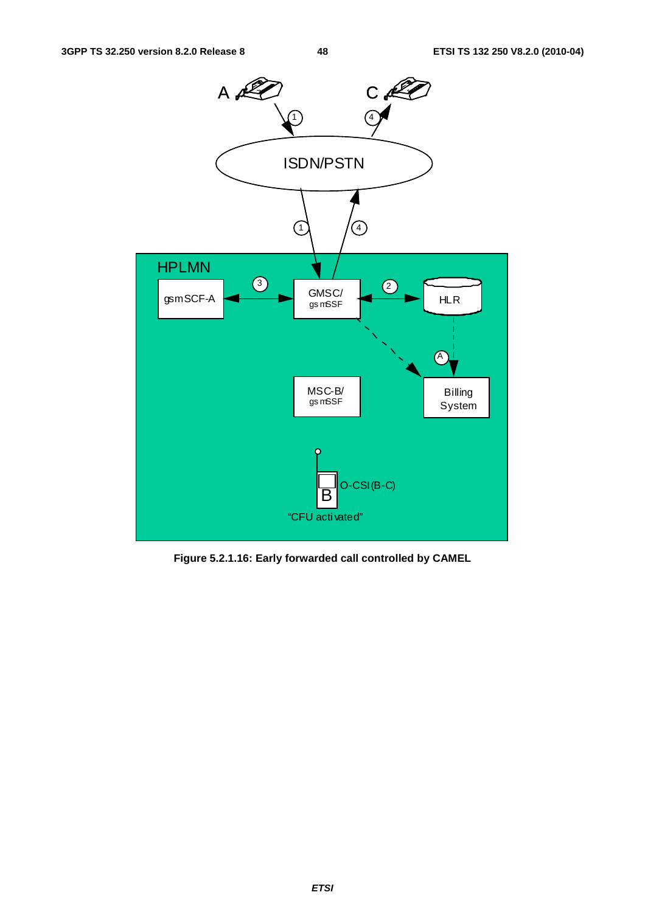**Figure 5.2.1.16: Early forwarded call controlled by CAMEL**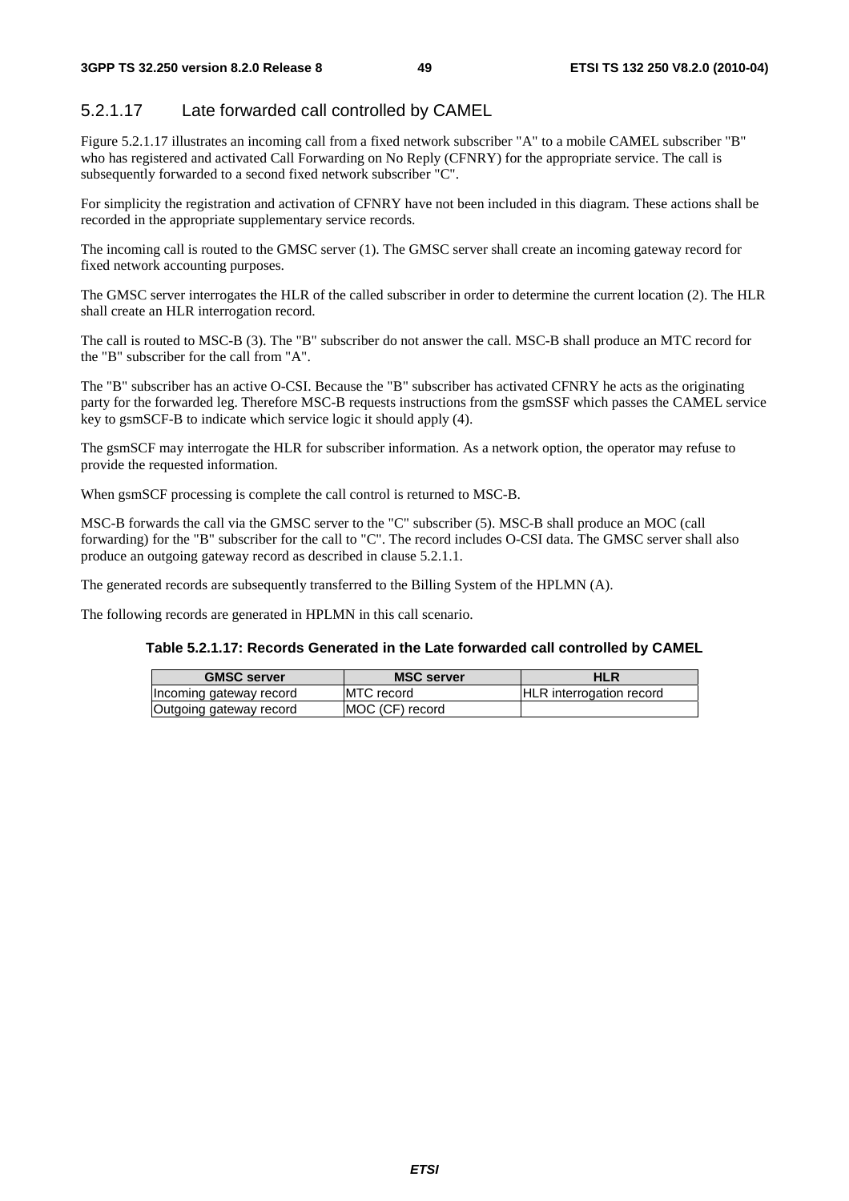### 5.2.1.17 Late forwarded call controlled by CAMEL

Figure 5.2.1.17 illustrates an incoming call from a fixed network subscriber "A" to a mobile CAMEL subscriber "B" who has registered and activated Call Forwarding on No Reply (CFNRY) for the appropriate service. The call is subsequently forwarded to a second fixed network subscriber "C".

For simplicity the registration and activation of CFNRY have not been included in this diagram. These actions shall be recorded in the appropriate supplementary service records.

The incoming call is routed to the GMSC server (1). The GMSC server shall create an incoming gateway record for fixed network accounting purposes.

The GMSC server interrogates the HLR of the called subscriber in order to determine the current location (2). The HLR shall create an HLR interrogation record.

The call is routed to MSC-B (3). The "B" subscriber do not answer the call. MSC-B shall produce an MTC record for the "B" subscriber for the call from "A".

The "B" subscriber has an active O-CSI. Because the "B" subscriber has activated CFNRY he acts as the originating party for the forwarded leg. Therefore MSC-B requests instructions from the gsmSSF which passes the CAMEL service key to gsmSCF-B to indicate which service logic it should apply (4).

The gsmSCF may interrogate the HLR for subscriber information. As a network option, the operator may refuse to provide the requested information.

When gsmSCF processing is complete the call control is returned to MSC-B.

MSC-B forwards the call via the GMSC server to the "C" subscriber (5). MSC-B shall produce an MOC (call forwarding) for the "B" subscriber for the call to "C". The record includes O-CSI data. The GMSC server shall also produce an outgoing gateway record as described in clause 5.2.1.1.

The generated records are subsequently transferred to the Billing System of the HPLMN (A).

The following records are generated in HPLMN in this call scenario.

**Table 5.2.1.17: Records Generated in the Late forwarded call controlled by CAMEL**

| GMSC server | MSC server | HLR |
|---|---|---|
| Incoming gateway record | MTC record | HLR interrogation record |
| Outgoing gateway record | MOC (CF) record | |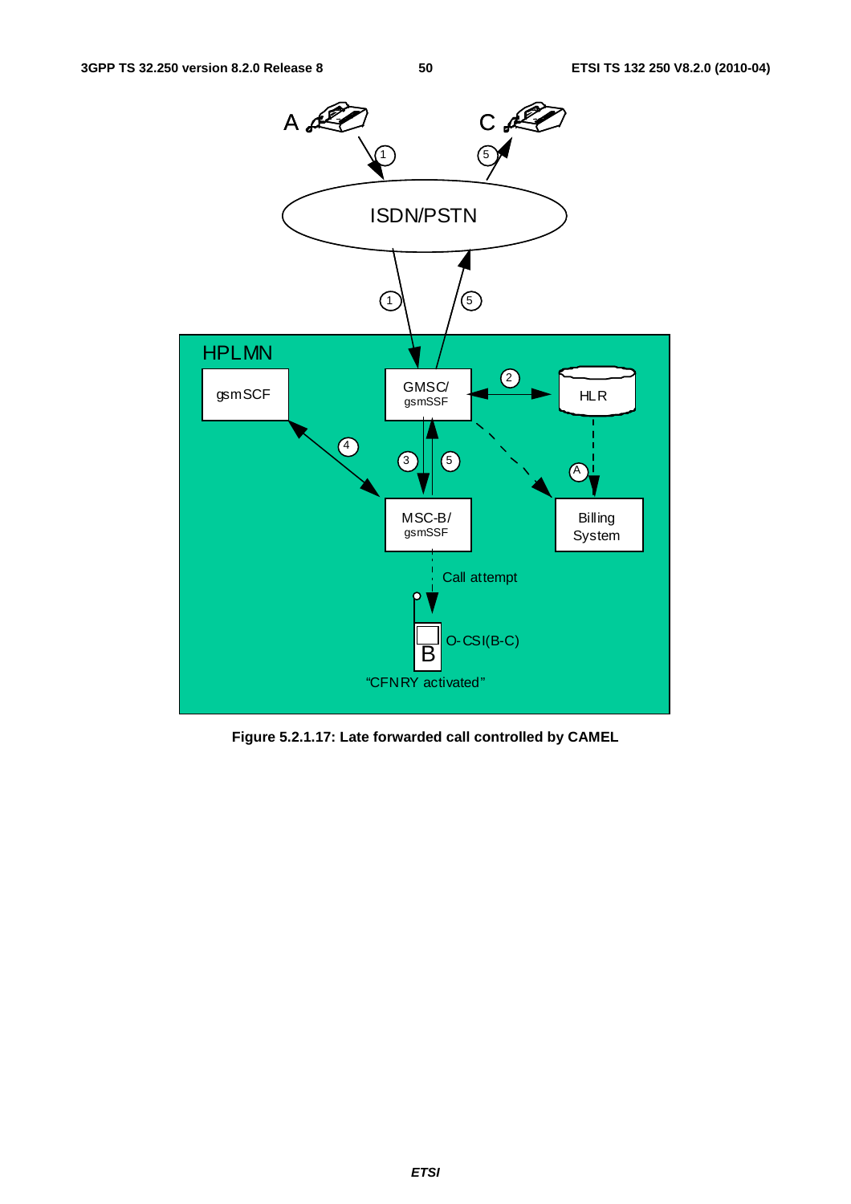**Figure 5.2.1.17: Late forwarded call controlled by CAMEL**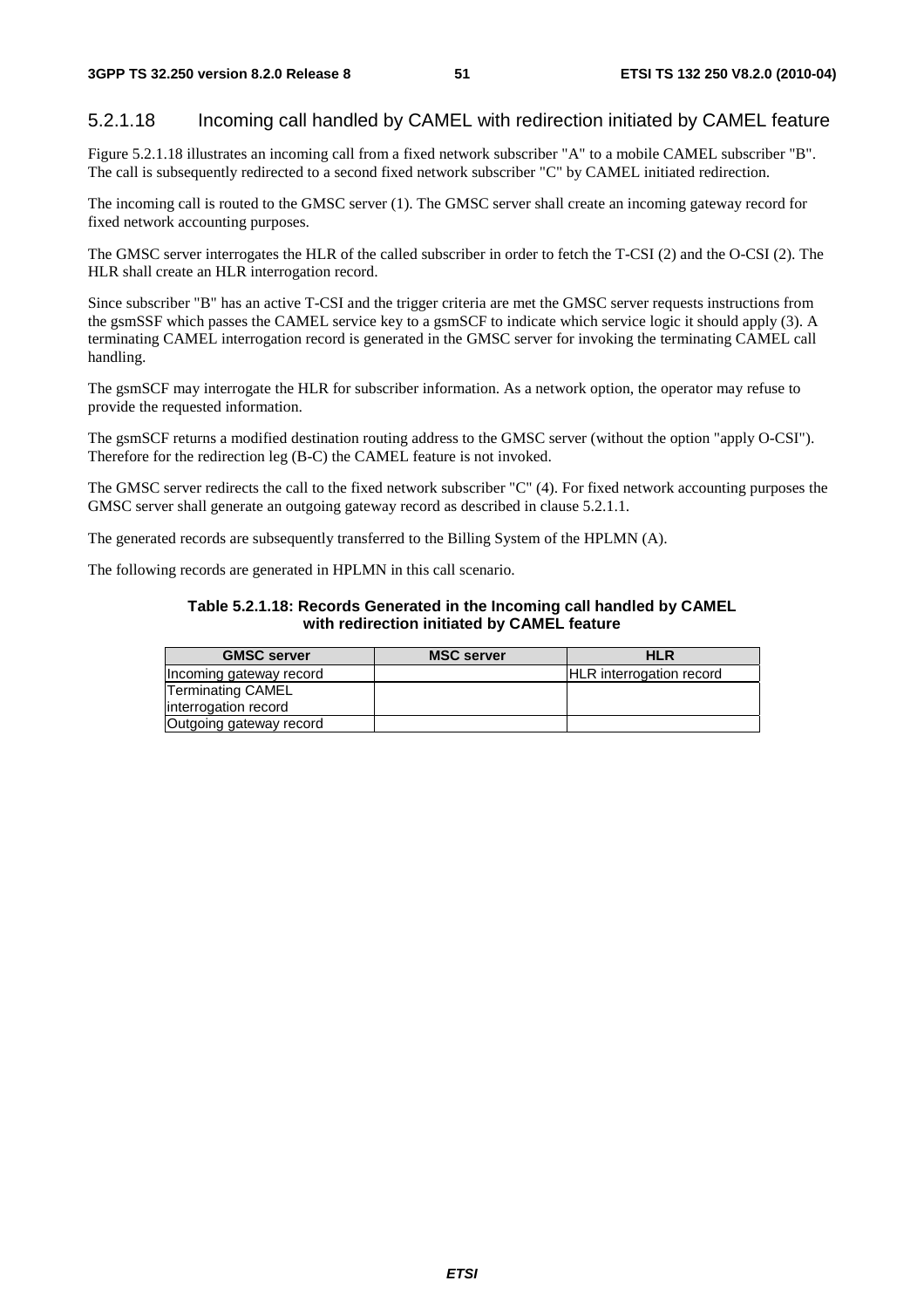### 5.2.1.18 Incoming call handled by CAMEL with redirection initiated by CAMEL feature

Figure 5.2.1.18 illustrates an incoming call from a fixed network subscriber "A" to a mobile CAMEL subscriber "B". The call is subsequently redirected to a second fixed network subscriber "C" by CAMEL initiated redirection.

The incoming call is routed to the GMSC server (1). The GMSC server shall create an incoming gateway record for fixed network accounting purposes.

The GMSC server interrogates the HLR of the called subscriber in order to fetch the T-CSI (2) and the O-CSI (2). The HLR shall create an HLR interrogation record.

Since subscriber "B" has an active T-CSI and the trigger criteria are met the GMSC server requests instructions from the gsmSSF which passes the CAMEL service key to a gsmSCF to indicate which service logic it should apply (3). A terminating CAMEL interrogation record is generated in the GMSC server for invoking the terminating CAMEL call handling.

The gsmSCF may interrogate the HLR for subscriber information. As a network option, the operator may refuse to provide the requested information.

The gsmSCF returns a modified destination routing address to the GMSC server (without the option "apply O-CSI"). Therefore for the redirection leg (B-C) the CAMEL feature is not invoked.

The GMSC server redirects the call to the fixed network subscriber "C" (4). For fixed network accounting purposes the GMSC server shall generate an outgoing gateway record as described in clause 5.2.1.1.

The generated records are subsequently transferred to the Billing System of the HPLMN (A).

The following records are generated in HPLMN in this call scenario.

**Table 5.2.1.18: Records Generated in the Incoming call handled by CAMEL with redirection initiated by CAMEL feature**

| GMSC server | MSC server | HLR |
|---|---|---|
| Incoming gateway record | | HLR interrogation record |
| Terminating CAMEL interrogation record | | |
| Outgoing gateway record | | |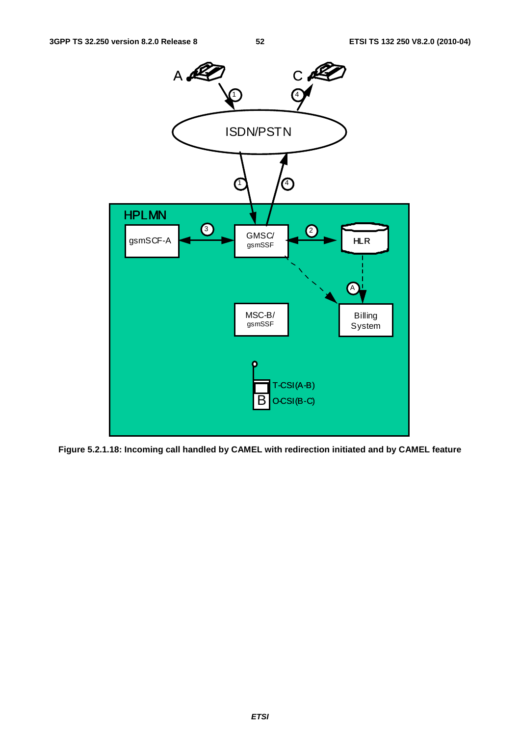**Figure 5.2.1.18: Incoming call handled by CAMEL with redirection initiated and by CAMEL feature**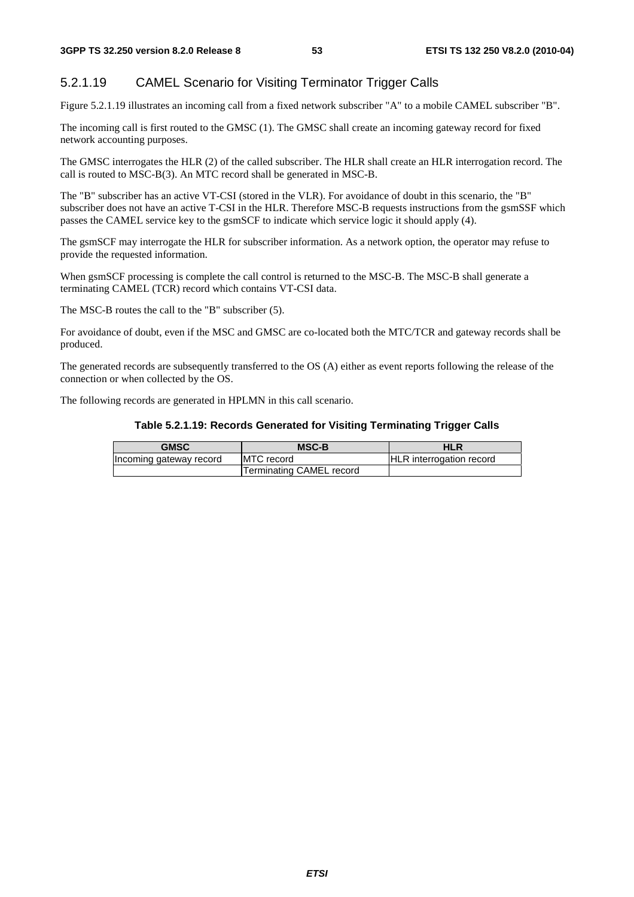### 5.2.1.19 CAMEL Scenario for Visiting Terminator Trigger Calls

Figure 5.2.1.19 illustrates an incoming call from a fixed network subscriber "A" to a mobile CAMEL subscriber "B".

The incoming call is first routed to the GMSC (1). The GMSC shall create an incoming gateway record for fixed network accounting purposes.

The GMSC interrogates the HLR (2) of the called subscriber. The HLR shall create an HLR interrogation record. The call is routed to MSC-B(3). An MTC record shall be generated in MSC-B.

The "B" subscriber has an active VT-CSI (stored in the VLR). For avoidance of doubt in this scenario, the "B" subscriber does not have an active T-CSI in the HLR. Therefore MSC-B requests instructions from the gsmSSF which passes the CAMEL service key to the gsmSCF to indicate which service logic it should apply (4).

The gsmSCF may interrogate the HLR for subscriber information. As a network option, the operator may refuse to provide the requested information.

When gsmSCF processing is complete the call control is returned to the MSC-B. The MSC-B shall generate a terminating CAMEL (TCR) record which contains VT-CSI data.

The MSC-B routes the call to the "B" subscriber (5).

For avoidance of doubt, even if the MSC and GMSC are co-located both the MTC/TCR and gateway records shall be produced.

The generated records are subsequently transferred to the OS (A) either as event reports following the release of the connection or when collected by the OS.

The following records are generated in HPLMN in this call scenario.

**Table 5.2.1.19: Records Generated for Visiting Terminating Trigger Calls**

| GMSC | MSC-B | HLR |
|---|---|---|
| Incoming gateway record | MTC record | HLR interrogation record |
| | Terminating CAMEL record | |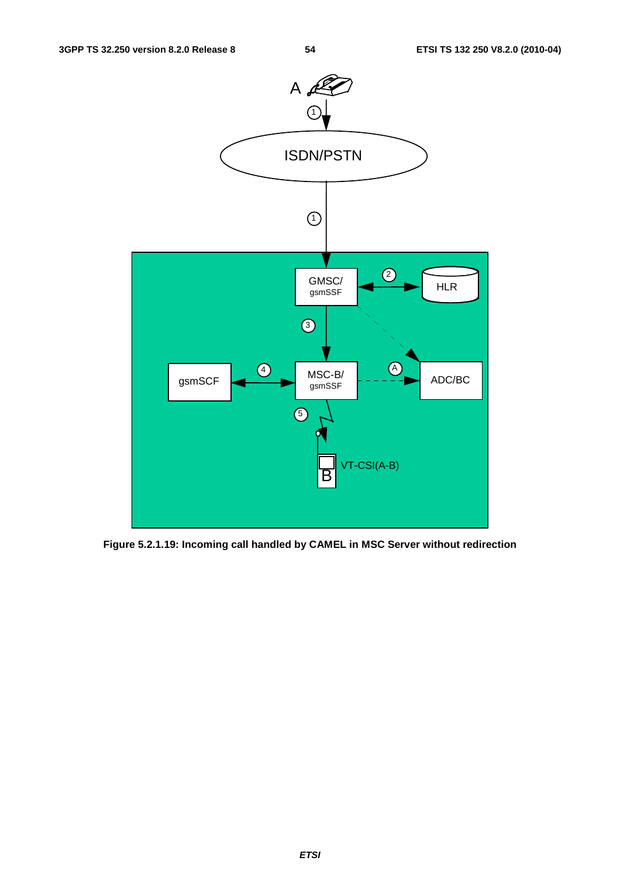Figure 5.2.1.19: Incoming call handled by CAMEL in MSC Server without redirection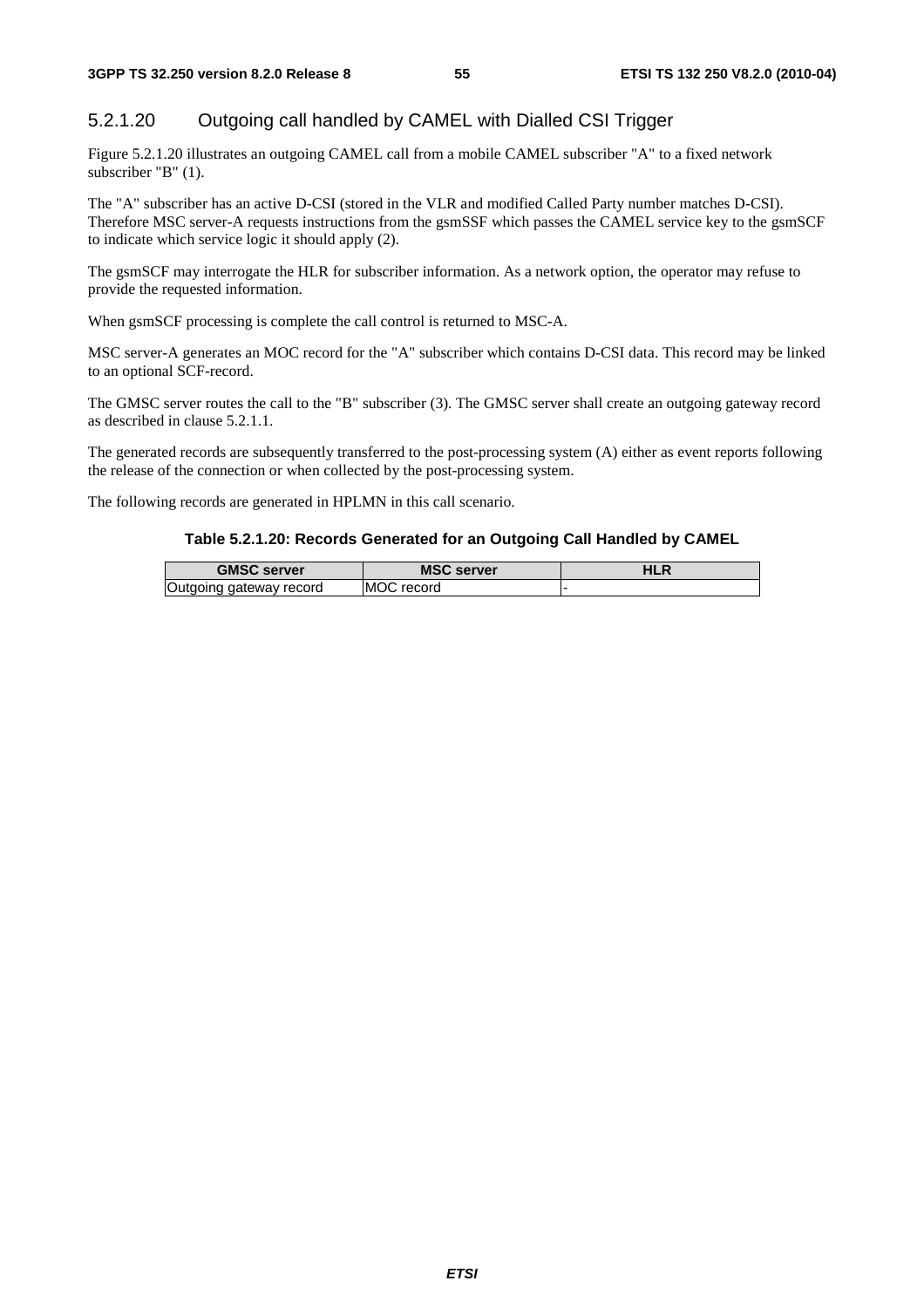#### 5.2.1.20 Outgoing call handled by CAMEL with Dialled CSI Trigger

Figure 5.2.1.20 illustrates an outgoing CAMEL call from a mobile CAMEL subscriber "A" to a fixed network subscriber "B" (1).

The "A" subscriber has an active D-CSI (stored in the VLR and modified Called Party number matches D-CSI). Therefore MSC server-A requests instructions from the gsmSSF which passes the CAMEL service key to the gsmSCF to indicate which service logic it should apply (2).

The gsmSCF may interrogate the HLR for subscriber information. As a network option, the operator may refuse to provide the requested information.

When gsmSCF processing is complete the call control is returned to MSC-A.

MSC server-A generates an MOC record for the "A" subscriber which contains D-CSI data. This record may be linked to an optional SCF-record.

The GMSC server routes the call to the "B" subscriber (3). The GMSC server shall create an outgoing gateway record as described in clause 5.2.1.1.

The generated records are subsequently transferred to the post-processing system (A) either as event reports following the release of the connection or when collected by the post-processing system.

The following records are generated in HPLMN in this call scenario.

**Table 5.2.1.20: Records Generated for an Outgoing Call Handled by CAMEL**

| GMSC server | MSC server | HLR |
|---|---|---|
| Outgoing gateway record | MOC record | - |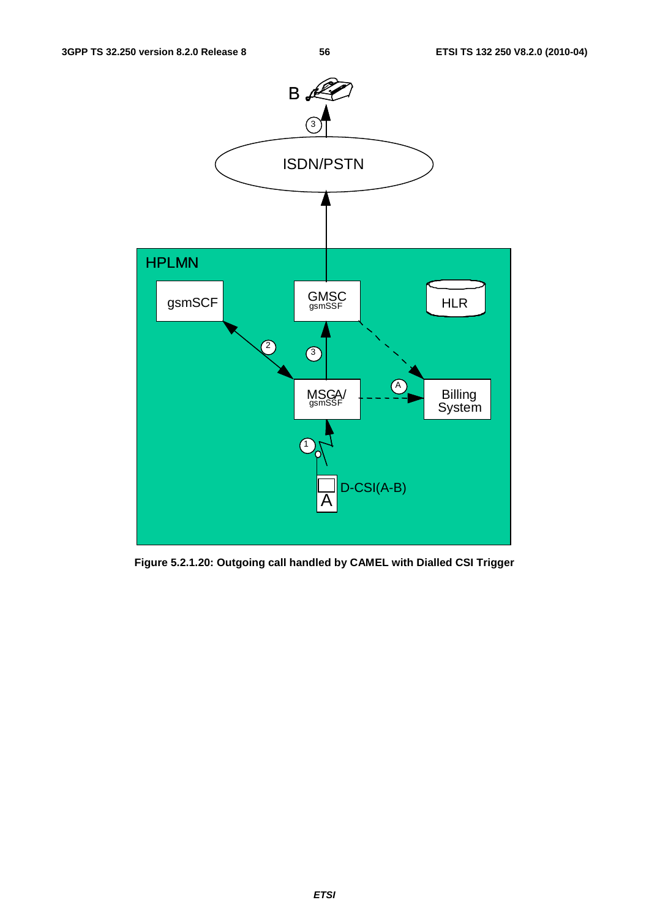**Figure 5.2.1.20: Outgoing call handled by CAMEL with Dialled CSI Trigger**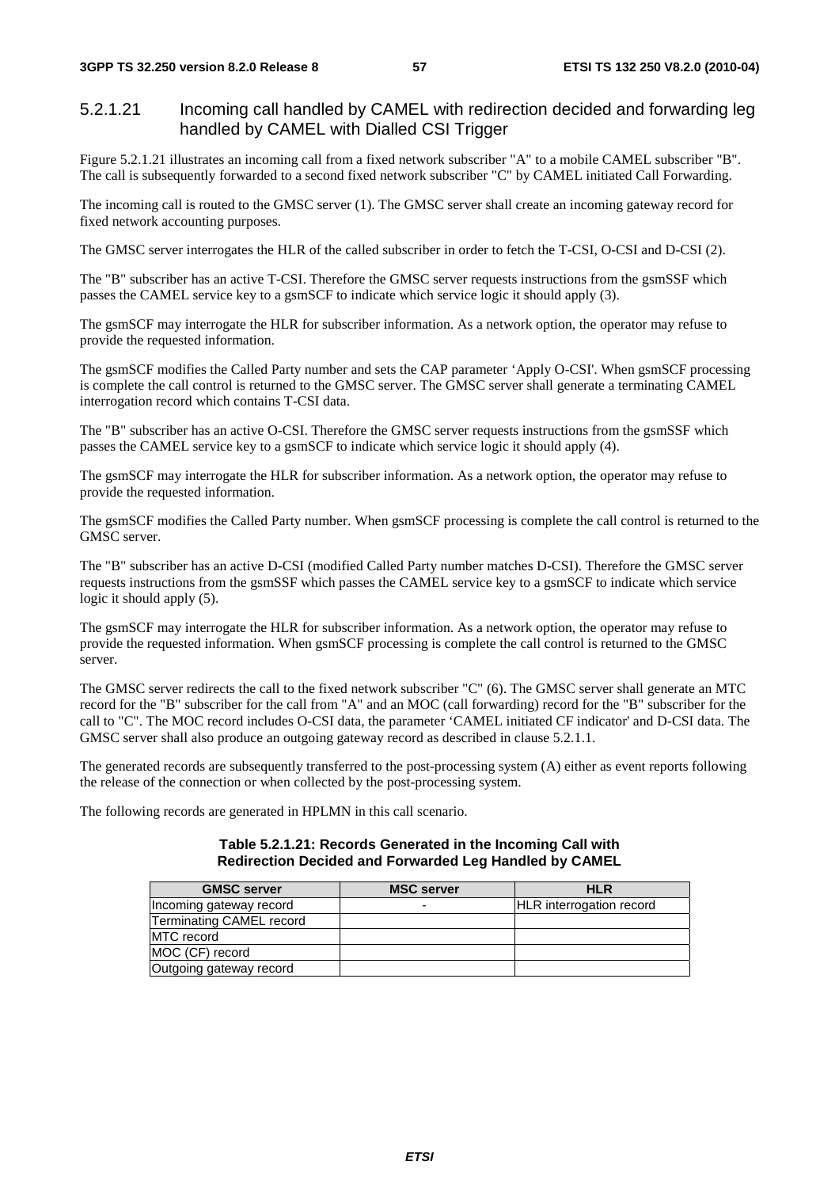### 5.2.1.21 Incoming call handled by CAMEL with redirection decided and forwarding leg handled by CAMEL with Dialled CSI Trigger

Figure 5.2.1.21 illustrates an incoming call from a fixed network subscriber "A" to a mobile CAMEL subscriber "B". The call is subsequently forwarded to a second fixed network subscriber "C" by CAMEL initiated Call Forwarding.

The incoming call is routed to the GMSC server (1). The GMSC server shall create an incoming gateway record for fixed network accounting purposes.

The GMSC server interrogates the HLR of the called subscriber in order to fetch the T-CSI, O-CSI and D-CSI (2).

The "B" subscriber has an active T-CSI. Therefore the GMSC server requests instructions from the gsmSSF which passes the CAMEL service key to a gsmSCF to indicate which service logic it should apply (3).

The gsmSCF may interrogate the HLR for subscriber information. As a network option, the operator may refuse to provide the requested information.

The gsmSCF modifies the Called Party number and sets the CAP parameter 'Apply O-CSI'. When gsmSCF processing is complete the call control is returned to the GMSC server. The GMSC server shall generate a terminating CAMEL interrogation record which contains T-CSI data.

The "B" subscriber has an active O-CSI. Therefore the GMSC server requests instructions from the gsmSSF which passes the CAMEL service key to a gsmSCF to indicate which service logic it should apply (4).

The gsmSCF may interrogate the HLR for subscriber information. As a network option, the operator may refuse to provide the requested information.

The gsmSCF modifies the Called Party number. When gsmSCF processing is complete the call control is returned to the GMSC server.

The "B" subscriber has an active D-CSI (modified Called Party number matches D-CSI). Therefore the GMSC server requests instructions from the gsmSSF which passes the CAMEL service key to a gsmSCF to indicate which service logic it should apply (5).

The gsmSCF may interrogate the HLR for subscriber information. As a network option, the operator may refuse to provide the requested information. When gsmSCF processing is complete the call control is returned to the GMSC server.

The GMSC server redirects the call to the fixed network subscriber "C" (6). The GMSC server shall generate an MTC record for the "B" subscriber for the call from "A" and an MOC (call forwarding) record for the "B" subscriber for the call to "C". The MOC record includes O-CSI data, the parameter 'CAMEL initiated CF indicator' and D-CSI data. The GMSC server shall also produce an outgoing gateway record as described in clause 5.2.1.1.

The generated records are subsequently transferred to the post-processing system (A) either as event reports following the release of the connection or when collected by the post-processing system.

The following records are generated in HPLMN in this call scenario.

**Table 5.2.1.21: Records Generated in the Incoming Call with Redirection Decided and Forwarded Leg Handled by CAMEL**

| GMSC server | MSC server | HLR |
|---|---|---|
| Incoming gateway record | - | HLR interrogation record |
| Terminating CAMEL record | | |
| MTC record | | |
| MOC (CF) record | | |
| Outgoing gateway record | | |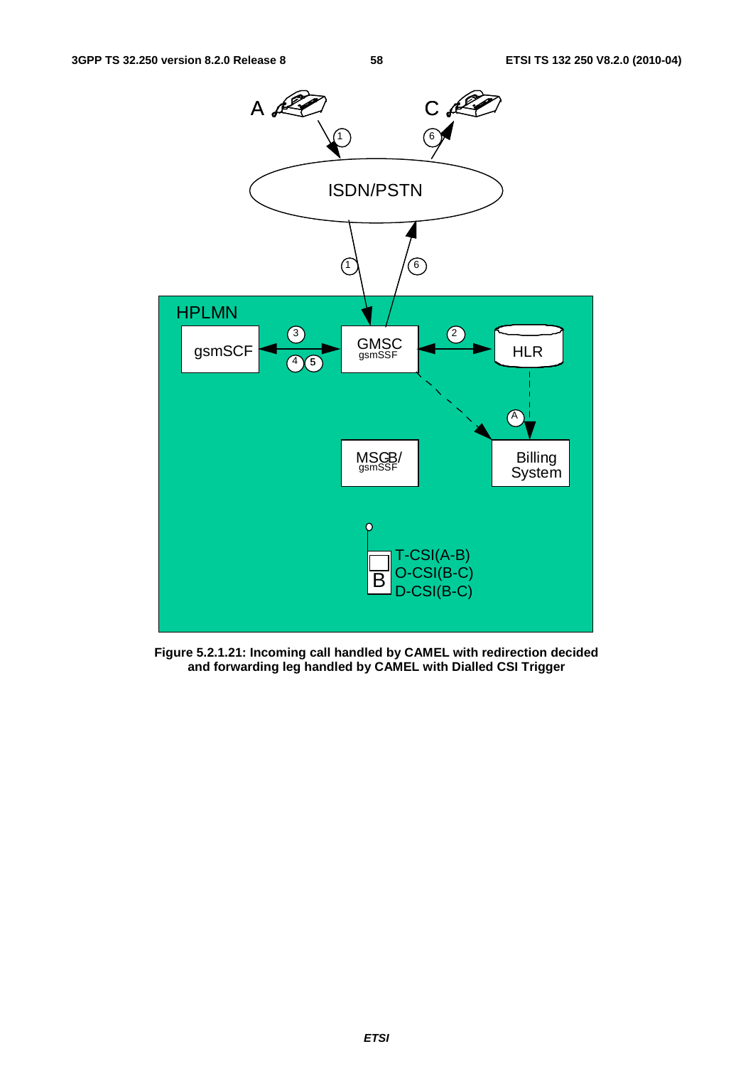A

C

1

6

ISDN/PSTN

1

6

HPLMN

gsmSCF

3

4 5

GMSC
gsmSSF

2

HLR

A

MSCB/
gsmSSF

Billing System

B

T-CSI(A-B)
O-CSI(B-C)
D-CSI(B-C)

**Figure 5.2.1.21: Incoming call handled by CAMEL with redirection decided and forwarding leg handled by CAMEL with Dialled CSI Trigger**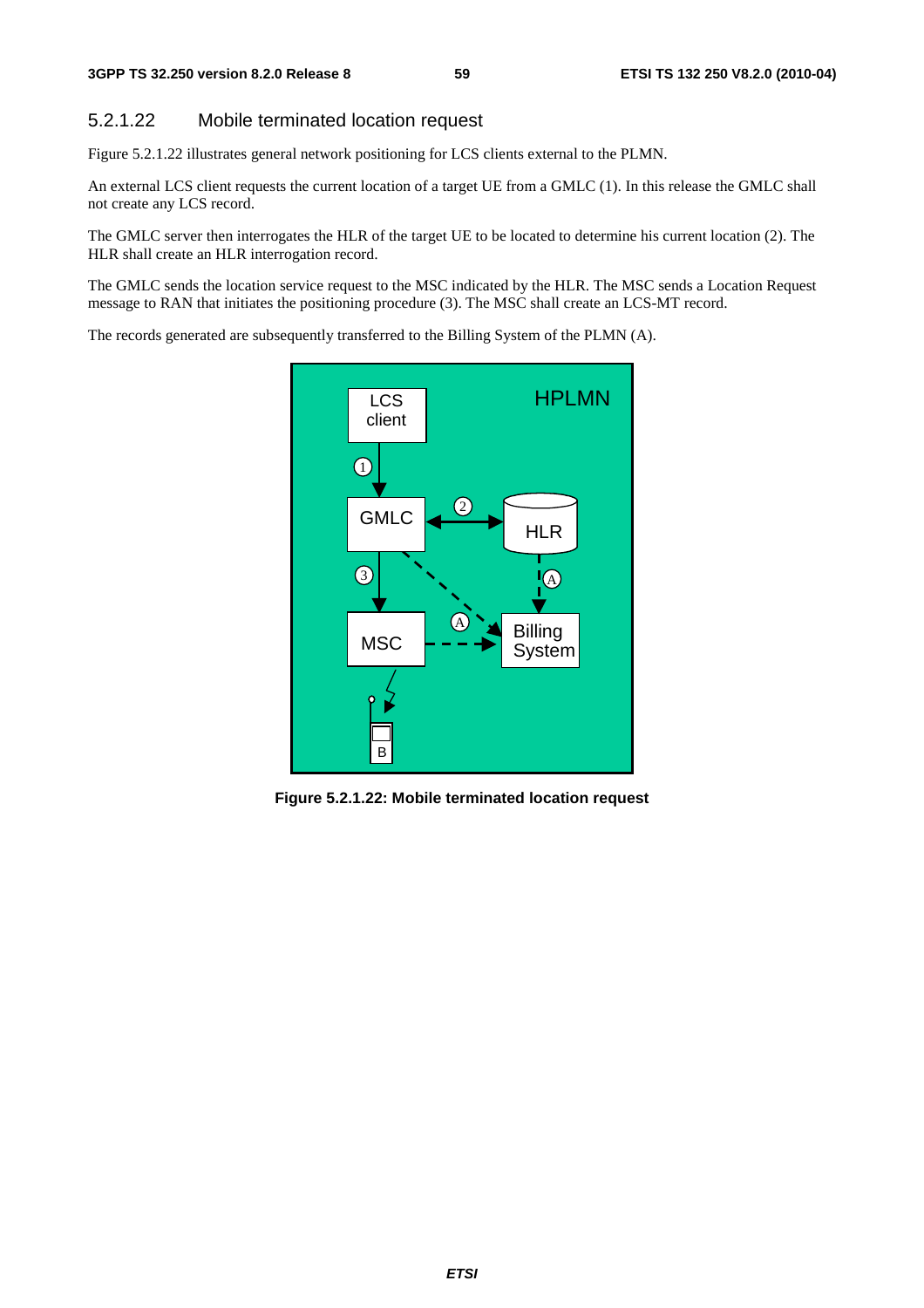### 5.2.1.22 Mobile terminated location request

Figure 5.2.1.22 illustrates general network positioning for LCS clients external to the PLMN.

An external LCS client requests the current location of a target UE from a GMLC (1). In this release the GMLC shall not create any LCS record.

The GMLC server then interrogates the HLR of the target UE to be located to determine his current location (2). The HLR shall create an HLR interrogation record.

The GMLC sends the location service request to the MSC indicated by the HLR. The MSC sends a Location Request message to RAN that initiates the positioning procedure (3). The MSC shall create an LCS-MT record.

The records generated are subsequently transferred to the Billing System of the PLMN (A).

**Figure 5.2.1.22: Mobile terminated location request**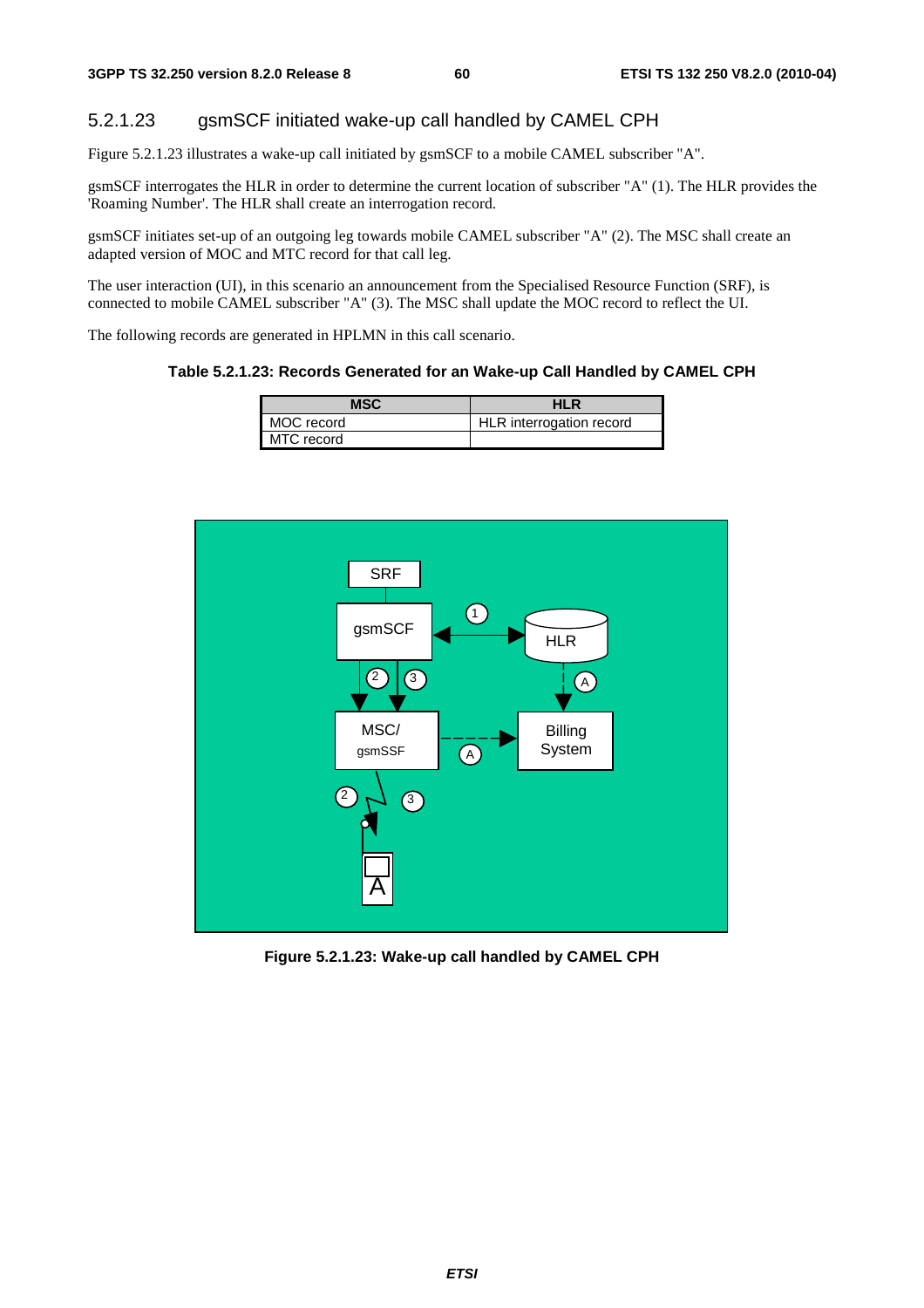### 5.2.1.23 gsmSCF initiated wake-up call handled by CAMEL CPH

Figure 5.2.1.23 illustrates a wake-up call initiated by gsmSCF to a mobile CAMEL subscriber "A".

gsmSCF interrogates the HLR in order to determine the current location of subscriber "A" (1). The HLR provides the 'Roaming Number'. The HLR shall create an interrogation record.

gsmSCF initiates set-up of an outgoing leg towards mobile CAMEL subscriber "A" (2). The MSC shall create an adapted version of MOC and MTC record for that call leg.

The user interaction (UI), in this scenario an announcement from the Specialised Resource Function (SRF), is connected to mobile CAMEL subscriber "A" (3). The MSC shall update the MOC record to reflect the UI.

The following records are generated in HPLMN in this call scenario.

**Table 5.2.1.23: Records Generated for an Wake-up Call Handled by CAMEL CPH**

| MSC | HLR |
|---|---|
| MOC record | HLR interrogation record |
| MTC record | |

**Figure 5.2.1.23: Wake-up call handled by CAMEL CPH**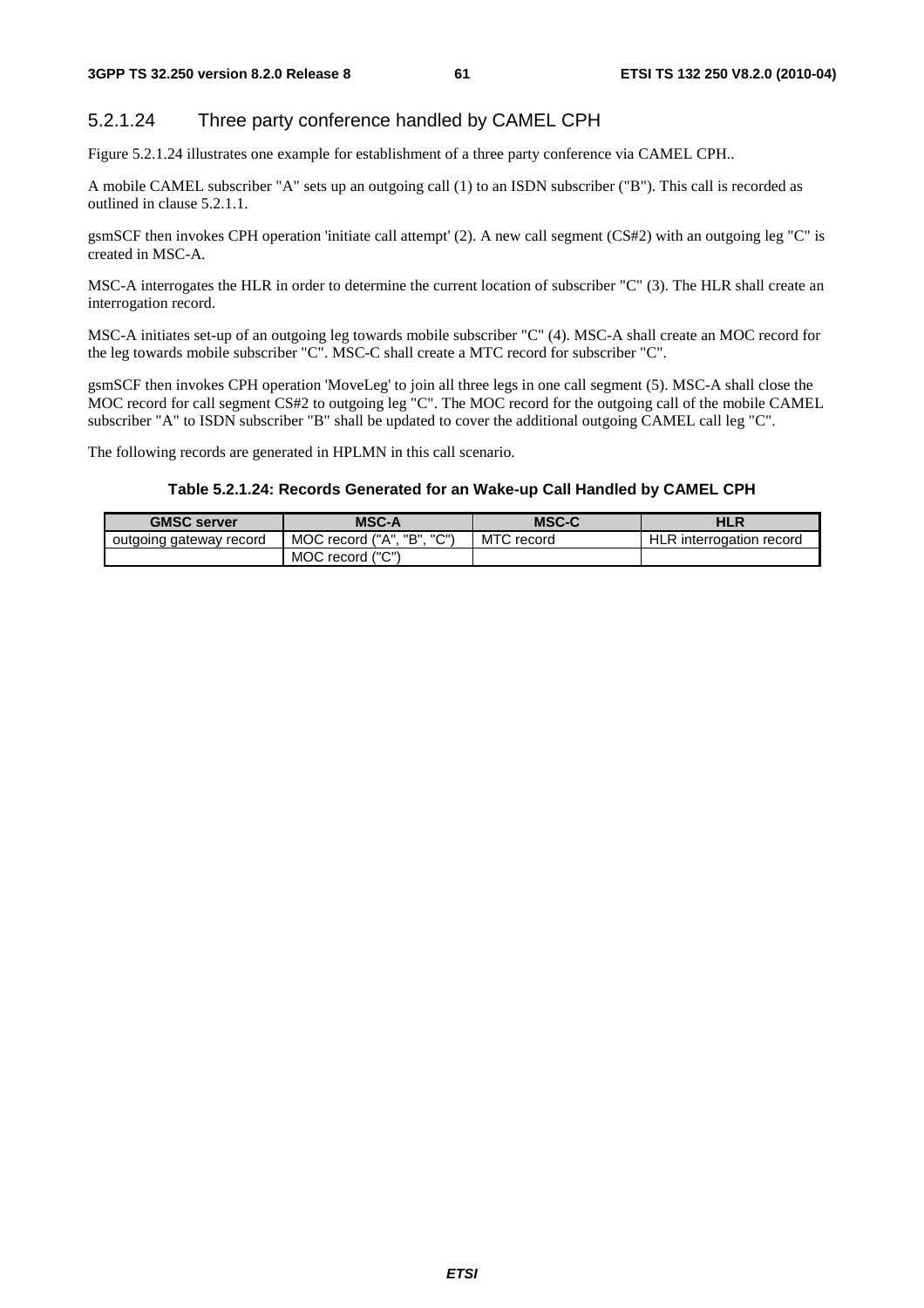### 5.2.1.24 Three party conference handled by CAMEL CPH

Figure 5.2.1.24 illustrates one example for establishment of a three party conference via CAMEL CPH..

A mobile CAMEL subscriber "A" sets up an outgoing call (1) to an ISDN subscriber ("B"). This call is recorded as outlined in clause 5.2.1.1.

gsmSCF then invokes CPH operation 'initiate call attempt' (2). A new call segment (CS#2) with an outgoing leg "C" is created in MSC-A.

MSC-A interrogates the HLR in order to determine the current location of subscriber "C" (3). The HLR shall create an interrogation record.

MSC-A initiates set-up of an outgoing leg towards mobile subscriber "C" (4). MSC-A shall create an MOC record for the leg towards mobile subscriber "C". MSC-C shall create a MTC record for subscriber "C".

gsmSCF then invokes CPH operation 'MoveLeg' to join all three legs in one call segment (5). MSC-A shall close the MOC record for call segment CS#2 to outgoing leg "C". The MOC record for the outgoing call of the mobile CAMEL subscriber "A" to ISDN subscriber "B" shall be updated to cover the additional outgoing CAMEL call leg "C".

The following records are generated in HPLMN in this call scenario.

**Table 5.2.1.24: Records Generated for an Wake-up Call Handled by CAMEL CPH**

| GMSC server | MSC-A | MSC-C | HLR |
|---|---|---|---|
| outgoing gateway record | MOC record ("A", "B", "C") | MTC record | HLR interrogation record |
| | MOC record ("C") | | |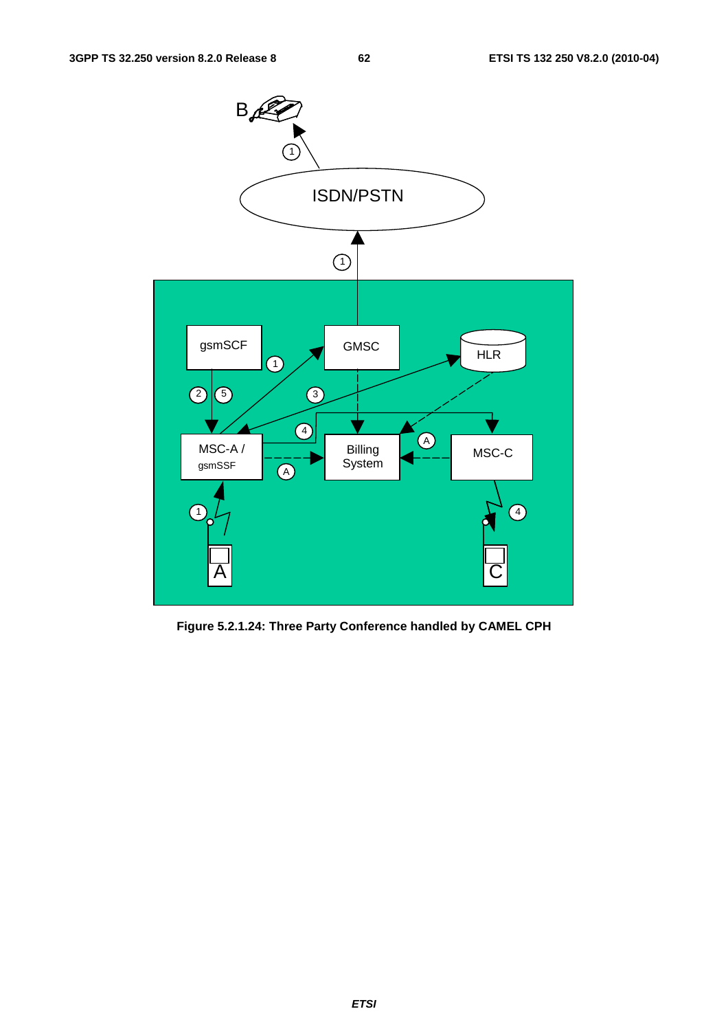**Figure 5.2.1.24: Three Party Conference handled by CAMEL CPH**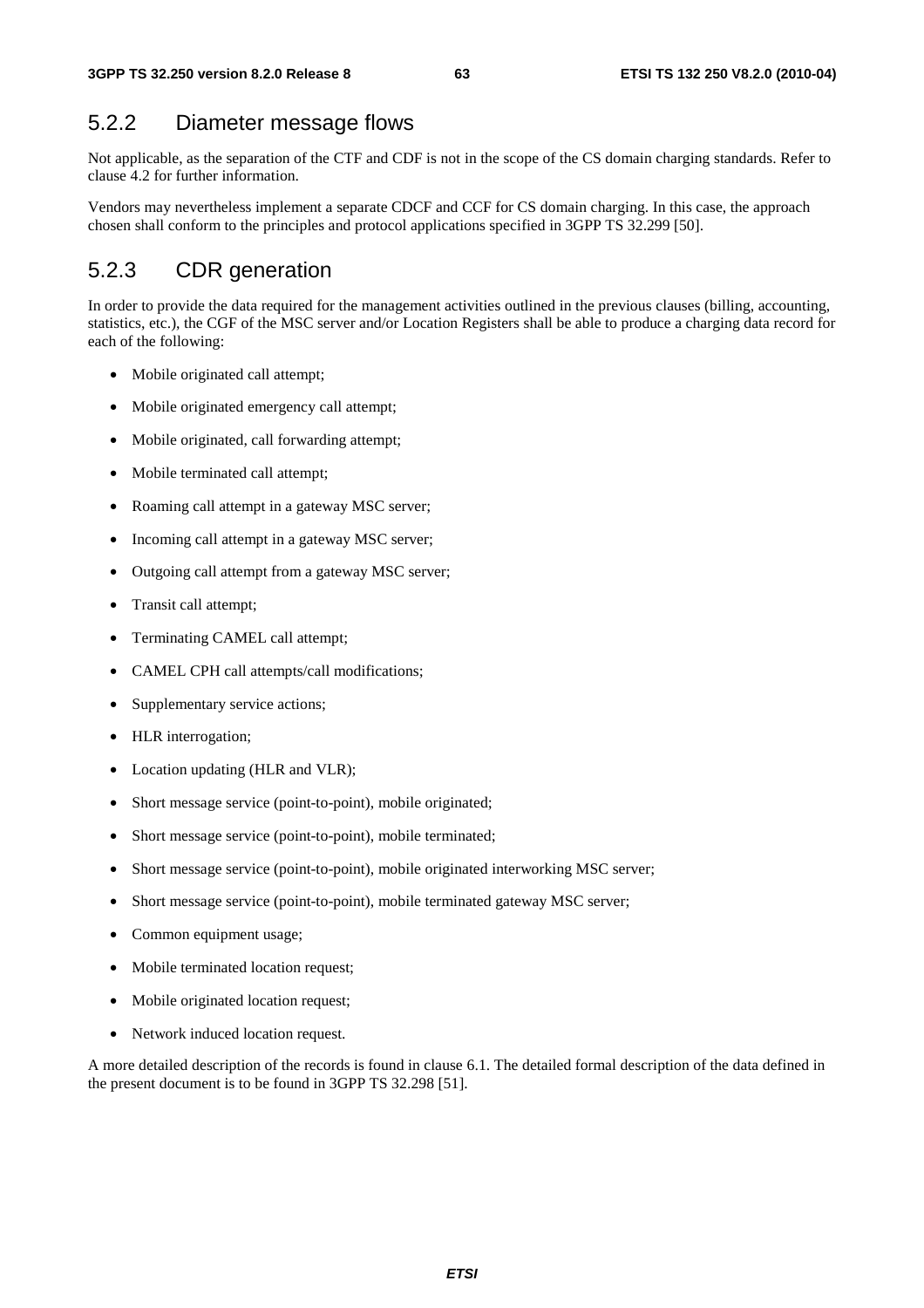### 5.2.2 Diameter message flows

Not applicable, as the separation of the CTF and CDF is not in the scope of the CS domain charging standards. Refer to clause 4.2 for further information.

Vendors may nevertheless implement a separate CDCF and CCF for CS domain charging. In this case, the approach chosen shall conform to the principles and protocol applications specified in 3GPP TS 32.299 [50].

### 5.2.3 CDR generation

In order to provide the data required for the management activities outlined in the previous clauses (billing, accounting, statistics, etc.), the CGF of the MSC server and/or Location Registers shall be able to produce a charging data record for each of the following:

- Mobile originated call attempt;
- Mobile originated emergency call attempt;
- Mobile originated, call forwarding attempt;
- Mobile terminated call attempt;
- Roaming call attempt in a gateway MSC server;
- Incoming call attempt in a gateway MSC server;
- Outgoing call attempt from a gateway MSC server;
- Transit call attempt;
- Terminating CAMEL call attempt;
- CAMEL CPH call attempts/call modifications;
- Supplementary service actions;
- HLR interrogation;
- Location updating (HLR and VLR);
- Short message service (point-to-point), mobile originated;
- Short message service (point-to-point), mobile terminated;
- Short message service (point-to-point), mobile originated interworking MSC server;
- Short message service (point-to-point), mobile terminated gateway MSC server;
- Common equipment usage;
- Mobile terminated location request;
- Mobile originated location request;
- Network induced location request.

A more detailed description of the records is found in clause 6.1. The detailed formal description of the data defined in the present document is to be found in 3GPP TS 32.298 [51].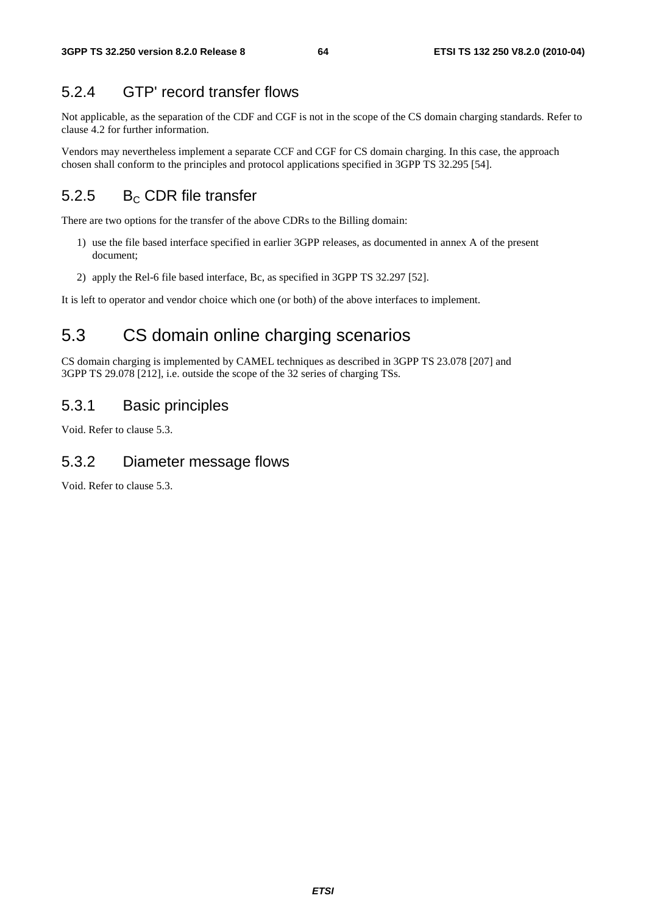### 5.2.4 GTP' record transfer flows

Not applicable, as the separation of the CDF and CGF is not in the scope of the CS domain charging standards. Refer to clause 4.2 for further information.

Vendors may nevertheless implement a separate CCF and CGF for CS domain charging. In this case, the approach chosen shall conform to the principles and protocol applications specified in 3GPP TS 32.295 [54].

### 5.2.5 $B_C$ CDR file transfer

There are two options for the transfer of the above CDRs to the Billing domain:

1) use the file based interface specified in earlier 3GPP releases, as documented in annex A of the present document;

2) apply the Rel-6 file based interface, Bc, as specified in 3GPP TS 32.297 [52].

It is left to operator and vendor choice which one (or both) of the above interfaces to implement.

## 5.3 CS domain online charging scenarios

CS domain charging is implemented by CAMEL techniques as described in 3GPP TS 23.078 [207] and 3GPP TS 29.078 [212], i.e. outside the scope of the 32 series of charging TSs.

### 5.3.1 Basic principles

Void. Refer to clause 5.3.

### 5.3.2 Diameter message flows

Void. Refer to clause 5.3.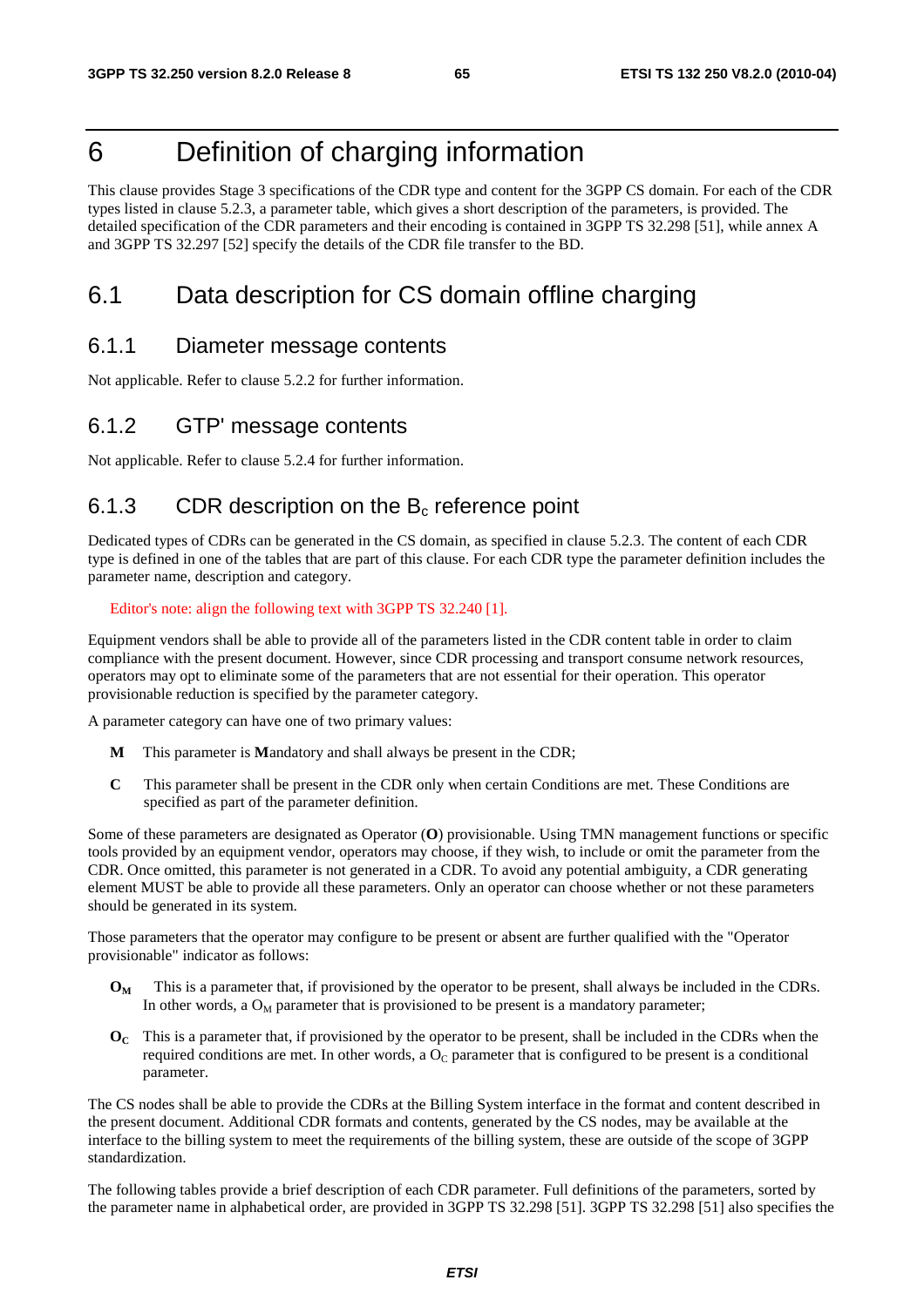# 6 Definition of charging information

This clause provides Stage 3 specifications of the CDR type and content for the 3GPP CS domain. For each of the CDR types listed in clause 5.2.3, a parameter table, which gives a short description of the parameters, is provided. The detailed specification of the CDR parameters and their encoding is contained in 3GPP TS 32.298 [51], while annex A and 3GPP TS 32.297 [52] specify the details of the CDR file transfer to the BD.

## 6.1 Data description for CS domain offline charging

### 6.1.1 Diameter message contents

Not applicable. Refer to clause 5.2.2 for further information.

### 6.1.2 GTP' message contents

Not applicable. Refer to clause 5.2.4 for further information.

### 6.1.3 CDR description on the $B_c$ reference point

Dedicated types of CDRs can be generated in the CS domain, as specified in clause 5.2.3. The content of each CDR type is defined in one of the tables that are part of this clause. For each CDR type the parameter definition includes the parameter name, description and category.

Editor's note: align the following text with 3GPP TS 32.240 [1].

Equipment vendors shall be able to provide all of the parameters listed in the CDR content table in order to claim compliance with the present document. However, since CDR processing and transport consume network resources, operators may opt to eliminate some of the parameters that are not essential for their operation. This operator provisionable reduction is specified by the parameter category.

A parameter category can have one of two primary values:

- **M** This parameter is **M**andatory and shall always be present in the CDR;
- **C** This parameter shall be present in the CDR only when certain Conditions are met. These Conditions are specified as part of the parameter definition.

Some of these parameters are designated as Operator (**O**) provisionable. Using TMN management functions or specific tools provided by an equipment vendor, operators may choose, if they wish, to include or omit the parameter from the CDR. Once omitted, this parameter is not generated in a CDR. To avoid any potential ambiguity, a CDR generating element MUST be able to provide all these parameters. Only an operator can choose whether or not these parameters should be generated in its system.

Those parameters that the operator may configure to be present or absent are further qualified with the "Operator provisionable" indicator as follows:

- **$O_M$** This is a parameter that, if provisioned by the operator to be present, shall always be included in the CDRs. In other words, a $O_M$ parameter that is provisioned to be present is a mandatory parameter;
- **$O_C$** This is a parameter that, if provisioned by the operator to be present, shall be included in the CDRs when the required conditions are met. In other words, a $O_C$ parameter that is configured to be present is a conditional parameter.

The CS nodes shall be able to provide the CDRs at the Billing System interface in the format and content described in the present document. Additional CDR formats and contents, generated by the CS nodes, may be available at the interface to the billing system to meet the requirements of the billing system, these are outside of the scope of 3GPP standardization.

The following tables provide a brief description of each CDR parameter. Full definitions of the parameters, sorted by the parameter name in alphabetical order, are provided in 3GPP TS 32.298 [51]. 3GPP TS 32.298 [51] also specifies the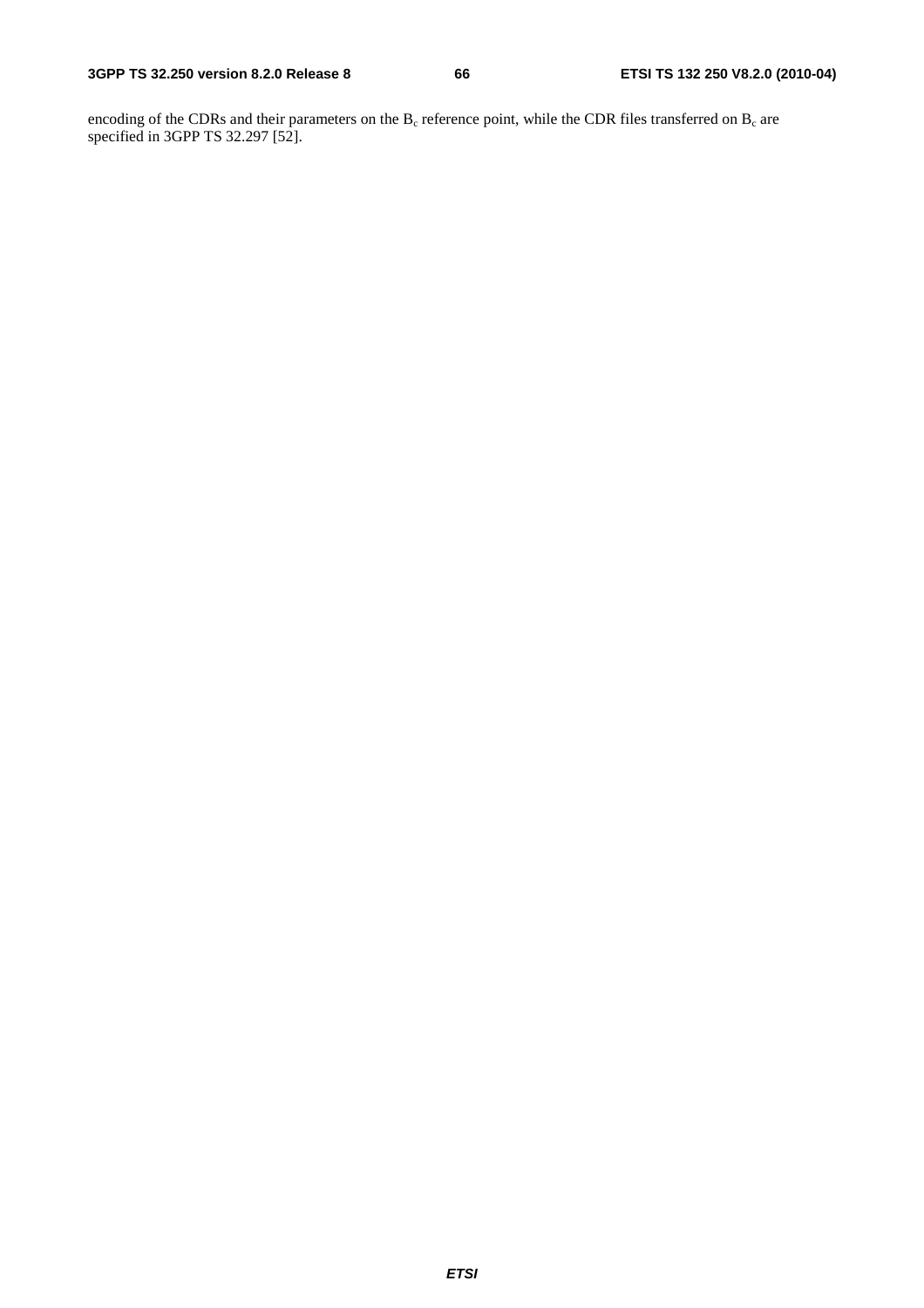encoding of the CDRs and their parameters on the $B_c$ reference point, while the CDR files transferred on $B_c$ are specified in 3GPP TS 32.297 [52].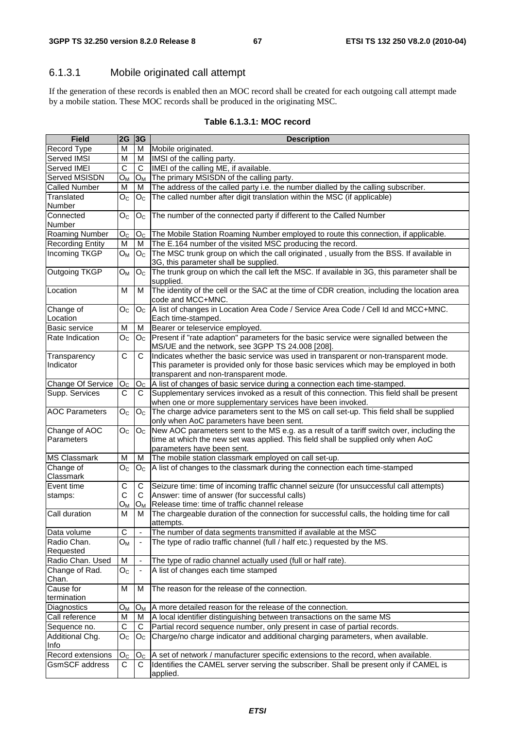### 6.1.3.1 Mobile originated call attempt

If the generation of these records is enabled then an MOC record shall be created for each outgoing call attempt made by a mobile station. These MOC records shall be produced in the originating MSC.

**Table 6.1.3.1: MOC record**

| Field | 2G | 3G | Description |
|---|---|---|---|
| Record Type | M | M | Mobile originated. |
| Served IMSI | M | M | IMSI of the calling party. |
| Served IMEI | C | C | IMEI of the calling ME, if available. |
| Served MSISDN | $O_M$ | $O_M$ | The primary MSISDN of the calling party. |
| Called Number | M | M | The address of the called party i.e. the number dialled by the calling subscriber. |
| Translated Number | $O_C$ | $O_C$ | The called number after digit translation within the MSC (if applicable) |
| Connected Number | $O_C$ | $O_C$ | The number of the connected party if different to the Called Number |
| Roaming Number | $O_C$ | $O_C$ | The Mobile Station Roaming Number employed to route this connection, if applicable. |
| Recording Entity | M | M | The E.164 number of the visited MSC producing the record. |
| Incoming TKGP | $O_M$ | $O_C$ | The MSC trunk group on which the call originated , usually from the BSS. If available in 3G, this parameter shall be supplied. |
| Outgoing TKGP | $O_M$ | $O_C$ | The trunk group on which the call left the MSC. If available in 3G, this parameter shall be supplied. |
| Location | M | M | The identity of the cell or the SAC at the time of CDR creation, including the location area code and MCC+MNC. |
| Change of Location | $O_C$ | $O_C$ | A list of changes in Location Area Code / Service Area Code / Cell Id and MCC+MNC. Each time-stamped. |
| Basic service | M | M | Bearer or teleservice employed. |
| Rate Indication | $O_C$ | $O_C$ | Present if "rate adaption" parameters for the basic service were signalled between the MS/UE and the network, see 3GPP TS 24.008 [208]. |
| Transparency Indicator | C | C | Indicates whether the basic service was used in transparent or non-transparent mode. This parameter is provided only for those basic services which may be employed in both transparent and non-transparent mode. |
| Change Of Service | $O_C$ | $O_C$ | A list of changes of basic service during a connection each time-stamped. |
| Supp. Services | C | C | Supplementary services invoked as a result of this connection. This field shall be present when one or more supplementary services have been invoked. |
| AOC Parameters | $O_C$ | $O_C$ | The charge advice parameters sent to the MS on call set-up. This field shall be supplied only when AoC parameters have been sent. |
| Change of AOC Parameters | $O_C$ | $O_C$ | New AOC parameters sent to the MS e.g. as a result of a tariff switch over, including the time at which the new set was applied. This field shall be supplied only when AoC parameters have been sent. |
| MS Classmark | M | M | The mobile station classmark employed on call set-up. |
| Change of Classmark | $O_C$ | $O_C$ | A list of changes to the classmark during the connection each time-stamped |
| Event time stamps: | C<br>C<br>$O_M$ | C<br>C<br>$O_M$ | Seizure time: time of incoming traffic channel seizure (for unsuccessful call attempts)<br>Answer: time of answer (for successful calls)<br>Release time: time of traffic channel release |
| Call duration | M | M | The chargeable duration of the connection for successful calls, the holding time for call attempts. |
| Data volume | C | - | The number of data segments transmitted if available at the MSC |
| Radio Chan. Requested | $O_M$ | - | The type of radio traffic channel (full / half etc.) requested by the MS. |
| Radio Chan. Used | M | - | The type of radio channel actually used (full or half rate). |
| Change of Rad. Chan. | $O_C$ | - | A list of changes each time stamped |
| Cause for termination | M | M | The reason for the release of the connection. |
| Diagnostics | $O_M$ | $O_M$ | A more detailed reason for the release of the connection. |
| Call reference | M | M | A local identifier distinguishing between transactions on the same MS |
| Sequence no. | C | C | Partial record sequence number, only present in case of partial records. |
| Additional Chg. Info | $O_C$ | $O_C$ | Charge/no charge indicator and additional charging parameters, when available. |
| Record extensions | $O_C$ | $O_C$ | A set of network / manufacturer specific extensions to the record, when available. |
| GsmSCF address | C | C | Identifies the CAMEL server serving the subscriber. Shall be present only if CAMEL is applied. |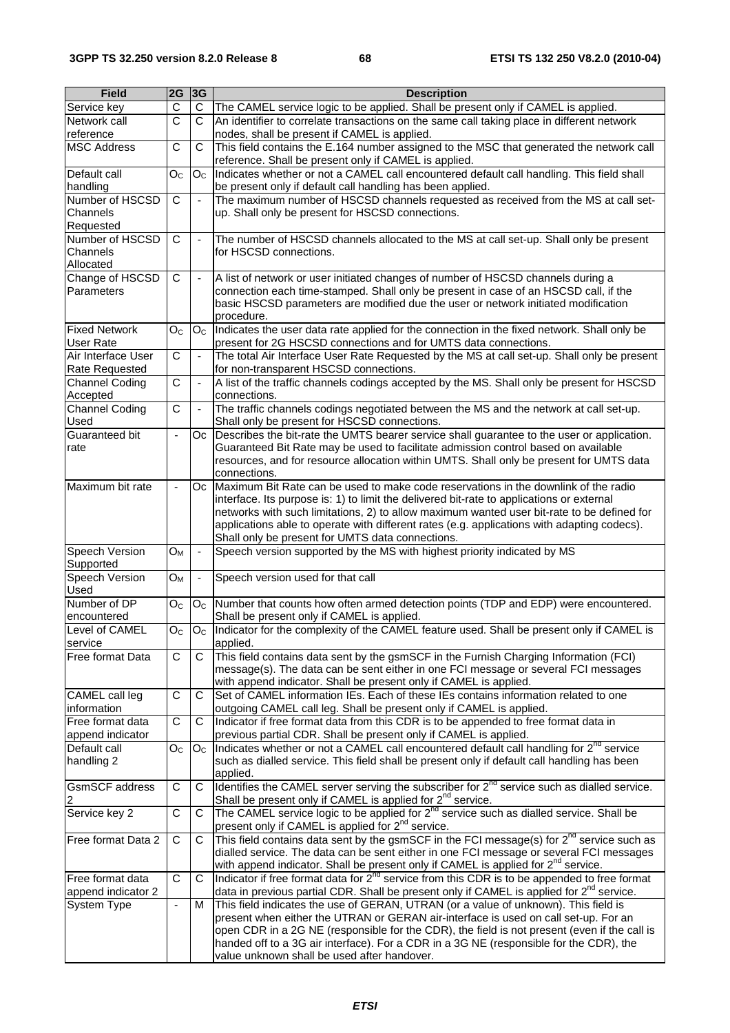| Field | 2G | 3G | Description |
|---|---|---|---|
| Service key | C | C | The CAMEL service logic to be applied. Shall be present only if CAMEL is applied. |
| Network call reference | C | C | An identifier to correlate transactions on the same call taking place in different network nodes, shall be present if CAMEL is applied. |
| MSC Address | C | C | This field contains the E.164 number assigned to the MSC that generated the network call reference. Shall be present only if CAMEL is applied. |
| Default call handling | $O_C$ | $O_C$ | Indicates whether or not a CAMEL call encountered default call handling. This field shall be present only if default call handling has been applied. |
| Number of HSCSD Channels Requested | C | - | The maximum number of HSCSD channels requested as received from the MS at call set-up. Shall only be present for HSCSD connections. |
| Number of HSCSD Channels Allocated | C | - | The number of HSCSD channels allocated to the MS at call set-up. Shall only be present for HSCSD connections. |
| Change of HSCSD Parameters | C | - | A list of network or user initiated changes of number of HSCSD channels during a connection each time-stamped. Shall only be present in case of an HSCSD call, if the basic HSCSD parameters are modified due the user or network initiated modification procedure. |
| Fixed Network User Rate | $O_C$ | $O_C$ | Indicates the user data rate applied for the connection in the fixed network. Shall only be present for 2G HSCSD connections and for UMTS data connections. |
| Air Interface User Rate Requested | C | - | The total Air Interface User Rate Requested by the MS at call set-up. Shall only be present for non-transparent HSCSD connections. |
| Channel Coding Accepted | C | - | A list of the traffic channels codings accepted by the MS. Shall only be present for HSCSD connections. |
| Channel Coding Used | C | - | The traffic channels codings negotiated between the MS and the network at call set-up. Shall only be present for HSCSD connections. |
| Guaranteed bit rate | - | Oc | Describes the bit-rate the UMTS bearer service shall guarantee to the user or application. Guaranteed Bit Rate may be used to facilitate admission control based on available resources, and for resource allocation within UMTS. Shall only be present for UMTS data connections. |
| Maximum bit rate | - | Oc | Maximum Bit Rate can be used to make code reservations in the downlink of the radio interface. Its purpose is: 1) to limit the delivered bit-rate to applications or external networks with such limitations, 2) to allow maximum wanted user bit-rate to be defined for applications able to operate with different rates (e.g. applications with adapting codecs). Shall only be present for UMTS data connections. |
| Speech Version Supported | $O_M$ | - | Speech version supported by the MS with highest priority indicated by MS |
| Speech Version Used | $O_M$ | - | Speech version used for that call |
| Number of DP encountered | $O_C$ | $O_C$ | Number that counts how often armed detection points (TDP and EDP) were encountered. Shall be present only if CAMEL is applied. |
| Level of CAMEL service | $O_C$ | $O_C$ | Indicator for the complexity of the CAMEL feature used. Shall be present only if CAMEL is applied. |
| Free format Data | C | C | This field contains data sent by the gsmSCF in the Furnish Charging Information (FCI) message(s). The data can be sent either in one FCI message or several FCI messages with append indicator. Shall be present only if CAMEL is applied. |
| CAMEL call leg information | C | C | Set of CAMEL information IEs. Each of these IEs contains information related to one outgoing CAMEL call leg. Shall be present only if CAMEL is applied. |
| Free format data append indicator | C | C | Indicator if free format data from this CDR is to be appended to free format data in previous partial CDR. Shall be present only if CAMEL is applied. |
| Default call handling 2 | $O_C$ | $O_C$ | Indicates whether or not a CAMEL call encountered default call handling for 2nd service such as dialled service. This field shall be present only if default call handling has been applied. |
| GsmSCF address 2 | C | C | Identifies the CAMEL server serving the subscriber for 2nd service such as dialled service. Shall be present only if CAMEL is applied for 2nd service. |
| Service key 2 | C | C | The CAMEL service logic to be applied for 2nd service such as dialled service. Shall be present only if CAMEL is applied for 2nd service. |
| Free format Data 2 | C | C | This field contains data sent by the gsmSCF in the FCI message(s) for 2nd service such as dialled service. The data can be sent either in one FCI message or several FCI messages with append indicator. Shall be present only if CAMEL is applied for 2nd service. |
| Free format data append indicator 2 | C | C | Indicator if free format data for 2nd service from this CDR is to be appended to free format data in previous partial CDR. Shall be present only if CAMEL is applied for 2nd service. |
| System Type | - | M | This field indicates the use of GERAN, UTRAN (or a value of unknown). This field is present when either the UTRAN or GERAN air-interface is used on call set-up. For an open CDR in a 2G NE (responsible for the CDR), the field is not present (even if the call is handed off to a 3G air interface). For a CDR in a 3G NE (responsible for the CDR), the value unknown shall be used after handover. |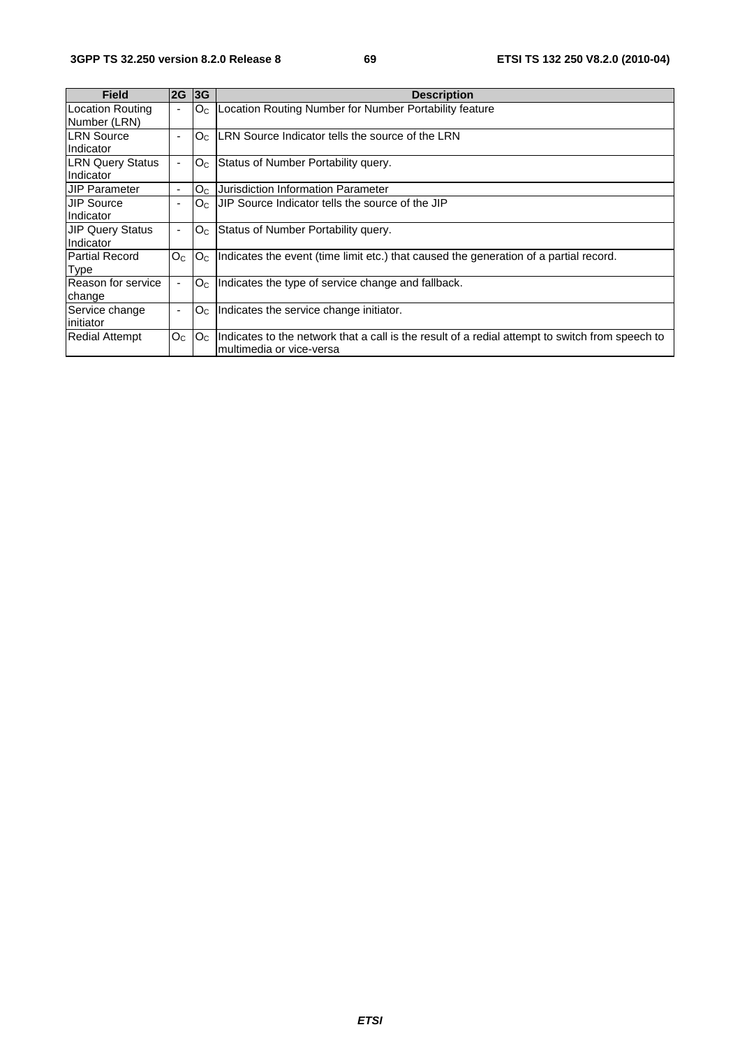| Field | 2G | 3G | Description |
| --- | --- | --- | --- |
| Location Routing Number (LRN) | - | $O_C$ | Location Routing Number for Number Portability feature |
| LRN Source Indicator | - | $O_C$ | LRN Source Indicator tells the source of the LRN |
| LRN Query Status Indicator | - | $O_C$ | Status of Number Portability query. |
| JIP Parameter | - | $O_C$ | Jurisdiction Information Parameter |
| JIP Source Indicator | - | $O_C$ | JIP Source Indicator tells the source of the JIP |
| JIP Query Status Indicator | - | $O_C$ | Status of Number Portability query. |
| Partial Record Type | $O_C$ | $O_C$ | Indicates the event (time limit etc.) that caused the generation of a partial record. |
| Reason for service change | - | $O_C$ | Indicates the type of service change and fallback. |
| Service change initiator | - | $O_C$ | Indicates the service change initiator. |
| Redial Attempt | $O_C$ | $O_C$ | Indicates to the network that a call is the result of a redial attempt to switch from speech to multimedia or vice-versa |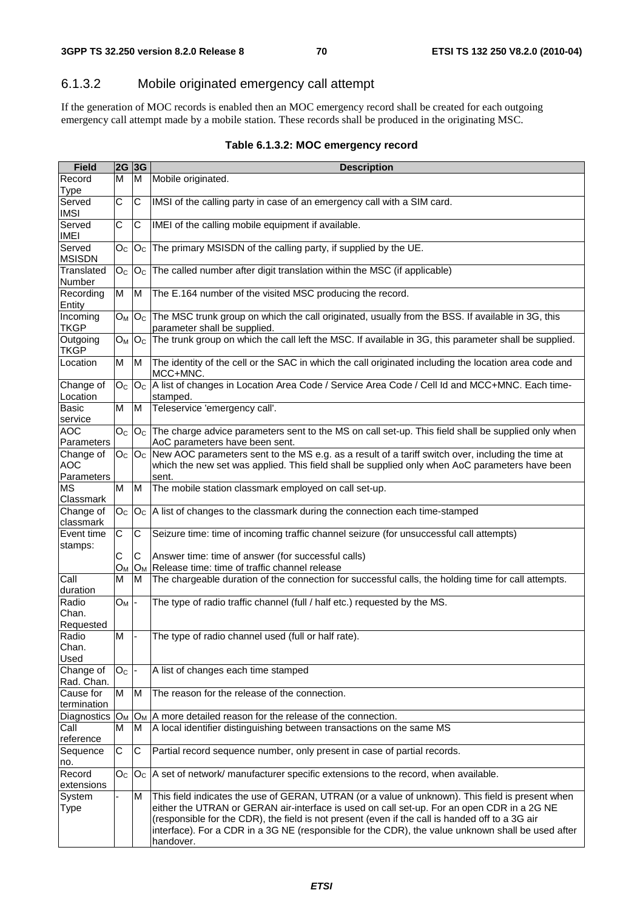### 6.1.3.2 Mobile originated emergency call attempt

If the generation of MOC records is enabled then an MOC emergency record shall be created for each outgoing emergency call attempt made by a mobile station. These records shall be produced in the originating MSC.

**Table 6.1.3.2: MOC emergency record**

| Field | 2G | 3G | Description |
|---|---|---|---|
| Record Type | M | M | Mobile originated. |
| Served IMSI | C | C | IMSI of the calling party in case of an emergency call with a SIM card. |
| Served IMEI | C | C | IMEI of the calling mobile equipment if available. |
| Served MSISDN | $O_C$ | $O_C$ | The primary MSISDN of the calling party, if supplied by the UE. |
| Translated Number | $O_C$ | $O_C$ | The called number after digit translation within the MSC (if applicable) |
| Recording Entity | M | M | The E.164 number of the visited MSC producing the record. |
| Incoming TKGP | $O_M$ | $O_C$ | The MSC trunk group on which the call originated, usually from the BSS. If available in 3G, this parameter shall be supplied. |
| Outgoing TKGP | $O_M$ | $O_C$ | The trunk group on which the call left the MSC. If available in 3G, this parameter shall be supplied. |
| Location | M | M | The identity of the cell or the SAC in which the call originated including the location area code and MCC+MNC. |
| Change of Location | $O_C$ | $O_C$ | A list of changes in Location Area Code / Service Area Code / Cell Id and MCC+MNC. Each time-stamped. |
| Basic service | M | M | Teleservice 'emergency call'. |
| AOC Parameters | $O_C$ | $O_C$ | The charge advice parameters sent to the MS on call set-up. This field shall be supplied only when AoC parameters have been sent. |
| Change of AOC Parameters | $O_C$ | $O_C$ | New AOC parameters sent to the MS e.g. as a result of a tariff switch over, including the time at which the new set was applied. This field shall be supplied only when AoC parameters have been sent. |
| MS Classmark | M | M | The mobile station classmark employed on call set-up. |
| Change of classmark | $O_C$ | $O_C$ | A list of changes to the classmark during the connection each time-stamped |
| Event time stamps: | C | C | Seizure time: time of incoming traffic channel seizure (for unsuccessful call attempts) |
| | C | C | Answer time: time of answer (for successful calls) |
| | $O_M$ | $O_M$ | Release time: time of traffic channel release |
| Call duration | M | M | The chargeable duration of the connection for successful calls, the holding time for call attempts. |
| Radio Chan. Requested | $O_M$ | - | The type of radio traffic channel (full / half etc.) requested by the MS. |
| Radio Chan. Used | M | - | The type of radio channel used (full or half rate). |
| Change of Rad. Chan. | $O_C$ | - | A list of changes each time stamped |
| Cause for termination | M | M | The reason for the release of the connection. |
| Diagnostics | $O_M$ | $O_M$ | A more detailed reason for the release of the connection. |
| Call reference | M | M | A local identifier distinguishing between transactions on the same MS |
| Sequence no. | C | C | Partial record sequence number, only present in case of partial records. |
| Record extensions | $O_C$ | $O_C$ | A set of network/ manufacturer specific extensions to the record, when available. |
| System Type | - | M | This field indicates the use of GERAN, UTRAN (or a value of unknown). This field is present when either the UTRAN or GERAN air-interface is used on call set-up. For an open CDR in a 2G NE (responsible for the CDR), the field is not present (even if the call is handed off to a 3G air interface). For a CDR in a 3G NE (responsible for the CDR), the value unknown shall be used after handover. |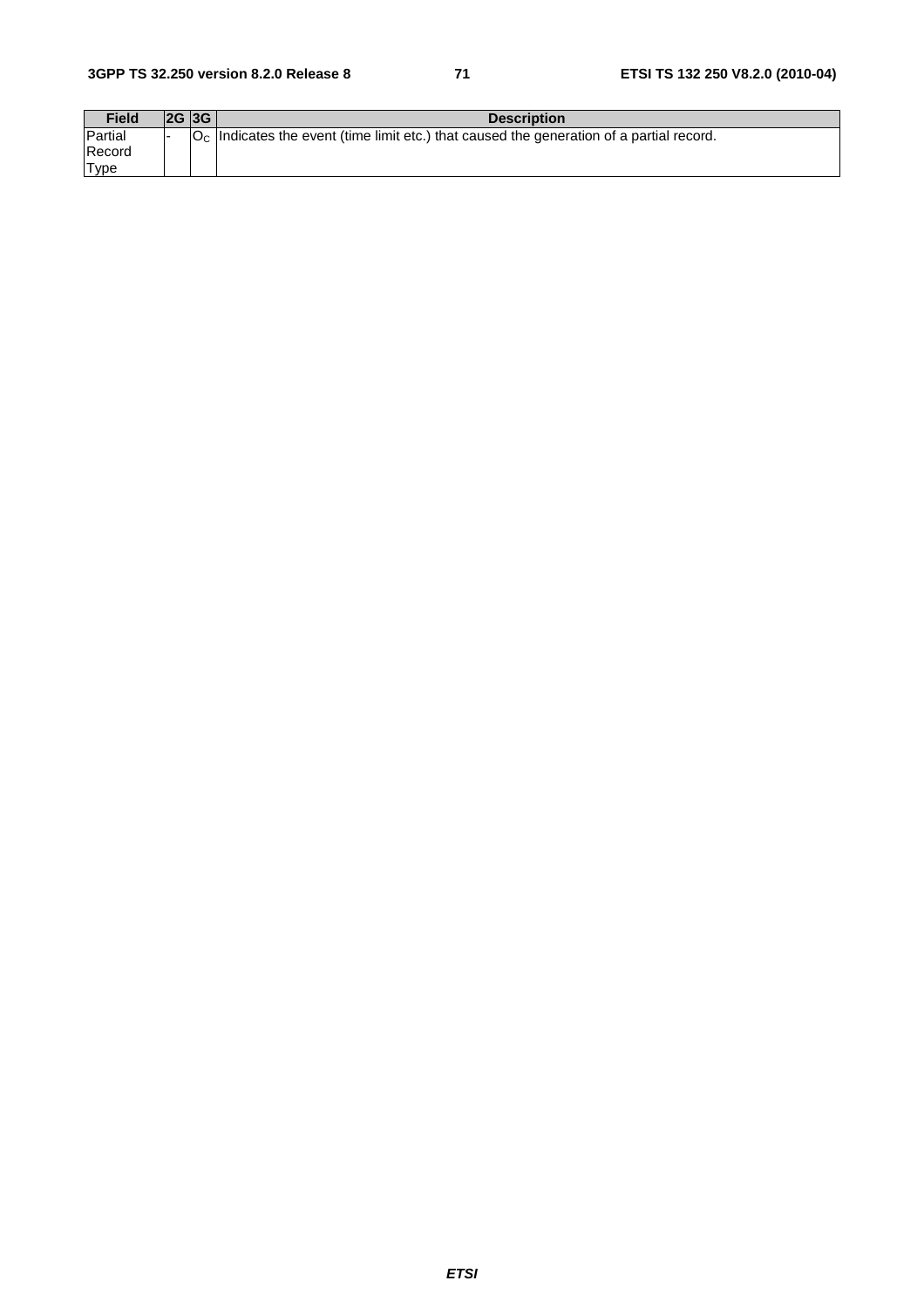| Field | 2G | 3G | Description |
|---|---|---|---|
| Partial Record Type | - | $O_C$ | Indicates the event (time limit etc.) that caused the generation of a partial record. |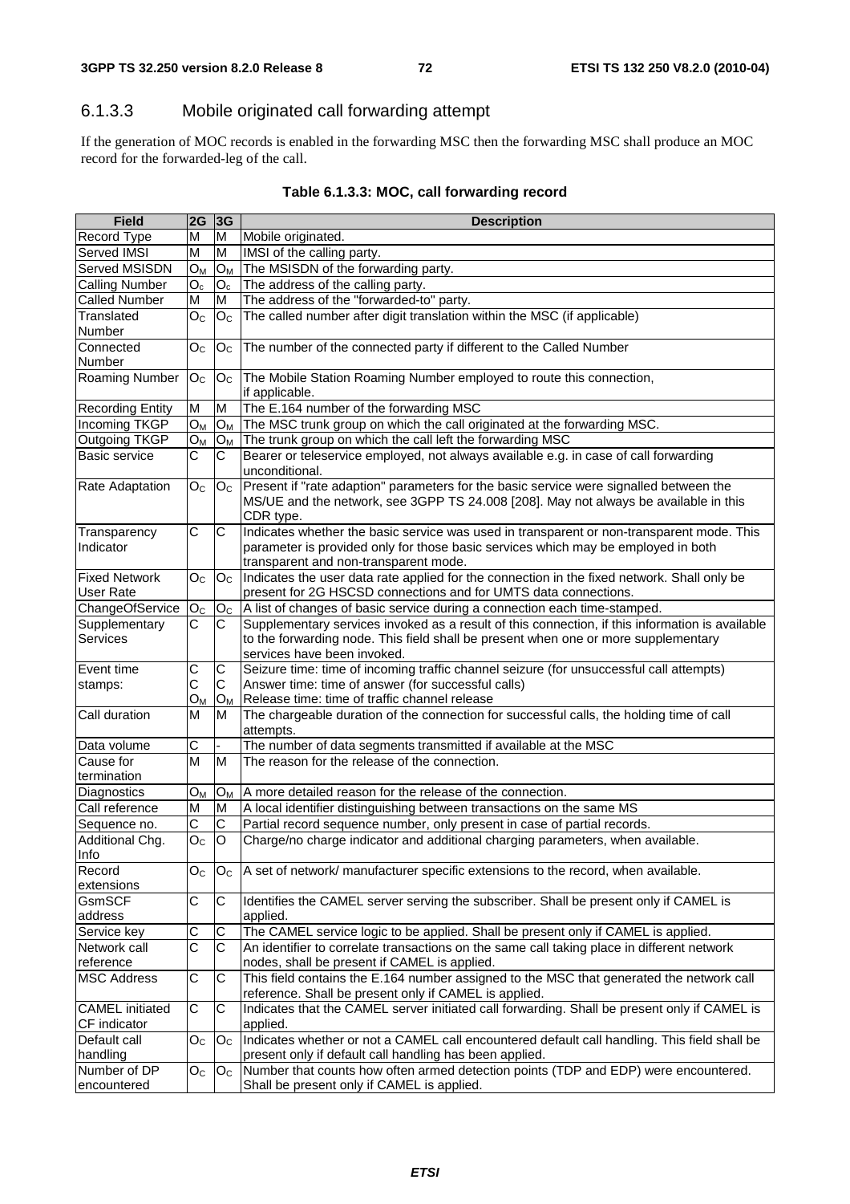### 6.1.3.3 Mobile originated call forwarding attempt

If the generation of MOC records is enabled in the forwarding MSC then the forwarding MSC shall produce an MOC record for the forwarded-leg of the call.

**Table 6.1.3.3: MOC, call forwarding record**

| Field | 2G | 3G | Description |
|---|---|---|---|
| Record Type | M | M | Mobile originated. |
| Served IMSI | M | M | IMSI of the calling party. |
| Served MSISDN | $O_M$ | $O_M$ | The MSISDN of the forwarding party. |
| Calling Number | $O_c$ | $O_c$ | The address of the calling party. |
| Called Number | M | M | The address of the "forwarded-to" party. |
| Translated Number | $O_C$ | $O_C$ | The called number after digit translation within the MSC (if applicable) |
| Connected Number | $O_C$ | $O_C$ | The number of the connected party if different to the Called Number |
| Roaming Number | $O_C$ | $O_C$ | The Mobile Station Roaming Number employed to route this connection, if applicable. |
| Recording Entity | M | M | The E.164 number of the forwarding MSC |
| Incoming TKGP | $O_M$ | $O_M$ | The MSC trunk group on which the call originated at the forwarding MSC. |
| Outgoing TKGP | $O_M$ | $O_M$ | The trunk group on which the call left the forwarding MSC |
| Basic service | C | C | Bearer or teleservice employed, not always available e.g. in case of call forwarding unconditional. |
| Rate Adaptation | $O_C$ | $O_C$ | Present if "rate adaption" parameters for the basic service were signalled between the MS/UE and the network, see 3GPP TS 24.008 [208]. May not always be available in this CDR type. |
| Transparency Indicator | C | C | Indicates whether the basic service was used in transparent or non-transparent mode. This parameter is provided only for those basic services which may be employed in both transparent and non-transparent mode. |
| Fixed Network User Rate | $O_C$ | $O_C$ | Indicates the user data rate applied for the connection in the fixed network. Shall only be present for 2G HSCSD connections and for UMTS data connections. |
| ChangeOfService | $O_C$ | $O_C$ | A list of changes of basic service during a connection each time-stamped. |
| Supplementary Services | C | C | Supplementary services invoked as a result of this connection, if this information is available to the forwarding node. This field shall be present when one or more supplementary services have been invoked. |
| Event time stamps: | C<br>C<br>$O_M$ | C<br>C<br>$O_M$ | Seizure time: time of incoming traffic channel seizure (for unsuccessful call attempts)<br>Answer time: time of answer (for successful calls)<br>Release time: time of traffic channel release |
| Call duration | M | M | The chargeable duration of the connection for successful calls, the holding time of call attempts. |
| Data volume | C | - | The number of data segments transmitted if available at the MSC |
| Cause for termination | M | M | The reason for the release of the connection. |
| Diagnostics | $O_M$ | $O_M$ | A more detailed reason for the release of the connection. |
| Call reference | M | M | A local identifier distinguishing between transactions on the same MS |
| Sequence no. | C | C | Partial record sequence number, only present in case of partial records. |
| Additional Chg. Info | $O_C$ | O | Charge/no charge indicator and additional charging parameters, when available. |
| Record extensions | $O_C$ | $O_C$ | A set of network/ manufacturer specific extensions to the record, when available. |
| GsmSCF address | C | C | Identifies the CAMEL server serving the subscriber. Shall be present only if CAMEL is applied. |
| Service key | C | C | The CAMEL service logic to be applied. Shall be present only if CAMEL is applied. |
| Network call reference | C | C | An identifier to correlate transactions on the same call taking place in different network nodes, shall be present if CAMEL is applied. |
| MSC Address | C | C | This field contains the E.164 number assigned to the MSC that generated the network call reference. Shall be present only if CAMEL is applied. |
| CAMEL initiated CF indicator | C | C | Indicates that the CAMEL server initiated call forwarding. Shall be present only if CAMEL is applied. |
| Default call handling | $O_C$ | $O_C$ | Indicates whether or not a CAMEL call encountered default call handling. This field shall be present only if default call handling has been applied. |
| Number of DP encountered | $O_C$ | $O_C$ | Number that counts how often armed detection points (TDP and EDP) were encountered. Shall be present only if CAMEL is applied. |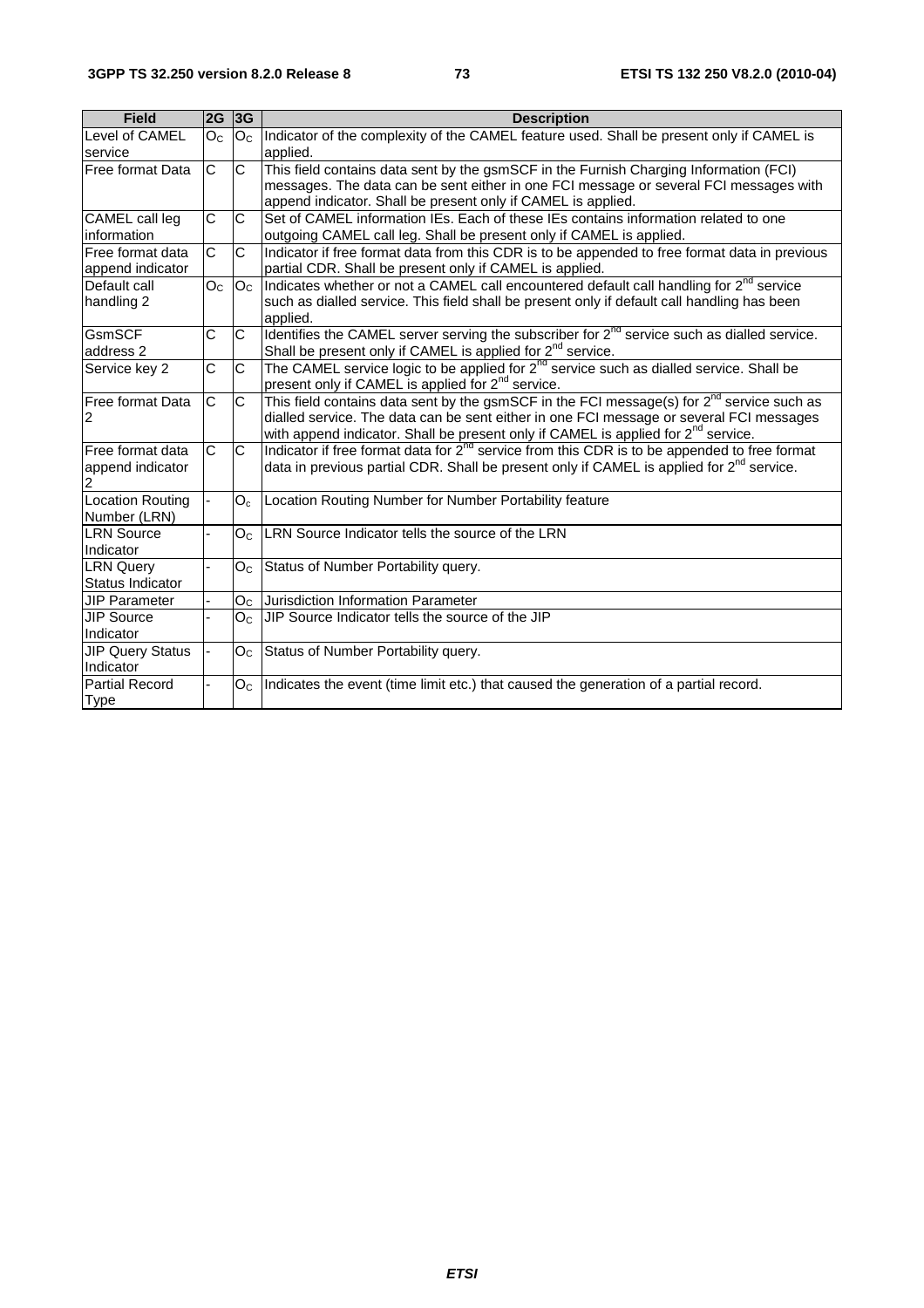| Field | 2G | 3G | Description |
|---|---|---|---|
| Level of CAMEL service | $O_C$ | $O_C$ | Indicator of the complexity of the CAMEL feature used. Shall be present only if CAMEL is applied. |
| Free format Data | C | C | This field contains data sent by the gsmSCF in the Furnish Charging Information (FCI) messages. The data can be sent either in one FCI message or several FCI messages with append indicator. Shall be present only if CAMEL is applied. |
| CAMEL call leg information | C | C | Set of CAMEL information IEs. Each of these IEs contains information related to one outgoing CAMEL call leg. Shall be present only if CAMEL is applied. |
| Free format data append indicator | C | C | Indicator if free format data from this CDR is to be appended to free format data in previous partial CDR. Shall be present only if CAMEL is applied. |
| Default call handling 2 | $O_C$ | $O_C$ | Indicates whether or not a CAMEL call encountered default call handling for 2nd service such as dialled service. This field shall be present only if default call handling has been applied. |
| GsmSCF address 2 | C | C | Identifies the CAMEL server serving the subscriber for 2nd service such as dialled service. Shall be present only if CAMEL is applied for 2nd service. |
| Service key 2 | C | C | The CAMEL service logic to be applied for 2nd service such as dialled service. Shall be present only if CAMEL is applied for 2nd service. |
| Free format Data 2 | C | C | This field contains data sent by the gsmSCF in the FCI message(s) for 2nd service such as dialled service. The data can be sent either in one FCI message or several FCI messages with append indicator. Shall be present only if CAMEL is applied for 2nd service. |
| Free format data append indicator 2 | C | C | Indicator if free format data for 2nd service from this CDR is to be appended to free format data in previous partial CDR. Shall be present only if CAMEL is applied for 2nd service. |
| Location Routing Number (LRN) | - | $O_c$ | Location Routing Number for Number Portability feature |
| LRN Source Indicator | - | $O_C$ | LRN Source Indicator tells the source of the LRN |
| LRN Query Status Indicator | - | $O_C$ | Status of Number Portability query. |
| JIP Parameter | - | $O_C$ | Jurisdiction Information Parameter |
| JIP Source Indicator | - | $O_C$ | JIP Source Indicator tells the source of the JIP |
| JIP Query Status Indicator | - | $O_C$ | Status of Number Portability query. |
| Partial Record Type | - | $O_C$ | Indicates the event (time limit etc.) that caused the generation of a partial record. |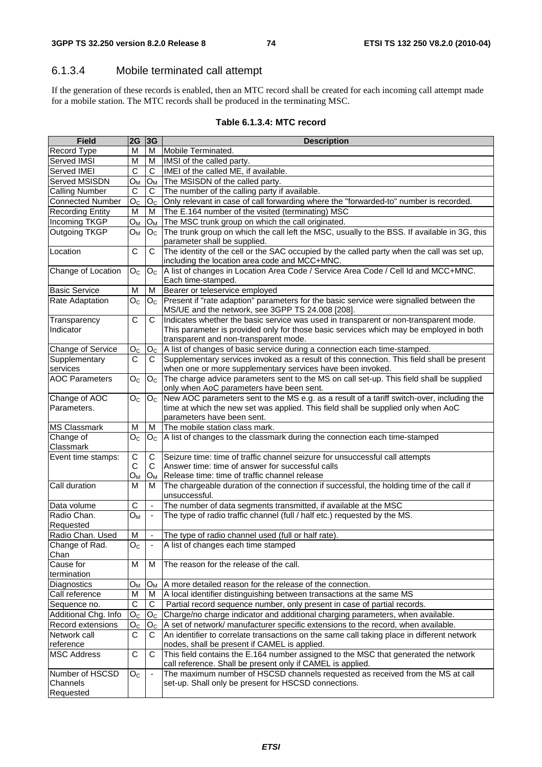### 6.1.3.4 Mobile terminated call attempt

If the generation of these records is enabled, then an MTC record shall be created for each incoming call attempt made for a mobile station. The MTC records shall be produced in the terminating MSC.

**Table 6.1.3.4: MTC record**

| Field | 2G | 3G | Description |
|---|---|---|---|
| Record Type | M | M | Mobile Terminated. |
| Served IMSI | M | M | IMSI of the called party. |
| Served IMEI | C | C | IMEI of the called ME, if available. |
| Served MSISDN | $O_M$ | $O_M$ | The MSISDN of the called party. |
| Calling Number | C | C | The number of the calling party if available. |
| Connected Number | $O_C$ | $O_C$ | Only relevant in case of call forwarding where the "forwarded-to" number is recorded. |
| Recording Entity | M | M | The E.164 number of the visited (terminating) MSC |
| Incoming TKGP | $O_M$ | $O_M$ | The MSC trunk group on which the call originated. |
| Outgoing TKGP | $O_M$ | $O_C$ | The trunk group on which the call left the MSC, usually to the BSS. If available in 3G, this parameter shall be supplied. |
| Location | C | C | The identity of the cell or the SAC occupied by the called party when the call was set up, including the location area code and MCC+MNC. |
| Change of Location | $O_C$ | $O_C$ | A list of changes in Location Area Code / Service Area Code / Cell Id and MCC+MNC. Each time-stamped. |
| Basic Service | M | M | Bearer or teleservice employed |
| Rate Adaptation | $O_C$ | $O_C$ | Present if "rate adaption" parameters for the basic service were signalled between the MS/UE and the network, see 3GPP TS 24.008 [208]. |
| Transparency Indicator | C | C | Indicates whether the basic service was used in transparent or non-transparent mode. This parameter is provided only for those basic services which may be employed in both transparent and non-transparent mode. |
| Change of Service | $O_C$ | $O_C$ | A list of changes of basic service during a connection each time-stamped. |
| Supplementary services | C | C | Supplementary services invoked as a result of this connection. This field shall be present when one or more supplementary services have been invoked. |
| AOC Parameters | $O_C$ | $O_C$ | The charge advice parameters sent to the MS on call set-up. This field shall be supplied only when AoC parameters have been sent. |
| Change of AOC Parameters. | $O_C$ | $O_C$ | New AOC parameters sent to the MS e.g. as a result of a tariff switch-over, including the time at which the new set was applied. This field shall be supplied only when AoC parameters have been sent. |
| MS Classmark | M | M | The mobile station class mark. |
| Change of Classmark | $O_C$ | $O_C$ | A list of changes to the classmark during the connection each time-stamped |
| Event time stamps: | C<br>C<br>$O_M$ | C<br>C<br>$O_M$ | Seizure time: time of traffic channel seizure for unsuccessful call attempts<br>Answer time: time of answer for successful calls<br>Release time: time of traffic channel release |
| Call duration | M | M | The chargeable duration of the connection if successful, the holding time of the call if unsuccessful. |
| Data volume | C | - | The number of data segments transmitted, if available at the MSC |
| Radio Chan. Requested | $O_M$ | - | The type of radio traffic channel (full / half etc.) requested by the MS. |
| Radio Chan. Used | M | - | The type of radio channel used (full or half rate). |
| Change of Rad. Chan | $O_C$ | - | A list of changes each time stamped |
| Cause for termination | M | M | The reason for the release of the call. |
| Diagnostics | $O_M$ | $O_M$ | A more detailed reason for the release of the connection. |
| Call reference | M | M | A local identifier distinguishing between transactions at the same MS |
| Sequence no. | C | C | Partial record sequence number, only present in case of partial records. |
| Additional Chg. Info | $O_C$ | $O_C$ | Charge/no charge indicator and additional charging parameters, when available. |
| Record extensions | $O_C$ | $O_C$ | A set of network/ manufacturer specific extensions to the record, when available. |
| Network call reference | C | C | An identifier to correlate transactions on the same call taking place in different network nodes, shall be present if CAMEL is applied. |
| MSC Address | C | C | This field contains the E.164 number assigned to the MSC that generated the network call reference. Shall be present only if CAMEL is applied. |
| Number of HSCSD Channels Requested | $O_C$ | - | The maximum number of HSCSD channels requested as received from the MS at call set-up. Shall only be present for HSCSD connections. |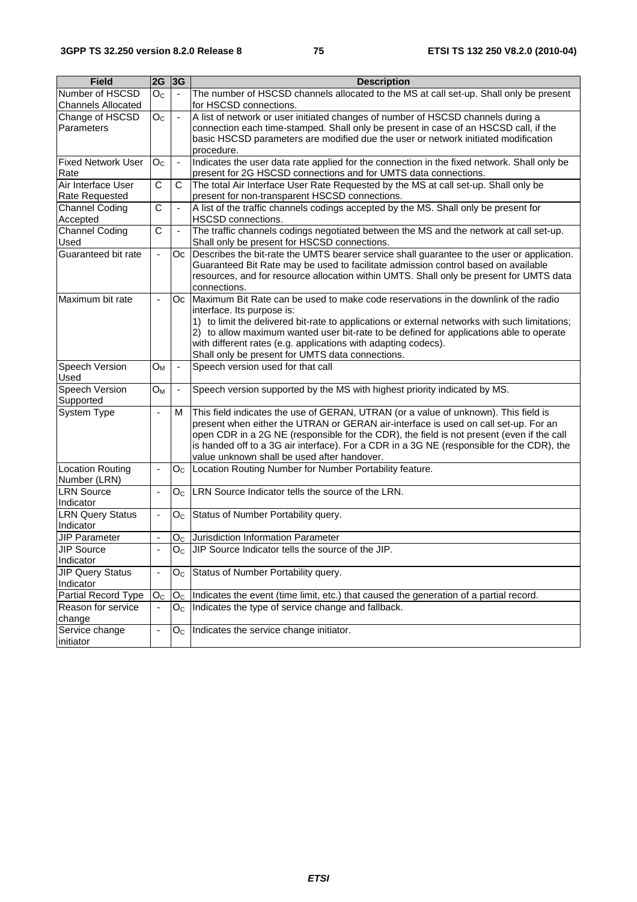| Field | 2G | 3G | Description |
|---|---|---|---|
| Number of HSCSD Channels Allocated | $O_C$ | - | The number of HSCSD channels allocated to the MS at call set-up. Shall only be present for HSCSD connections. |
| Change of HSCSD Parameters | $O_C$ | - | A list of network or user initiated changes of number of HSCSD channels during a connection each time-stamped. Shall only be present in case of an HSCSD call, if the basic HSCSD parameters are modified due the user or network initiated modification procedure. |
| Fixed Network User Rate | $O_C$ | - | Indicates the user data rate applied for the connection in the fixed network. Shall only be present for 2G HSCSD connections and for UMTS data connections. |
| Air Interface User Rate Requested | C | C | The total Air Interface User Rate Requested by the MS at call set-up. Shall only be present for non-transparent HSCSD connections. |
| Channel Coding Accepted | C | - | A list of the traffic channels codings accepted by the MS. Shall only be present for HSCSD connections. |
| Channel Coding Used | C | - | The traffic channels codings negotiated between the MS and the network at call set-up. Shall only be present for HSCSD connections. |
| Guaranteed bit rate | - | Oc | Describes the bit-rate the UMTS bearer service shall guarantee to the user or application. Guaranteed Bit Rate may be used to facilitate admission control based on available resources, and for resource allocation within UMTS. Shall only be present for UMTS data connections. |
| Maximum bit rate | - | Oc | Maximum Bit Rate can be used to make code reservations in the downlink of the radio interface. Its purpose is:<br>1) to limit the delivered bit-rate to applications or external networks with such limitations;<br>2) to allow maximum wanted user bit-rate to be defined for applications able to operate with different rates (e.g. applications with adapting codecs).<br>Shall only be present for UMTS data connections. |
| Speech Version Used | $O_M$ | - | Speech version used for that call |
| Speech Version Supported | $O_M$ | - | Speech version supported by the MS with highest priority indicated by MS. |
| System Type | - | M | This field indicates the use of GERAN, UTRAN (or a value of unknown). This field is present when either the UTRAN or GERAN air-interface is used on call set-up. For an open CDR in a 2G NE (responsible for the CDR), the field is not present (even if the call is handed off to a 3G air interface). For a CDR in a 3G NE (responsible for the CDR), the value unknown shall be used after handover. |
| Location Routing Number (LRN) | - | $O_C$ | Location Routing Number for Number Portability feature. |
| LRN Source Indicator | - | $O_C$ | LRN Source Indicator tells the source of the LRN. |
| LRN Query Status Indicator | - | $O_C$ | Status of Number Portability query. |
| JIP Parameter | - | $O_C$ | Jurisdiction Information Parameter |
| JIP Source Indicator | - | $O_C$ | JIP Source Indicator tells the source of the JIP. |
| JIP Query Status Indicator | - | $O_C$ | Status of Number Portability query. |
| Partial Record Type | $O_C$ | $O_C$ | Indicates the event (time limit, etc.) that caused the generation of a partial record. |
| Reason for service change | - | $O_C$ | Indicates the type of service change and fallback. |
| Service change initiator | - | $O_C$ | Indicates the service change initiator. |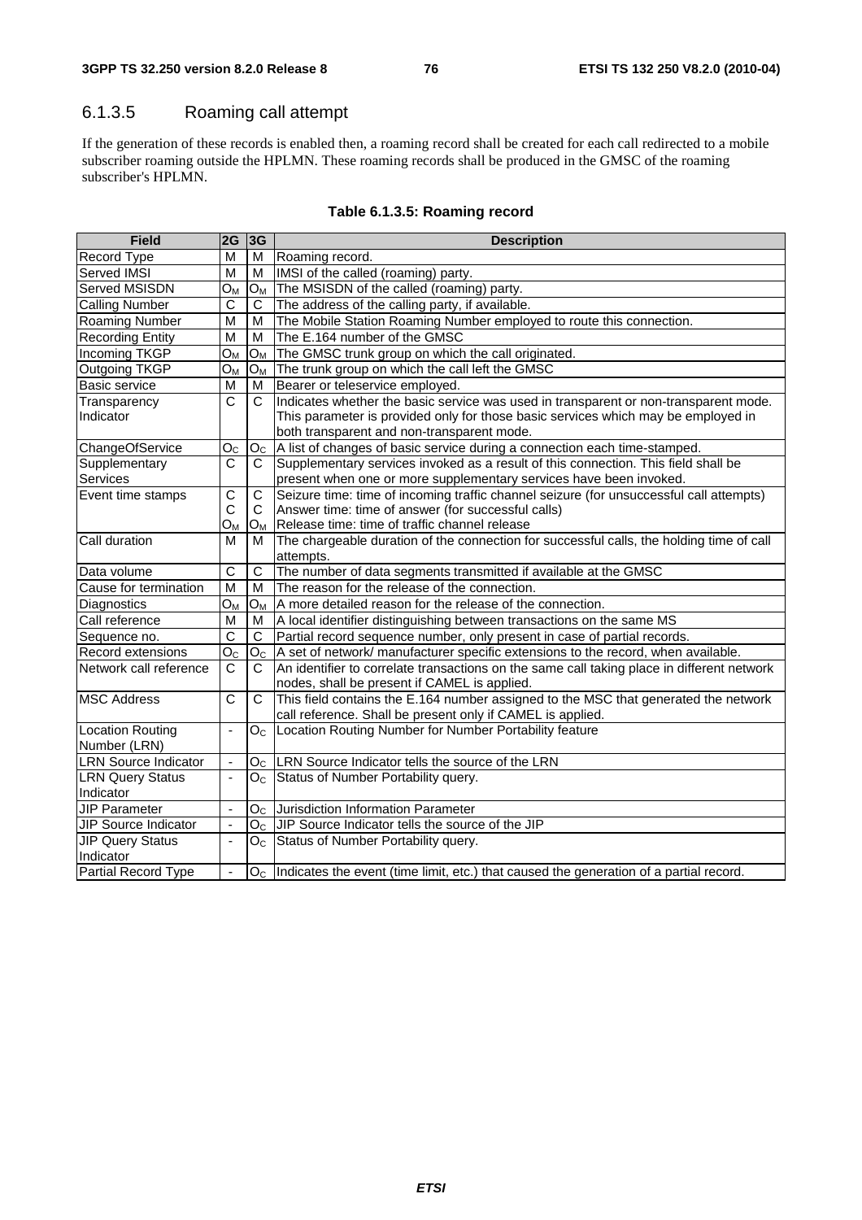### 6.1.3.5 Roaming call attempt

If the generation of these records is enabled then, a roaming record shall be created for each call redirected to a mobile subscriber roaming outside the HPLMN. These roaming records shall be produced in the GMSC of the roaming subscriber's HPLMN.

**Table 6.1.3.5: Roaming record**

| Field | 2G | 3G | Description |
|---|---|---|---|
| Record Type | M | M | Roaming record. |
| Served IMSI | M | M | IMSI of the called (roaming) party. |
| Served MSISDN | $O_M$ | $O_M$ | The MSISDN of the called (roaming) party. |
| Calling Number | C | C | The address of the calling party, if available. |
| Roaming Number | M | M | The Mobile Station Roaming Number employed to route this connection. |
| Recording Entity | M | M | The E.164 number of the GMSC |
| Incoming TKGP | $O_M$ | $O_M$ | The GMSC trunk group on which the call originated. |
| Outgoing TKGP | $O_M$ | $O_M$ | The trunk group on which the call left the GMSC |
| Basic service | M | M | Bearer or teleservice employed. |
| Transparency Indicator | C | C | Indicates whether the basic service was used in transparent or non-transparent mode. This parameter is provided only for those basic services which may be employed in both transparent and non-transparent mode. |
| ChangeOfService | $O_C$ | $O_C$ | A list of changes of basic service during a connection each time-stamped. |
| Supplementary Services | C | C | Supplementary services invoked as a result of this connection. This field shall be present when one or more supplementary services have been invoked. |
| Event time stamps | C<br>C<br>$O_M$ | C<br>C<br>$O_M$ | Seizure time: time of incoming traffic channel seizure (for unsuccessful call attempts)<br>Answer time: time of answer (for successful calls)<br>Release time: time of traffic channel release |
| Call duration | M | M | The chargeable duration of the connection for successful calls, the holding time of call attempts. |
| Data volume | C | C | The number of data segments transmitted if available at the GMSC |
| Cause for termination | M | M | The reason for the release of the connection. |
| Diagnostics | $O_M$ | $O_M$ | A more detailed reason for the release of the connection. |
| Call reference | M | M | A local identifier distinguishing between transactions on the same MS |
| Sequence no. | C | C | Partial record sequence number, only present in case of partial records. |
| Record extensions | $O_C$ | $O_C$ | A set of network/ manufacturer specific extensions to the record, when available. |
| Network call reference | C | C | An identifier to correlate transactions on the same call taking place in different network nodes, shall be present if CAMEL is applied. |
| MSC Address | C | C | This field contains the E.164 number assigned to the MSC that generated the network call reference. Shall be present only if CAMEL is applied. |
| Location Routing Number (LRN) | - | $O_C$ | Location Routing Number for Number Portability feature |
| LRN Source Indicator | - | $O_C$ | LRN Source Indicator tells the source of the LRN |
| LRN Query Status Indicator | - | $O_C$ | Status of Number Portability query. |
| JIP Parameter | - | $O_C$ | Jurisdiction Information Parameter |
| JIP Source Indicator | - | $O_C$ | JIP Source Indicator tells the source of the JIP |
| JIP Query Status Indicator | - | $O_C$ | Status of Number Portability query. |
| Partial Record Type | - | $O_C$ | Indicates the event (time limit, etc.) that caused the generation of a partial record. |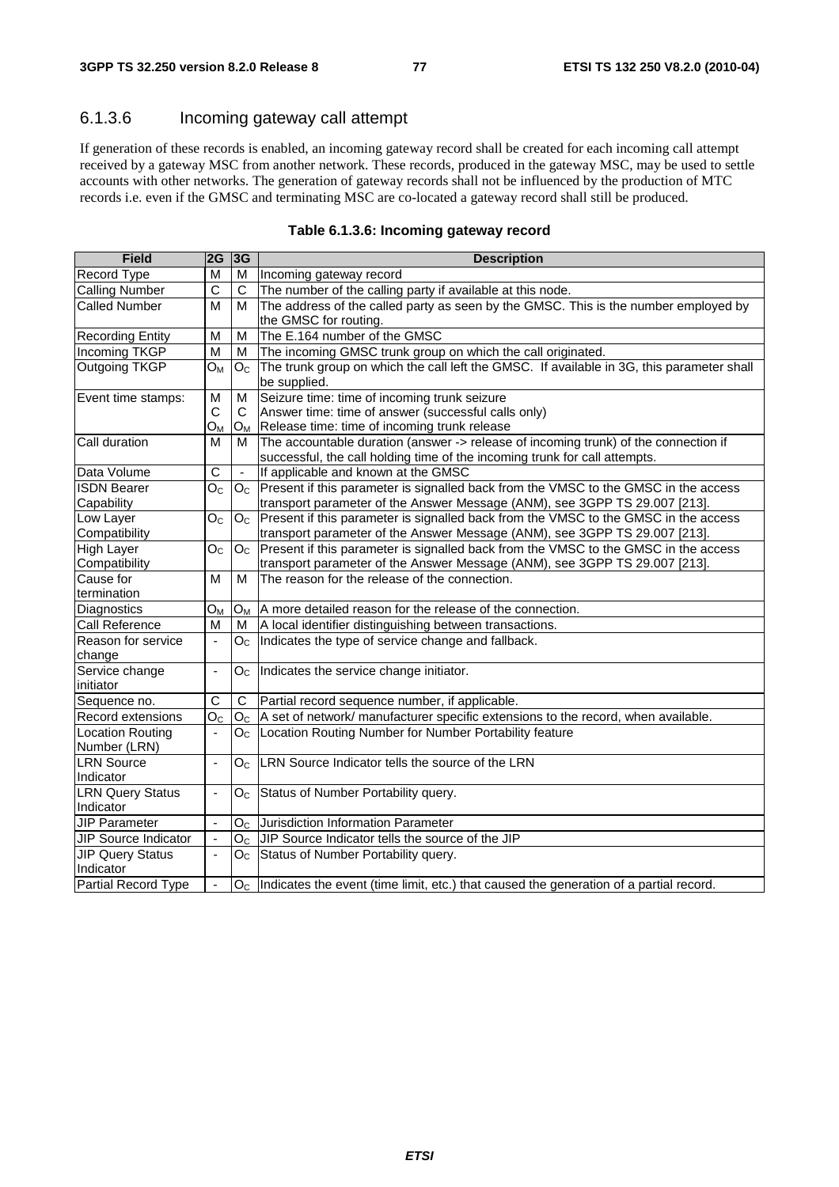### 6.1.3.6 Incoming gateway call attempt

If generation of these records is enabled, an incoming gateway record shall be created for each incoming call attempt received by a gateway MSC from another network. These records, produced in the gateway MSC, may be used to settle accounts with other networks. The generation of gateway records shall not be influenced by the production of MTC records i.e. even if the GMSC and terminating MSC are co-located a gateway record shall still be produced.

**Table 6.1.3.6: Incoming gateway record**

| Field | 2G | 3G | Description |
|---|---|---|---|
| Record Type | M | M | Incoming gateway record |
| Calling Number | C | C | The number of the calling party if available at this node. |
| Called Number | M | M | The address of the called party as seen by the GMSC. This is the number employed by the GMSC for routing. |
| Recording Entity | M | M | The E.164 number of the GMSC |
| Incoming TKGP | M | M | The incoming GMSC trunk group on which the call originated. |
| Outgoing TKGP | $O_M$ | $O_C$ | The trunk group on which the call left the GMSC. If available in 3G, this parameter shall be supplied. |
| Event time stamps: | M<br>C<br>$O_M$ | M<br>C<br>$O_M$ | Seizure time: time of incoming trunk seizure<br>Answer time: time of answer (successful calls only)<br>Release time: time of incoming trunk release |
| Call duration | M | M | The accountable duration (answer -> release of incoming trunk) of the connection if successful, the call holding time of the incoming trunk for call attempts. |
| Data Volume | C | - | If applicable and known at the GMSC |
| ISDN Bearer Capability | $O_C$ | $O_C$ | Present if this parameter is signalled back from the VMSC to the GMSC in the access transport parameter of the Answer Message (ANM), see 3GPP TS 29.007 [213]. |
| Low Layer Compatibility | $O_C$ | $O_C$ | Present if this parameter is signalled back from the VMSC to the GMSC in the access transport parameter of the Answer Message (ANM), see 3GPP TS 29.007 [213]. |
| High Layer Compatibility | $O_C$ | $O_C$ | Present if this parameter is signalled back from the VMSC to the GMSC in the access transport parameter of the Answer Message (ANM), see 3GPP TS 29.007 [213]. |
| Cause for termination | M | M | The reason for the release of the connection. |
| Diagnostics | $O_M$ | $O_M$ | A more detailed reason for the release of the connection. |
| Call Reference | M | M | A local identifier distinguishing between transactions. |
| Reason for service change | - | $O_C$ | Indicates the type of service change and fallback. |
| Service change initiator | - | $O_C$ | Indicates the service change initiator. |
| Sequence no. | C | C | Partial record sequence number, if applicable. |
| Record extensions | $O_C$ | $O_C$ | A set of network/ manufacturer specific extensions to the record, when available. |
| Location Routing Number (LRN) | - | $O_C$ | Location Routing Number for Number Portability feature |
| LRN Source Indicator | - | $O_C$ | LRN Source Indicator tells the source of the LRN |
| LRN Query Status Indicator | - | $O_C$ | Status of Number Portability query. |
| JIP Parameter | - | $O_C$ | Jurisdiction Information Parameter |
| JIP Source Indicator | - | $O_C$ | JIP Source Indicator tells the source of the JIP |
| JIP Query Status Indicator | - | $O_C$ | Status of Number Portability query. |
| Partial Record Type | - | $O_C$ | Indicates the event (time limit, etc.) that caused the generation of a partial record. |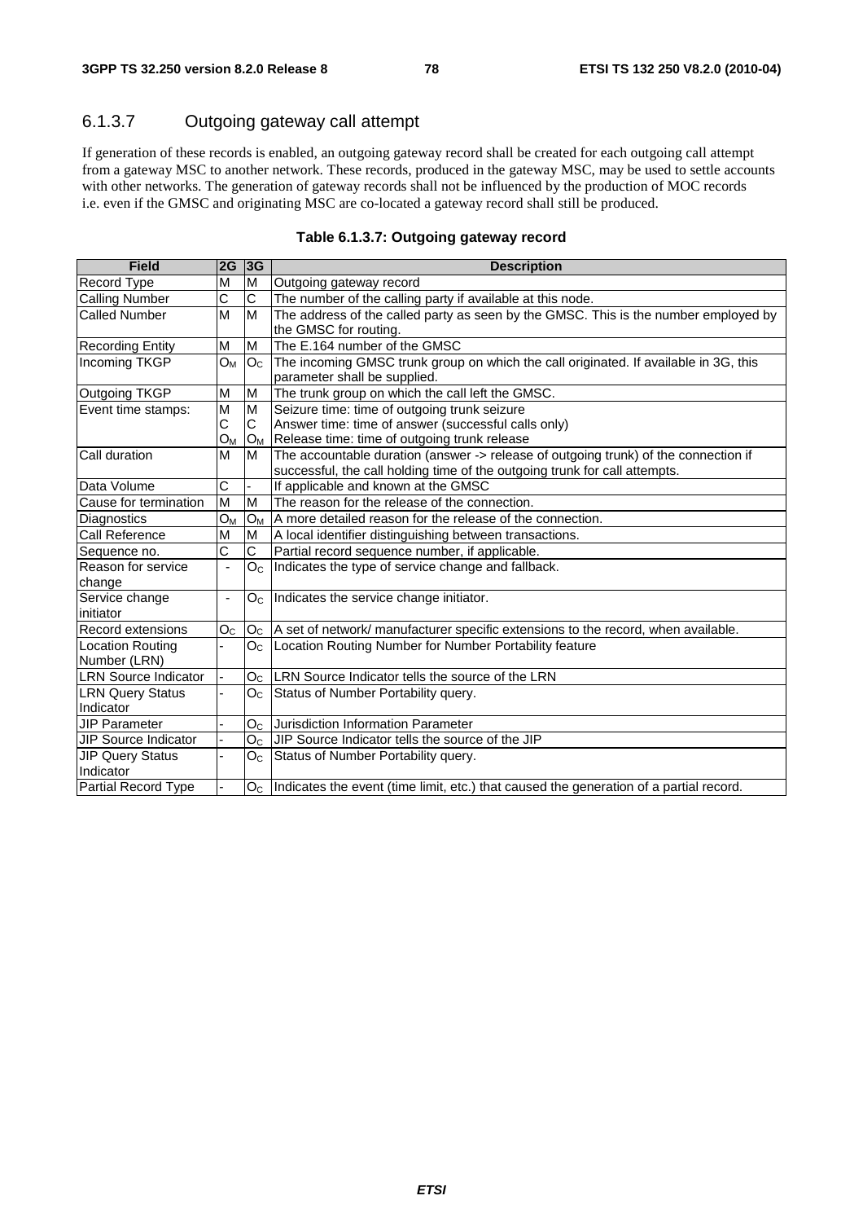### 6.1.3.7 Outgoing gateway call attempt

If generation of these records is enabled, an outgoing gateway record shall be created for each outgoing call attempt from a gateway MSC to another network. These records, produced in the gateway MSC, may be used to settle accounts with other networks. The generation of gateway records shall not be influenced by the production of MOC records i.e. even if the GMSC and originating MSC are co-located a gateway record shall still be produced.

**Table 6.1.3.7: Outgoing gateway record**

| Field | 2G | 3G | Description |
|---|---|---|---|
| Record Type | M | M | Outgoing gateway record |
| Calling Number | C | C | The number of the calling party if available at this node. |
| Called Number | M | M | The address of the called party as seen by the GMSC. This is the number employed by the GMSC for routing. |
| Recording Entity | M | M | The E.164 number of the GMSC |
| Incoming TKGP | $O_M$ | $O_C$ | The incoming GMSC trunk group on which the call originated. If available in 3G, this parameter shall be supplied. |
| Outgoing TKGP | M | M | The trunk group on which the call left the GMSC. |
| Event time stamps: | M<br>C<br>$O_M$ | M<br>C<br>$O_M$ | Seizure time: time of outgoing trunk seizure<br>Answer time: time of answer (successful calls only)<br>Release time: time of outgoing trunk release |
| Call duration | M | M | The accountable duration (answer -> release of outgoing trunk) of the connection if successful, the call holding time of the outgoing trunk for call attempts. |
| Data Volume | C | - | If applicable and known at the GMSC |
| Cause for termination | M | M | The reason for the release of the connection. |
| Diagnostics | $O_M$ | $O_M$ | A more detailed reason for the release of the connection. |
| Call Reference | M | M | A local identifier distinguishing between transactions. |
| Sequence no. | C | C | Partial record sequence number, if applicable. |
| Reason for service change | - | $O_C$ | Indicates the type of service change and fallback. |
| Service change initiator | - | $O_C$ | Indicates the service change initiator. |
| Record extensions | $O_C$ | $O_C$ | A set of network/ manufacturer specific extensions to the record, when available. |
| Location Routing Number (LRN) | - | $O_C$ | Location Routing Number for Number Portability feature |
| LRN Source Indicator | - | $O_C$ | LRN Source Indicator tells the source of the LRN |
| LRN Query Status Indicator | - | $O_C$ | Status of Number Portability query. |
| JIP Parameter | - | $O_C$ | Jurisdiction Information Parameter |
| JIP Source Indicator | - | $O_C$ | JIP Source Indicator tells the source of the JIP |
| JIP Query Status Indicator | - | $O_C$ | Status of Number Portability query. |
| Partial Record Type | - | $O_C$ | Indicates the event (time limit, etc.) that caused the generation of a partial record. |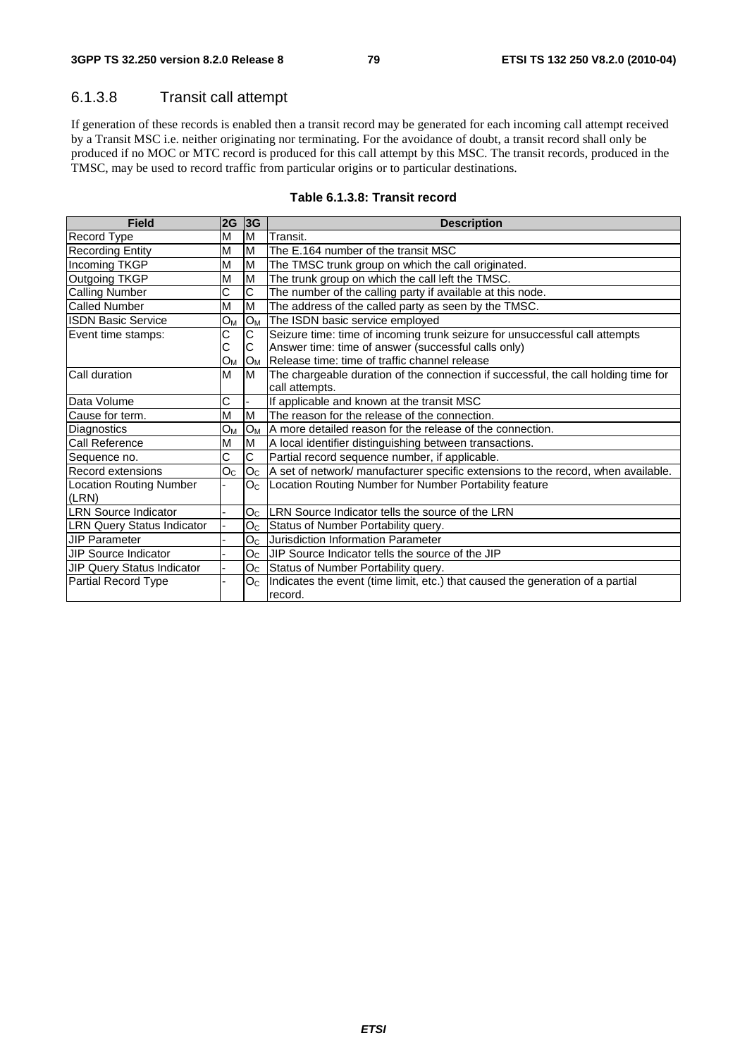### 6.1.3.8 Transit call attempt

If generation of these records is enabled then a transit record may be generated for each incoming call attempt received by a Transit MSC i.e. neither originating nor terminating. For the avoidance of doubt, a transit record shall only be produced if no MOC or MTC record is produced for this call attempt by this MSC. The transit records, produced in the TMSC, may be used to record traffic from particular origins or to particular destinations.

**Table 6.1.3.8: Transit record**

| Field | 2G | 3G | Description |
|---|---|---|---|
| Record Type | M | M | Transit. |
| Recording Entity | M | M | The E.164 number of the transit MSC |
| Incoming TKGP | M | M | The TMSC trunk group on which the call originated. |
| Outgoing TKGP | M | M | The trunk group on which the call left the TMSC. |
| Calling Number | C | C | The number of the calling party if available at this node. |
| Called Number | M | M | The address of the called party as seen by the TMSC. |
| ISDN Basic Service | $O_M$ | $O_M$ | The ISDN basic service employed |
| Event time stamps: | C<br>C<br>$O_M$ | C<br>C<br>$O_M$ | Seizure time: time of incoming trunk seizure for unsuccessful call attempts<br>Answer time: time of answer (successful calls only)<br>Release time: time of traffic channel release |
| Call duration | M | M | The chargeable duration of the connection if successful, the call holding time for call attempts. |
| Data Volume | C | - | If applicable and known at the transit MSC |
| Cause for term. | M | M | The reason for the release of the connection. |
| Diagnostics | $O_M$ | $O_M$ | A more detailed reason for the release of the connection. |
| Call Reference | M | M | A local identifier distinguishing between transactions. |
| Sequence no. | C | C | Partial record sequence number, if applicable. |
| Record extensions | $O_C$ | $O_C$ | A set of network/ manufacturer specific extensions to the record, when available. |
| Location Routing Number (LRN) | - | $O_C$ | Location Routing Number for Number Portability feature |
| LRN Source Indicator | - | $O_C$ | LRN Source Indicator tells the source of the LRN |
| LRN Query Status Indicator | - | $O_C$ | Status of Number Portability query. |
| JIP Parameter | - | $O_C$ | Jurisdiction Information Parameter |
| JIP Source Indicator | - | $O_C$ | JIP Source Indicator tells the source of the JIP |
| JIP Query Status Indicator | - | $O_C$ | Status of Number Portability query. |
| Partial Record Type | - | $O_C$ | Indicates the event (time limit, etc.) that caused the generation of a partial record. |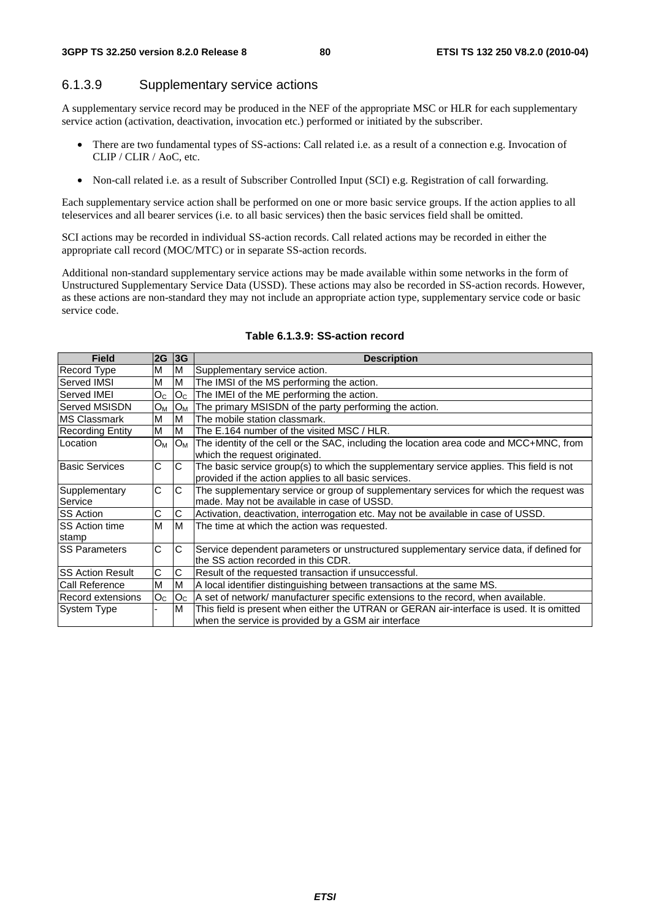### 6.1.3.9 Supplementary service actions

A supplementary service record may be produced in the NEF of the appropriate MSC or HLR for each supplementary service action (activation, deactivation, invocation etc.) performed or initiated by the subscriber.

- There are two fundamental types of SS-actions: Call related i.e. as a result of a connection e.g. Invocation of CLIP / CLIR / AoC, etc.
- Non-call related i.e. as a result of Subscriber Controlled Input (SCI) e.g. Registration of call forwarding.

Each supplementary service action shall be performed on one or more basic service groups. If the action applies to all teleservices and all bearer services (i.e. to all basic services) then the basic services field shall be omitted.

SCI actions may be recorded in individual SS-action records. Call related actions may be recorded in either the appropriate call record (MOC/MTC) or in separate SS-action records.

Additional non-standard supplementary service actions may be made available within some networks in the form of Unstructured Supplementary Service Data (USSD). These actions may also be recorded in SS-action records. However, as these actions are non-standard they may not include an appropriate action type, supplementary service code or basic service code.

**Table 6.1.3.9: SS-action record**

| Field | 2G | 3G | Description |
|---|---|---|---|
| Record Type | M | M | Supplementary service action. |
| Served IMSI | M | M | The IMSI of the MS performing the action. |
| Served IMEI | $O_C$ | $O_C$ | The IMEI of the ME performing the action. |
| Served MSISDN | $O_M$ | $O_M$ | The primary MSISDN of the party performing the action. |
| MS Classmark | M | M | The mobile station classmark. |
| Recording Entity | M | M | The E.164 number of the visited MSC / HLR. |
| Location | $O_M$ | $O_M$ | The identity of the cell or the SAC, including the location area code and MCC+MNC, from which the request originated. |
| Basic Services | C | C | The basic service group(s) to which the supplementary service applies. This field is not provided if the action applies to all basic services. |
| Supplementary Service | C | C | The supplementary service or group of supplementary services for which the request was made. May not be available in case of USSD. |
| SS Action | C | C | Activation, deactivation, interrogation etc. May not be available in case of USSD. |
| SS Action time stamp | M | M | The time at which the action was requested. |
| SS Parameters | C | C | Service dependent parameters or unstructured supplementary service data, if defined for the SS action recorded in this CDR. |
| SS Action Result | C | C | Result of the requested transaction if unsuccessful. |
| Call Reference | M | M | A local identifier distinguishing between transactions at the same MS. |
| Record extensions | $O_C$ | $O_C$ | A set of network/ manufacturer specific extensions to the record, when available. |
| System Type | - | M | This field is present when either the UTRAN or GERAN air-interface is used. It is omitted when the service is provided by a GSM air interface |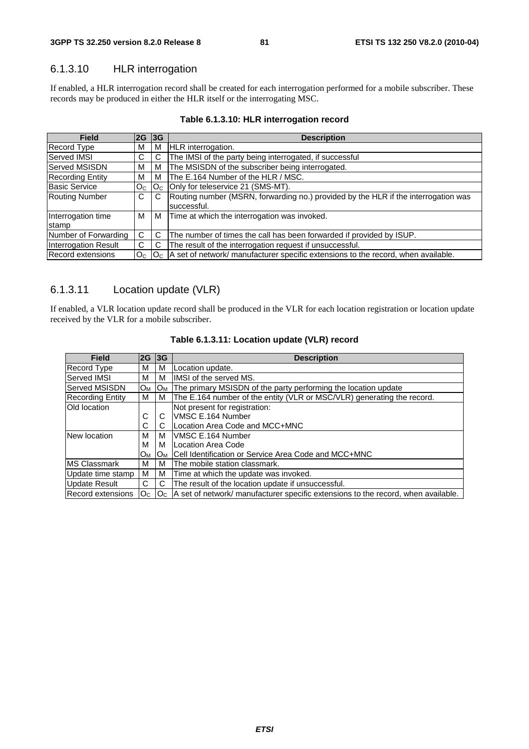### 6.1.3.10 HLR interrogation

If enabled, a HLR interrogation record shall be created for each interrogation performed for a mobile subscriber. These records may be produced in either the HLR itself or the interrogating MSC.

**Table 6.1.3.10: HLR interrogation record**

| Field | 2G | 3G | Description |
|---|---|---|---|
| Record Type | M | M | HLR interrogation. |
| Served IMSI | C | C | The IMSI of the party being interrogated, if successful |
| Served MSISDN | M | M | The MSISDN of the subscriber being interrogated. |
| Recording Entity | M | M | The E.164 Number of the HLR / MSC. |
| Basic Service | $O_C$ | $O_C$ | Only for teleservice 21 (SMS-MT). |
| Routing Number | C | C | Routing number (MSRN, forwarding no.) provided by the HLR if the interrogation was successful. |
| Interrogation time stamp | M | M | Time at which the interrogation was invoked. |
| Number of Forwarding | C | C | The number of times the call has been forwarded if provided by ISUP. |
| Interrogation Result | C | C | The result of the interrogation request if unsuccessful. |
| Record extensions | $O_C$ | $O_C$ | A set of network/ manufacturer specific extensions to the record, when available. |

### 6.1.3.11 Location update (VLR)

If enabled, a VLR location update record shall be produced in the VLR for each location registration or location update received by the VLR for a mobile subscriber.

**Table 6.1.3.11: Location update (VLR) record**

| Field | 2G | 3G | Description |
|---|---|---|---|
| Record Type | M | M | Location update. |
| Served IMSI | M | M | IMSI of the served MS. |
| Served MSISDN | $O_M$ | $O_M$ | The primary MSISDN of the party performing the location update |
| Recording Entity | M | M | The E.164 number of the entity (VLR or MSC/VLR) generating the record. |
| Old location | | | Not present for registration: |
| | C | C | VMSC E.164 Number |
| | C | C | Location Area Code and MCC+MNC |
| New location | M | M | VMSC E.164 Number |
| | M | M | Location Area Code |
| | $O_M$ | $O_M$ | Cell Identification or Service Area Code and MCC+MNC |
| MS Classmark | M | M | The mobile station classmark. |
| Update time stamp | M | M | Time at which the update was invoked. |
| Update Result | C | C | The result of the location update if unsuccessful. |
| Record extensions | $O_C$ | $O_C$ | A set of network/ manufacturer specific extensions to the record, when available. |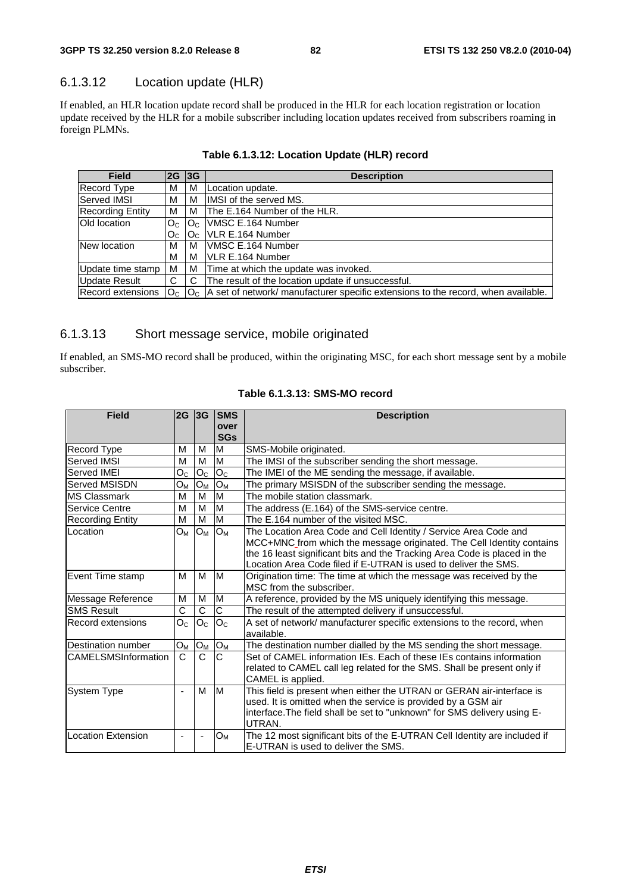### 6.1.3.12 Location update (HLR)

If enabled, an HLR location update record shall be produced in the HLR for each location registration or location update received by the HLR for a mobile subscriber including location updates received from subscribers roaming in foreign PLMNs.

**Table 6.1.3.12: Location Update (HLR) record**

| Field | 2G | 3G | Description |
|---|---|---|---|
| Record Type | M | M | Location update. |
| Served IMSI | M | M | IMSI of the served MS. |
| Recording Entity | M | M | The E.164 Number of the HLR. |
| Old location | $O_C$ | $O_C$ | VMSC E.164 Number |
| | $O_C$ | $O_C$ | VLR E.164 Number |
| New location | M | M | VMSC E.164 Number |
| | M | M | VLR E.164 Number |
| Update time stamp | M | M | Time at which the update was invoked. |
| Update Result | C | C | The result of the location update if unsuccessful. |
| Record extensions | $O_C$ | $O_C$ | A set of network/ manufacturer specific extensions to the record, when available. |

### 6.1.3.13 Short message service, mobile originated

If enabled, an SMS-MO record shall be produced, within the originating MSC, for each short message sent by a mobile subscriber.

**Table 6.1.3.13: SMS-MO record**

| Field | 2G | 3G | SMS over SGs | Description |
|---|---|---|---|---|
| Record Type | M | M | M | SMS-Mobile originated. |
| Served IMSI | M | M | M | The IMSI of the subscriber sending the short message. |
| Served IMEI | $O_C$ | $O_C$ | $O_C$ | The IMEI of the ME sending the message, if available. |
| Served MSISDN | $O_M$ | $O_M$ | $O_M$ | The primary MSISDN of the subscriber sending the message. |
| MS Classmark | M | M | M | The mobile station classmark. |
| Service Centre | M | M | M | The address (E.164) of the SMS-service centre. |
| Recording Entity | M | M | M | The E.164 number of the visited MSC. |
| Location | $O_M$ | $O_M$ | $O_M$ | The Location Area Code and Cell Identity / Service Area Code and MCC+MNC from which the message originated. The Cell Identity contains the 16 least significant bits and the Tracking Area Code is placed in the Location Area Code filed if E-UTRAN is used to deliver the SMS. |
| Event Time stamp | M | M | M | Origination time: The time at which the message was received by the MSC from the subscriber. |
| Message Reference | M | M | M | A reference, provided by the MS uniquely identifying this message. |
| SMS Result | C | C | C | The result of the attempted delivery if unsuccessful. |
| Record extensions | $O_C$ | $O_C$ | $O_C$ | A set of network/ manufacturer specific extensions to the record, when available. |
| Destination number | $O_M$ | $O_M$ | $O_M$ | The destination number dialled by the MS sending the short message. |
| CAMELSMSInformation | C | C | C | Set of CAMEL information IEs. Each of these IEs contains information related to CAMEL call leg related for the SMS. Shall be present only if CAMEL is applied. |
| System Type | - | M | M | This field is present when either the UTRAN or GERAN air-interface is used. It is omitted when the service is provided by a GSM air interface.The field shall be set to "unknown" for SMS delivery using E-UTRAN. |
| Location Extension | - | - | $O_M$ | The 12 most significant bits of the E-UTRAN Cell Identity are included if E-UTRAN is used to deliver the SMS. |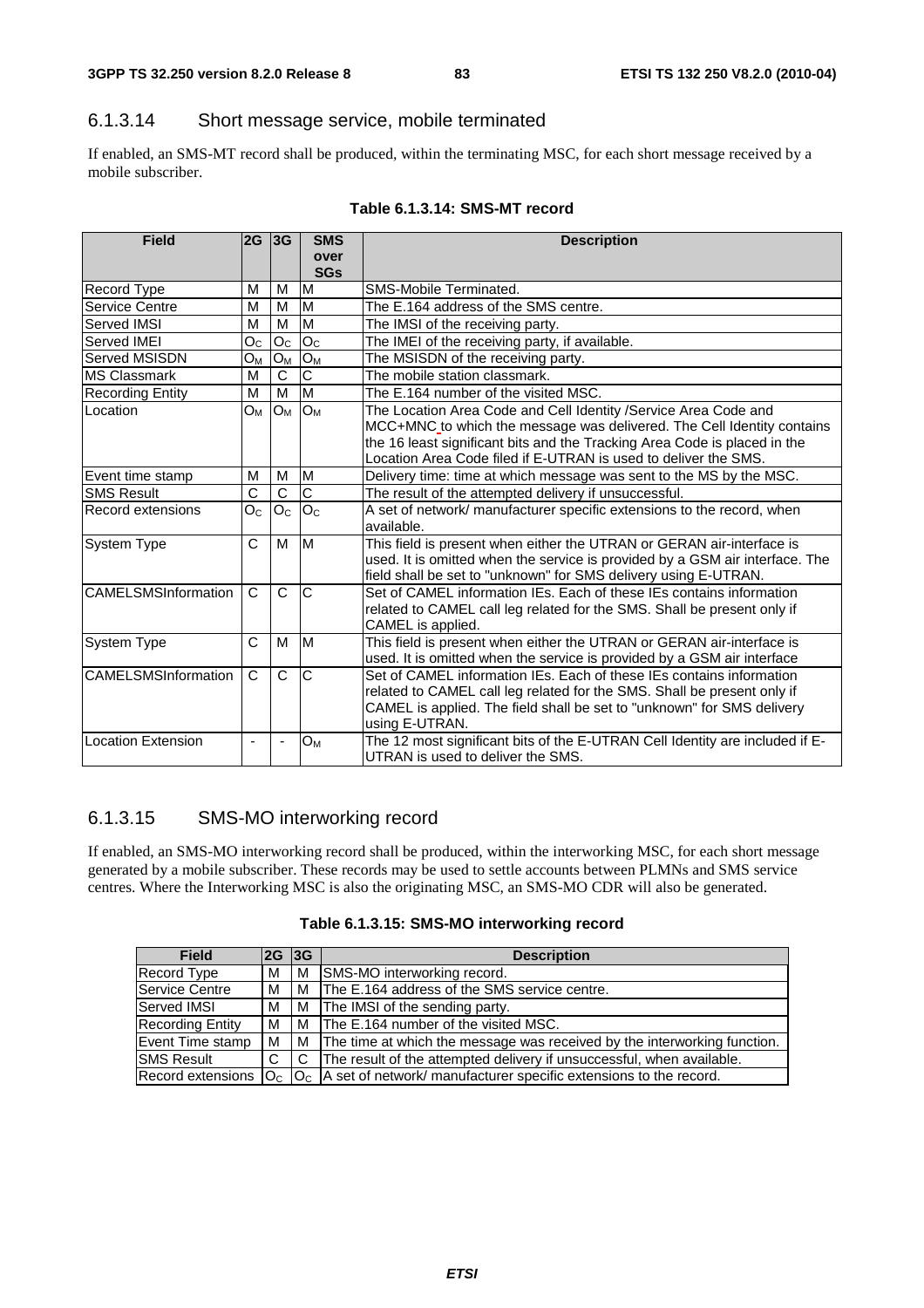### 6.1.3.14 Short message service, mobile terminated

If enabled, an SMS-MT record shall be produced, within the terminating MSC, for each short message received by a mobile subscriber.

**Table 6.1.3.14: SMS-MT record**

| Field | 2G | 3G | SMS over SGs | Description |
|---|---|---|---|---|
| Record Type | M | M | M | SMS-Mobile Terminated. |
| Service Centre | M | M | M | The E.164 address of the SMS centre. |
| Served IMSI | M | M | M | The IMSI of the receiving party. |
| Served IMEI | $O_C$ | $O_C$ | $O_C$ | The IMEI of the receiving party, if available. |
| Served MSISDN | $O_M$ | $O_M$ | $O_M$ | The MSISDN of the receiving party. |
| MS Classmark | M | C | C | The mobile station classmark. |
| Recording Entity | M | M | M | The E.164 number of the visited MSC. |
| Location | $O_M$ | $O_M$ | $O_M$ | The Location Area Code and Cell Identity /Service Area Code and MCC+MNC to which the message was delivered. The Cell Identity contains the 16 least significant bits and the Tracking Area Code is placed in the Location Area Code filed if E-UTRAN is used to deliver the SMS. |
| Event time stamp | M | M | M | Delivery time: time at which message was sent to the MS by the MSC. |
| SMS Result | C | C | C | The result of the attempted delivery if unsuccessful. |
| Record extensions | $O_C$ | $O_C$ | $O_C$ | A set of network/ manufacturer specific extensions to the record, when available. |
| System Type | C | M | M | This field is present when either the UTRAN or GERAN air-interface is used. It is omitted when the service is provided by a GSM air interface. The field shall be set to "unknown" for SMS delivery using E-UTRAN. |
| CAMELSMSInformation | C | C | C | Set of CAMEL information IEs. Each of these IEs contains information related to CAMEL call leg related for the SMS. Shall be present only if CAMEL is applied. |
| System Type | C | M | M | This field is present when either the UTRAN or GERAN air-interface is used. It is omitted when the service is provided by a GSM air interface |
| CAMELSMSInformation | C | C | C | Set of CAMEL information IEs. Each of these IEs contains information related to CAMEL call leg related for the SMS. Shall be present only if CAMEL is applied. The field shall be set to "unknown" for SMS delivery using E-UTRAN. |
| Location Extension | - | - | $O_M$ | The 12 most significant bits of the E-UTRAN Cell Identity are included if E-UTRAN is used to deliver the SMS. |

### 6.1.3.15 SMS-MO interworking record

If enabled, an SMS-MO interworking record shall be produced, within the interworking MSC, for each short message generated by a mobile subscriber. These records may be used to settle accounts between PLMNs and SMS service centres. Where the Interworking MSC is also the originating MSC, an SMS-MO CDR will also be generated.

**Table 6.1.3.15: SMS-MO interworking record**

| Field | 2G | 3G | Description |
|---|---|---|---|
| Record Type | M | M | SMS-MO interworking record. |
| Service Centre | M | M | The E.164 address of the SMS service centre. |
| Served IMSI | M | M | The IMSI of the sending party. |
| Recording Entity | M | M | The E.164 number of the visited MSC. |
| Event Time stamp | M | M | The time at which the message was received by the interworking function. |
| SMS Result | C | C | The result of the attempted delivery if unsuccessful, when available. |
| Record extensions | $O_C$ | $O_C$ | A set of network/ manufacturer specific extensions to the record. |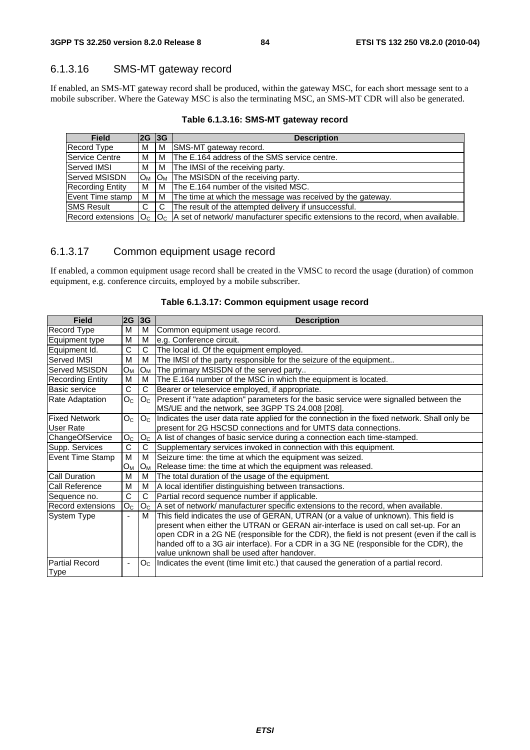### 6.1.3.16 SMS-MT gateway record

If enabled, an SMS-MT gateway record shall be produced, within the gateway MSC, for each short message sent to a mobile subscriber. Where the Gateway MSC is also the terminating MSC, an SMS-MT CDR will also be generated.

**Table 6.1.3.16: SMS-MT gateway record**

| Field | 2G | 3G | Description |
|---|---|---|---|
| Record Type | M | M | SMS-MT gateway record. |
| Service Centre | M | M | The E.164 address of the SMS service centre. |
| Served IMSI | M | M | The IMSI of the receiving party. |
| Served MSISDN | $O_M$ | $O_M$ | The MSISDN of the receiving party. |
| Recording Entity | M | M | The E.164 number of the visited MSC. |
| Event Time stamp | M | M | The time at which the message was received by the gateway. |
| SMS Result | C | C | The result of the attempted delivery if unsuccessful. |
| Record extensions | $O_C$ | $O_C$ | A set of network/ manufacturer specific extensions to the record, when available. |

### 6.1.3.17 Common equipment usage record

If enabled, a common equipment usage record shall be created in the VMSC to record the usage (duration) of common equipment, e.g. conference circuits, employed by a mobile subscriber.

**Table 6.1.3.17: Common equipment usage record**

| Field | 2G | 3G | Description |
|---|---|---|---|
| Record Type | M | M | Common equipment usage record. |
| Equipment type | M | M | e.g. Conference circuit. |
| Equipment Id. | C | C | The local id. Of the equipment employed. |
| Served IMSI | M | M | The IMSI of the party responsible for the seizure of the equipment.. |
| Served MSISDN | $O_M$ | $O_M$ | The primary MSISDN of the served party.. |
| Recording Entity | M | M | The E.164 number of the MSC in which the equipment is located. |
| Basic service | C | C | Bearer or teleservice employed, if appropriate. |
| Rate Adaptation | $O_C$ | $O_C$ | Present if "rate adaption" parameters for the basic service were signalled between the MS/UE and the network, see 3GPP TS 24.008 [208]. |
| Fixed Network User Rate | $O_C$ | $O_C$ | Indicates the user data rate applied for the connection in the fixed network. Shall only be present for 2G HSCSD connections and for UMTS data connections. |
| ChangeOfService | $O_C$ | $O_C$ | A list of changes of basic service during a connection each time-stamped. |
| Supp. Services | C | C | Supplementary services invoked in connection with this equipment. |
| Event Time Stamp | M<br>$O_M$ | M<br>$O_M$ | Seizure time: the time at which the equipment was seized.<br>Release time: the time at which the equipment was released. |
| Call Duration | M | M | The total duration of the usage of the equipment. |
| Call Reference | M | M | A local identifier distinguishing between transactions. |
| Sequence no. | C | C | Partial record sequence number if applicable. |
| Record extensions | $O_C$ | $O_C$ | A set of network/ manufacturer specific extensions to the record, when available. |
| System Type | - | M | This field indicates the use of GERAN, UTRAN (or a value of unknown). This field is present when either the UTRAN or GERAN air-interface is used on call set-up. For an open CDR in a 2G NE (responsible for the CDR), the field is not present (even if the call is handed off to a 3G air interface). For a CDR in a 3G NE (responsible for the CDR), the value unknown shall be used after handover. |
| Partial Record Type | - | $O_C$ | Indicates the event (time limit etc.) that caused the generation of a partial record. |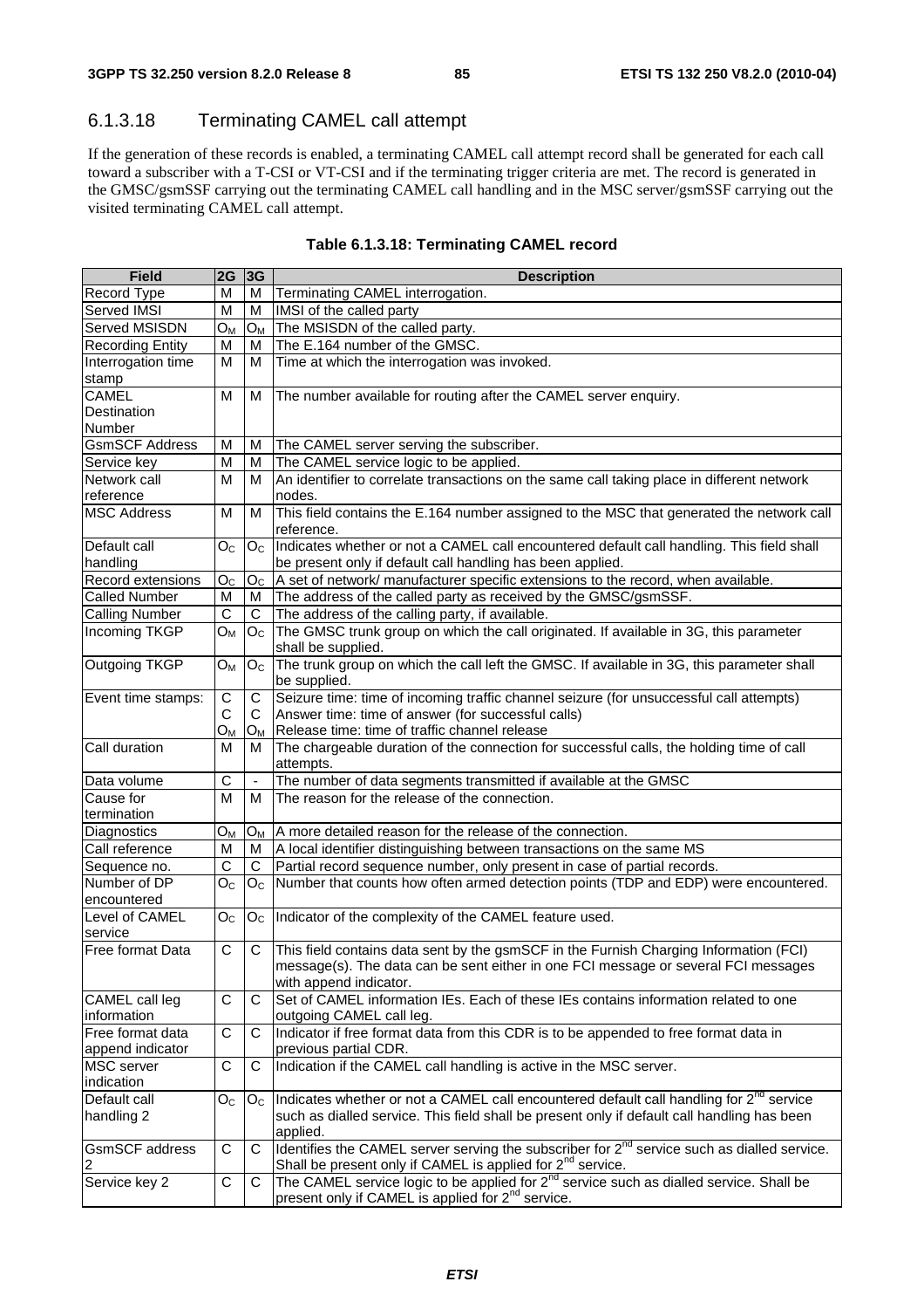### 6.1.3.18 Terminating CAMEL call attempt

If the generation of these records is enabled, a terminating CAMEL call attempt record shall be generated for each call toward a subscriber with a T-CSI or VT-CSI and if the terminating trigger criteria are met. The record is generated in the GMSC/gsmSSF carrying out the terminating CAMEL call handling and in the MSC server/gsmSSF carrying out the visited terminating CAMEL call attempt.

**Table 6.1.3.18: Terminating CAMEL record**

| Field | 2G | 3G | Description |
|---|---|---|---|
| Record Type | M | M | Terminating CAMEL interrogation. |
| Served IMSI | M | M | IMSI of the called party |
| Served MSISDN | $O_M$ | $O_M$ | The MSISDN of the called party. |
| Recording Entity | M | M | The E.164 number of the GMSC. |
| Interrogation time stamp | M | M | Time at which the interrogation was invoked. |
| CAMEL Destination Number | M | M | The number available for routing after the CAMEL server enquiry. |
| GsmSCF Address | M | M | The CAMEL server serving the subscriber. |
| Service key | M | M | The CAMEL service logic to be applied. |
| Network call reference | M | M | An identifier to correlate transactions on the same call taking place in different network nodes. |
| MSC Address | M | M | This field contains the E.164 number assigned to the MSC that generated the network call reference. |
| Default call handling | $O_C$ | $O_C$ | Indicates whether or not a CAMEL call encountered default call handling. This field shall be present only if default call handling has been applied. |
| Record extensions | $O_C$ | $O_C$ | A set of network/ manufacturer specific extensions to the record, when available. |
| Called Number | M | M | The address of the called party as received by the GMSC/gsmSSF. |
| Calling Number | C | C | The address of the calling party, if available. |
| Incoming TKGP | $O_M$ | $O_C$ | The GMSC trunk group on which the call originated. If available in 3G, this parameter shall be supplied. |
| Outgoing TKGP | $O_M$ | $O_C$ | The trunk group on which the call left the GMSC. If available in 3G, this parameter shall be supplied. |
| Event time stamps: | C<br>C<br>$O_M$ | C<br>C<br>$O_M$ | Seizure time: time of incoming traffic channel seizure (for unsuccessful call attempts)<br>Answer time: time of answer (for successful calls)<br>Release time: time of traffic channel release |
| Call duration | M | M | The chargeable duration of the connection for successful calls, the holding time of call attempts. |
| Data volume | C | - | The number of data segments transmitted if available at the GMSC |
| Cause for termination | M | M | The reason for the release of the connection. |
| Diagnostics | $O_M$ | $O_M$ | A more detailed reason for the release of the connection. |
| Call reference | M | M | A local identifier distinguishing between transactions on the same MS |
| Sequence no. | C | C | Partial record sequence number, only present in case of partial records. |
| Number of DP encountered | $O_C$ | $O_C$ | Number that counts how often armed detection points (TDP and EDP) were encountered. |
| Level of CAMEL service | $O_C$ | $O_C$ | Indicator of the complexity of the CAMEL feature used. |
| Free format Data | C | C | This field contains data sent by the gsmSCF in the Furnish Charging Information (FCI) message(s). The data can be sent either in one FCI message or several FCI messages with append indicator. |
| CAMEL call leg information | C | C | Set of CAMEL information IEs. Each of these IEs contains information related to one outgoing CAMEL call leg. |
| Free format data append indicator | C | C | Indicator if free format data from this CDR is to be appended to free format data in previous partial CDR. |
| MSC server indication | C | C | Indication if the CAMEL call handling is active in the MSC server. |
| Default call handling 2 | $O_C$ | $O_C$ | Indicates whether or not a CAMEL call encountered default call handling for 2nd service such as dialled service. This field shall be present only if default call handling has been applied. |
| GsmSCF address 2 | C | C | Identifies the CAMEL server serving the subscriber for 2nd service such as dialled service. Shall be present only if CAMEL is applied for 2nd service. |
| Service key 2 | C | C | The CAMEL service logic to be applied for 2nd service such as dialled service. Shall be present only if CAMEL is applied for 2nd service. |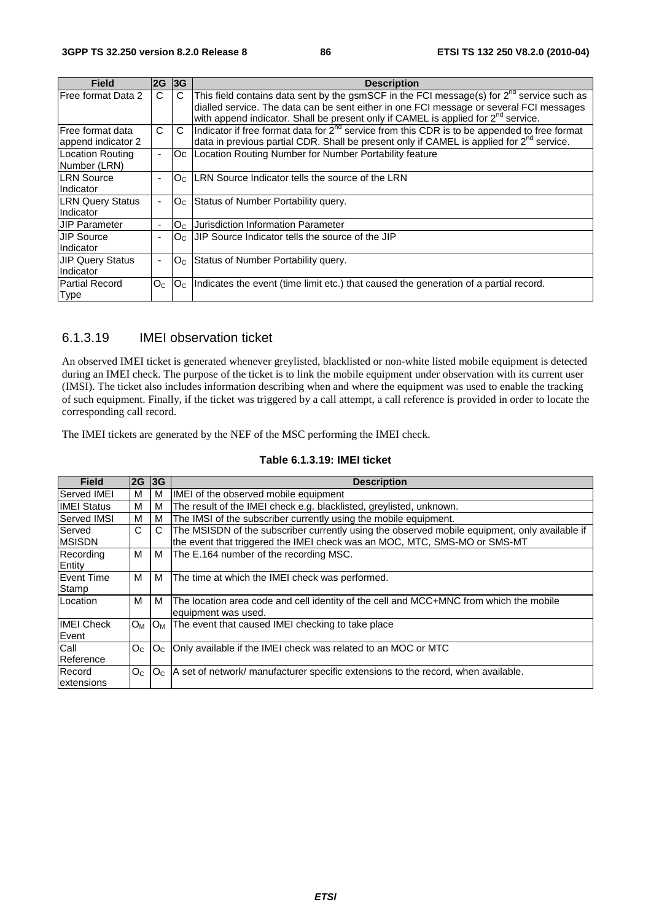| Field | 2G | 3G | Description |
|---|---|---|---|
| Free format Data 2 | C | C | This field contains data sent by the gsmSCF in the FCI message(s) for 2nd service such as dialled service. The data can be sent either in one FCI message or several FCI messages with append indicator. Shall be present only if CAMEL is applied for 2nd service. |
| Free format data append indicator 2 | C | C | Indicator if free format data for 2nd service from this CDR is to be appended to free format data in previous partial CDR. Shall be present only if CAMEL is applied for 2nd service. |
| Location Routing Number (LRN) | - | Oc | Location Routing Number for Number Portability feature |
| LRN Source Indicator | - | $O_C$ | LRN Source Indicator tells the source of the LRN |
| LRN Query Status Indicator | - | $O_C$ | Status of Number Portability query. |
| JIP Parameter | - | $O_C$ | Jurisdiction Information Parameter |
| JIP Source Indicator | - | $O_C$ | JIP Source Indicator tells the source of the JIP |
| JIP Query Status Indicator | - | $O_C$ | Status of Number Portability query. |
| Partial Record Type | $O_C$ | $O_C$ | Indicates the event (time limit etc.) that caused the generation of a partial record. |

### 6.1.3.19 IMEI observation ticket

An observed IMEI ticket is generated whenever greylisted, blacklisted or non-white listed mobile equipment is detected during an IMEI check. The purpose of the ticket is to link the mobile equipment under observation with its current user (IMSI). The ticket also includes information describing when and where the equipment was used to enable the tracking of such equipment. Finally, if the ticket was triggered by a call attempt, a call reference is provided in order to locate the corresponding call record.

The IMEI tickets are generated by the NEF of the MSC performing the IMEI check.

**Table 6.1.3.19: IMEI ticket**

| Field | 2G | 3G | Description |
|---|---|---|---|
| Served IMEI | M | M | IMEI of the observed mobile equipment |
| IMEI Status | M | M | The result of the IMEI check e.g. blacklisted, greylisted, unknown. |
| Served IMSI | M | M | The IMSI of the subscriber currently using the mobile equipment. |
| Served MSISDN | C | C | The MSISDN of the subscriber currently using the observed mobile equipment, only available if the event that triggered the IMEI check was an MOC, MTC, SMS-MO or SMS-MT |
| Recording Entity | M | M | The E.164 number of the recording MSC. |
| Event Time Stamp | M | M | The time at which the IMEI check was performed. |
| Location | M | M | The location area code and cell identity of the cell and MCC+MNC from which the mobile equipment was used. |
| IMEI Check Event | $O_M$ | $O_M$ | The event that caused IMEI checking to take place |
| Call Reference | $O_C$ | $O_C$ | Only available if the IMEI check was related to an MOC or MTC |
| Record extensions | $O_C$ | $O_C$ | A set of network/ manufacturer specific extensions to the record, when available. |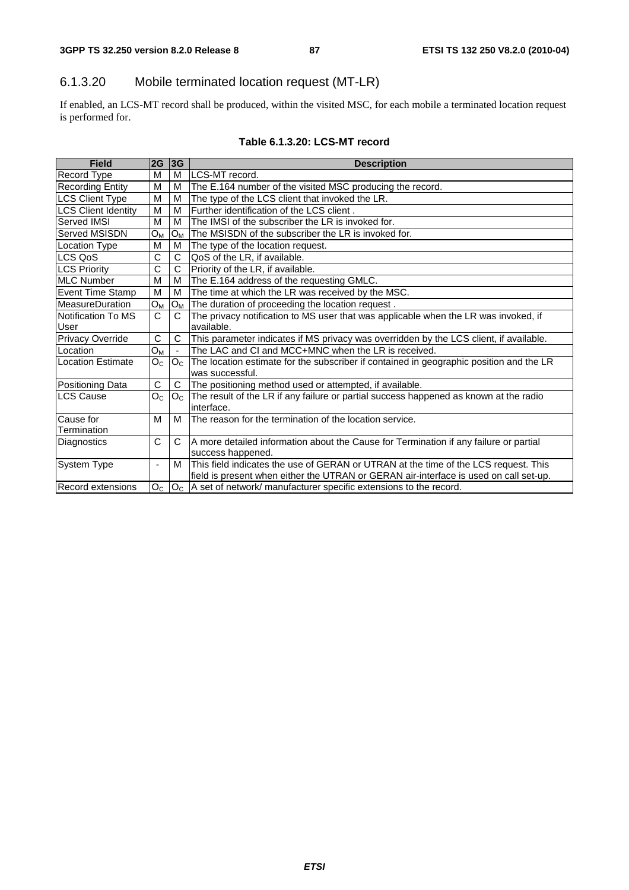### 6.1.3.20 Mobile terminated location request (MT-LR)

If enabled, an LCS-MT record shall be produced, within the visited MSC, for each mobile a terminated location request is performed for.

**Table 6.1.3.20: LCS-MT record**

| Field | 2G | 3G | Description |
|---|---|---|---|
| Record Type | M | M | LCS-MT record. |
| Recording Entity | M | M | The E.164 number of the visited MSC producing the record. |
| LCS Client Type | M | M | The type of the LCS client that invoked the LR. |
| LCS Client Identity | M | M | Further identification of the LCS client . |
| Served IMSI | M | M | The IMSI of the subscriber the LR is invoked for. |
| Served MSISDN | $O_M$ | $O_M$ | The MSISDN of the subscriber the LR is invoked for. |
| Location Type | M | M | The type of the location request. |
| LCS QoS | C | C | QoS of the LR, if available. |
| LCS Priority | C | C | Priority of the LR, if available. |
| MLC Number | M | M | The E.164 address of the requesting GMLC. |
| Event Time Stamp | M | M | The time at which the LR was received by the MSC. |
| MeasureDuration | $O_M$ | $O_M$ | The duration of proceeding the location request . |
| Notification To MS User | C | C | The privacy notification to MS user that was applicable when the LR was invoked, if available. |
| Privacy Override | C | C | This parameter indicates if MS privacy was overridden by the LCS client, if available. |
| Location | $O_M$ | - | The LAC and CI and MCC+MNC when the LR is received. |
| Location Estimate | $O_C$ | $O_C$ | The location estimate for the subscriber if contained in geographic position and the LR was successful. |
| Positioning Data | C | C | The positioning method used or attempted, if available. |
| LCS Cause | $O_C$ | $O_C$ | The result of the LR if any failure or partial success happened as known at the radio interface. |
| Cause for Termination | M | M | The reason for the termination of the location service. |
| Diagnostics | C | C | A more detailed information about the Cause for Termination if any failure or partial success happened. |
| System Type | - | M | This field indicates the use of GERAN or UTRAN at the time of the LCS request. This field is present when either the UTRAN or GERAN air-interface is used on call set-up. |
| Record extensions | $O_C$ | $O_C$ | A set of network/ manufacturer specific extensions to the record. |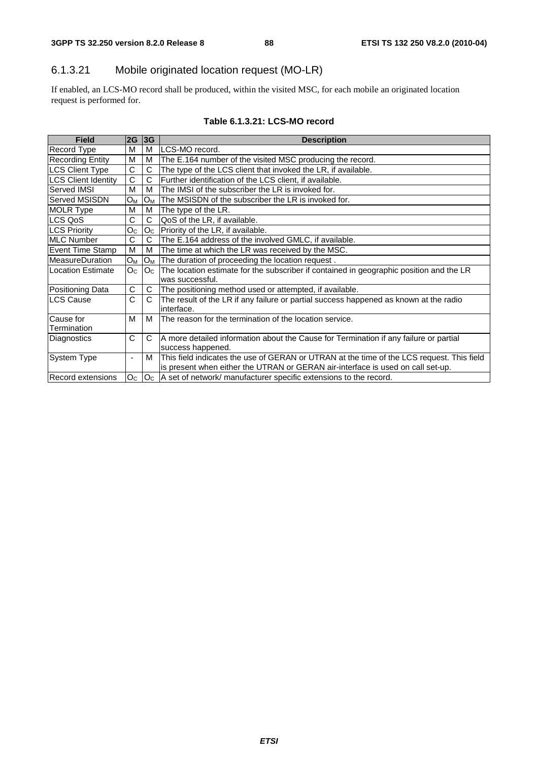### 6.1.3.21 Mobile originated location request (MO-LR)

If enabled, an LCS-MO record shall be produced, within the visited MSC, for each mobile an originated location request is performed for.

**Table 6.1.3.21: LCS-MO record**

| Field | 2G | 3G | Description |
|---|---|---|---|
| Record Type | M | M | LCS-MO record. |
| Recording Entity | M | M | The E.164 number of the visited MSC producing the record. |
| LCS Client Type | C | C | The type of the LCS client that invoked the LR, if available. |
| LCS Client Identity | C | C | Further identification of the LCS client, if available. |
| Served IMSI | M | M | The IMSI of the subscriber the LR is invoked for. |
| Served MSISDN | $O_M$ | $O_M$ | The MSISDN of the subscriber the LR is invoked for. |
| MOLR Type | M | M | The type of the LR. |
| LCS QoS | C | C | QoS of the LR, if available. |
| LCS Priority | $O_C$ | $O_C$ | Priority of the LR, if available. |
| MLC Number | C | C | The E.164 address of the involved GMLC, if available. |
| Event Time Stamp | M | M | The time at which the LR was received by the MSC. |
| MeasureDuration | $O_M$ | $O_M$ | The duration of proceeding the location request . |
| Location Estimate | $O_C$ | $O_C$ | The location estimate for the subscriber if contained in geographic position and the LR was successful. |
| Positioning Data | C | C | The positioning method used or attempted, if available. |
| LCS Cause | C | C | The result of the LR if any failure or partial success happened as known at the radio interface. |
| Cause for Termination | M | M | The reason for the termination of the location service. |
| Diagnostics | C | C | A more detailed information about the Cause for Termination if any failure or partial success happened. |
| System Type | - | M | This field indicates the use of GERAN or UTRAN at the time of the LCS request. This field is present when either the UTRAN or GERAN air-interface is used on call set-up. |
| Record extensions | $O_C$ | $O_C$ | A set of network/ manufacturer specific extensions to the record. |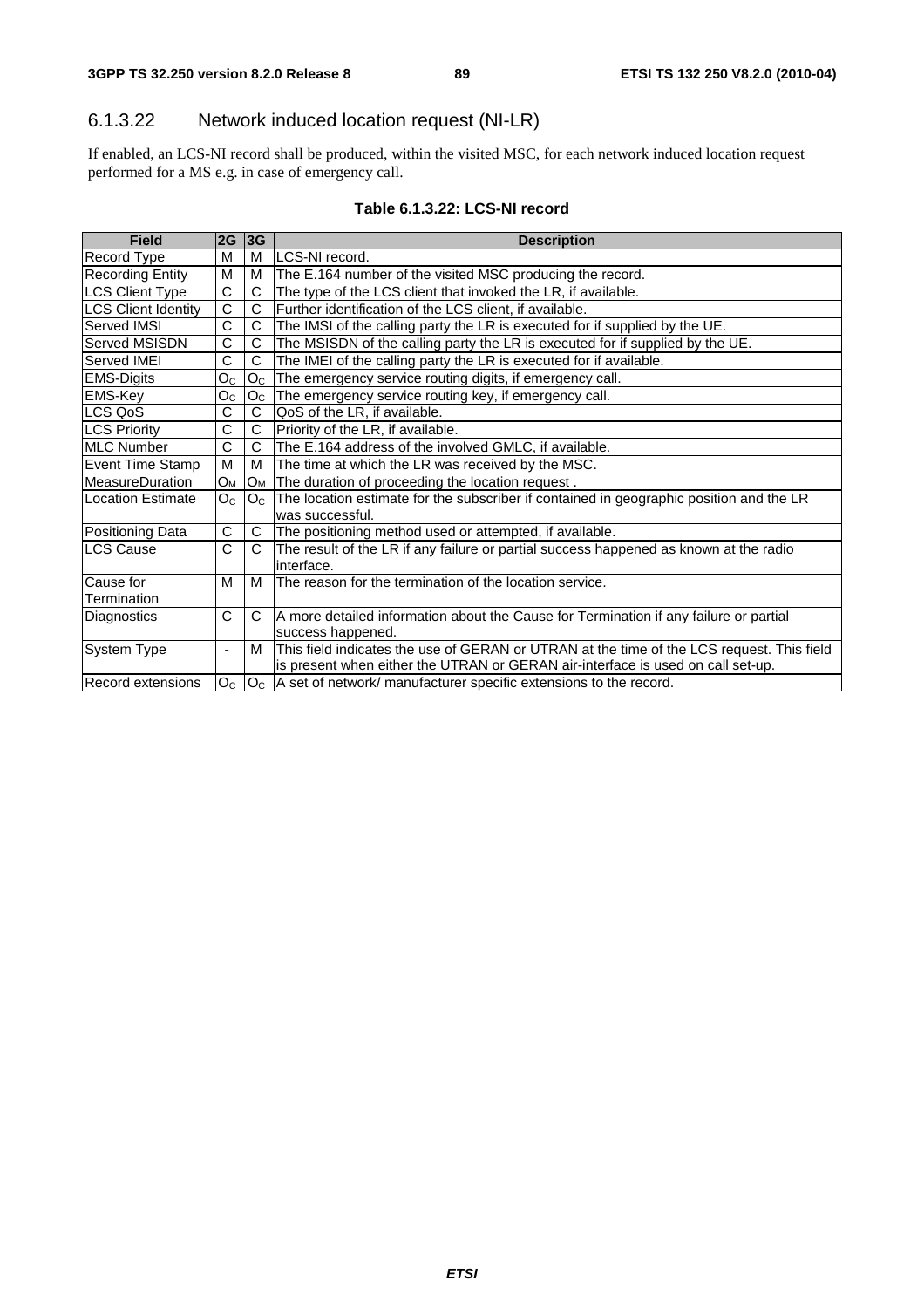### 6.1.3.22 Network induced location request (NI-LR)

If enabled, an LCS-NI record shall be produced, within the visited MSC, for each network induced location request performed for a MS e.g. in case of emergency call.

**Table 6.1.3.22: LCS-NI record**

| Field | 2G | 3G | Description |
|---|---|---|---|
| Record Type | M | M | LCS-NI record. |
| Recording Entity | M | M | The E.164 number of the visited MSC producing the record. |
| LCS Client Type | C | C | The type of the LCS client that invoked the LR, if available. |
| LCS Client Identity | C | C | Further identification of the LCS client, if available. |
| Served IMSI | C | C | The IMSI of the calling party the LR is executed for if supplied by the UE. |
| Served MSISDN | C | C | The MSISDN of the calling party the LR is executed for if supplied by the UE. |
| Served IMEI | C | C | The IMEI of the calling party the LR is executed for if available. |
| EMS-Digits | $O_C$ | $O_C$ | The emergency service routing digits, if emergency call. |
| EMS-Key | $O_C$ | $O_C$ | The emergency service routing key, if emergency call. |
| LCS QoS | C | C | QoS of the LR, if available. |
| LCS Priority | C | C | Priority of the LR, if available. |
| MLC Number | C | C | The E.164 address of the involved GMLC, if available. |
| Event Time Stamp | M | M | The time at which the LR was received by the MSC. |
| MeasureDuration | $O_M$ | $O_M$ | The duration of proceeding the location request . |
| Location Estimate | $O_C$ | $O_C$ | The location estimate for the subscriber if contained in geographic position and the LR was successful. |
| Positioning Data | C | C | The positioning method used or attempted, if available. |
| LCS Cause | C | C | The result of the LR if any failure or partial success happened as known at the radio interface. |
| Cause for Termination | M | M | The reason for the termination of the location service. |
| Diagnostics | C | C | A more detailed information about the Cause for Termination if any failure or partial success happened. |
| System Type | - | M | This field indicates the use of GERAN or UTRAN at the time of the LCS request. This field is present when either the UTRAN or GERAN air-interface is used on call set-up. |
| Record extensions | $O_C$ | $O_C$ | A set of network/ manufacturer specific extensions to the record. |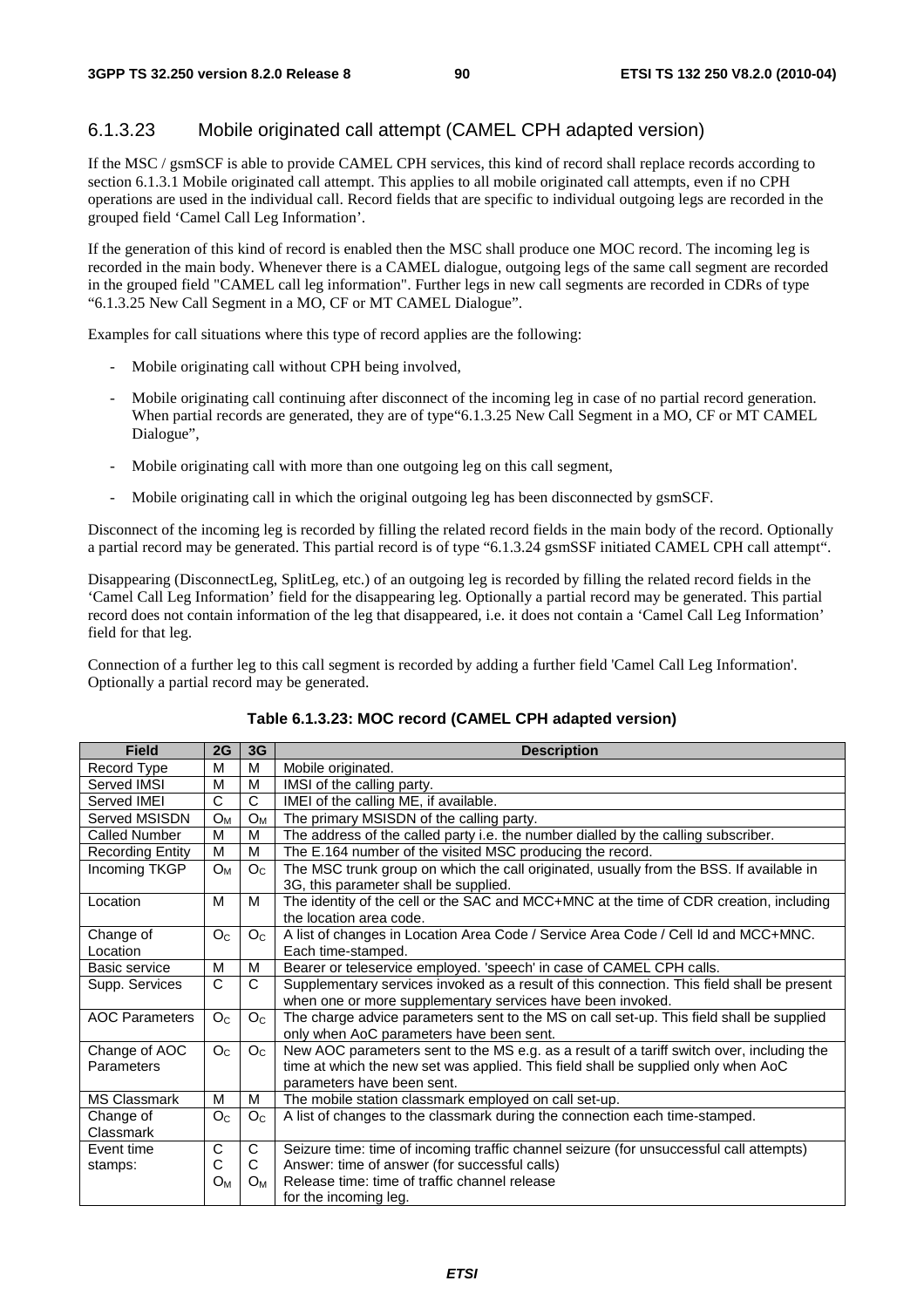### 6.1.3.23 Mobile originated call attempt (CAMEL CPH adapted version)

If the MSC / gsmSCF is able to provide CAMEL CPH services, this kind of record shall replace records according to section 6.1.3.1 Mobile originated call attempt. This applies to all mobile originated call attempts, even if no CPH operations are used in the individual call. Record fields that are specific to individual outgoing legs are recorded in the grouped field 'Camel Call Leg Information'.

If the generation of this kind of record is enabled then the MSC shall produce one MOC record. The incoming leg is recorded in the main body. Whenever there is a CAMEL dialogue, outgoing legs of the same call segment are recorded in the grouped field "CAMEL call leg information". Further legs in new call segments are recorded in CDRs of type "6.1.3.25 New Call Segment in a MO, CF or MT CAMEL Dialogue".

Examples for call situations where this type of record applies are the following:

- Mobile originating call without CPH being involved,
- Mobile originating call continuing after disconnect of the incoming leg in case of no partial record generation. When partial records are generated, they are of type"6.1.3.25 New Call Segment in a MO, CF or MT CAMEL Dialogue",
- Mobile originating call with more than one outgoing leg on this call segment,
- Mobile originating call in which the original outgoing leg has been disconnected by gsmSCF.

Disconnect of the incoming leg is recorded by filling the related record fields in the main body of the record. Optionally a partial record may be generated. This partial record is of type "6.1.3.24 gsmSSF initiated CAMEL CPH call attempt".

Disappearing (DisconnectLeg, SplitLeg, etc.) of an outgoing leg is recorded by filling the related record fields in the 'Camel Call Leg Information' field for the disappearing leg. Optionally a partial record may be generated. This partial record does not contain information of the leg that disappeared, i.e. it does not contain a 'Camel Call Leg Information' field for that leg.

Connection of a further leg to this call segment is recorded by adding a further field 'Camel Call Leg Information'. Optionally a partial record may be generated.

**Table 6.1.3.23: MOC record (CAMEL CPH adapted version)**

| Field | 2G | 3G | Description |
|---|---|---|---|
| Record Type | M | M | Mobile originated. |
| Served IMSI | M | M | IMSI of the calling party. |
| Served IMEI | C | C | IMEI of the calling ME, if available. |
| Served MSISDN | $O_M$ | $O_M$ | The primary MSISDN of the calling party. |
| Called Number | M | M | The address of the called party i.e. the number dialled by the calling subscriber. |
| Recording Entity | M | M | The E.164 number of the visited MSC producing the record. |
| Incoming TKGP | $O_M$ | $O_C$ | The MSC trunk group on which the call originated, usually from the BSS. If available in 3G, this parameter shall be supplied. |
| Location | M | M | The identity of the cell or the SAC and MCC+MNC at the time of CDR creation, including the location area code. |
| Change of Location | $O_C$ | $O_C$ | A list of changes in Location Area Code / Service Area Code / Cell Id and MCC+MNC. Each time-stamped. |
| Basic service | M | M | Bearer or teleservice employed. 'speech' in case of CAMEL CPH calls. |
| Supp. Services | C | C | Supplementary services invoked as a result of this connection. This field shall be present when one or more supplementary services have been invoked. |
| AOC Parameters | $O_C$ | $O_C$ | The charge advice parameters sent to the MS on call set-up. This field shall be supplied only when AoC parameters have been sent. |
| Change of AOC Parameters | $O_C$ | $O_C$ | New AOC parameters sent to the MS e.g. as a result of a tariff switch over, including the time at which the new set was applied. This field shall be supplied only when AoC parameters have been sent. |
| MS Classmark | M | M | The mobile station classmark employed on call set-up. |
| Change of Classmark | $O_C$ | $O_C$ | A list of changes to the classmark during the connection each time-stamped. |
| Event time stamps: | C<br>C<br>$O_M$ | C<br>C<br>$O_M$ | Seizure time: time of incoming traffic channel seizure (for unsuccessful call attempts)<br>Answer: time of answer (for successful calls)<br>Release time: time of traffic channel release for the incoming leg. |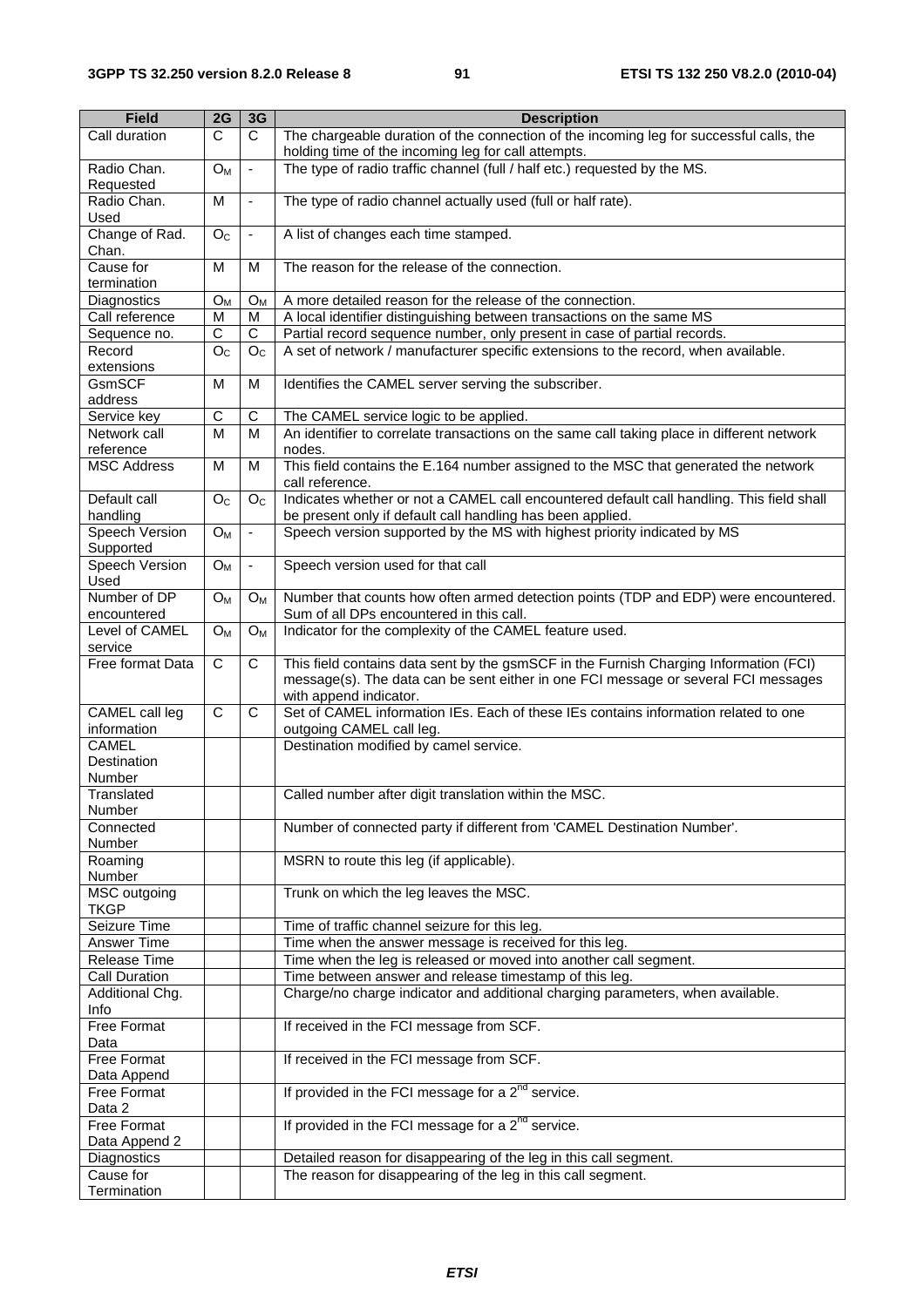| Field | 2G | 3G | Description |
|---|---|---|---|
| Call duration | C | C | The chargeable duration of the connection of the incoming leg for successful calls, the holding time of the incoming leg for call attempts. |
| Radio Chan. Requested | $O_M$ | - | The type of radio traffic channel (full / half etc.) requested by the MS. |
| Radio Chan. Used | M | - | The type of radio channel actually used (full or half rate). |
| Change of Rad. Chan. | $O_C$ | - | A list of changes each time stamped. |
| Cause for termination | M | M | The reason for the release of the connection. |
| Diagnostics | $O_M$ | $O_M$ | A more detailed reason for the release of the connection. |
| Call reference | M | M | A local identifier distinguishing between transactions on the same MS |
| Sequence no. | C | C | Partial record sequence number, only present in case of partial records. |
| Record extensions | $O_C$ | $O_C$ | A set of network / manufacturer specific extensions to the record, when available. |
| GsmSCF address | M | M | Identifies the CAMEL server serving the subscriber. |
| Service key | C | C | The CAMEL service logic to be applied. |
| Network call reference | M | M | An identifier to correlate transactions on the same call taking place in different network nodes. |
| MSC Address | M | M | This field contains the E.164 number assigned to the MSC that generated the network call reference. |
| Default call handling | $O_C$ | $O_C$ | Indicates whether or not a CAMEL call encountered default call handling. This field shall be present only if default call handling has been applied. |
| Speech Version Supported | $O_M$ | - | Speech version supported by the MS with highest priority indicated by MS |
| Speech Version Used | $O_M$ | - | Speech version used for that call |
| Number of DP encountered | $O_M$ | $O_M$ | Number that counts how often armed detection points (TDP and EDP) were encountered. Sum of all DPs encountered in this call. |
| Level of CAMEL service | $O_M$ | $O_M$ | Indicator for the complexity of the CAMEL feature used. |
| Free format Data | C | C | This field contains data sent by the gsmSCF in the Furnish Charging Information (FCI) message(s). The data can be sent either in one FCI message or several FCI messages with append indicator. |
| CAMEL call leg information | C | C | Set of CAMEL information IEs. Each of these IEs contains information related to one outgoing CAMEL call leg. |
| CAMEL Destination Number | | | Destination modified by camel service. |
| Translated Number | | | Called number after digit translation within the MSC. |
| Connected Number | | | Number of connected party if different from 'CAMEL Destination Number'. |
| Roaming Number | | | MSRN to route this leg (if applicable). |
| MSC outgoing TKGP | | | Trunk on which the leg leaves the MSC. |
| Seizure Time | | | Time of traffic channel seizure for this leg. |
| Answer Time | | | Time when the answer message is received for this leg. |
| Release Time | | | Time when the leg is released or moved into another call segment. |
| Call Duration | | | Time between answer and release timestamp of this leg. |
| Additional Chg. Info | | | Charge/no charge indicator and additional charging parameters, when available. |
| Free Format Data | | | If received in the FCI message from SCF. |
| Free Format Data Append | | | If received in the FCI message from SCF. |
| Free Format Data 2 | | | If provided in the FCI message for a 2nd service. |
| Free Format Data Append 2 | | | If provided in the FCI message for a 2nd service. |
| Diagnostics | | | Detailed reason for disappearing of the leg in this call segment. |
| Cause for Termination | | | The reason for disappearing of the leg in this call segment. |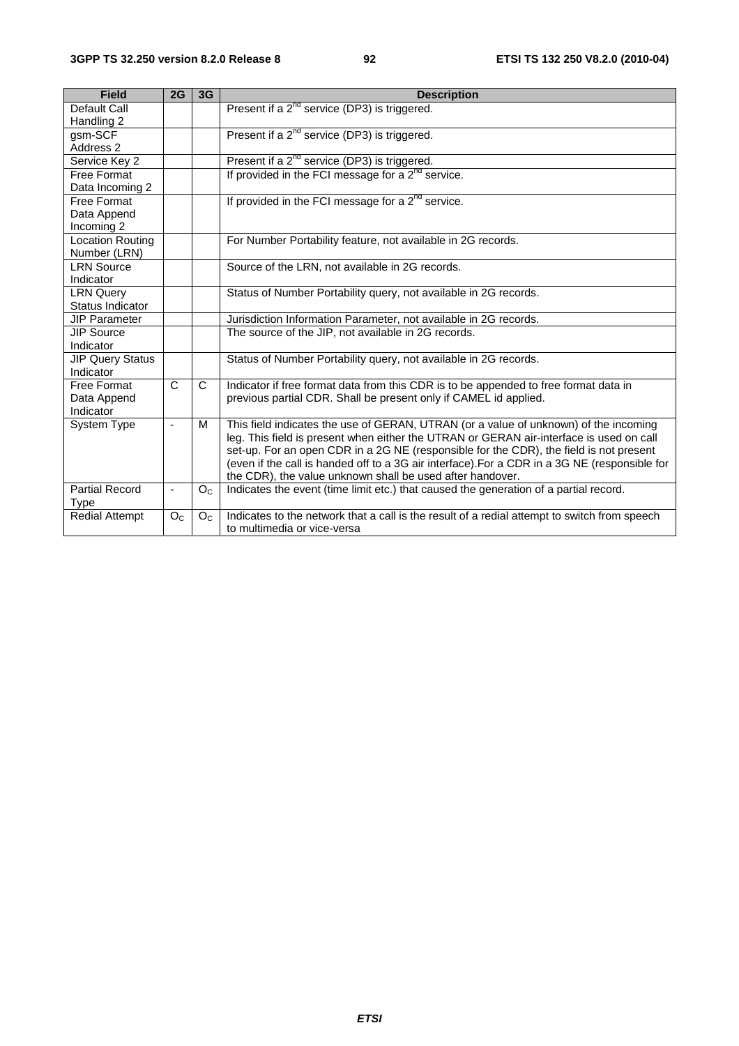| Field | 2G | 3G | Description |
|---|---|---|---|
| Default Call Handling 2 | | | Present if a 2[nd] service (DP3) is triggered. |
| gsm-SCF Address 2 | | | Present if a 2[nd] service (DP3) is triggered. |
| Service Key 2 | | | Present if a 2[nd] service (DP3) is triggered. |
| Free Format Data Incoming 2 | | | If provided in the FCI message for a 2[nd] service. |
| Free Format Data Append Incoming 2 | | | If provided in the FCI message for a 2[nd] service. |
| Location Routing Number (LRN) | | | For Number Portability feature, not available in 2G records. |
| LRN Source Indicator | | | Source of the LRN, not available in 2G records. |
| LRN Query Status Indicator | | | Status of Number Portability query, not available in 2G records. |
| JIP Parameter | | | Jurisdiction Information Parameter, not available in 2G records. |
| JIP Source Indicator | | | The source of the JIP, not available in 2G records. |
| JIP Query Status Indicator | | | Status of Number Portability query, not available in 2G records. |
| Free Format Data Append Indicator | C | C | Indicator if free format data from this CDR is to be appended to free format data in previous partial CDR. Shall be present only if CAMEL id applied. |
| System Type | - | M | This field indicates the use of GERAN, UTRAN (or a value of unknown) of the incoming leg. This field is present when either the UTRAN or GERAN air-interface is used on call set-up. For an open CDR in a 2G NE (responsible for the CDR), the field is not present (even if the call is handed off to a 3G air interface).For a CDR in a 3G NE (responsible for the CDR), the value unknown shall be used after handover. |
| Partial Record Type | - | $O_C$ | Indicates the event (time limit etc.) that caused the generation of a partial record. |
| Redial Attempt | $O_C$ | $O_C$ | Indicates to the network that a call is the result of a redial attempt to switch from speech to multimedia or vice-versa |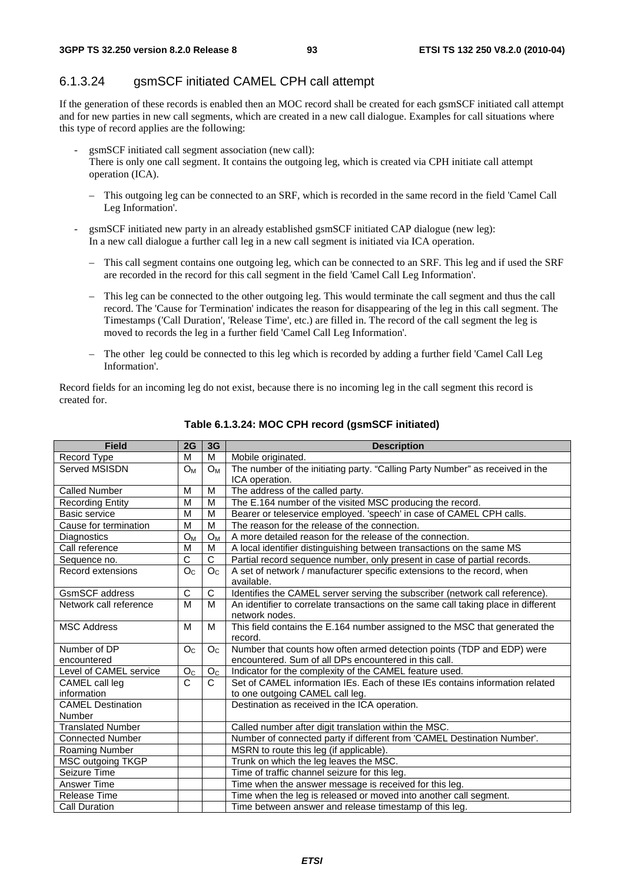### 6.1.3.24 gsmSCF initiated CAMEL CPH call attempt

If the generation of these records is enabled then an MOC record shall be created for each gsmSCF initiated call attempt and for new parties in new call segments, which are created in a new call dialogue. Examples for call situations where this type of record applies are the following:

- gsmSCF initiated call segment association (new call):
  There is only one call segment. It contains the outgoing leg, which is created via CPH initiate call attempt operation (ICA).
  - This outgoing leg can be connected to an SRF, which is recorded in the same record in the field 'Camel Call Leg Information'.
- gsmSCF initiated new party in an already established gsmSCF initiated CAP dialogue (new leg):
  In a new call dialogue a further call leg in a new call segment is initiated via ICA operation.
  - This call segment contains one outgoing leg, which can be connected to an SRF. This leg and if used the SRF are recorded in the record for this call segment in the field 'Camel Call Leg Information'.
  - This leg can be connected to the other outgoing leg. This would terminate the call segment and thus the call record. The 'Cause for Termination' indicates the reason for disappearing of the leg in this call segment. The Timestamps ('Call Duration', 'Release Time', etc.) are filled in. The record of the call segment the leg is moved to records the leg in a further field 'Camel Call Leg Information'.
  - The other leg could be connected to this leg which is recorded by adding a further field 'Camel Call Leg Information'.

Record fields for an incoming leg do not exist, because there is no incoming leg in the call segment this record is created for.

**Table 6.1.3.24: MOC CPH record (gsmSCF initiated)**

| Field | 2G | 3G | Description |
|---|---|---|---|
| Record Type | M | M | Mobile originated. |
| Served MSISDN | $O_M$ | $O_M$ | The number of the initiating party. "Calling Party Number" as received in the ICA operation. |
| Called Number | M | M | The address of the called party. |
| Recording Entity | M | M | The E.164 number of the visited MSC producing the record. |
| Basic service | M | M | Bearer or teleservice employed. 'speech' in case of CAMEL CPH calls. |
| Cause for termination | M | M | The reason for the release of the connection. |
| Diagnostics | $O_M$ | $O_M$ | A more detailed reason for the release of the connection. |
| Call reference | M | M | A local identifier distinguishing between transactions on the same MS |
| Sequence no. | C | C | Partial record sequence number, only present in case of partial records. |
| Record extensions | $O_C$ | $O_C$ | A set of network / manufacturer specific extensions to the record, when available. |
| GsmSCF address | C | C | Identifies the CAMEL server serving the subscriber (network call reference). |
| Network call reference | M | M | An identifier to correlate transactions on the same call taking place in different network nodes. |
| MSC Address | M | M | This field contains the E.164 number assigned to the MSC that generated the record. |
| Number of DP encountered | $O_C$ | $O_C$ | Number that counts how often armed detection points (TDP and EDP) were encountered. Sum of all DPs encountered in this call. |
| Level of CAMEL service | $O_C$ | $O_C$ | Indicator for the complexity of the CAMEL feature used. |
| CAMEL call leg information | C | C | Set of CAMEL information IEs. Each of these IEs contains information related to one outgoing CAMEL call leg. |
| CAMEL Destination Number | | | Destination as received in the ICA operation. |
| Translated Number | | | Called number after digit translation within the MSC. |
| Connected Number | | | Number of connected party if different from 'CAMEL Destination Number'. |
| Roaming Number | | | MSRN to route this leg (if applicable). |
| MSC outgoing TKGP | | | Trunk on which the leg leaves the MSC. |
| Seizure Time | | | Time of traffic channel seizure for this leg. |
| Answer Time | | | Time when the answer message is received for this leg. |
| Release Time | | | Time when the leg is released or moved into another call segment. |
| Call Duration | | | Time between answer and release timestamp of this leg. |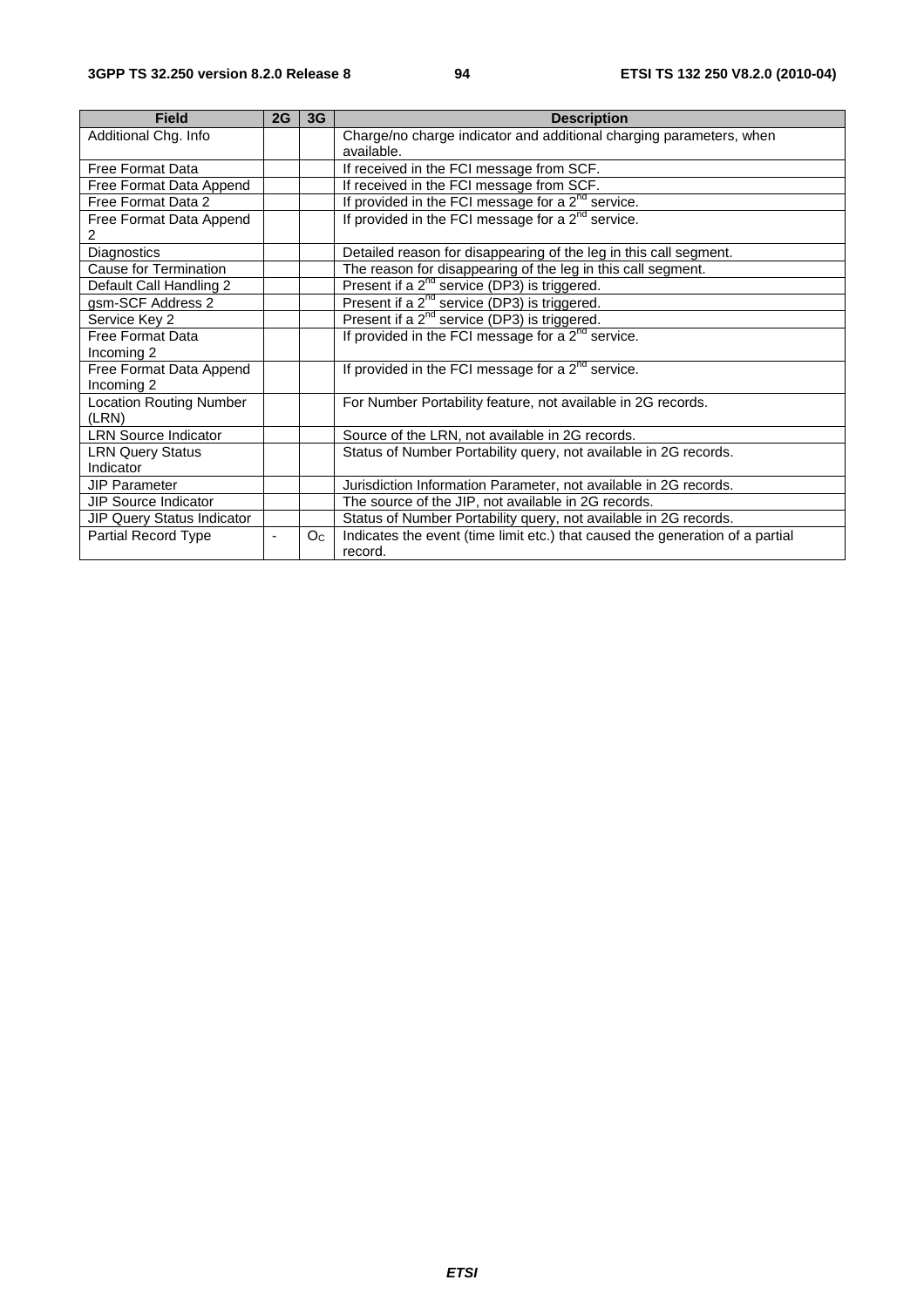| Field | 2G | 3G | Description |
|---|---|---|---|
| Additional Chg. Info | | | Charge/no charge indicator and additional charging parameters, when available. |
| Free Format Data | | | If received in the FCI message from SCF. |
| Free Format Data Append | | | If received in the FCI message from SCF. |
| Free Format Data 2 | | | If provided in the FCI message for a $2^{nd}$ service. |
| Free Format Data Append 2 | | | If provided in the FCI message for a $2^{nd}$ service. |
| Diagnostics | | | Detailed reason for disappearing of the leg in this call segment. |
| Cause for Termination | | | The reason for disappearing of the leg in this call segment. |
| Default Call Handling 2 | | | Present if a $2^{nd}$ service (DP3) is triggered. |
| gsm-SCF Address 2 | | | Present if a $2^{nd}$ service (DP3) is triggered. |
| Service Key 2 | | | Present if a $2^{nd}$ service (DP3) is triggered. |
| Free Format Data Incoming 2 | | | If provided in the FCI message for a $2^{nd}$ service. |
| Free Format Data Append Incoming 2 | | | If provided in the FCI message for a $2^{nd}$ service. |
| Location Routing Number (LRN) | | | For Number Portability feature, not available in 2G records. |
| LRN Source Indicator | | | Source of the LRN, not available in 2G records. |
| LRN Query Status Indicator | | | Status of Number Portability query, not available in 2G records. |
| JIP Parameter | | | Jurisdiction Information Parameter, not available in 2G records. |
| JIP Source Indicator | | | The source of the JIP, not available in 2G records. |
| JIP Query Status Indicator | | | Status of Number Portability query, not available in 2G records. |
| Partial Record Type | - | $O_C$ | Indicates the event (time limit etc.) that caused the generation of a partial record. |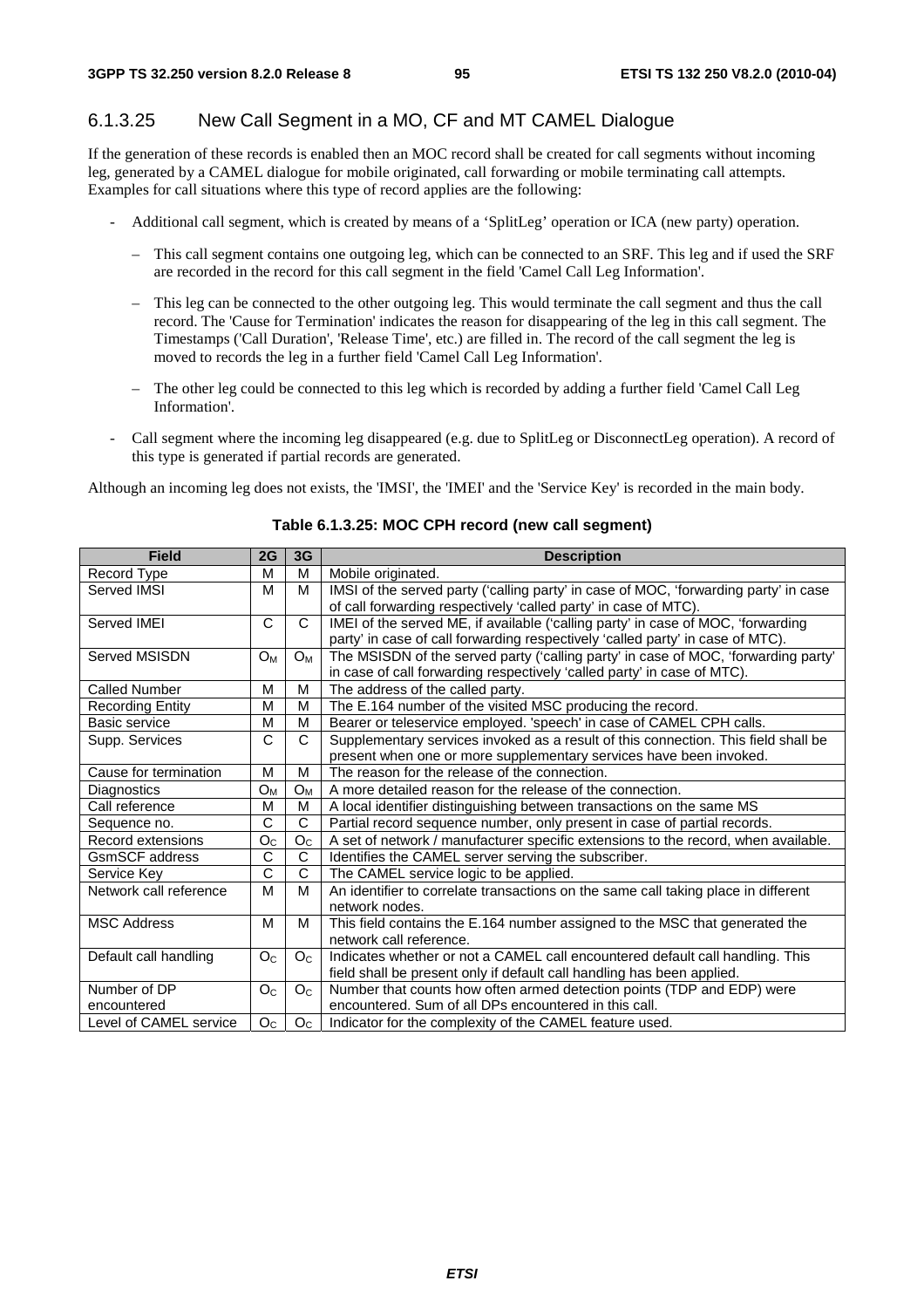### 6.1.3.25 New Call Segment in a MO, CF and MT CAMEL Dialogue

If the generation of these records is enabled then an MOC record shall be created for call segments without incoming leg, generated by a CAMEL dialogue for mobile originated, call forwarding or mobile terminating call attempts. Examples for call situations where this type of record applies are the following:

- Additional call segment, which is created by means of a 'SplitLeg' operation or ICA (new party) operation.
  - This call segment contains one outgoing leg, which can be connected to an SRF. This leg and if used the SRF are recorded in the record for this call segment in the field 'Camel Call Leg Information'.
  - This leg can be connected to the other outgoing leg. This would terminate the call segment and thus the call record. The 'Cause for Termination' indicates the reason for disappearing of the leg in this call segment. The Timestamps ('Call Duration', 'Release Time', etc.) are filled in. The record of the call segment the leg is moved to records the leg in a further field 'Camel Call Leg Information'.
  - The other leg could be connected to this leg which is recorded by adding a further field 'Camel Call Leg Information'.
- Call segment where the incoming leg disappeared (e.g. due to SplitLeg or DisconnectLeg operation). A record of this type is generated if partial records are generated.

Although an incoming leg does not exists, the 'IMSI', the 'IMEI' and the 'Service Key' is recorded in the main body.

**Table 6.1.3.25: MOC CPH record (new call segment)**

| Field | 2G | 3G | Description |
|---|---|---|---|
| Record Type | M | M | Mobile originated. |
| Served IMSI | M | M | IMSI of the served party ('calling party' in case of MOC, 'forwarding party' in case of call forwarding respectively 'called party' in case of MTC). |
| Served IMEI | C | C | IMEI of the served ME, if available ('calling party' in case of MOC, 'forwarding party' in case of call forwarding respectively 'called party' in case of MTC). |
| Served MSISDN | $O_M$ | $O_M$ | The MSISDN of the served party ('calling party' in case of MOC, 'forwarding party' in case of call forwarding respectively 'called party' in case of MTC). |
| Called Number | M | M | The address of the called party. |
| Recording Entity | M | M | The E.164 number of the visited MSC producing the record. |
| Basic service | M | M | Bearer or teleservice employed. 'speech' in case of CAMEL CPH calls. |
| Supp. Services | C | C | Supplementary services invoked as a result of this connection. This field shall be present when one or more supplementary services have been invoked. |
| Cause for termination | M | M | The reason for the release of the connection. |
| Diagnostics | $O_M$ | $O_M$ | A more detailed reason for the release of the connection. |
| Call reference | M | M | A local identifier distinguishing between transactions on the same MS |
| Sequence no. | C | C | Partial record sequence number, only present in case of partial records. |
| Record extensions | $O_C$ | $O_C$ | A set of network / manufacturer specific extensions to the record, when available. |
| GsmSCF address | C | C | Identifies the CAMEL server serving the subscriber. |
| Service Key | C | C | The CAMEL service logic to be applied. |
| Network call reference | M | M | An identifier to correlate transactions on the same call taking place in different network nodes. |
| MSC Address | M | M | This field contains the E.164 number assigned to the MSC that generated the network call reference. |
| Default call handling | $O_C$ | $O_C$ | Indicates whether or not a CAMEL call encountered default call handling. This field shall be present only if default call handling has been applied. |
| Number of DP encountered | $O_C$ | $O_C$ | Number that counts how often armed detection points (TDP and EDP) were encountered. Sum of all DPs encountered in this call. |
| Level of CAMEL service | $O_C$ | $O_C$ | Indicator for the complexity of the CAMEL feature used. |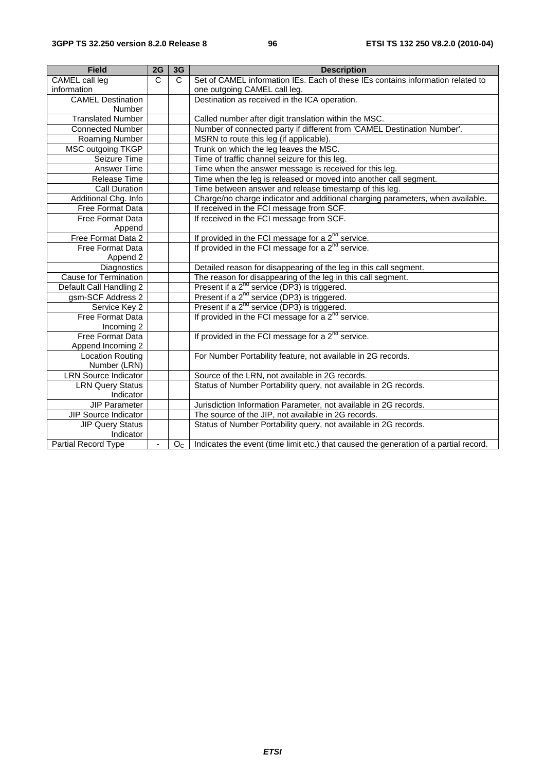| Field | 2G | 3G | Description |
|---|---|---|---|
| CAMEL call leg information | C | C | Set of CAMEL information IEs. Each of these IEs contains information related to one outgoing CAMEL call leg. |
| CAMEL Destination Number | | | Destination as received in the ICA operation. |
| Translated Number | | | Called number after digit translation within the MSC. |
| Connected Number | | | Number of connected party if different from 'CAMEL Destination Number'. |
| Roaming Number | | | MSRN to route this leg (if applicable). |
| MSC outgoing TKGP | | | Trunk on which the leg leaves the MSC. |
| Seizure Time | | | Time of traffic channel seizure for this leg. |
| Answer Time | | | Time when the answer message is received for this leg. |
| Release Time | | | Time when the leg is released or moved into another call segment. |
| Call Duration | | | Time between answer and release timestamp of this leg. |
| Additional Chg. Info | | | Charge/no charge indicator and additional charging parameters, when available. |
| Free Format Data | | | If received in the FCI message from SCF. |
| Free Format Data Append | | | If received in the FCI message from SCF. |
| Free Format Data 2 | | | If provided in the FCI message for a 2nd service. |
| Free Format Data Append 2 | | | If provided in the FCI message for a 2nd service. |
| Diagnostics | | | Detailed reason for disappearing of the leg in this call segment. |
| Cause for Termination | | | The reason for disappearing of the leg in this call segment. |
| Default Call Handling 2 | | | Present if a 2nd service (DP3) is triggered. |
| gsm-SCF Address 2 | | | Present if a 2nd service (DP3) is triggered. |
| Service Key 2 | | | Present if a 2nd service (DP3) is triggered. |
| Free Format Data Incoming 2 | | | If provided in the FCI message for a 2nd service. |
| Free Format Data Append Incoming 2 | | | If provided in the FCI message for a 2nd service. |
| Location Routing Number (LRN) | | | For Number Portability feature, not available in 2G records. |
| LRN Source Indicator | | | Source of the LRN, not available in 2G records. |
| LRN Query Status Indicator | | | Status of Number Portability query, not available in 2G records. |
| JIP Parameter | | | Jurisdiction Information Parameter, not available in 2G records. |
| JIP Source Indicator | | | The source of the JIP, not available in 2G records. |
| JIP Query Status Indicator | | | Status of Number Portability query, not available in 2G records. |
| Partial Record Type | - | $O_C$ | Indicates the event (time limit etc.) that caused the generation of a partial record. |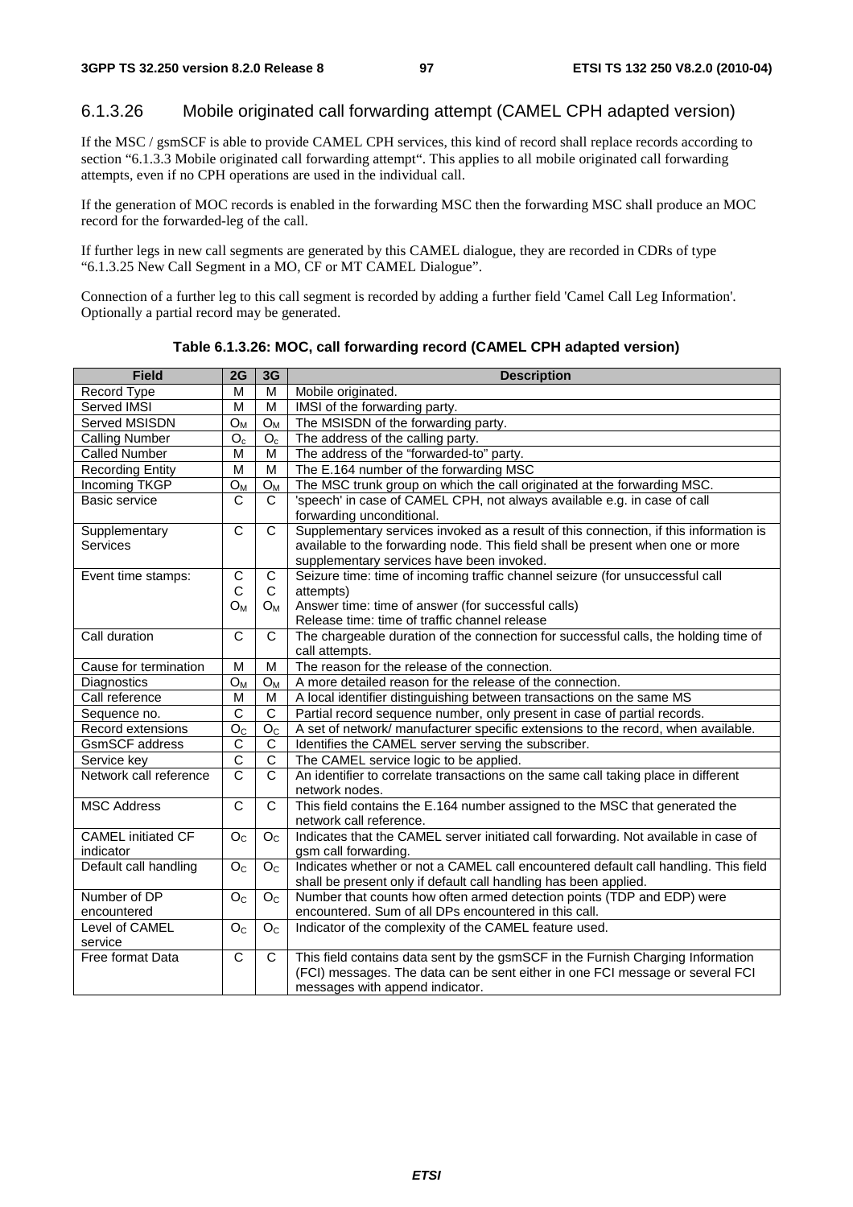### 6.1.3.26 Mobile originated call forwarding attempt (CAMEL CPH adapted version)

If the MSC / gsmSCF is able to provide CAMEL CPH services, this kind of record shall replace records according to section "6.1.3.3 Mobile originated call forwarding attempt". This applies to all mobile originated call forwarding attempts, even if no CPH operations are used in the individual call.

If the generation of MOC records is enabled in the forwarding MSC then the forwarding MSC shall produce an MOC record for the forwarded-leg of the call.

If further legs in new call segments are generated by this CAMEL dialogue, they are recorded in CDRs of type "6.1.3.25 New Call Segment in a MO, CF or MT CAMEL Dialogue".

Connection of a further leg to this call segment is recorded by adding a further field 'Camel Call Leg Information'. Optionally a partial record may be generated.

**Table 6.1.3.26: MOC, call forwarding record (CAMEL CPH adapted version)**

| Field | 2G | 3G | Description |
|---|---|---|---|
| Record Type | M | M | Mobile originated. |
| Served IMSI | M | M | IMSI of the forwarding party. |
| Served MSISDN | $O_M$ | $O_M$ | The MSISDN of the forwarding party. |
| Calling Number | $O_c$ | $O_c$ | The address of the calling party. |
| Called Number | M | M | The address of the "forwarded-to" party. |
| Recording Entity | M | M | The E.164 number of the forwarding MSC |
| Incoming TKGP | $O_M$ | $O_M$ | The MSC trunk group on which the call originated at the forwarding MSC. |
| Basic service | C | C | 'speech' in case of CAMEL CPH, not always available e.g. in case of call forwarding unconditional. |
| Supplementary Services | C | C | Supplementary services invoked as a result of this connection, if this information is available to the forwarding node. This field shall be present when one or more supplementary services have been invoked. |
| Event time stamps: | C<br>C<br>$O_M$ | C<br>C<br>$O_M$ | Seizure time: time of incoming traffic channel seizure (for unsuccessful call attempts)<br>Answer time: time of answer (for successful calls)<br>Release time: time of traffic channel release |
| Call duration | C | C | The chargeable duration of the connection for successful calls, the holding time of call attempts. |
| Cause for termination | M | M | The reason for the release of the connection. |
| Diagnostics | $O_M$ | $O_M$ | A more detailed reason for the release of the connection. |
| Call reference | M | M | A local identifier distinguishing between transactions on the same MS |
| Sequence no. | C | C | Partial record sequence number, only present in case of partial records. |
| Record extensions | $O_C$ | $O_C$ | A set of network/ manufacturer specific extensions to the record, when available. |
| GsmSCF address | C | C | Identifies the CAMEL server serving the subscriber. |
| Service key | C | C | The CAMEL service logic to be applied. |
| Network call reference | C | C | An identifier to correlate transactions on the same call taking place in different network nodes. |
| MSC Address | C | C | This field contains the E.164 number assigned to the MSC that generated the network call reference. |
| CAMEL initiated CF indicator | $O_C$ | $O_C$ | Indicates that the CAMEL server initiated call forwarding. Not available in case of gsm call forwarding. |
| Default call handling | $O_C$ | $O_C$ | Indicates whether or not a CAMEL call encountered default call handling. This field shall be present only if default call handling has been applied. |
| Number of DP encountered | $O_C$ | $O_C$ | Number that counts how often armed detection points (TDP and EDP) were encountered. Sum of all DPs encountered in this call. |
| Level of CAMEL service | $O_C$ | $O_C$ | Indicator of the complexity of the CAMEL feature used. |
| Free format Data | C | C | This field contains data sent by the gsmSCF in the Furnish Charging Information (FCI) messages. The data can be sent either in one FCI message or several FCI messages with append indicator. |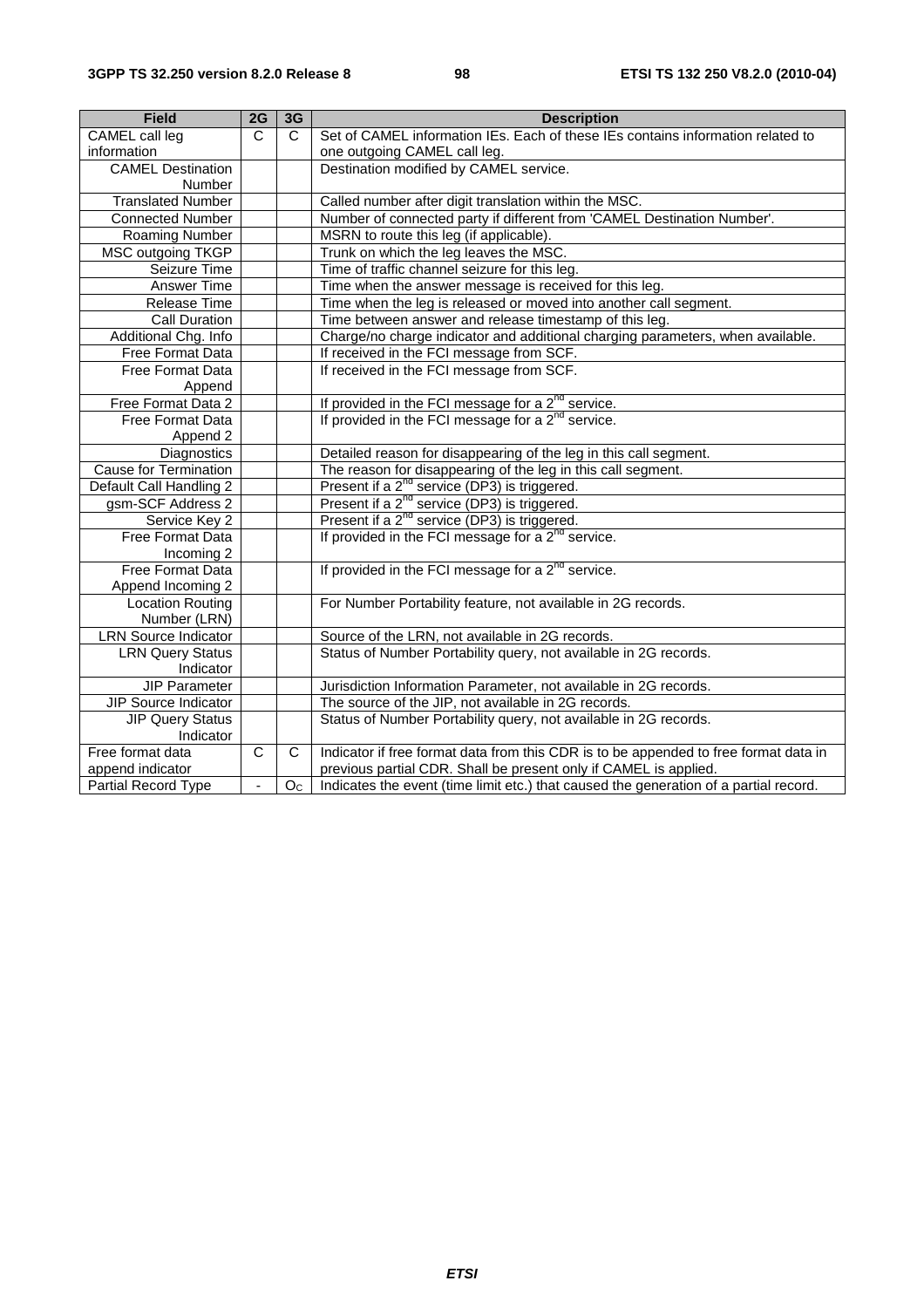| Field | 2G | 3G | Description |
| --- | --- | --- | --- |
| CAMEL call leg information | C | C | Set of CAMEL information IEs. Each of these IEs contains information related to one outgoing CAMEL call leg. |
| CAMEL Destination Number | | | Destination modified by CAMEL service. |
| Translated Number | | | Called number after digit translation within the MSC. |
| Connected Number | | | Number of connected party if different from 'CAMEL Destination Number'. |
| Roaming Number | | | MSRN to route this leg (if applicable). |
| MSC outgoing TKGP | | | Trunk on which the leg leaves the MSC. |
| Seizure Time | | | Time of traffic channel seizure for this leg. |
| Answer Time | | | Time when the answer message is received for this leg. |
| Release Time | | | Time when the leg is released or moved into another call segment. |
| Call Duration | | | Time between answer and release timestamp of this leg. |
| Additional Chg. Info | | | Charge/no charge indicator and additional charging parameters, when available. |
| Free Format Data | | | If received in the FCI message from SCF. |
| Free Format Data Append | | | If received in the FCI message from SCF. |
| Free Format Data 2 | | | If provided in the FCI message for a 2nd service. |
| Free Format Data Append 2 | | | If provided in the FCI message for a 2nd service. |
| Diagnostics | | | Detailed reason for disappearing of the leg in this call segment. |
| Cause for Termination | | | The reason for disappearing of the leg in this call segment. |
| Default Call Handling 2 | | | Present if a 2nd service (DP3) is triggered. |
| gsm-SCF Address 2 | | | Present if a 2nd service (DP3) is triggered. |
| Service Key 2 | | | Present if a 2nd service (DP3) is triggered. |
| Free Format Data Incoming 2 | | | If provided in the FCI message for a 2nd service. |
| Free Format Data Append Incoming 2 | | | If provided in the FCI message for a 2nd service. |
| Location Routing Number (LRN) | | | For Number Portability feature, not available in 2G records. |
| LRN Source Indicator | | | Source of the LRN, not available in 2G records. |
| LRN Query Status Indicator | | | Status of Number Portability query, not available in 2G records. |
| JIP Parameter | | | Jurisdiction Information Parameter, not available in 2G records. |
| JIP Source Indicator | | | The source of the JIP, not available in 2G records. |
| JIP Query Status Indicator | | | Status of Number Portability query, not available in 2G records. |
| Free format data append indicator | C | C | Indicator if free format data from this CDR is to be appended to free format data in previous partial CDR. Shall be present only if CAMEL is applied. |
| Partial Record Type | - | $O_C$ | Indicates the event (time limit etc.) that caused the generation of a partial record. |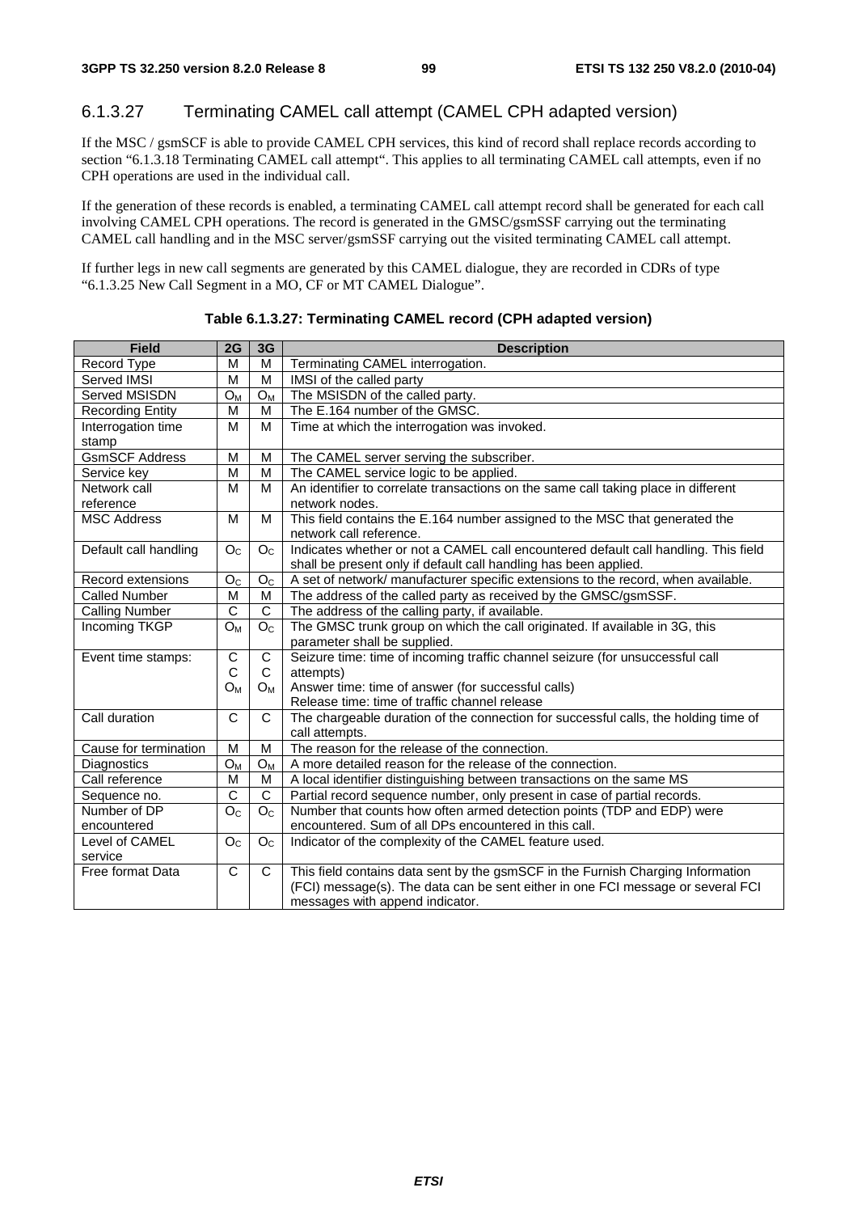### 6.1.3.27 Terminating CAMEL call attempt (CAMEL CPH adapted version)

If the MSC / gsmSCF is able to provide CAMEL CPH services, this kind of record shall replace records according to section "6.1.3.18 Terminating CAMEL call attempt". This applies to all terminating CAMEL call attempts, even if no CPH operations are used in the individual call.

If the generation of these records is enabled, a terminating CAMEL call attempt record shall be generated for each call involving CAMEL CPH operations. The record is generated in the GMSC/gsmSSF carrying out the terminating CAMEL call handling and in the MSC server/gsmSSF carrying out the visited terminating CAMEL call attempt.

If further legs in new call segments are generated by this CAMEL dialogue, they are recorded in CDRs of type "6.1.3.25 New Call Segment in a MO, CF or MT CAMEL Dialogue".

**Table 6.1.3.27: Terminating CAMEL record (CPH adapted version)**

| Field | 2G | 3G | Description |
|---|---|---|---|
| Record Type | M | M | Terminating CAMEL interrogation. |
| Served IMSI | M | M | IMSI of the called party |
| Served MSISDN | $O_M$ | $O_M$ | The MSISDN of the called party. |
| Recording Entity | M | M | The E.164 number of the GMSC. |
| Interrogation time stamp | M | M | Time at which the interrogation was invoked. |
| GsmSCF Address | M | M | The CAMEL server serving the subscriber. |
| Service key | M | M | The CAMEL service logic to be applied. |
| Network call reference | M | M | An identifier to correlate transactions on the same call taking place in different network nodes. |
| MSC Address | M | M | This field contains the E.164 number assigned to the MSC that generated the network call reference. |
| Default call handling | $O_C$ | $O_C$ | Indicates whether or not a CAMEL call encountered default call handling. This field shall be present only if default call handling has been applied. |
| Record extensions | $O_C$ | $O_C$ | A set of network/ manufacturer specific extensions to the record, when available. |
| Called Number | M | M | The address of the called party as received by the GMSC/gsmSSF. |
| Calling Number | C | C | The address of the calling party, if available. |
| Incoming TKGP | $O_M$ | $O_C$ | The GMSC trunk group on which the call originated. If available in 3G, this parameter shall be supplied. |
| Event time stamps: | C<br>C<br>$O_M$ | C<br>C<br>$O_M$ | Seizure time: time of incoming traffic channel seizure (for unsuccessful call attempts)<br>Answer time: time of answer (for successful calls)<br>Release time: time of traffic channel release |
| Call duration | C | C | The chargeable duration of the connection for successful calls, the holding time of call attempts. |
| Cause for termination | M | M | The reason for the release of the connection. |
| Diagnostics | $O_M$ | $O_M$ | A more detailed reason for the release of the connection. |
| Call reference | M | M | A local identifier distinguishing between transactions on the same MS |
| Sequence no. | C | C | Partial record sequence number, only present in case of partial records. |
| Number of DP encountered | $O_C$ | $O_C$ | Number that counts how often armed detection points (TDP and EDP) were encountered. Sum of all DPs encountered in this call. |
| Level of CAMEL service | $O_C$ | $O_C$ | Indicator of the complexity of the CAMEL feature used. |
| Free format Data | C | C | This field contains data sent by the gsmSCF in the Furnish Charging Information (FCI) message(s). The data can be sent either in one FCI message or several FCI messages with append indicator. |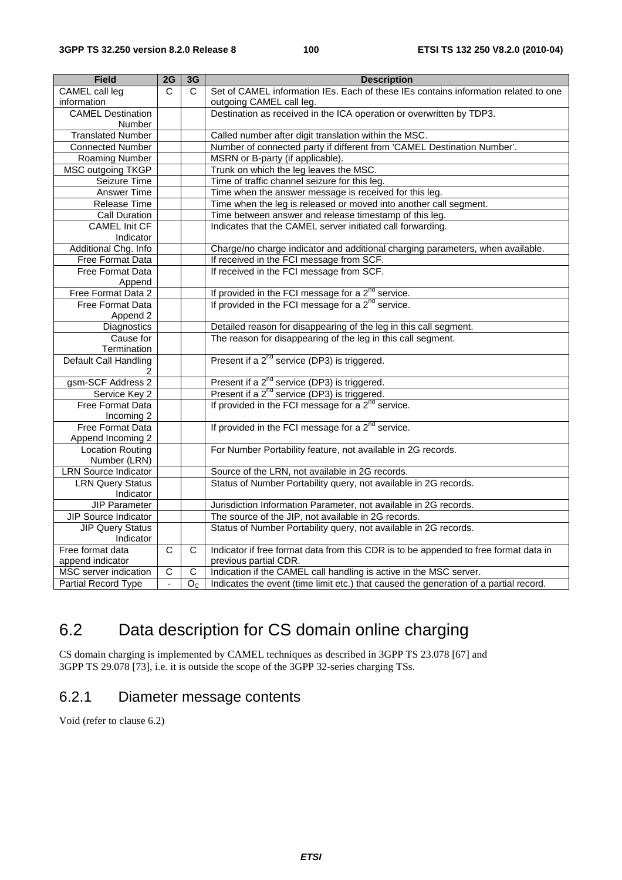| Field | 2G | 3G | Description |
| --- | --- | --- | --- |
| CAMEL call leg information | C | C | Set of CAMEL information IEs. Each of these IEs contains information related to one outgoing CAMEL call leg. |
| CAMEL Destination Number | | | Destination as received in the ICA operation or overwritten by TDP3. |
| Translated Number | | | Called number after digit translation within the MSC. |
| Connected Number | | | Number of connected party if different from 'CAMEL Destination Number'. |
| Roaming Number | | | MSRN or B-party (if applicable). |
| MSC outgoing TKGP | | | Trunk on which the leg leaves the MSC. |
| Seizure Time | | | Time of traffic channel seizure for this leg. |
| Answer Time | | | Time when the answer message is received for this leg. |
| Release Time | | | Time when the leg is released or moved into another call segment. |
| Call Duration | | | Time between answer and release timestamp of this leg. |
| CAMEL Init CF Indicator | | | Indicates that the CAMEL server initiated call forwarding. |
| Additional Chg. Info | | | Charge/no charge indicator and additional charging parameters, when available. |
| Free Format Data | | | If received in the FCI message from SCF. |
| Free Format Data Append | | | If received in the FCI message from SCF. |
| Free Format Data 2 | | | If provided in the FCI message for a 2nd service. |
| Free Format Data Append 2 | | | If provided in the FCI message for a 2nd service. |
| Diagnostics | | | Detailed reason for disappearing of the leg in this call segment. |
| Cause for Termination | | | The reason for disappearing of the leg in this call segment. |
| Default Call Handling 2 | | | Present if a 2nd service (DP3) is triggered. |
| gsm-SCF Address 2 | | | Present if a 2nd service (DP3) is triggered. |
| Service Key 2 | | | Present if a 2nd service (DP3) is triggered. |
| Free Format Data Incoming 2 | | | If provided in the FCI message for a 2nd service. |
| Free Format Data Append Incoming 2 | | | If provided in the FCI message for a 2nd service. |
| Location Routing Number (LRN) | | | For Number Portability feature, not available in 2G records. |
| LRN Source Indicator | | | Source of the LRN, not available in 2G records. |
| LRN Query Status Indicator | | | Status of Number Portability query, not available in 2G records. |
| JIP Parameter | | | Jurisdiction Information Parameter, not available in 2G records. |
| JIP Source Indicator | | | The source of the JIP, not available in 2G records. |
| JIP Query Status Indicator | | | Status of Number Portability query, not available in 2G records. |
| Free format data append indicator | C | C | Indicator if free format data from this CDR is to be appended to free format data in previous partial CDR. |
| MSC server indication | C | C | Indication if the CAMEL call handling is active in the MSC server. |
| Partial Record Type | - | $O_C$ | Indicates the event (time limit etc.) that caused the generation of a partial record. |

## 6.2 Data description for CS domain online charging

CS domain charging is implemented by CAMEL techniques as described in 3GPP TS 23.078 [67] and 3GPP TS 29.078 [73], i.e. it is outside the scope of the 3GPP 32-series charging TSs.

### 6.2.1 Diameter message contents

Void (refer to clause 6.2)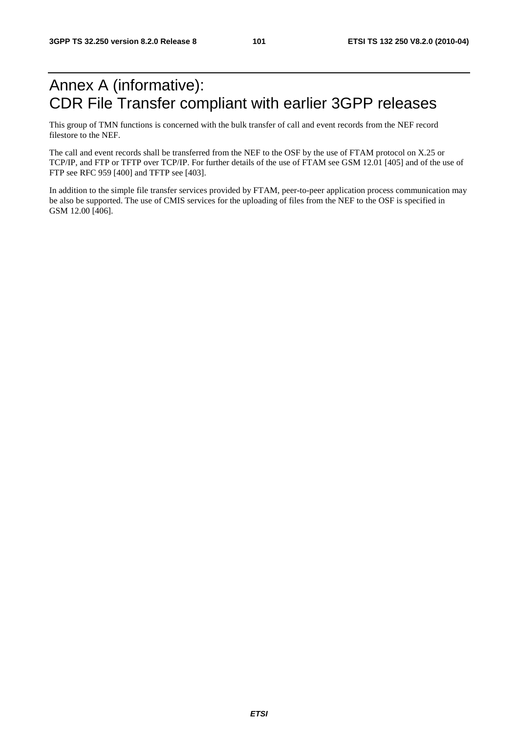# Annex A (informative): CDR File Transfer compliant with earlier 3GPP releases

This group of TMN functions is concerned with the bulk transfer of call and event records from the NEF record filestore to the NEF.

The call and event records shall be transferred from the NEF to the OSF by the use of FTAM protocol on X.25 or TCP/IP, and FTP or TFTP over TCP/IP. For further details of the use of FTAM see GSM 12.01 [405] and of the use of FTP see RFC 959 [400] and TFTP see [403].

In addition to the simple file transfer services provided by FTAM, peer-to-peer application process communication may be also be supported. The use of CMIS services for the uploading of files from the NEF to the OSF is specified in GSM 12.00 [406].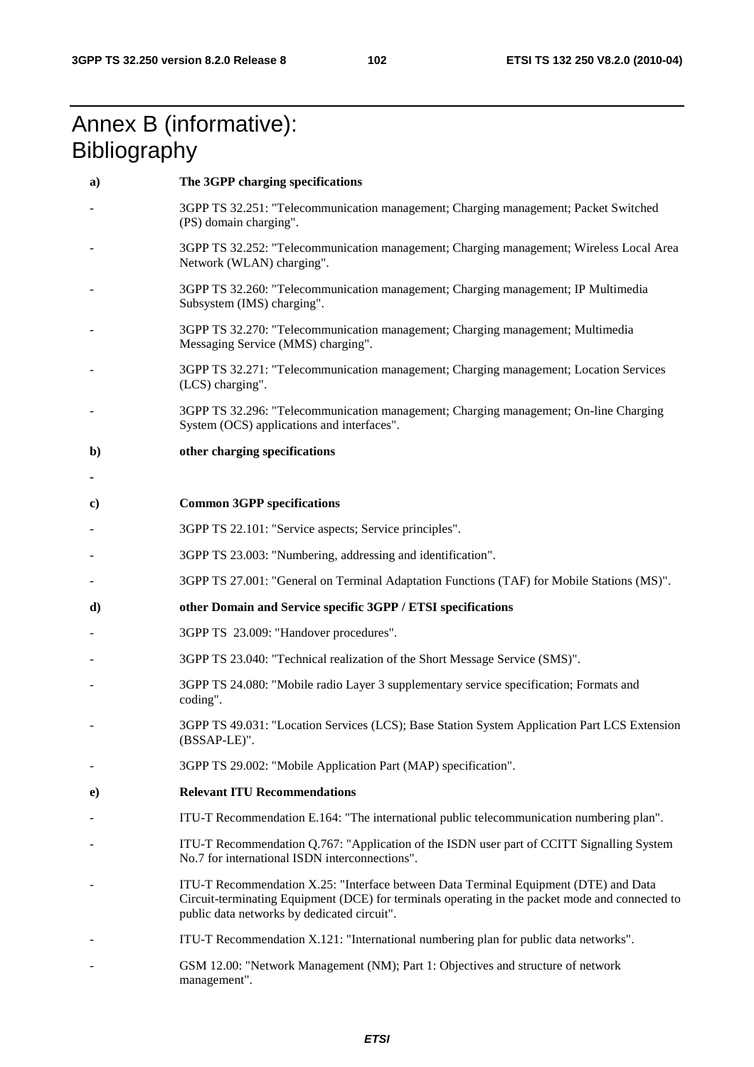# Annex B (informative): Bibliography

**a) The 3GPP charging specifications**

- 3GPP TS 32.251: "Telecommunication management; Charging management; Packet Switched (PS) domain charging".
- 3GPP TS 32.252: "Telecommunication management; Charging management; Wireless Local Area Network (WLAN) charging".
- 3GPP TS 32.260: "Telecommunication management; Charging management; IP Multimedia Subsystem (IMS) charging".
- 3GPP TS 32.270: "Telecommunication management; Charging management; Multimedia Messaging Service (MMS) charging".
- 3GPP TS 32.271: "Telecommunication management; Charging management; Location Services (LCS) charging".
- 3GPP TS 32.296: "Telecommunication management; Charging management; On-line Charging System (OCS) applications and interfaces".

**b) other charging specifications**

-

**c) Common 3GPP specifications**

- 3GPP TS 22.101: "Service aspects; Service principles".
- 3GPP TS 23.003: "Numbering, addressing and identification".
- 3GPP TS 27.001: "General on Terminal Adaptation Functions (TAF) for Mobile Stations (MS)".

**d) other Domain and Service specific 3GPP / ETSI specifications**

- 3GPP TS 23.009: "Handover procedures".
- 3GPP TS 23.040: "Technical realization of the Short Message Service (SMS)".
- 3GPP TS 24.080: "Mobile radio Layer 3 supplementary service specification; Formats and coding".
- 3GPP TS 49.031: "Location Services (LCS); Base Station System Application Part LCS Extension (BSSAP-LE)".
- 3GPP TS 29.002: "Mobile Application Part (MAP) specification".

**e) Relevant ITU Recommendations**

- ITU-T Recommendation E.164: "The international public telecommunication numbering plan".
- ITU-T Recommendation Q.767: "Application of the ISDN user part of CCITT Signalling System No.7 for international ISDN interconnections".
- ITU-T Recommendation X.25: "Interface between Data Terminal Equipment (DTE) and Data Circuit-terminating Equipment (DCE) for terminals operating in the packet mode and connected to public data networks by dedicated circuit".
- ITU-T Recommendation X.121: "International numbering plan for public data networks".
- GSM 12.00: "Network Management (NM); Part 1: Objectives and structure of network management".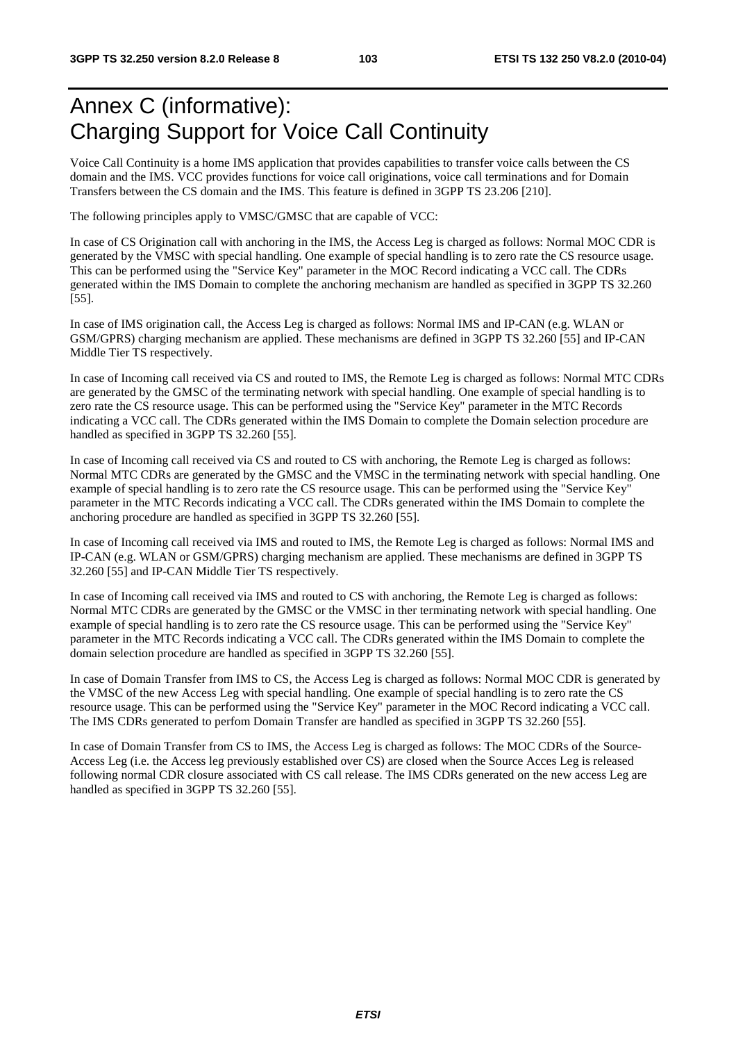# Annex C (informative): Charging Support for Voice Call Continuity

Voice Call Continuity is a home IMS application that provides capabilities to transfer voice calls between the CS domain and the IMS. VCC provides functions for voice call originations, voice call terminations and for Domain Transfers between the CS domain and the IMS. This feature is defined in 3GPP TS 23.206 [210].

The following principles apply to VMSC/GMSC that are capable of VCC:

In case of CS Origination call with anchoring in the IMS, the Access Leg is charged as follows: Normal MOC CDR is generated by the VMSC with special handling. One example of special handling is to zero rate the CS resource usage. This can be performed using the "Service Key" parameter in the MOC Record indicating a VCC call. The CDRs generated within the IMS Domain to complete the anchoring mechanism are handled as specified in 3GPP TS 32.260 [55].

In case of IMS origination call, the Access Leg is charged as follows: Normal IMS and IP-CAN (e.g. WLAN or GSM/GPRS) charging mechanism are applied. These mechanisms are defined in 3GPP TS 32.260 [55] and IP-CAN Middle Tier TS respectively.

In case of Incoming call received via CS and routed to IMS, the Remote Leg is charged as follows: Normal MTC CDRs are generated by the GMSC of the terminating network with special handling. One example of special handling is to zero rate the CS resource usage. This can be performed using the "Service Key" parameter in the MTC Records indicating a VCC call. The CDRs generated within the IMS Domain to complete the Domain selection procedure are handled as specified in 3GPP TS 32.260 [55].

In case of Incoming call received via CS and routed to CS with anchoring, the Remote Leg is charged as follows: Normal MTC CDRs are generated by the GMSC and the VMSC in the terminating network with special handling. One example of special handling is to zero rate the CS resource usage. This can be performed using the "Service Key" parameter in the MTC Records indicating a VCC call. The CDRs generated within the IMS Domain to complete the anchoring procedure are handled as specified in 3GPP TS 32.260 [55].

In case of Incoming call received via IMS and routed to IMS, the Remote Leg is charged as follows: Normal IMS and IP-CAN (e.g. WLAN or GSM/GPRS) charging mechanism are applied. These mechanisms are defined in 3GPP TS 32.260 [55] and IP-CAN Middle Tier TS respectively.

In case of Incoming call received via IMS and routed to CS with anchoring, the Remote Leg is charged as follows: Normal MTC CDRs are generated by the GMSC or the VMSC in ther terminating network with special handling. One example of special handling is to zero rate the CS resource usage. This can be performed using the "Service Key" parameter in the MTC Records indicating a VCC call. The CDRs generated within the IMS Domain to complete the domain selection procedure are handled as specified in 3GPP TS 32.260 [55].

In case of Domain Transfer from IMS to CS, the Access Leg is charged as follows: Normal MOC CDR is generated by the VMSC of the new Access Leg with special handling. One example of special handling is to zero rate the CS resource usage. This can be performed using the "Service Key" parameter in the MOC Record indicating a VCC call. The IMS CDRs generated to perfom Domain Transfer are handled as specified in 3GPP TS 32.260 [55].

In case of Domain Transfer from CS to IMS, the Access Leg is charged as follows: The MOC CDRs of the Source-Access Leg (i.e. the Access leg previously established over CS) are closed when the Source Acces Leg is released following normal CDR closure associated with CS call release. The IMS CDRs generated on the new access Leg are handled as specified in 3GPP TS 32.260 [55].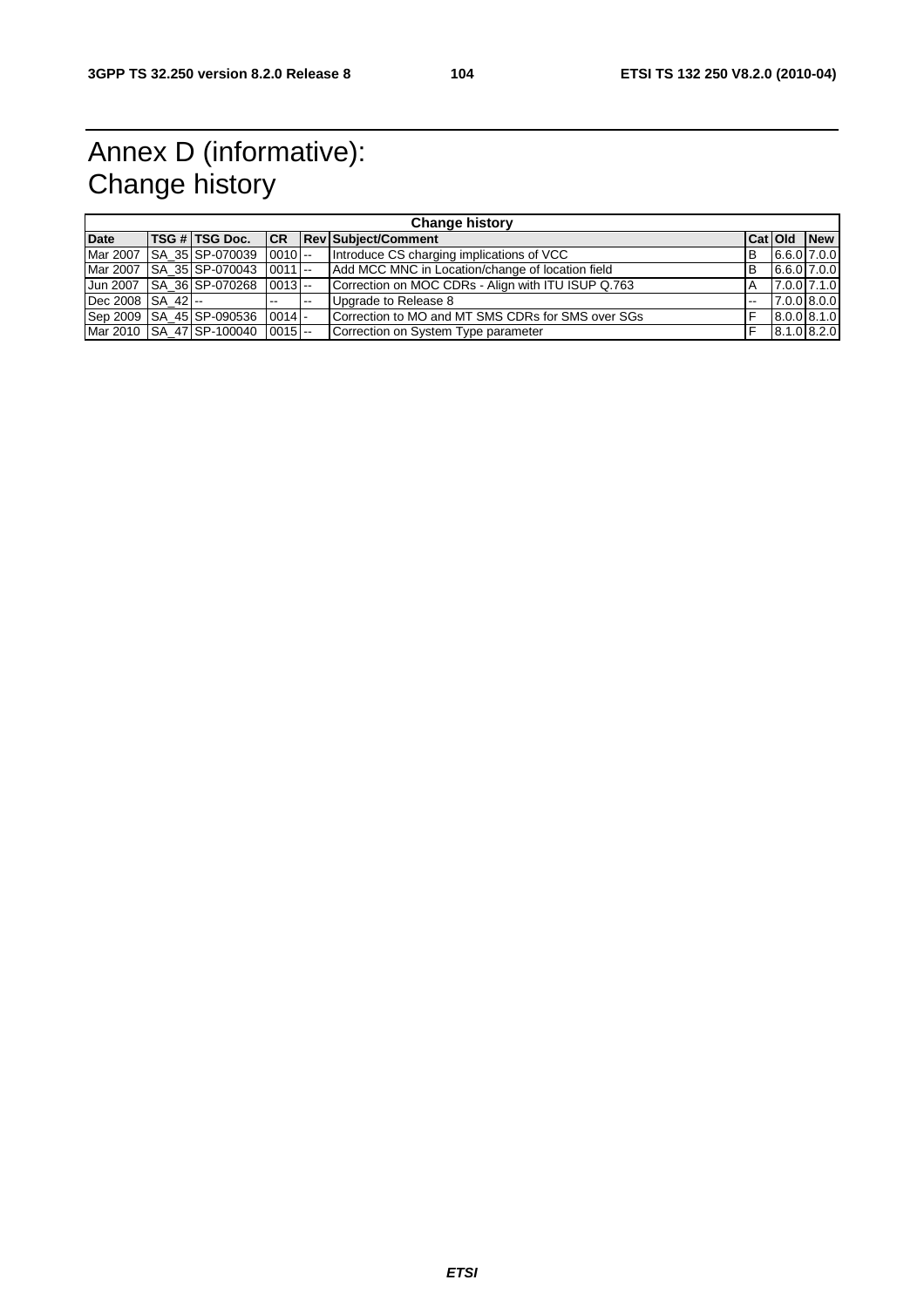# Annex D (informative): Change history

| Change history | | | | | | | | |
|---|---|---|---|---|---|---|---|---|
| **Date** | **TSG #** | **TSG Doc.** | **CR** | **Rev** | **Subject/Comment** | **Cat** | **Old** | **New** |
| Mar 2007 | SA_35 | SP-070039 | 0010 | -- | Introduce CS charging implications of VCC | B | 6.6.0 | 7.0.0 |
| Mar 2007 | SA_35 | SP-070043 | 0011 | -- | Add MCC MNC in Location/change of location field | B | 6.6.0 | 7.0.0 |
| Jun 2007 | SA_36 | SP-070268 | 0013 | -- | Correction on MOC CDRs - Align with ITU ISUP Q.763 | A | 7.0.0 | 7.1.0 |
| Dec 2008 | SA_42 | -- | -- | -- | Upgrade to Release 8 | -- | 7.0.0 | 8.0.0 |
| Sep 2009 | SA_45 | SP-090536 | 0014 | - | Correction to MO and MT SMS CDRs for SMS over SGs | F | 8.0.0 | 8.1.0 |
| Mar 2010 | SA_47 | SP-100040 | 0015 | -- | Correction on System Type parameter | F | 8.1.0 | 8.2.0 |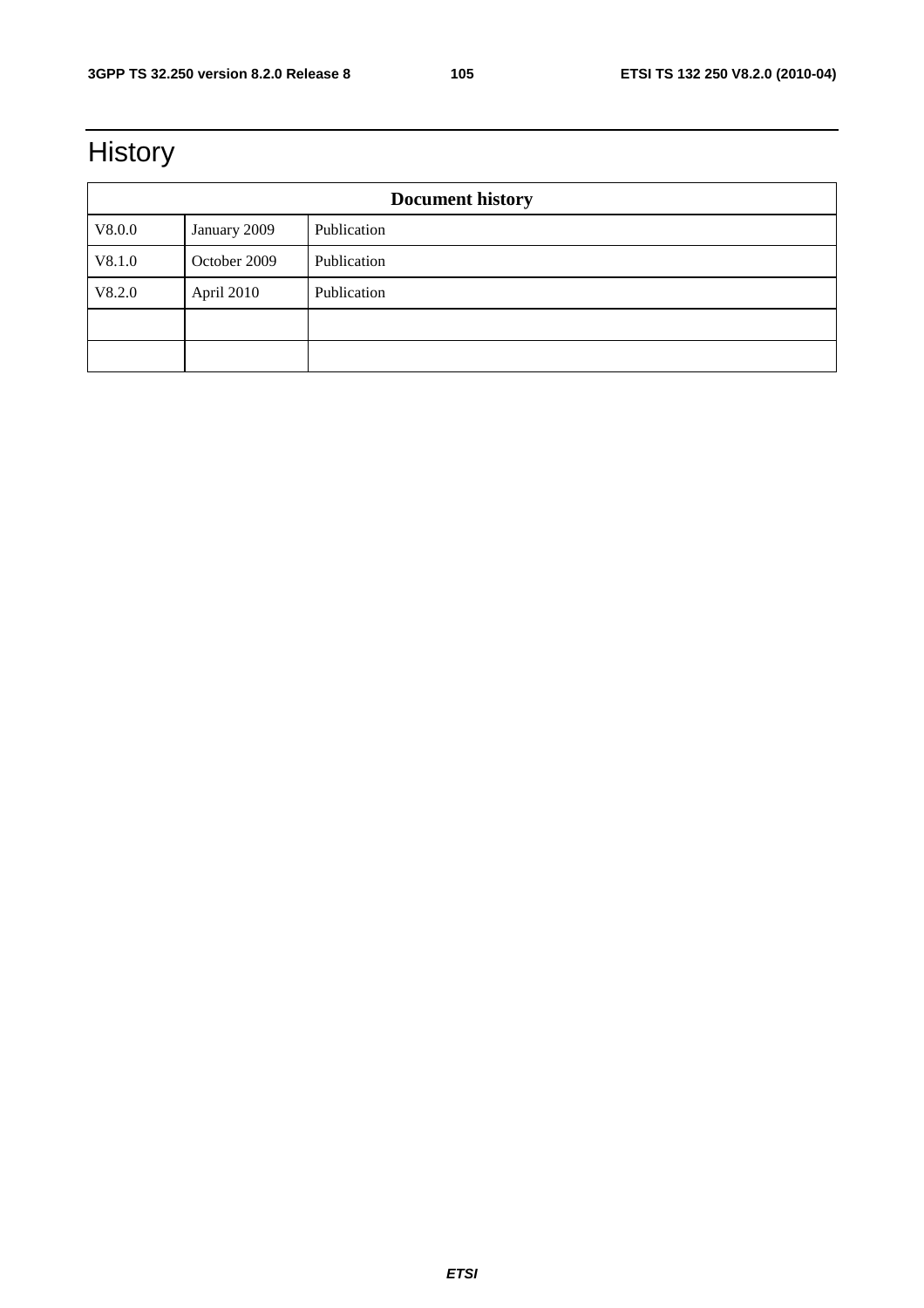# History

| Document history | | |
|---|---|---|
| V8.0.0 | January 2009 | Publication |
| V8.1.0 | October 2009 | Publication |
| V8.2.0 | April 2010 | Publication |
| | | |
| | | |